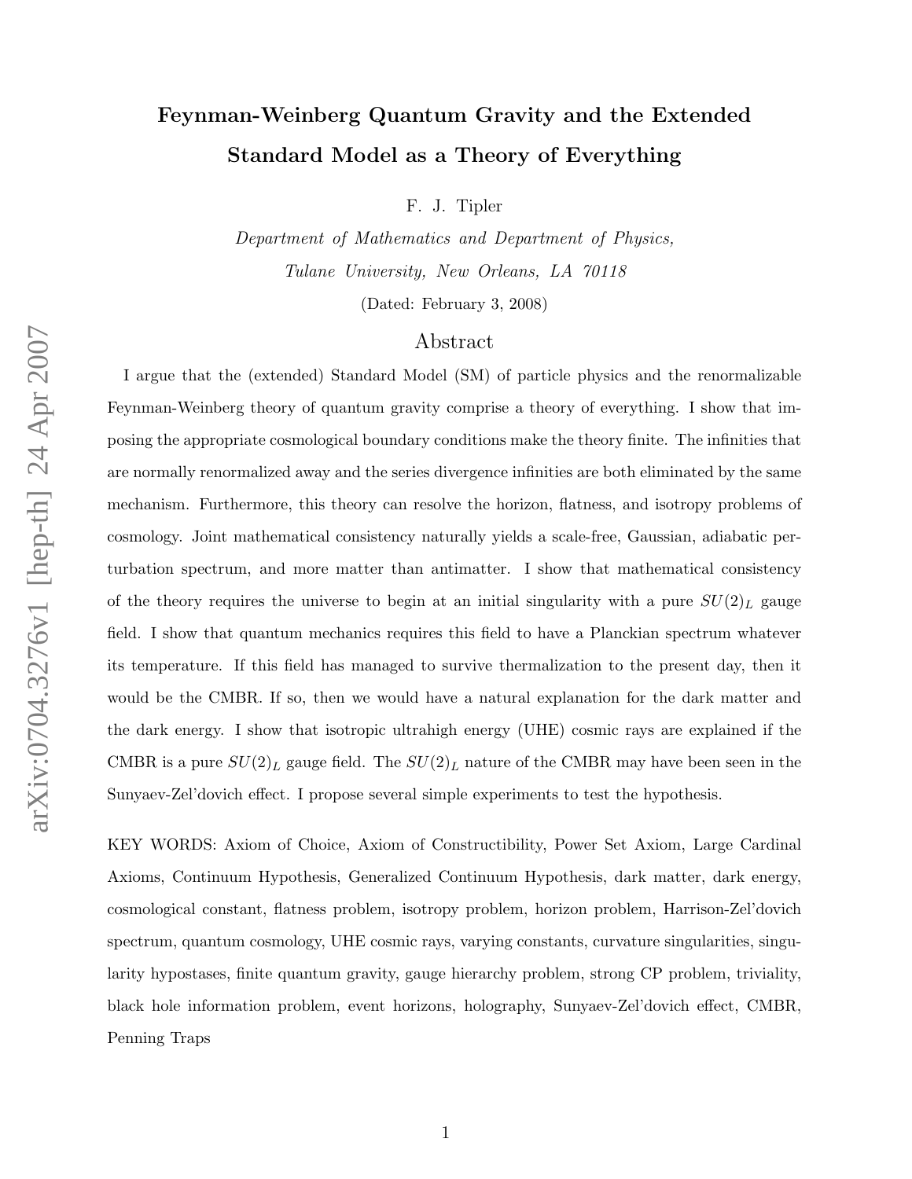# Feynman-Weinberg Quantum Gravity and the Extended Standard Model as a Theory of Everything

F. J. Tipler

*Department of Mathematics and Department of Physics,*
*Tulane University, New Orleans, LA 70118*

(Dated: February 3, 2008)

## Abstract

I argue that the (extended) Standard Model (SM) of particle physics and the renormalizable Feynman-Weinberg theory of quantum gravity comprise a theory of everything. I show that imposing the appropriate cosmological boundary conditions make the theory finite. The infinities that are normally renormalized away and the series divergence infinities are both eliminated by the same mechanism. Furthermore, this theory can resolve the horizon, flatness, and isotropy problems of cosmology. Joint mathematical consistency naturally yields a scale-free, Gaussian, adiabatic perturbation spectrum, and more matter than antimatter. I show that mathematical consistency of the theory requires the universe to begin at an initial singularity with a pure $SU(2)_L$ gauge field. I show that quantum mechanics requires this field to have a Planckian spectrum whatever its temperature. If this field has managed to survive thermalization to the present day, then it would be the CMBR. If so, then we would have a natural explanation for the dark matter and the dark energy. I show that isotropic ultrahigh energy (UHE) cosmic rays are explained if the CMBR is a pure $SU(2)_L$ gauge field. The $SU(2)_L$ nature of the CMBR may have been seen in the Sunyaev-Zel'dovich effect. I propose several simple experiments to test the hypothesis.

KEY WORDS: Axiom of Choice, Axiom of Constructibility, Power Set Axiom, Large Cardinal Axioms, Continuum Hypothesis, Generalized Continuum Hypothesis, dark matter, dark energy, cosmological constant, flatness problem, isotropy problem, horizon problem, Harrison-Zel'dovich spectrum, quantum cosmology, UHE cosmic rays, varying constants, curvature singularities, singularity hypostases, finite quantum gravity, gauge hierarchy problem, strong CP problem, triviality, black hole information problem, event horizons, holography, Sunyaev-Zel'dovich effect, CMBR, Penning Traps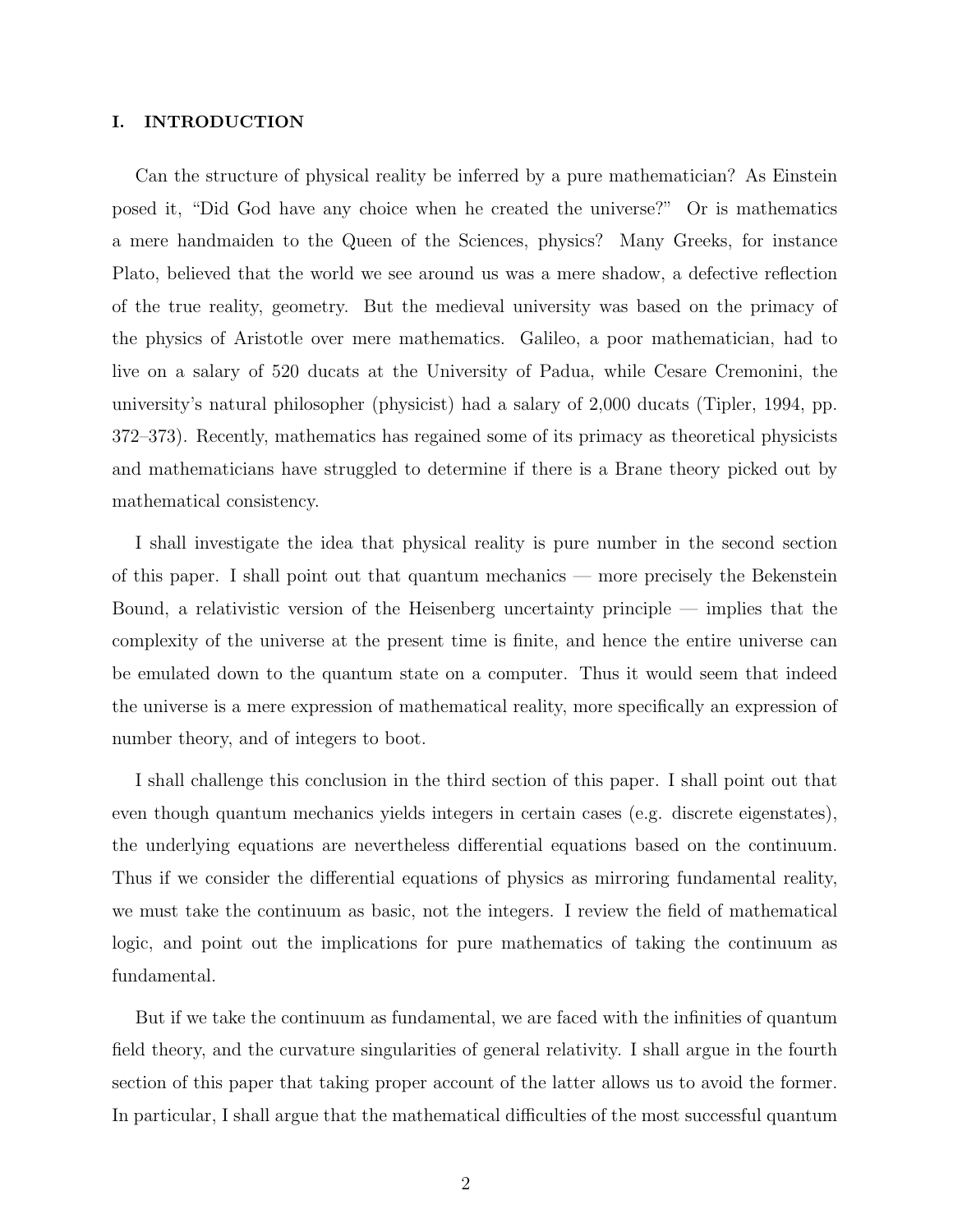## I. INTRODUCTION

Can the structure of physical reality be inferred by a pure mathematician? As Einstein posed it, "Did God have any choice when he created the universe?" Or is mathematics a mere handmaiden to the Queen of the Sciences, physics? Many Greeks, for instance Plato, believed that the world we see around us was a mere shadow, a defective reflection of the true reality, geometry. But the medieval university was based on the primacy of the physics of Aristotle over mere mathematics. Galileo, a poor mathematician, had to live on a salary of 520 ducats at the University of Padua, while Cesare Cremonini, the university's natural philosopher (physicist) had a salary of 2,000 ducats (Tipler, 1994, pp. 372–373). Recently, mathematics has regained some of its primacy as theoretical physicists and mathematicians have struggled to determine if there is a Brane theory picked out by mathematical consistency.

I shall investigate the idea that physical reality is pure number in the second section of this paper. I shall point out that quantum mechanics — more precisely the Bekenstein Bound, a relativistic version of the Heisenberg uncertainty principle — implies that the complexity of the universe at the present time is finite, and hence the entire universe can be emulated down to the quantum state on a computer. Thus it would seem that indeed the universe is a mere expression of mathematical reality, more specifically an expression of number theory, and of integers to boot.

I shall challenge this conclusion in the third section of this paper. I shall point out that even though quantum mechanics yields integers in certain cases (e.g. discrete eigenstates), the underlying equations are nevertheless differential equations based on the continuum. Thus if we consider the differential equations of physics as mirroring fundamental reality, we must take the continuum as basic, not the integers. I review the field of mathematical logic, and point out the implications for pure mathematics of taking the continuum as fundamental.

But if we take the continuum as fundamental, we are faced with the infinities of quantum field theory, and the curvature singularities of general relativity. I shall argue in the fourth section of this paper that taking proper account of the latter allows us to avoid the former. In particular, I shall argue that the mathematical difficulties of the most successful quantum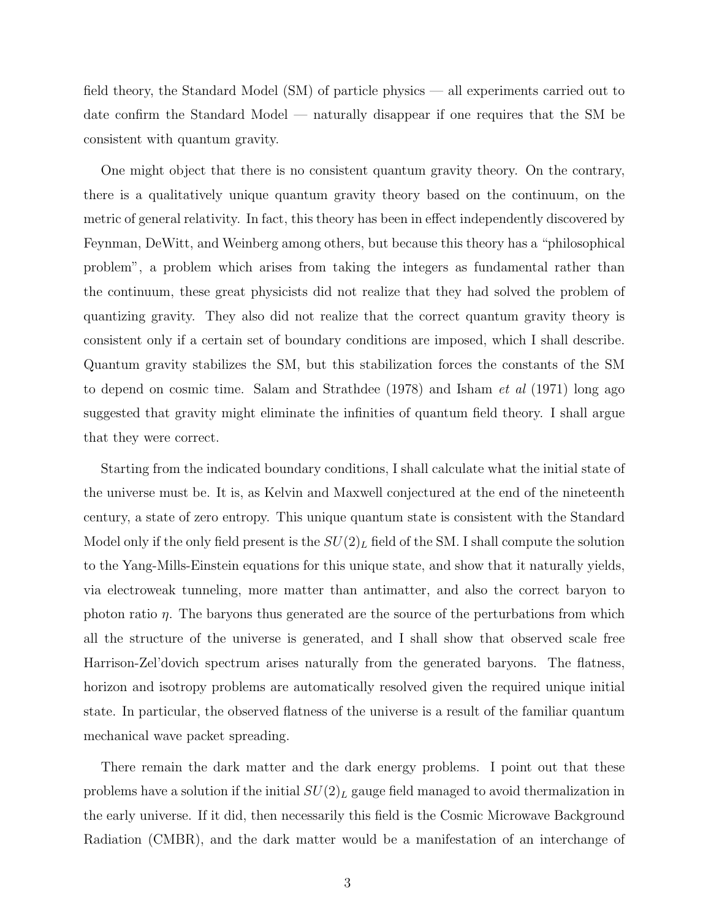field theory, the Standard Model (SM) of particle physics — all experiments carried out to date confirm the Standard Model — naturally disappear if one requires that the SM be consistent with quantum gravity.

One might object that there is no consistent quantum gravity theory. On the contrary, there is a qualitatively unique quantum gravity theory based on the continuum, on the metric of general relativity. In fact, this theory has been in effect independently discovered by Feynman, DeWitt, and Weinberg among others, but because this theory has a "philosophical problem", a problem which arises from taking the integers as fundamental rather than the continuum, these great physicists did not realize that they had solved the problem of quantizing gravity. They also did not realize that the correct quantum gravity theory is consistent only if a certain set of boundary conditions are imposed, which I shall describe. Quantum gravity stabilizes the SM, but this stabilization forces the constants of the SM to depend on cosmic time. Salam and Strathdee (1978) and Isham *et al* (1971) long ago suggested that gravity might eliminate the infinities of quantum field theory. I shall argue that they were correct.

Starting from the indicated boundary conditions, I shall calculate what the initial state of the universe must be. It is, as Kelvin and Maxwell conjectured at the end of the nineteenth century, a state of zero entropy. This unique quantum state is consistent with the Standard Model only if the only field present is the $SU(2)_L$ field of the SM. I shall compute the solution to the Yang-Mills-Einstein equations for this unique state, and show that it naturally yields, via electroweak tunneling, more matter than antimatter, and also the correct baryon to photon ratio $\eta$. The baryons thus generated are the source of the perturbations from which all the structure of the universe is generated, and I shall show that observed scale free Harrison-Zel'dovich spectrum arises naturally from the generated baryons. The flatness, horizon and isotropy problems are automatically resolved given the required unique initial state. In particular, the observed flatness of the universe is a result of the familiar quantum mechanical wave packet spreading.

There remain the dark matter and the dark energy problems. I point out that these problems have a solution if the initial $SU(2)_L$ gauge field managed to avoid thermalization in the early universe. If it did, then necessarily this field is the Cosmic Microwave Background Radiation (CMBR), and the dark matter would be a manifestation of an interchange of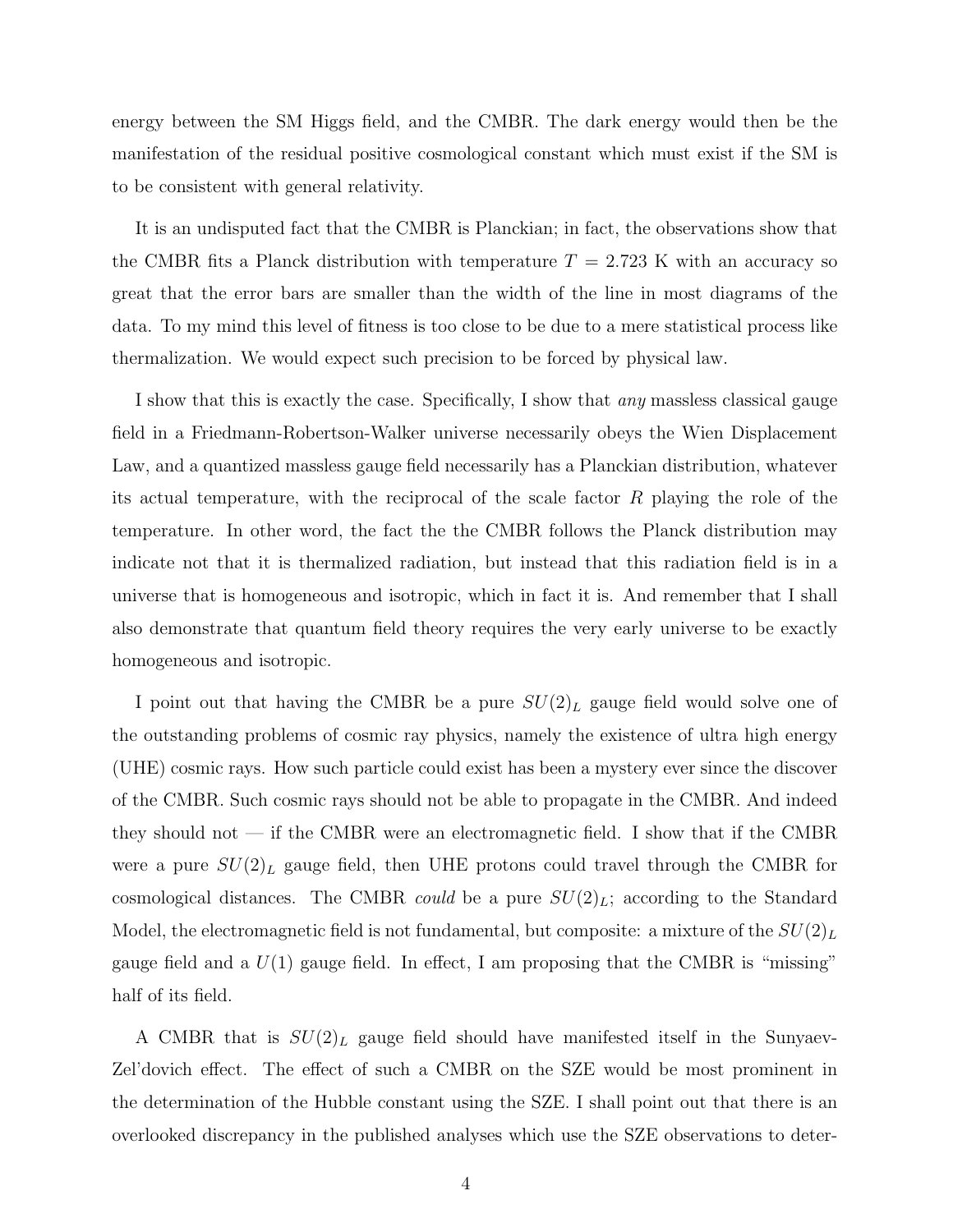energy between the SM Higgs field, and the CMBR. The dark energy would then be the manifestation of the residual positive cosmological constant which must exist if the SM is to be consistent with general relativity.

It is an undisputed fact that the CMBR is Planckian; in fact, the observations show that the CMBR fits a Planck distribution with temperature $T = 2.723$ K with an accuracy so great that the error bars are smaller than the width of the line in most diagrams of the data. To my mind this level of fitness is too close to be due to a mere statistical process like thermalization. We would expect such precision to be forced by physical law.

I show that this is exactly the case. Specifically, I show that *any* massless classical gauge field in a Friedmann-Robertson-Walker universe necessarily obeys the Wien Displacement Law, and a quantized massless gauge field necessarily has a Planckian distribution, whatever its actual temperature, with the reciprocal of the scale factor $R$ playing the role of the temperature. In other word, the fact the the CMBR follows the Planck distribution may indicate not that it is thermalized radiation, but instead that this radiation field is in a universe that is homogeneous and isotropic, which in fact it is. And remember that I shall also demonstrate that quantum field theory requires the very early universe to be exactly homogeneous and isotropic.

I point out that having the CMBR be a pure $SU(2)_L$ gauge field would solve one of the outstanding problems of cosmic ray physics, namely the existence of ultra high energy (UHE) cosmic rays. How such particle could exist has been a mystery ever since the discover of the CMBR. Such cosmic rays should not be able to propagate in the CMBR. And indeed they should not — if the CMBR were an electromagnetic field. I show that if the CMBR were a pure $SU(2)_L$ gauge field, then UHE protons could travel through the CMBR for cosmological distances. The CMBR *could* be a pure $SU(2)_L$; according to the Standard Model, the electromagnetic field is not fundamental, but composite: a mixture of the $SU(2)_L$ gauge field and a $U(1)$ gauge field. In effect, I am proposing that the CMBR is "missing" half of its field.

A CMBR that is $SU(2)_L$ gauge field should have manifested itself in the Sunyaev-Zel'dovich effect. The effect of such a CMBR on the SZE would be most prominent in the determination of the Hubble constant using the SZE. I shall point out that there is an overlooked discrepancy in the published analyses which use the SZE observations to deter-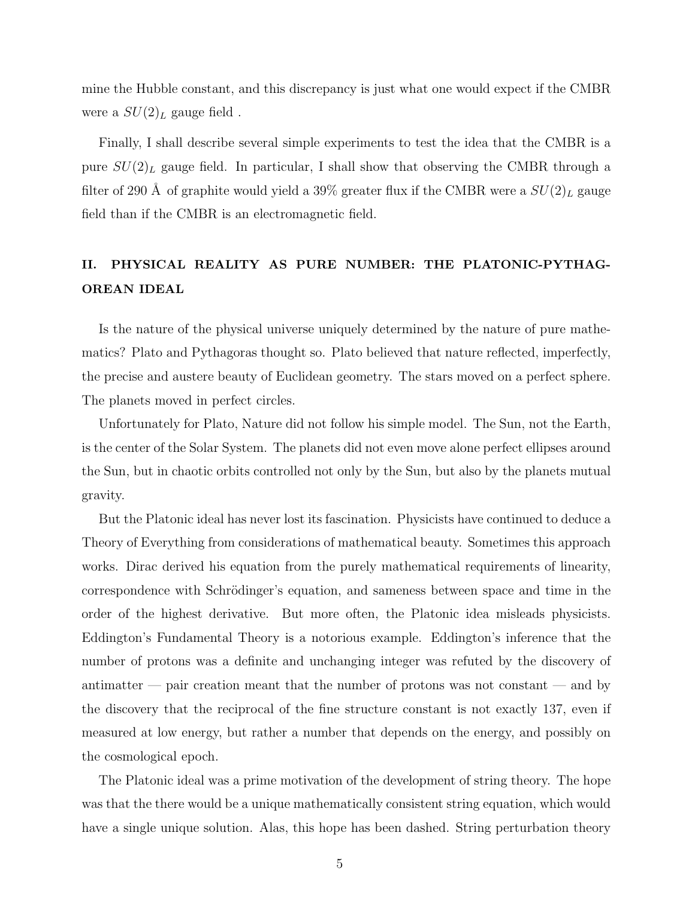mine the Hubble constant, and this discrepancy is just what one would expect if the CMBR were a $SU(2)_L$ gauge field .

Finally, I shall describe several simple experiments to test the idea that the CMBR is a pure $SU(2)_L$ gauge field. In particular, I shall show that observing the CMBR through a filter of 290 Å of graphite would yield a 39% greater flux if the CMBR were a $SU(2)_L$ gauge field than if the CMBR is an electromagnetic field.

## II. PHYSICAL REALITY AS PURE NUMBER: THE PLATONIC-PYTHAGOREAN IDEAL

Is the nature of the physical universe uniquely determined by the nature of pure mathematics? Plato and Pythagoras thought so. Plato believed that nature reflected, imperfectly, the precise and austere beauty of Euclidean geometry. The stars moved on a perfect sphere. The planets moved in perfect circles.

Unfortunately for Plato, Nature did not follow his simple model. The Sun, not the Earth, is the center of the Solar System. The planets did not even move alone perfect ellipses around the Sun, but in chaotic orbits controlled not only by the Sun, but also by the planets mutual gravity.

But the Platonic ideal has never lost its fascination. Physicists have continued to deduce a Theory of Everything from considerations of mathematical beauty. Sometimes this approach works. Dirac derived his equation from the purely mathematical requirements of linearity, correspondence with Schrödinger's equation, and sameness between space and time in the order of the highest derivative. But more often, the Platonic idea misleads physicists. Eddington's Fundamental Theory is a notorious example. Eddington's inference that the number of protons was a definite and unchanging integer was refuted by the discovery of antimatter — pair creation meant that the number of protons was not constant — and by the discovery that the reciprocal of the fine structure constant is not exactly 137, even if measured at low energy, but rather a number that depends on the energy, and possibly on the cosmological epoch.

The Platonic ideal was a prime motivation of the development of string theory. The hope was that the there would be a unique mathematically consistent string equation, which would have a single unique solution. Alas, this hope has been dashed. String perturbation theory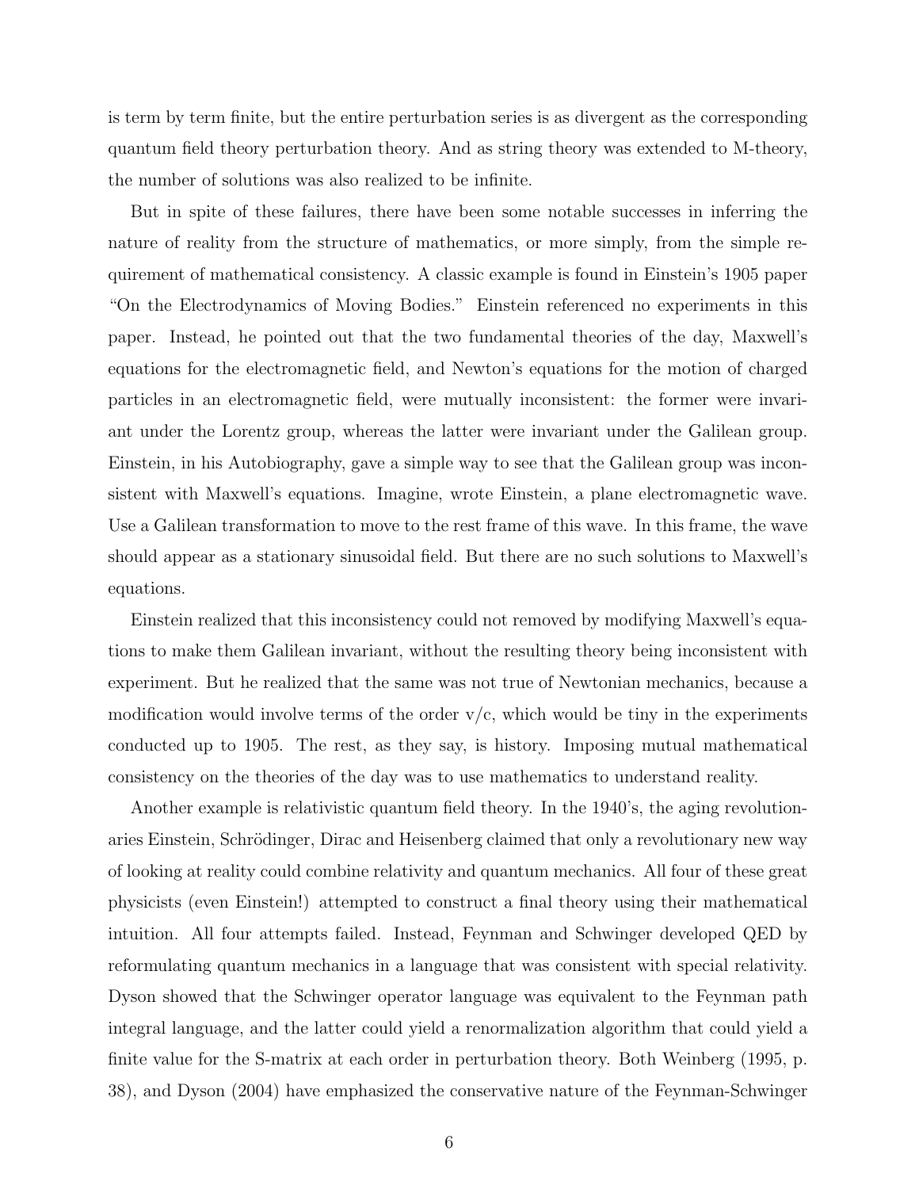is term by term finite, but the entire perturbation series is as divergent as the corresponding quantum field theory perturbation theory. And as string theory was extended to M-theory, the number of solutions was also realized to be infinite.

But in spite of these failures, there have been some notable successes in inferring the nature of reality from the structure of mathematics, or more simply, from the simple requirement of mathematical consistency. A classic example is found in Einstein's 1905 paper "On the Electrodynamics of Moving Bodies." Einstein referenced no experiments in this paper. Instead, he pointed out that the two fundamental theories of the day, Maxwell's equations for the electromagnetic field, and Newton's equations for the motion of charged particles in an electromagnetic field, were mutually inconsistent: the former were invariant under the Lorentz group, whereas the latter were invariant under the Galilean group. Einstein, in his Autobiography, gave a simple way to see that the Galilean group was inconsistent with Maxwell's equations. Imagine, wrote Einstein, a plane electromagnetic wave. Use a Galilean transformation to move to the rest frame of this wave. In this frame, the wave should appear as a stationary sinusoidal field. But there are no such solutions to Maxwell's equations.

Einstein realized that this inconsistency could not removed by modifying Maxwell's equations to make them Galilean invariant, without the resulting theory being inconsistent with experiment. But he realized that the same was not true of Newtonian mechanics, because a modification would involve terms of the order v/c, which would be tiny in the experiments conducted up to 1905. The rest, as they say, is history. Imposing mutual mathematical consistency on the theories of the day was to use mathematics to understand reality.

Another example is relativistic quantum field theory. In the 1940's, the aging revolutionaries Einstein, Schrödinger, Dirac and Heisenberg claimed that only a revolutionary new way of looking at reality could combine relativity and quantum mechanics. All four of these great physicists (even Einstein!) attempted to construct a final theory using their mathematical intuition. All four attempts failed. Instead, Feynman and Schwinger developed QED by reformulating quantum mechanics in a language that was consistent with special relativity. Dyson showed that the Schwinger operator language was equivalent to the Feynman path integral language, and the latter could yield a renormalization algorithm that could yield a finite value for the S-matrix at each order in perturbation theory. Both Weinberg (1995, p. 38), and Dyson (2004) have emphasized the conservative nature of the Feynman-Schwinger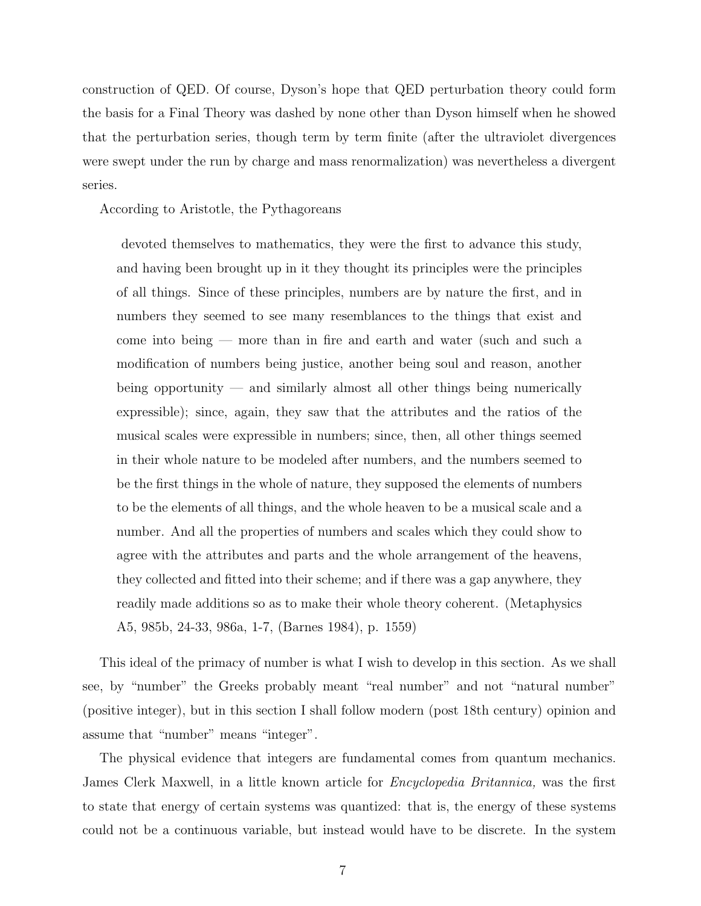construction of QED. Of course, Dyson's hope that QED perturbation theory could form the basis for a Final Theory was dashed by none other than Dyson himself when he showed that the perturbation series, though term by term finite (after the ultraviolet divergences were swept under the run by charge and mass renormalization) was nevertheless a divergent series.

According to Aristotle, the Pythagoreans

> devoted themselves to mathematics, they were the first to advance this study, and having been brought up in it they thought its principles were the principles of all things. Since of these principles, numbers are by nature the first, and in numbers they seemed to see many resemblances to the things that exist and come into being — more than in fire and earth and water (such and such a modification of numbers being justice, another being soul and reason, another being opportunity — and similarly almost all other things being numerically expressible); since, again, they saw that the attributes and the ratios of the musical scales were expressible in numbers; since, then, all other things seemed in their whole nature to be modeled after numbers, and the numbers seemed to be the first things in the whole of nature, they supposed the elements of numbers to be the elements of all things, and the whole heaven to be a musical scale and a number. And all the properties of numbers and scales which they could show to agree with the attributes and parts and the whole arrangement of the heavens, they collected and fitted into their scheme; and if there was a gap anywhere, they readily made additions so as to make their whole theory coherent. (Metaphysics A5, 985b, 24-33, 986a, 1-7, (Barnes 1984), p. 1559)

This ideal of the primacy of number is what I wish to develop in this section. As we shall see, by "number" the Greeks probably meant "real number" and not "natural number" (positive integer), but in this section I shall follow modern (post 18th century) opinion and assume that "number" means "integer".

The physical evidence that integers are fundamental comes from quantum mechanics. James Clerk Maxwell, in a little known article for *Encyclopedia Britannica,* was the first to state that energy of certain systems was quantized: that is, the energy of these systems could not be a continuous variable, but instead would have to be discrete. In the system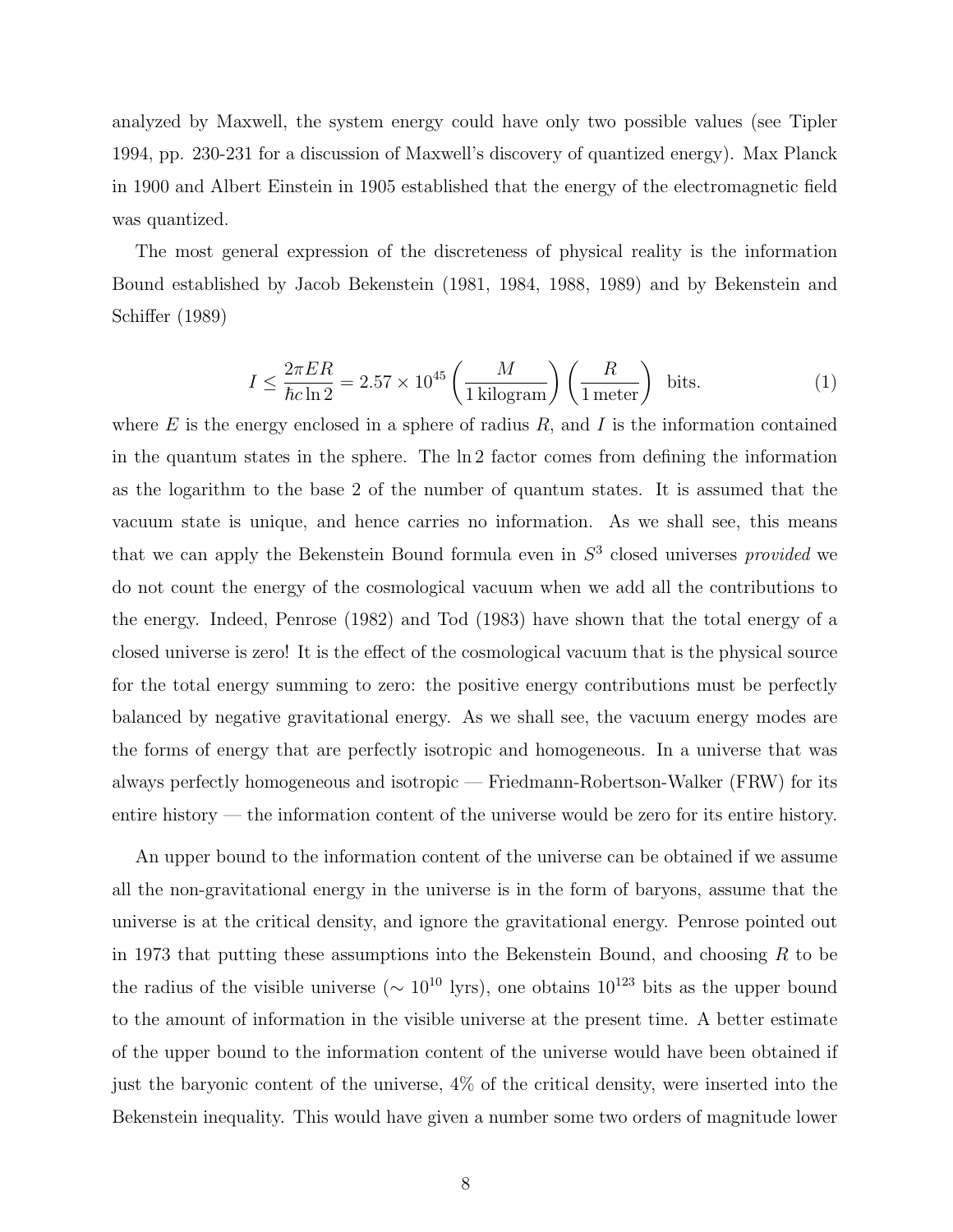analyzed by Maxwell, the system energy could have only two possible values (see Tipler 1994, pp. 230-231 for a discussion of Maxwell's discovery of quantized energy). Max Planck in 1900 and Albert Einstein in 1905 established that the energy of the electromagnetic field was quantized.

The most general expression of the discreteness of physical reality is the information Bound established by Jacob Bekenstein (1981, 1984, 1988, 1989) and by Bekenstein and Schiffer (1989)

$$I \leq \frac{2\pi E R}{\hbar c \ln 2} = 2.57 \times 10^{45} \left(\frac{M}{1\,\text{kilogram}}\right)\left(\frac{R}{1\,\text{meter}}\right) \text{ bits.} \tag{1}$$

where $E$ is the energy enclosed in a sphere of radius $R$, and $I$ is the information contained in the quantum states in the sphere. The $\ln 2$ factor comes from defining the information as the logarithm to the base 2 of the number of quantum states. It is assumed that the vacuum state is unique, and hence carries no information. As we shall see, this means that we can apply the Bekenstein Bound formula even in $S^3$ closed universes *provided* we do not count the energy of the cosmological vacuum when we add all the contributions to the energy. Indeed, Penrose (1982) and Tod (1983) have shown that the total energy of a closed universe is zero! It is the effect of the cosmological vacuum that is the physical source for the total energy summing to zero: the positive energy contributions must be perfectly balanced by negative gravitational energy. As we shall see, the vacuum energy modes are the forms of energy that are perfectly isotropic and homogeneous. In a universe that was always perfectly homogeneous and isotropic — Friedmann-Robertson-Walker (FRW) for its entire history — the information content of the universe would be zero for its entire history.

An upper bound to the information content of the universe can be obtained if we assume all the non-gravitational energy in the universe is in the form of baryons, assume that the universe is at the critical density, and ignore the gravitational energy. Penrose pointed out in 1973 that putting these assumptions into the Bekenstein Bound, and choosing $R$ to be the radius of the visible universe ($\sim 10^{10}$ lyrs), one obtains $10^{123}$ bits as the upper bound to the amount of information in the visible universe at the present time. A better estimate of the upper bound to the information content of the universe would have been obtained if just the baryonic content of the universe, 4% of the critical density, were inserted into the Bekenstein inequality. This would have given a number some two orders of magnitude lower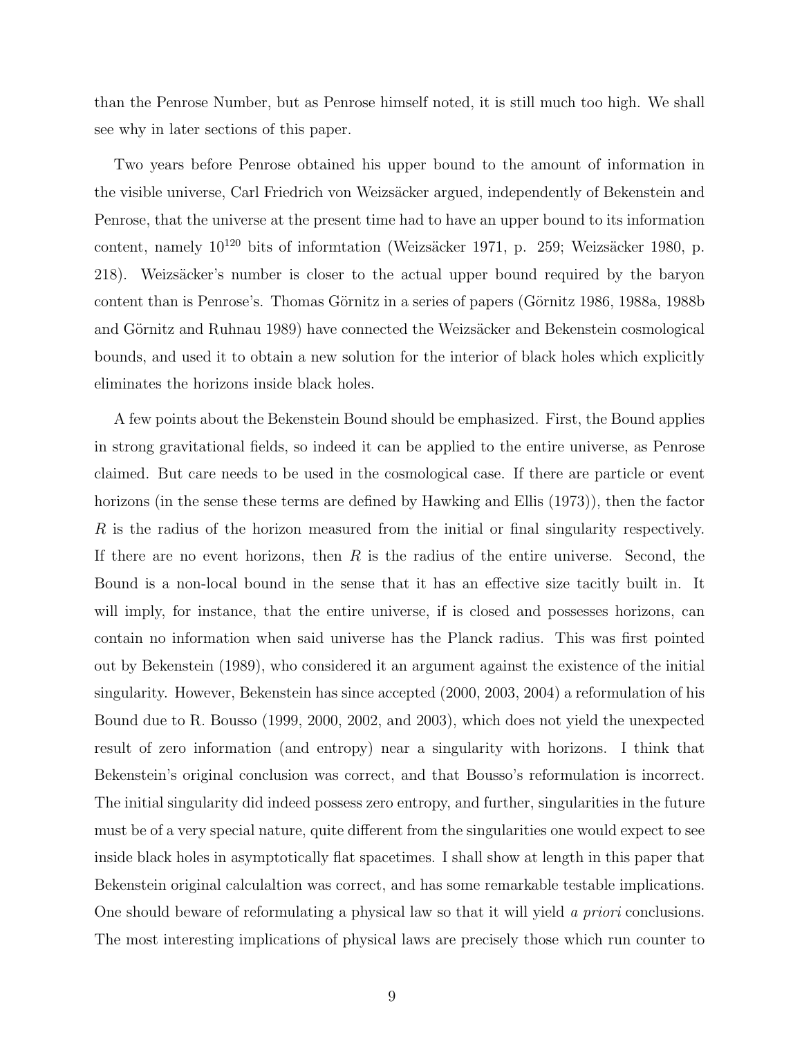than the Penrose Number, but as Penrose himself noted, it is still much too high. We shall see why in later sections of this paper.

Two years before Penrose obtained his upper bound to the amount of information in the visible universe, Carl Friedrich von Weizsäcker argued, independently of Bekenstein and Penrose, that the universe at the present time had to have an upper bound to its information content, namely $10^{120}$ bits of informtation (Weizsäcker 1971, p. 259; Weizsäcker 1980, p. 218). Weizsäcker's number is closer to the actual upper bound required by the baryon content than is Penrose's. Thomas Görnitz in a series of papers (Görnitz 1986, 1988a, 1988b and Görnitz and Ruhnau 1989) have connected the Weizsäcker and Bekenstein cosmological bounds, and used it to obtain a new solution for the interior of black holes which explicitly eliminates the horizons inside black holes.

A few points about the Bekenstein Bound should be emphasized. First, the Bound applies in strong gravitational fields, so indeed it can be applied to the entire universe, as Penrose claimed. But care needs to be used in the cosmological case. If there are particle or event horizons (in the sense these terms are defined by Hawking and Ellis (1973)), then the factor $R$ is the radius of the horizon measured from the initial or final singularity respectively. If there are no event horizons, then $R$ is the radius of the entire universe. Second, the Bound is a non-local bound in the sense that it has an effective size tacitly built in. It will imply, for instance, that the entire universe, if is closed and possesses horizons, can contain no information when said universe has the Planck radius. This was first pointed out by Bekenstein (1989), who considered it an argument against the existence of the initial singularity. However, Bekenstein has since accepted (2000, 2003, 2004) a reformulation of his Bound due to R. Bousso (1999, 2000, 2002, and 2003), which does not yield the unexpected result of zero information (and entropy) near a singularity with horizons. I think that Bekenstein's original conclusion was correct, and that Bousso's reformulation is incorrect. The initial singularity did indeed possess zero entropy, and further, singularities in the future must be of a very special nature, quite different from the singularities one would expect to see inside black holes in asymptotically flat spacetimes. I shall show at length in this paper that Bekenstein original calculaltion was correct, and has some remarkable testable implications. One should beware of reformulating a physical law so that it will yield *a priori* conclusions. The most interesting implications of physical laws are precisely those which run counter to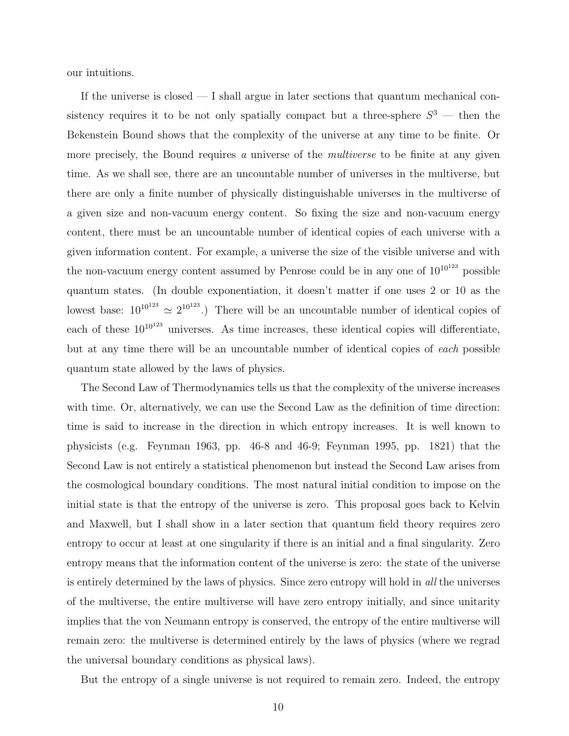our intuitions.

If the universe is closed — I shall argue in later sections that quantum mechanical consistency requires it to be not only spatially compact but a three-sphere $S^3$ — then the Bekenstein Bound shows that the complexity of the universe at any time to be finite. Or more precisely, the Bound requires *a* universe of the *multiverse* to be finite at any given time. As we shall see, there are an uncountable number of universes in the multiverse, but there are only a finite number of physically distinguishable universes in the multiverse of a given size and non-vacuum energy content. So fixing the size and non-vacuum energy content, there must be an uncountable number of identical copies of each universe with a given information content. For example, a universe the size of the visible universe and with the non-vacuum energy content assumed by Penrose could be in any one of $10^{10^{123}}$ possible quantum states. (In double exponentiation, it doesn't matter if one uses 2 or 10 as the lowest base: $10^{10^{123}} \simeq 2^{10^{123}}$.) There will be an uncountable number of identical copies of each of these $10^{10^{123}}$ universes. As time increases, these identical copies will differentiate, but at any time there will be an uncountable number of identical copies of *each* possible quantum state allowed by the laws of physics.

The Second Law of Thermodynamics tells us that the complexity of the universe increases with time. Or, alternatively, we can use the Second Law as the definition of time direction: time is said to increase in the direction in which entropy increases. It is well known to physicists (e.g. Feynman 1963, pp. 46-8 and 46-9; Feynman 1995, pp. 1821) that the Second Law is not entirely a statistical phenomenon but instead the Second Law arises from the cosmological boundary conditions. The most natural initial condition to impose on the initial state is that the entropy of the universe is zero. This proposal goes back to Kelvin and Maxwell, but I shall show in a later section that quantum field theory requires zero entropy to occur at least at one singularity if there is an initial and a final singularity. Zero entropy means that the information content of the universe is zero: the state of the universe is entirely determined by the laws of physics. Since zero entropy will hold in *all* the universes of the multiverse, the entire multiverse will have zero entropy initially, and since unitarity implies that the von Neumann entropy is conserved, the entropy of the entire multiverse will remain zero: the multiverse is determined entirely by the laws of physics (where we regrad the universal boundary conditions as physical laws).

But the entropy of a single universe is not required to remain zero. Indeed, the entropy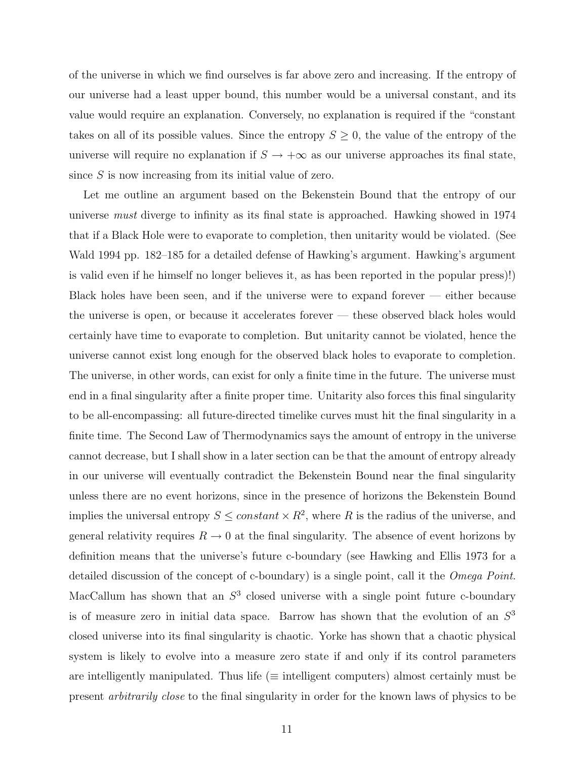of the universe in which we find ourselves is far above zero and increasing. If the entropy of our universe had a least upper bound, this number would be a universal constant, and its value would require an explanation. Conversely, no explanation is required if the "constant takes on all of its possible values. Since the entropy $S \geq 0$, the value of the entropy of the universe will require no explanation if $S \to +\infty$ as our universe approaches its final state, since $S$ is now increasing from its initial value of zero.

Let me outline an argument based on the Bekenstein Bound that the entropy of our universe *must* diverge to infinity as its final state is approached. Hawking showed in 1974 that if a Black Hole were to evaporate to completion, then unitarity would be violated. (See Wald 1994 pp. 182–185 for a detailed defense of Hawking's argument. Hawking's argument is valid even if he himself no longer believes it, as has been reported in the popular press)!) Black holes have been seen, and if the universe were to expand forever — either because the universe is open, or because it accelerates forever — these observed black holes would certainly have time to evaporate to completion. But unitarity cannot be violated, hence the universe cannot exist long enough for the observed black holes to evaporate to completion. The universe, in other words, can exist for only a finite time in the future. The universe must end in a final singularity after a finite proper time. Unitarity also forces this final singularity to be all-encompassing: all future-directed timelike curves must hit the final singularity in a finite time. The Second Law of Thermodynamics says the amount of entropy in the universe cannot decrease, but I shall show in a later section can be that the amount of entropy already in our universe will eventually contradict the Bekenstein Bound near the final singularity unless there are no event horizons, since in the presence of horizons the Bekenstein Bound implies the universal entropy $S \leq constant \times R^2$, where $R$ is the radius of the universe, and general relativity requires $R \to 0$ at the final singularity. The absence of event horizons by definition means that the universe's future c-boundary (see Hawking and Ellis 1973 for a detailed discussion of the concept of c-boundary) is a single point, call it the *Omega Point*. MacCallum has shown that an $S^3$ closed universe with a single point future c-boundary is of measure zero in initial data space. Barrow has shown that the evolution of an $S^3$ closed universe into its final singularity is chaotic. Yorke has shown that a chaotic physical system is likely to evolve into a measure zero state if and only if its control parameters are intelligently manipulated. Thus life ($\equiv$ intelligent computers) almost certainly must be present *arbitrarily close* to the final singularity in order for the known laws of physics to be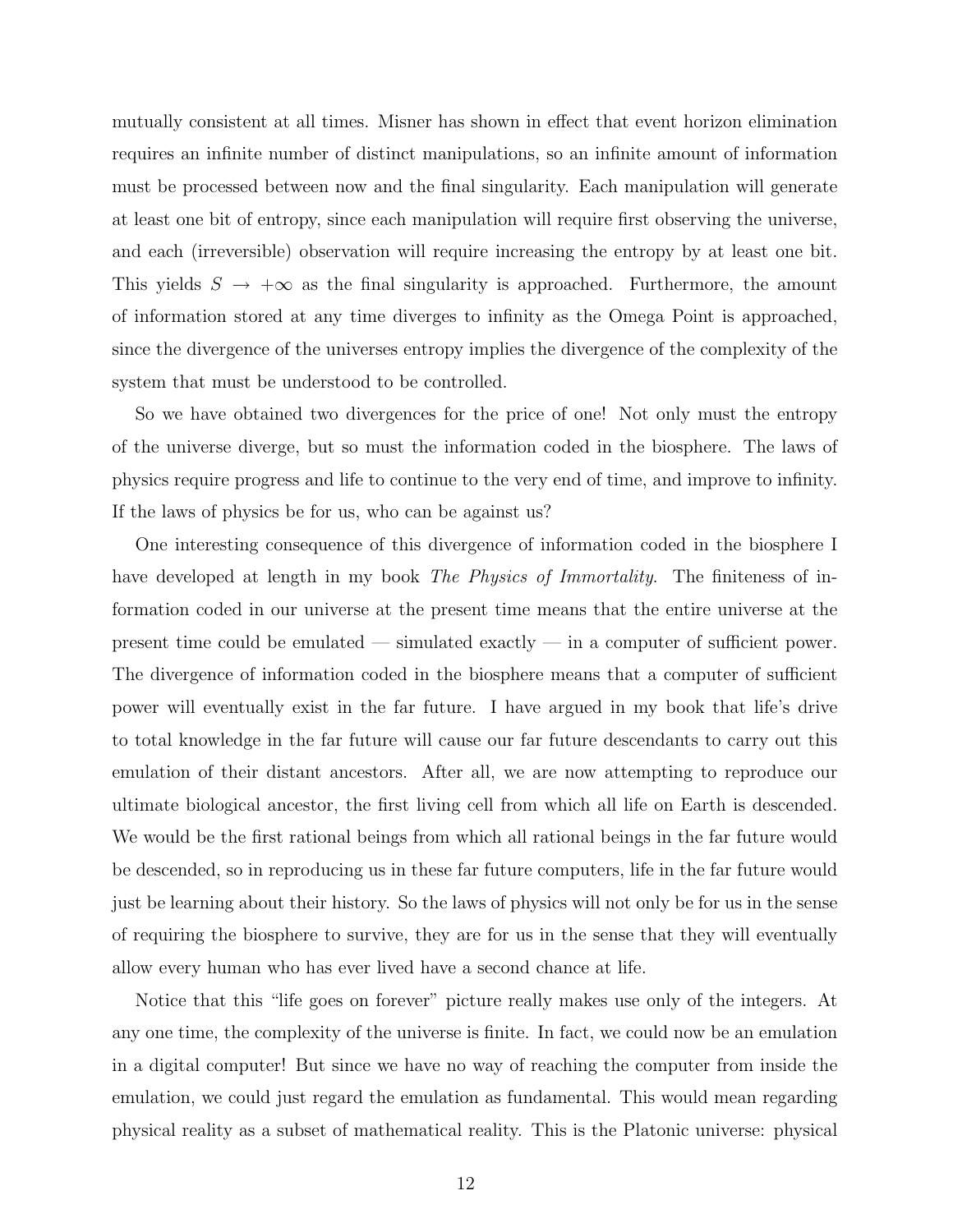mutually consistent at all times. Misner has shown in effect that event horizon elimination requires an infinite number of distinct manipulations, so an infinite amount of information must be processed between now and the final singularity. Each manipulation will generate at least one bit of entropy, since each manipulation will require first observing the universe, and each (irreversible) observation will require increasing the entropy by at least one bit. This yields $S \to +\infty$ as the final singularity is approached. Furthermore, the amount of information stored at any time diverges to infinity as the Omega Point is approached, since the divergence of the universes entropy implies the divergence of the complexity of the system that must be understood to be controlled.

So we have obtained two divergences for the price of one! Not only must the entropy of the universe diverge, but so must the information coded in the biosphere. The laws of physics require progress and life to continue to the very end of time, and improve to infinity. If the laws of physics be for us, who can be against us?

One interesting consequence of this divergence of information coded in the biosphere I have developed at length in my book *The Physics of Immortality*. The finiteness of information coded in our universe at the present time means that the entire universe at the present time could be emulated — simulated exactly — in a computer of sufficient power. The divergence of information coded in the biosphere means that a computer of sufficient power will eventually exist in the far future. I have argued in my book that life's drive to total knowledge in the far future will cause our far future descendants to carry out this emulation of their distant ancestors. After all, we are now attempting to reproduce our ultimate biological ancestor, the first living cell from which all life on Earth is descended. We would be the first rational beings from which all rational beings in the far future would be descended, so in reproducing us in these far future computers, life in the far future would just be learning about their history. So the laws of physics will not only be for us in the sense of requiring the biosphere to survive, they are for us in the sense that they will eventually allow every human who has ever lived have a second chance at life.

Notice that this "life goes on forever" picture really makes use only of the integers. At any one time, the complexity of the universe is finite. In fact, we could now be an emulation in a digital computer! But since we have no way of reaching the computer from inside the emulation, we could just regard the emulation as fundamental. This would mean regarding physical reality as a subset of mathematical reality. This is the Platonic universe: physical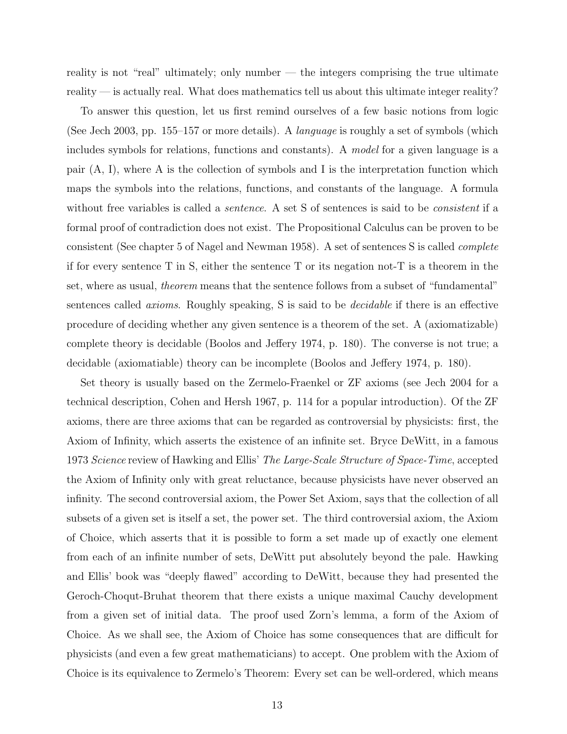reality is not "real" ultimately; only number — the integers comprising the true ultimate reality — is actually real. What does mathematics tell us about this ultimate integer reality?

To answer this question, let us first remind ourselves of a few basic notions from logic (See Jech 2003, pp. 155–157 or more details). A *language* is roughly a set of symbols (which includes symbols for relations, functions and constants). A *model* for a given language is a pair (A, I), where A is the collection of symbols and I is the interpretation function which maps the symbols into the relations, functions, and constants of the language. A formula without free variables is called a *sentence*. A set S of sentences is said to be *consistent* if a formal proof of contradiction does not exist. The Propositional Calculus can be proven to be consistent (See chapter 5 of Nagel and Newman 1958). A set of sentences S is called *complete* if for every sentence T in S, either the sentence T or its negation not-T is a theorem in the set, where as usual, *theorem* means that the sentence follows from a subset of "fundamental" sentences called *axioms*. Roughly speaking, S is said to be *decidable* if there is an effective procedure of deciding whether any given sentence is a theorem of the set. A (axiomatizable) complete theory is decidable (Boolos and Jeffery 1974, p. 180). The converse is not true; a decidable (axiomatiable) theory can be incomplete (Boolos and Jeffery 1974, p. 180).

Set theory is usually based on the Zermelo-Fraenkel or ZF axioms (see Jech 2004 for a technical description, Cohen and Hersh 1967, p. 114 for a popular introduction). Of the ZF axioms, there are three axioms that can be regarded as controversial by physicists: first, the Axiom of Infinity, which asserts the existence of an infinite set. Bryce DeWitt, in a famous 1973 *Science* review of Hawking and Ellis' *The Large-Scale Structure of Space-Time*, accepted the Axiom of Infinity only with great reluctance, because physicists have never observed an infinity. The second controversial axiom, the Power Set Axiom, says that the collection of all subsets of a given set is itself a set, the power set. The third controversial axiom, the Axiom of Choice, which asserts that it is possible to form a set made up of exactly one element from each of an infinite number of sets, DeWitt put absolutely beyond the pale. Hawking and Ellis' book was "deeply flawed" according to DeWitt, because they had presented the Geroch-Choqut-Bruhat theorem that there exists a unique maximal Cauchy development from a given set of initial data. The proof used Zorn's lemma, a form of the Axiom of Choice. As we shall see, the Axiom of Choice has some consequences that are difficult for physicists (and even a few great mathematicians) to accept. One problem with the Axiom of Choice is its equivalence to Zermelo's Theorem: Every set can be well-ordered, which means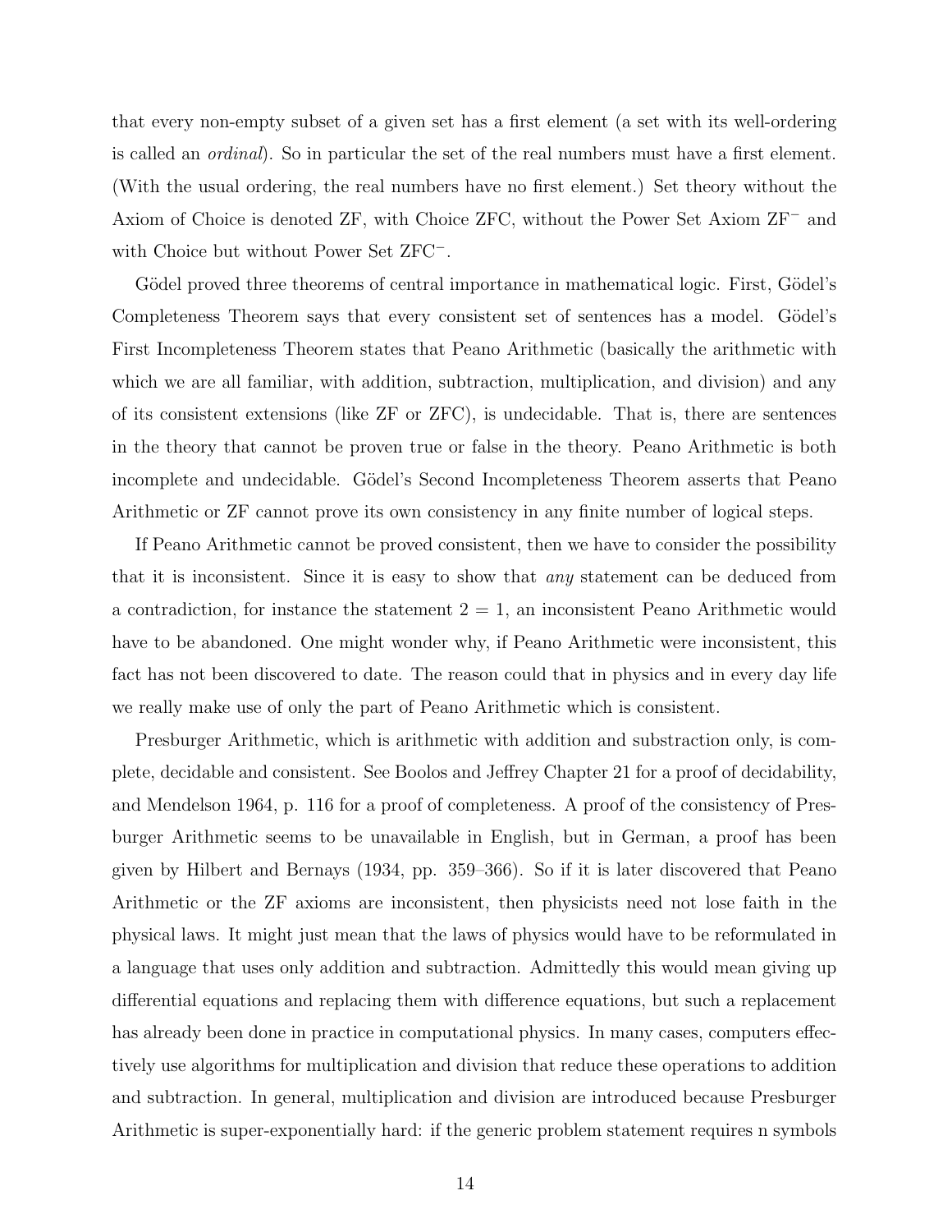that every non-empty subset of a given set has a first element (a set with its well-ordering is called an *ordinal*). So in particular the set of the real numbers must have a first element. (With the usual ordering, the real numbers have no first element.) Set theory without the Axiom of Choice is denoted ZF, with Choice ZFC, without the Power Set Axiom ZF$^-$ and with Choice but without Power Set ZFC$^-$.

Gödel proved three theorems of central importance in mathematical logic. First, Gödel's Completeness Theorem says that every consistent set of sentences has a model. Gödel's First Incompleteness Theorem states that Peano Arithmetic (basically the arithmetic with which we are all familiar, with addition, subtraction, multiplication, and division) and any of its consistent extensions (like ZF or ZFC), is undecidable. That is, there are sentences in the theory that cannot be proven true or false in the theory. Peano Arithmetic is both incomplete and undecidable. Gödel's Second Incompleteness Theorem asserts that Peano Arithmetic or ZF cannot prove its own consistency in any finite number of logical steps.

If Peano Arithmetic cannot be proved consistent, then we have to consider the possibility that it is inconsistent. Since it is easy to show that *any* statement can be deduced from a contradiction, for instance the statement $2 = 1$, an inconsistent Peano Arithmetic would have to be abandoned. One might wonder why, if Peano Arithmetic were inconsistent, this fact has not been discovered to date. The reason could that in physics and in every day life we really make use of only the part of Peano Arithmetic which is consistent.

Presburger Arithmetic, which is arithmetic with addition and substraction only, is complete, decidable and consistent. See Boolos and Jeffrey Chapter 21 for a proof of decidability, and Mendelson 1964, p. 116 for a proof of completeness. A proof of the consistency of Presburger Arithmetic seems to be unavailable in English, but in German, a proof has been given by Hilbert and Bernays (1934, pp. 359–366). So if it is later discovered that Peano Arithmetic or the ZF axioms are inconsistent, then physicists need not lose faith in the physical laws. It might just mean that the laws of physics would have to be reformulated in a language that uses only addition and subtraction. Admittedly this would mean giving up differential equations and replacing them with difference equations, but such a replacement has already been done in practice in computational physics. In many cases, computers effectively use algorithms for multiplication and division that reduce these operations to addition and subtraction. In general, multiplication and division are introduced because Presburger Arithmetic is super-exponentially hard: if the generic problem statement requires n symbols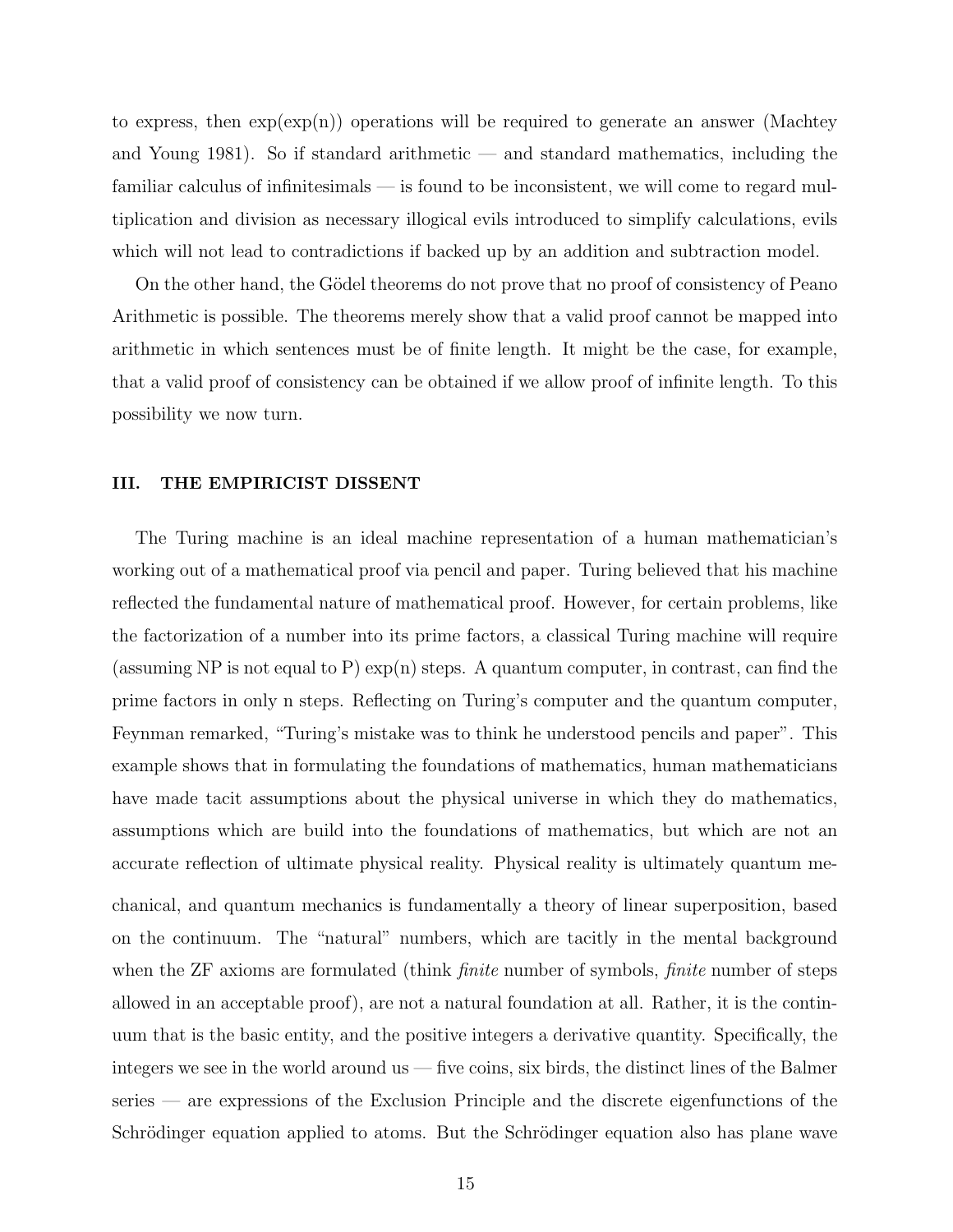to express, then exp(exp(n)) operations will be required to generate an answer (Machtey and Young 1981). So if standard arithmetic — and standard mathematics, including the familiar calculus of infinitesimals — is found to be inconsistent, we will come to regard multiplication and division as necessary illogical evils introduced to simplify calculations, evils which will not lead to contradictions if backed up by an addition and subtraction model.

On the other hand, the Gödel theorems do not prove that no proof of consistency of Peano Arithmetic is possible. The theorems merely show that a valid proof cannot be mapped into arithmetic in which sentences must be of finite length. It might be the case, for example, that a valid proof of consistency can be obtained if we allow proof of infinite length. To this possibility we now turn.

## III. THE EMPIRICIST DISSENT

The Turing machine is an ideal machine representation of a human mathematician's working out of a mathematical proof via pencil and paper. Turing believed that his machine reflected the fundamental nature of mathematical proof. However, for certain problems, like the factorization of a number into its prime factors, a classical Turing machine will require (assuming NP is not equal to P) exp(n) steps. A quantum computer, in contrast, can find the prime factors in only n steps. Reflecting on Turing's computer and the quantum computer, Feynman remarked, "Turing's mistake was to think he understood pencils and paper". This example shows that in formulating the foundations of mathematics, human mathematicians have made tacit assumptions about the physical universe in which they do mathematics, assumptions which are build into the foundations of mathematics, but which are not an accurate reflection of ultimate physical reality. Physical reality is ultimately quantum mechanical, and quantum mechanics is fundamentally a theory of linear superposition, based on the continuum. The "natural" numbers, which are tacitly in the mental background when the ZF axioms are formulated (think *finite* number of symbols, *finite* number of steps allowed in an acceptable proof), are not a natural foundation at all. Rather, it is the continuum that is the basic entity, and the positive integers a derivative quantity. Specifically, the integers we see in the world around us — five coins, six birds, the distinct lines of the Balmer series — are expressions of the Exclusion Principle and the discrete eigenfunctions of the Schrödinger equation applied to atoms. But the Schrödinger equation also has plane wave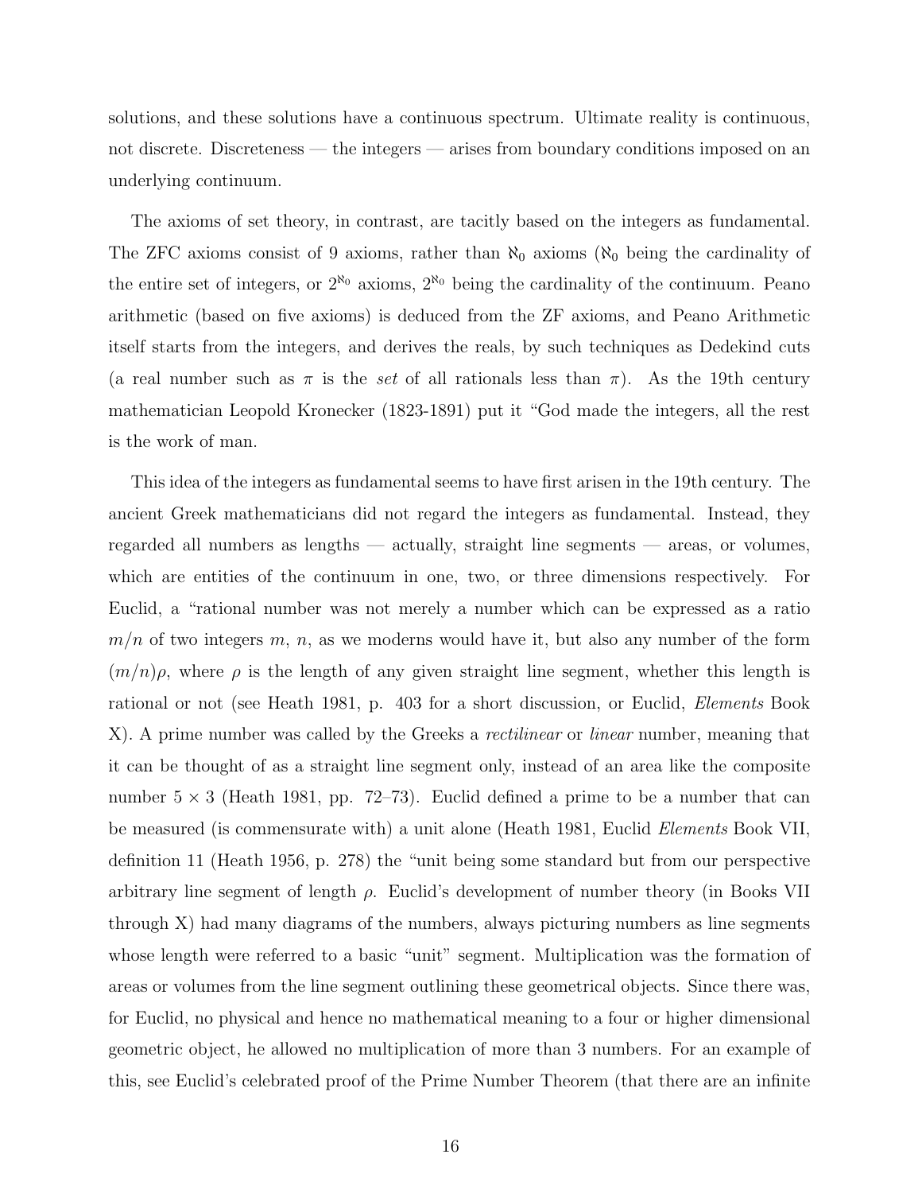solutions, and these solutions have a continuous spectrum. Ultimate reality is continuous, not discrete. Discreteness — the integers — arises from boundary conditions imposed on an underlying continuum.

The axioms of set theory, in contrast, are tacitly based on the integers as fundamental. The ZFC axioms consist of 9 axioms, rather than $\aleph_0$ axioms ($\aleph_0$ being the cardinality of the entire set of integers, or $2^{\aleph_0}$ axioms, $2^{\aleph_0}$ being the cardinality of the continuum. Peano arithmetic (based on five axioms) is deduced from the ZF axioms, and Peano Arithmetic itself starts from the integers, and derives the reals, by such techniques as Dedekind cuts (a real number such as $\pi$ is the *set* of all rationals less than $\pi$). As the 19th century mathematician Leopold Kronecker (1823-1891) put it "God made the integers, all the rest is the work of man.

This idea of the integers as fundamental seems to have first arisen in the 19th century. The ancient Greek mathematicians did not regard the integers as fundamental. Instead, they regarded all numbers as lengths — actually, straight line segments — areas, or volumes, which are entities of the continuum in one, two, or three dimensions respectively. For Euclid, a "rational number was not merely a number which can be expressed as a ratio $m/n$ of two integers $m$, $n$, as we moderns would have it, but also any number of the form $(m/n)\rho$, where $\rho$ is the length of any given straight line segment, whether this length is rational or not (see Heath 1981, p. 403 for a short discussion, or Euclid, *Elements* Book X). A prime number was called by the Greeks a *rectilinear* or *linear* number, meaning that it can be thought of as a straight line segment only, instead of an area like the composite number $5 \times 3$ (Heath 1981, pp. 72–73). Euclid defined a prime to be a number that can be measured (is commensurate with) a unit alone (Heath 1981, Euclid *Elements* Book VII, definition 11 (Heath 1956, p. 278) the "unit being some standard but from our perspective arbitrary line segment of length $\rho$. Euclid's development of number theory (in Books VII through X) had many diagrams of the numbers, always picturing numbers as line segments whose length were referred to a basic "unit" segment. Multiplication was the formation of areas or volumes from the line segment outlining these geometrical objects. Since there was, for Euclid, no physical and hence no mathematical meaning to a four or higher dimensional geometric object, he allowed no multiplication of more than 3 numbers. For an example of this, see Euclid's celebrated proof of the Prime Number Theorem (that there are an infinite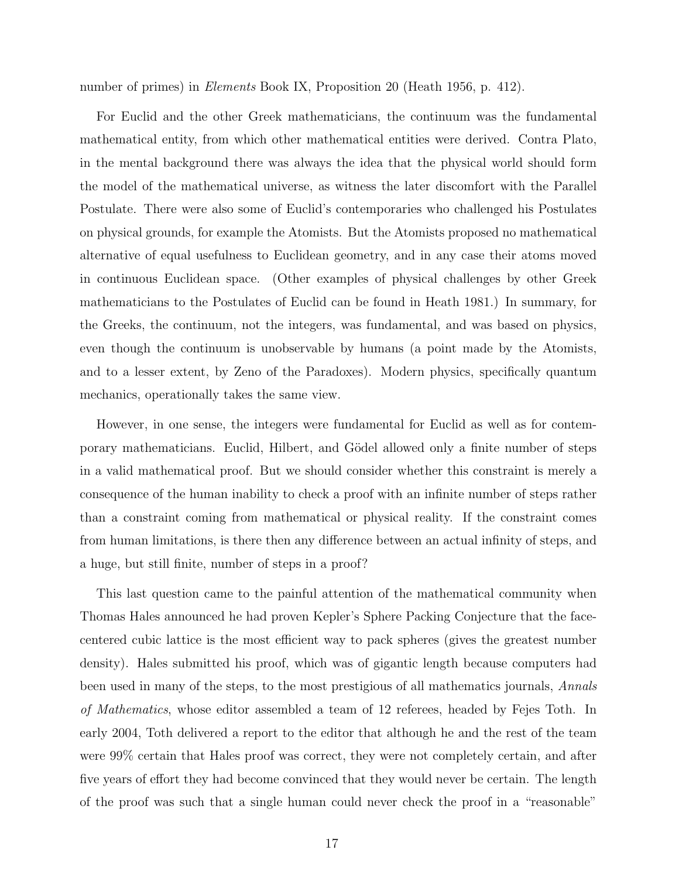number of primes) in *Elements* Book IX, Proposition 20 (Heath 1956, p. 412).

For Euclid and the other Greek mathematicians, the continuum was the fundamental mathematical entity, from which other mathematical entities were derived. Contra Plato, in the mental background there was always the idea that the physical world should form the model of the mathematical universe, as witness the later discomfort with the Parallel Postulate. There were also some of Euclid's contemporaries who challenged his Postulates on physical grounds, for example the Atomists. But the Atomists proposed no mathematical alternative of equal usefulness to Euclidean geometry, and in any case their atoms moved in continuous Euclidean space. (Other examples of physical challenges by other Greek mathematicians to the Postulates of Euclid can be found in Heath 1981.) In summary, for the Greeks, the continuum, not the integers, was fundamental, and was based on physics, even though the continuum is unobservable by humans (a point made by the Atomists, and to a lesser extent, by Zeno of the Paradoxes). Modern physics, specifically quantum mechanics, operationally takes the same view.

However, in one sense, the integers were fundamental for Euclid as well as for contemporary mathematicians. Euclid, Hilbert, and Gödel allowed only a finite number of steps in a valid mathematical proof. But we should consider whether this constraint is merely a consequence of the human inability to check a proof with an infinite number of steps rather than a constraint coming from mathematical or physical reality. If the constraint comes from human limitations, is there then any difference between an actual infinity of steps, and a huge, but still finite, number of steps in a proof?

This last question came to the painful attention of the mathematical community when Thomas Hales announced he had proven Kepler's Sphere Packing Conjecture that the face-centered cubic lattice is the most efficient way to pack spheres (gives the greatest number density). Hales submitted his proof, which was of gigantic length because computers had been used in many of the steps, to the most prestigious of all mathematics journals, *Annals of Mathematics*, whose editor assembled a team of 12 referees, headed by Fejes Toth. In early 2004, Toth delivered a report to the editor that although he and the rest of the team were 99% certain that Hales proof was correct, they were not completely certain, and after five years of effort they had become convinced that they would never be certain. The length of the proof was such that a single human could never check the proof in a "reasonable"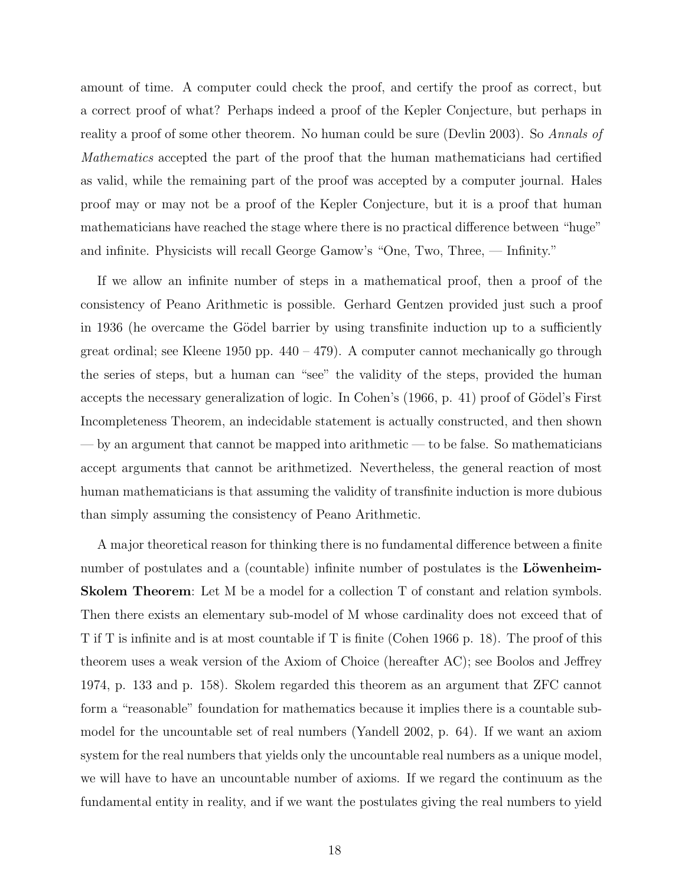amount of time. A computer could check the proof, and certify the proof as correct, but a correct proof of what? Perhaps indeed a proof of the Kepler Conjecture, but perhaps in reality a proof of some other theorem. No human could be sure (Devlin 2003). So *Annals of Mathematics* accepted the part of the proof that the human mathematicians had certified as valid, while the remaining part of the proof was accepted by a computer journal. Hales proof may or may not be a proof of the Kepler Conjecture, but it is a proof that human mathematicians have reached the stage where there is no practical difference between "huge" and infinite. Physicists will recall George Gamow's "One, Two, Three, — Infinity."

If we allow an infinite number of steps in a mathematical proof, then a proof of the consistency of Peano Arithmetic is possible. Gerhard Gentzen provided just such a proof in 1936 (he overcame the Gödel barrier by using transfinite induction up to a sufficiently great ordinal; see Kleene 1950 pp. 440 – 479). A computer cannot mechanically go through the series of steps, but a human can "see" the validity of the steps, provided the human accepts the necessary generalization of logic. In Cohen's (1966, p. 41) proof of Gödel's First Incompleteness Theorem, an indecidable statement is actually constructed, and then shown — by an argument that cannot be mapped into arithmetic — to be false. So mathematicians accept arguments that cannot be arithmetized. Nevertheless, the general reaction of most human mathematicians is that assuming the validity of transfinite induction is more dubious than simply assuming the consistency of Peano Arithmetic.

A major theoretical reason for thinking there is no fundamental difference between a finite number of postulates and a (countable) infinite number of postulates is the **Löwenheim-Skolem Theorem**: Let M be a model for a collection T of constant and relation symbols. Then there exists an elementary sub-model of M whose cardinality does not exceed that of T if T is infinite and is at most countable if T is finite (Cohen 1966 p. 18). The proof of this theorem uses a weak version of the Axiom of Choice (hereafter AC); see Boolos and Jeffrey 1974, p. 133 and p. 158). Skolem regarded this theorem as an argument that ZFC cannot form a "reasonable" foundation for mathematics because it implies there is a countable sub-model for the uncountable set of real numbers (Yandell 2002, p. 64). If we want an axiom system for the real numbers that yields only the uncountable real numbers as a unique model, we will have to have an uncountable number of axioms. If we regard the continuum as the fundamental entity in reality, and if we want the postulates giving the real numbers to yield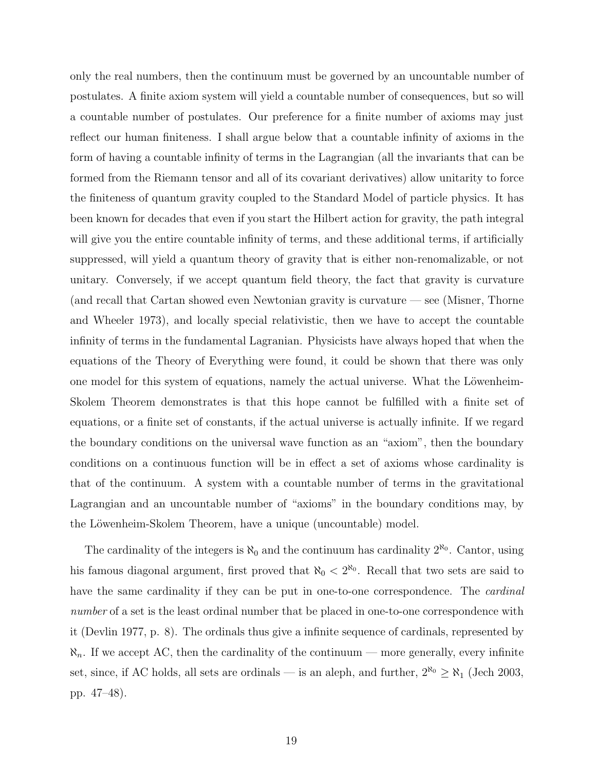only the real numbers, then the continuum must be governed by an uncountable number of postulates. A finite axiom system will yield a countable number of consequences, but so will a countable number of postulates. Our preference for a finite number of axioms may just reflect our human finiteness. I shall argue below that a countable infinity of axioms in the form of having a countable infinity of terms in the Lagrangian (all the invariants that can be formed from the Riemann tensor and all of its covariant derivatives) allow unitarity to force the finiteness of quantum gravity coupled to the Standard Model of particle physics. It has been known for decades that even if you start the Hilbert action for gravity, the path integral will give you the entire countable infinity of terms, and these additional terms, if artificially suppressed, will yield a quantum theory of gravity that is either non-renomalizable, or not unitary. Conversely, if we accept quantum field theory, the fact that gravity is curvature (and recall that Cartan showed even Newtonian gravity is curvature — see (Misner, Thorne and Wheeler 1973), and locally special relativistic, then we have to accept the countable infinity of terms in the fundamental Lagranian. Physicists have always hoped that when the equations of the Theory of Everything were found, it could be shown that there was only one model for this system of equations, namely the actual universe. What the Löwenheim-Skolem Theorem demonstrates is that this hope cannot be fulfilled with a finite set of equations, or a finite set of constants, if the actual universe is actually infinite. If we regard the boundary conditions on the universal wave function as an "axiom", then the boundary conditions on a continuous function will be in effect a set of axioms whose cardinality is that of the continuum. A system with a countable number of terms in the gravitational Lagrangian and an uncountable number of "axioms" in the boundary conditions may, by the Löwenheim-Skolem Theorem, have a unique (uncountable) model.

The cardinality of the integers is $\aleph_0$ and the continuum has cardinality $2^{\aleph_0}$. Cantor, using his famous diagonal argument, first proved that $\aleph_0 < 2^{\aleph_0}$. Recall that two sets are said to have the same cardinality if they can be put in one-to-one correspondence. The *cardinal number* of a set is the least ordinal number that be placed in one-to-one correspondence with it (Devlin 1977, p. 8). The ordinals thus give a infinite sequence of cardinals, represented by $\aleph_n$. If we accept AC, then the cardinality of the continuum — more generally, every infinite set, since, if AC holds, all sets are ordinals — is an aleph, and further, $2^{\aleph_0} \geq \aleph_1$ (Jech 2003, pp. 47–48).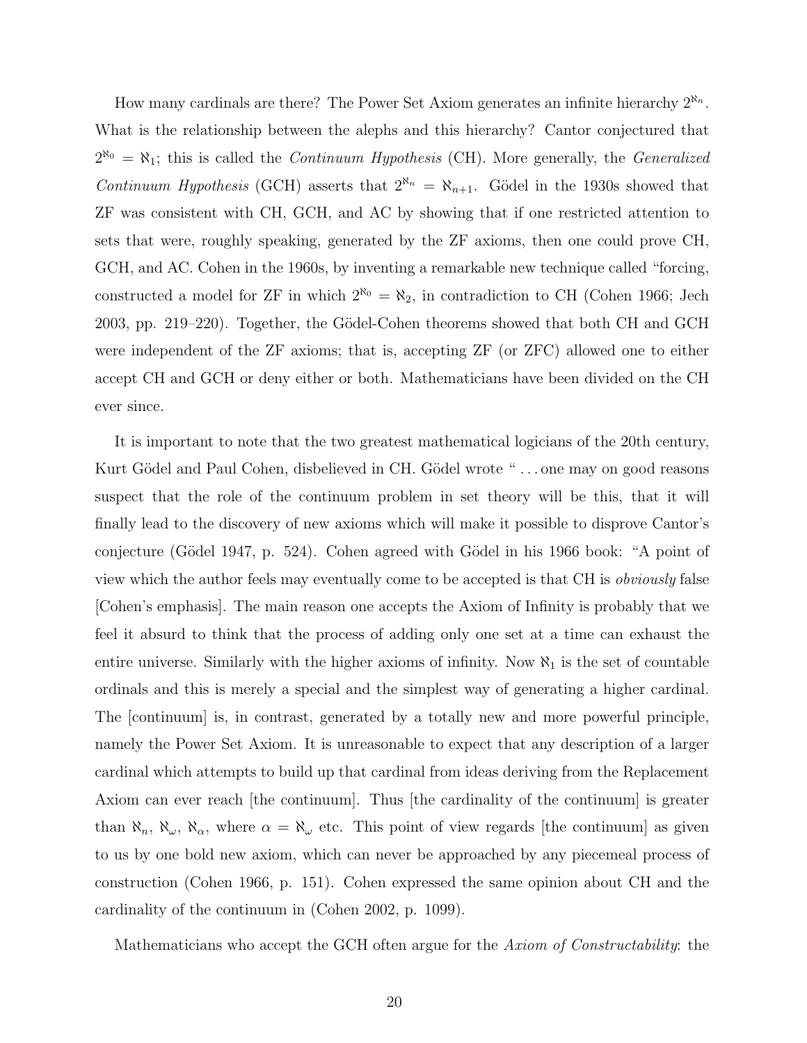How many cardinals are there? The Power Set Axiom generates an infinite hierarchy $2^{\aleph_n}$. What is the relationship between the alephs and this hierarchy? Cantor conjectured that $2^{\aleph_0} = \aleph_1$; this is called the *Continuum Hypothesis* (CH). More generally, the *Generalized Continuum Hypothesis* (GCH) asserts that $2^{\aleph_n} = \aleph_{n+1}$. Gödel in the 1930s showed that ZF was consistent with CH, GCH, and AC by showing that if one restricted attention to sets that were, roughly speaking, generated by the ZF axioms, then one could prove CH, GCH, and AC. Cohen in the 1960s, by inventing a remarkable new technique called "forcing, constructed a model for ZF in which $2^{\aleph_0} = \aleph_2$, in contradiction to CH (Cohen 1966; Jech 2003, pp. 219–220). Together, the Gödel-Cohen theorems showed that both CH and GCH were independent of the ZF axioms; that is, accepting ZF (or ZFC) allowed one to either accept CH and GCH or deny either or both. Mathematicians have been divided on the CH ever since.

It is important to note that the two greatest mathematical logicians of the 20th century, Kurt Gödel and Paul Cohen, disbelieved in CH. Gödel wrote " . . . one may on good reasons suspect that the role of the continuum problem in set theory will be this, that it will finally lead to the discovery of new axioms which will make it possible to disprove Cantor's conjecture (Gödel 1947, p. 524). Cohen agreed with Gödel in his 1966 book: "A point of view which the author feels may eventually come to be accepted is that CH is *obviously* false [Cohen's emphasis]. The main reason one accepts the Axiom of Infinity is probably that we feel it absurd to think that the process of adding only one set at a time can exhaust the entire universe. Similarly with the higher axioms of infinity. Now $\aleph_1$ is the set of countable ordinals and this is merely a special and the simplest way of generating a higher cardinal. The [continuum] is, in contrast, generated by a totally new and more powerful principle, namely the Power Set Axiom. It is unreasonable to expect that any description of a larger cardinal which attempts to build up that cardinal from ideas deriving from the Replacement Axiom can ever reach [the continuum]. Thus [the cardinality of the continuum] is greater than $\aleph_n$, $\aleph_\omega$, $\aleph_\alpha$, where $\alpha = \aleph_\omega$ etc. This point of view regards [the continuum] as given to us by one bold new axiom, which can never be approached by any piecemeal process of construction (Cohen 1966, p. 151). Cohen expressed the same opinion about CH and the cardinality of the continuum in (Cohen 2002, p. 1099).

Mathematicians who accept the GCH often argue for the *Axiom of Constructability*: the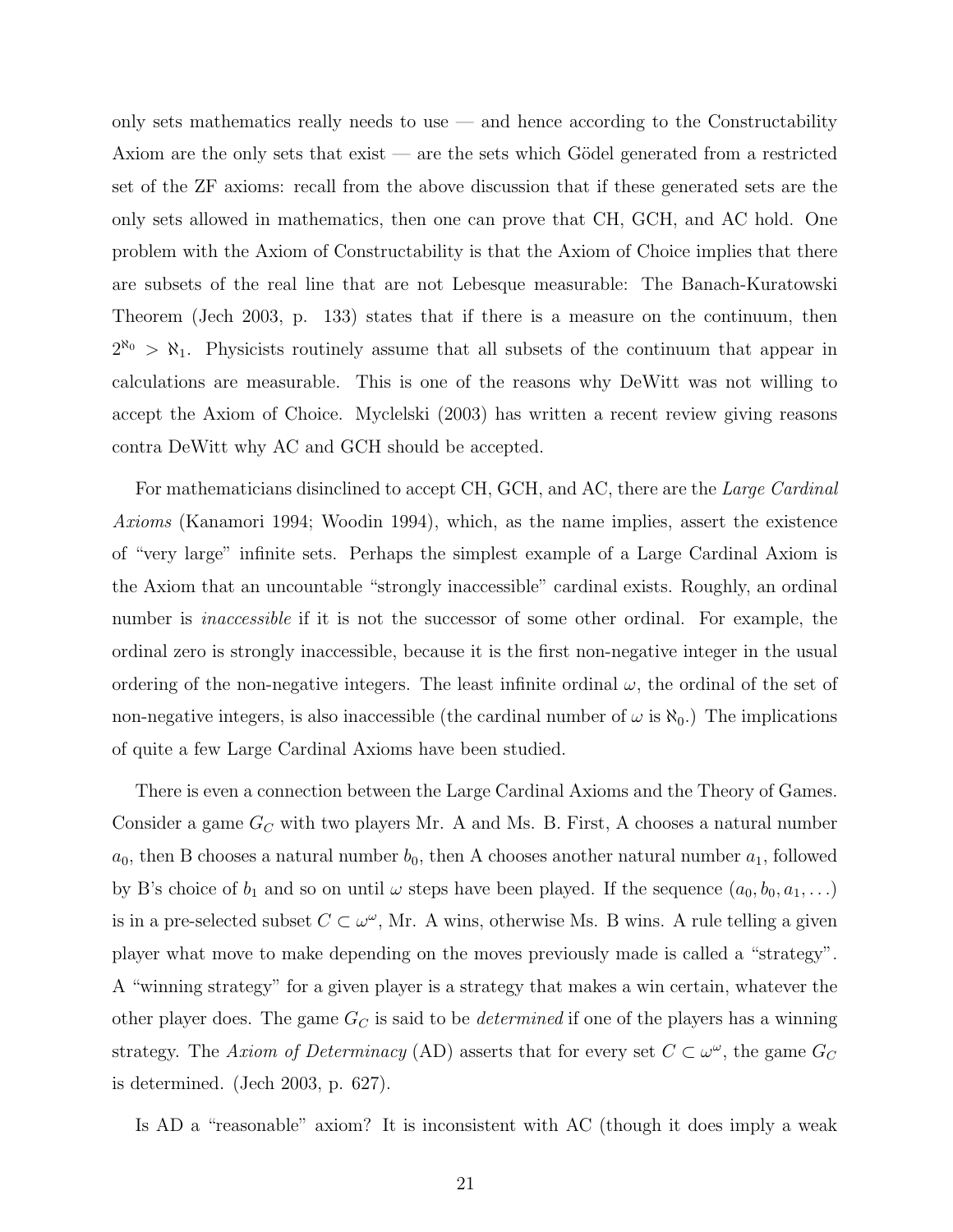only sets mathematics really needs to use — and hence according to the Constructability Axiom are the only sets that exist — are the sets which Gödel generated from a restricted set of the ZF axioms: recall from the above discussion that if these generated sets are the only sets allowed in mathematics, then one can prove that CH, GCH, and AC hold. One problem with the Axiom of Constructability is that the Axiom of Choice implies that there are subsets of the real line that are not Lebesque measurable: The Banach-Kuratowski Theorem (Jech 2003, p. 133) states that if there is a measure on the continuum, then $2^{\aleph_0} > \aleph_1$. Physicists routinely assume that all subsets of the continuum that appear in calculations are measurable. This is one of the reasons why DeWitt was not willing to accept the Axiom of Choice. Myclelski (2003) has written a recent review giving reasons contra DeWitt why AC and GCH should be accepted.

For mathematicians disinclined to accept CH, GCH, and AC, there are the *Large Cardinal Axioms* (Kanamori 1994; Woodin 1994), which, as the name implies, assert the existence of "very large" infinite sets. Perhaps the simplest example of a Large Cardinal Axiom is the Axiom that an uncountable "strongly inaccessible" cardinal exists. Roughly, an ordinal number is *inaccessible* if it is not the successor of some other ordinal. For example, the ordinal zero is strongly inaccessible, because it is the first non-negative integer in the usual ordering of the non-negative integers. The least infinite ordinal $\omega$, the ordinal of the set of non-negative integers, is also inaccessible (the cardinal number of $\omega$ is $\aleph_0$.) The implications of quite a few Large Cardinal Axioms have been studied.

There is even a connection between the Large Cardinal Axioms and the Theory of Games. Consider a game $G_C$ with two players Mr. A and Ms. B. First, A chooses a natural number $a_0$, then B chooses a natural number $b_0$, then A chooses another natural number $a_1$, followed by B's choice of $b_1$ and so on until $\omega$ steps have been played. If the sequence $(a_0, b_0, a_1, \ldots)$ is in a pre-selected subset $C \subset \omega^\omega$, Mr. A wins, otherwise Ms. B wins. A rule telling a given player what move to make depending on the moves previously made is called a "strategy". A "winning strategy" for a given player is a strategy that makes a win certain, whatever the other player does. The game $G_C$ is said to be *determined* if one of the players has a winning strategy. The *Axiom of Determinacy* (AD) asserts that for every set $C \subset \omega^\omega$, the game $G_C$ is determined. (Jech 2003, p. 627).

Is AD a "reasonable" axiom? It is inconsistent with AC (though it does imply a weak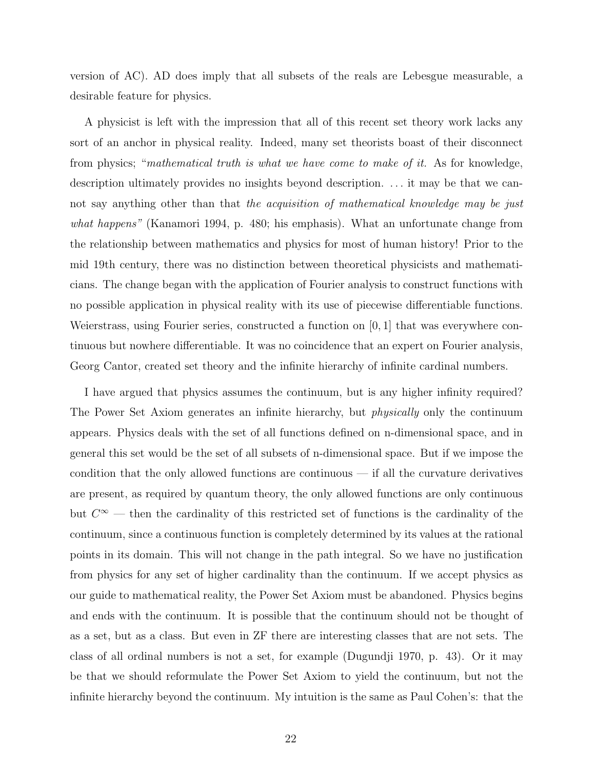version of AC). AD does imply that all subsets of the reals are Lebesgue measurable, a desirable feature for physics.

A physicist is left with the impression that all of this recent set theory work lacks any sort of an anchor in physical reality. Indeed, many set theorists boast of their disconnect from physics; "*mathematical truth is what we have come to make of it.* As for knowledge, description ultimately provides no insights beyond description. . . . it may be that we cannot say anything other than that *the acquisition of mathematical knowledge may be just what happens*" (Kanamori 1994, p. 480; his emphasis). What an unfortunate change from the relationship between mathematics and physics for most of human history! Prior to the mid 19th century, there was no distinction between theoretical physicists and mathematicians. The change began with the application of Fourier analysis to construct functions with no possible application in physical reality with its use of piecewise differentiable functions. Weierstrass, using Fourier series, constructed a function on $[0, 1]$ that was everywhere continuous but nowhere differentiable. It was no coincidence that an expert on Fourier analysis, Georg Cantor, created set theory and the infinite hierarchy of infinite cardinal numbers.

I have argued that physics assumes the continuum, but is any higher infinity required? The Power Set Axiom generates an infinite hierarchy, but *physically* only the continuum appears. Physics deals with the set of all functions defined on n-dimensional space, and in general this set would be the set of all subsets of n-dimensional space. But if we impose the condition that the only allowed functions are continuous — if all the curvature derivatives are present, as required by quantum theory, the only allowed functions are only continuous but $C^{\infty}$ — then the cardinality of this restricted set of functions is the cardinality of the continuum, since a continuous function is completely determined by its values at the rational points in its domain. This will not change in the path integral. So we have no justification from physics for any set of higher cardinality than the continuum. If we accept physics as our guide to mathematical reality, the Power Set Axiom must be abandoned. Physics begins and ends with the continuum. It is possible that the continuum should not be thought of as a set, but as a class. But even in ZF there are interesting classes that are not sets. The class of all ordinal numbers is not a set, for example (Dugundji 1970, p. 43). Or it may be that we should reformulate the Power Set Axiom to yield the continuum, but not the infinite hierarchy beyond the continuum. My intuition is the same as Paul Cohen's: that the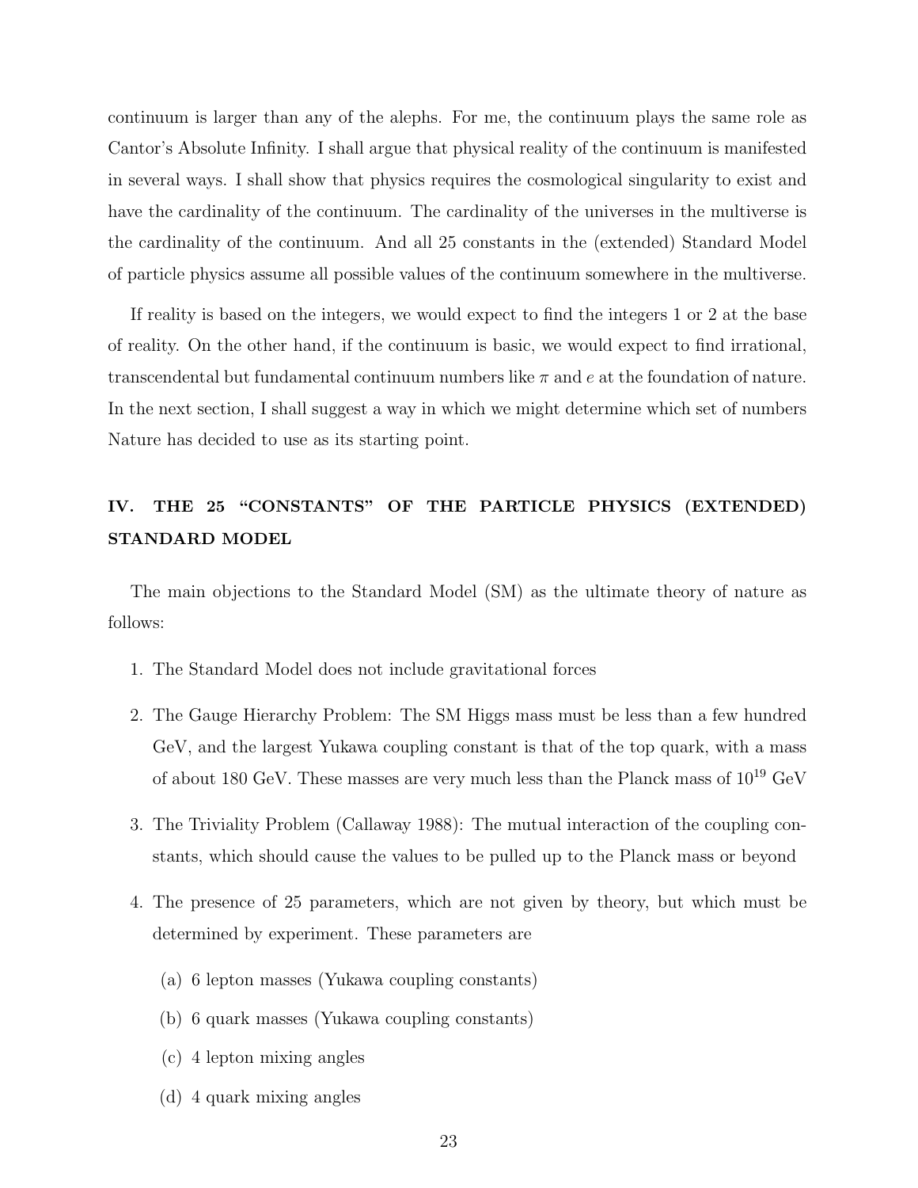continuum is larger than any of the alephs. For me, the continuum plays the same role as Cantor's Absolute Infinity. I shall argue that physical reality of the continuum is manifested in several ways. I shall show that physics requires the cosmological singularity to exist and have the cardinality of the continuum. The cardinality of the universes in the multiverse is the cardinality of the continuum. And all 25 constants in the (extended) Standard Model of particle physics assume all possible values of the continuum somewhere in the multiverse.

If reality is based on the integers, we would expect to find the integers 1 or 2 at the base of reality. On the other hand, if the continuum is basic, we would expect to find irrational, transcendental but fundamental continuum numbers like $\pi$ and $e$ at the foundation of nature. In the next section, I shall suggest a way in which we might determine which set of numbers Nature has decided to use as its starting point.

## IV. THE 25 "CONSTANTS" OF THE PARTICLE PHYSICS (EXTENDED) STANDARD MODEL

The main objections to the Standard Model (SM) as the ultimate theory of nature as follows:

1. The Standard Model does not include gravitational forces
2. The Gauge Hierarchy Problem: The SM Higgs mass must be less than a few hundred GeV, and the largest Yukawa coupling constant is that of the top quark, with a mass of about 180 GeV. These masses are very much less than the Planck mass of $10^{19}$ GeV
3. The Triviality Problem (Callaway 1988): The mutual interaction of the coupling constants, which should cause the values to be pulled up to the Planck mass or beyond
4. The presence of 25 parameters, which are not given by theory, but which must be determined by experiment. These parameters are
   (a) 6 lepton masses (Yukawa coupling constants)
   (b) 6 quark masses (Yukawa coupling constants)
   (c) 4 lepton mixing angles
   (d) 4 quark mixing angles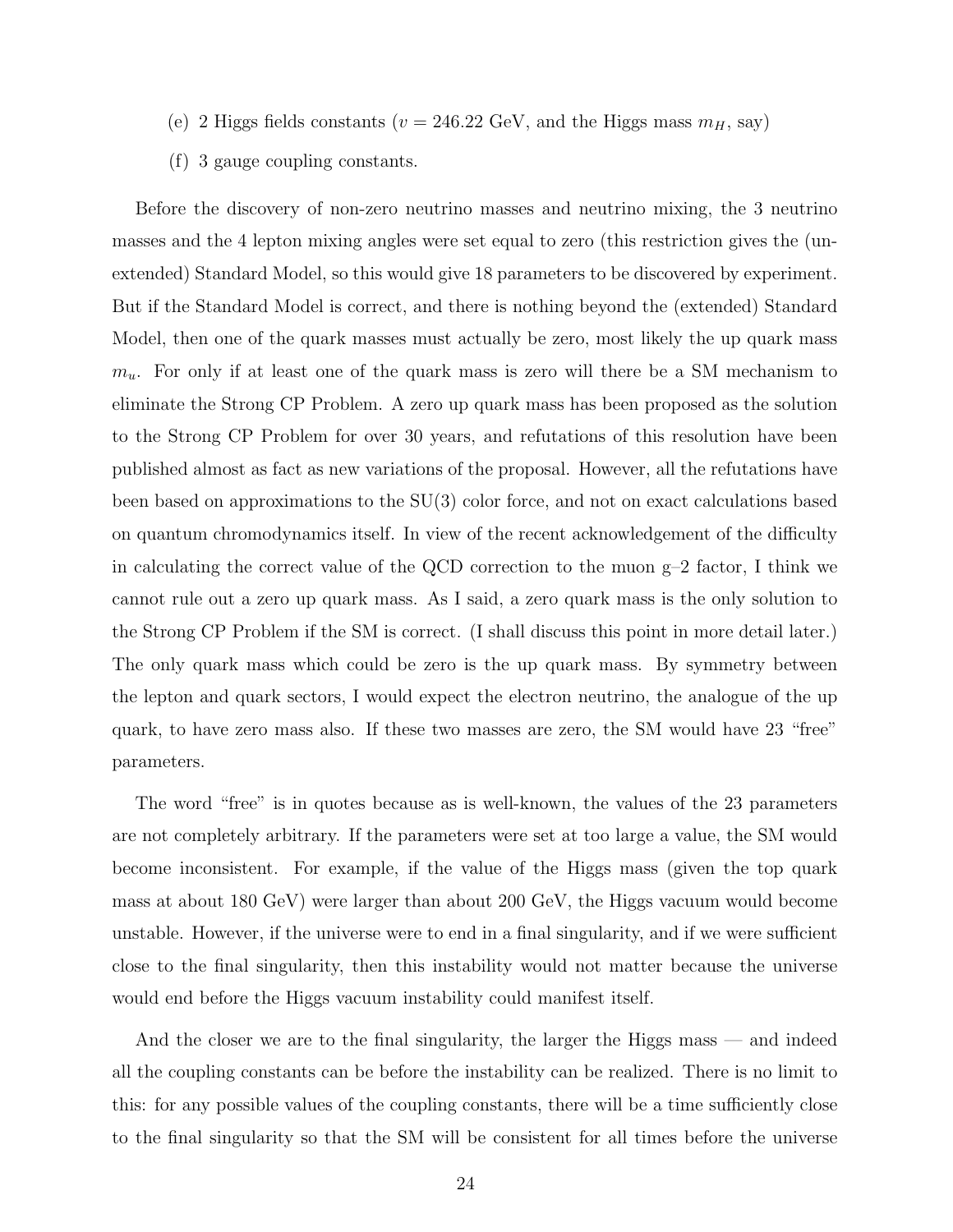(e) 2 Higgs fields constants ($v = 246.22$ GeV, and the Higgs mass $m_H$, say)

(f) 3 gauge coupling constants.

Before the discovery of non-zero neutrino masses and neutrino mixing, the 3 neutrino masses and the 4 lepton mixing angles were set equal to zero (this restriction gives the (un-extended) Standard Model, so this would give 18 parameters to be discovered by experiment. But if the Standard Model is correct, and there is nothing beyond the (extended) Standard Model, then one of the quark masses must actually be zero, most likely the up quark mass $m_u$. For only if at least one of the quark mass is zero will there be a SM mechanism to eliminate the Strong CP Problem. A zero up quark mass has been proposed as the solution to the Strong CP Problem for over 30 years, and refutations of this resolution have been published almost as fact as new variations of the proposal. However, all the refutations have been based on approximations to the SU(3) color force, and not on exact calculations based on quantum chromodynamics itself. In view of the recent acknowledgement of the difficulty in calculating the correct value of the QCD correction to the muon g–2 factor, I think we cannot rule out a zero up quark mass. As I said, a zero quark mass is the only solution to the Strong CP Problem if the SM is correct. (I shall discuss this point in more detail later.) The only quark mass which could be zero is the up quark mass. By symmetry between the lepton and quark sectors, I would expect the electron neutrino, the analogue of the up quark, to have zero mass also. If these two masses are zero, the SM would have 23 "free" parameters.

The word "free" is in quotes because as is well-known, the values of the 23 parameters are not completely arbitrary. If the parameters were set at too large a value, the SM would become inconsistent. For example, if the value of the Higgs mass (given the top quark mass at about 180 GeV) were larger than about 200 GeV, the Higgs vacuum would become unstable. However, if the universe were to end in a final singularity, and if we were sufficient close to the final singularity, then this instability would not matter because the universe would end before the Higgs vacuum instability could manifest itself.

And the closer we are to the final singularity, the larger the Higgs mass — and indeed all the coupling constants can be before the instability can be realized. There is no limit to this: for any possible values of the coupling constants, there will be a time sufficiently close to the final singularity so that the SM will be consistent for all times before the universe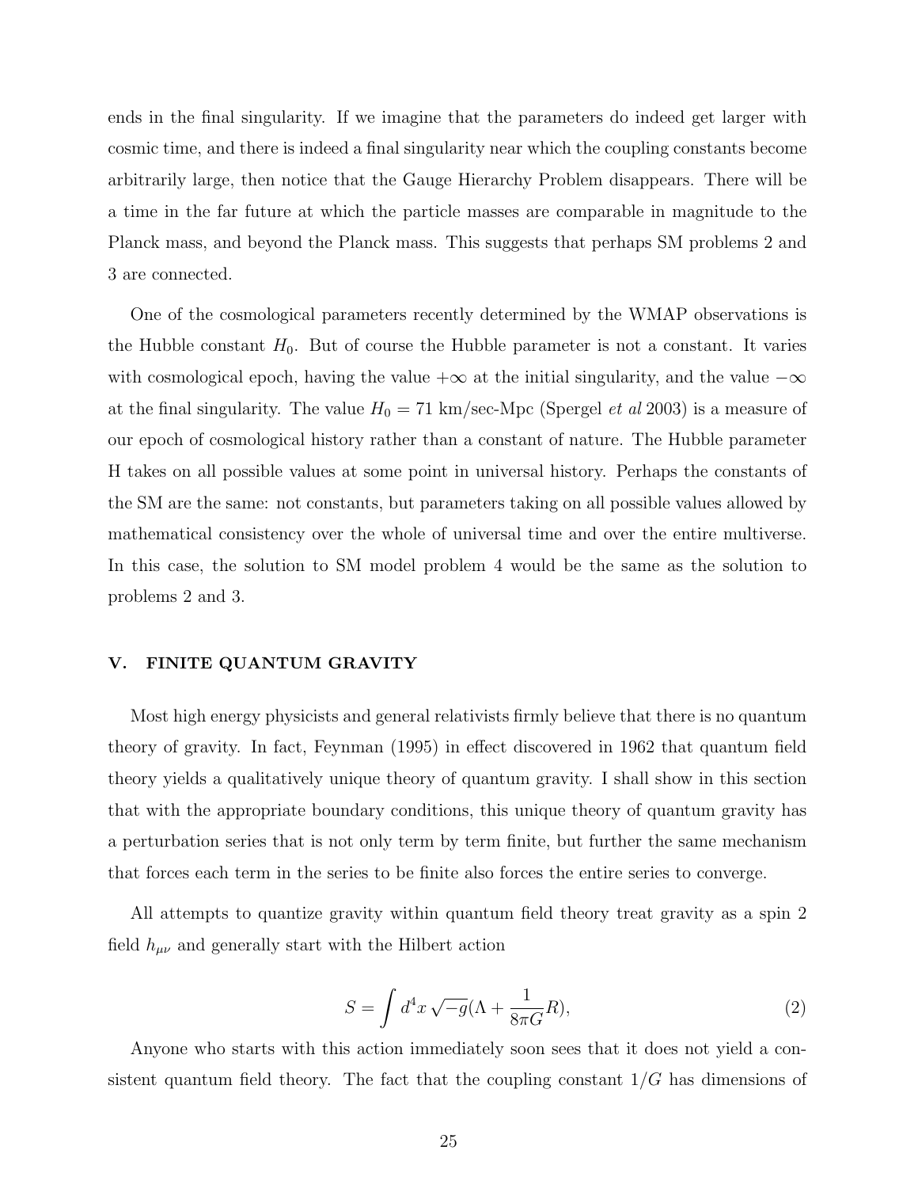ends in the final singularity. If we imagine that the parameters do indeed get larger with cosmic time, and there is indeed a final singularity near which the coupling constants become arbitrarily large, then notice that the Gauge Hierarchy Problem disappears. There will be a time in the far future at which the particle masses are comparable in magnitude to the Planck mass, and beyond the Planck mass. This suggests that perhaps SM problems 2 and 3 are connected.

One of the cosmological parameters recently determined by the WMAP observations is the Hubble constant $H_0$. But of course the Hubble parameter is not a constant. It varies with cosmological epoch, having the value $+\infty$ at the initial singularity, and the value $-\infty$ at the final singularity. The value $H_0 = 71$ km/sec-Mpc (Spergel *et al* 2003) is a measure of our epoch of cosmological history rather than a constant of nature. The Hubble parameter H takes on all possible values at some point in universal history. Perhaps the constants of the SM are the same: not constants, but parameters taking on all possible values allowed by mathematical consistency over the whole of universal time and over the entire multiverse. In this case, the solution to SM model problem 4 would be the same as the solution to problems 2 and 3.

## V. FINITE QUANTUM GRAVITY

Most high energy physicists and general relativists firmly believe that there is no quantum theory of gravity. In fact, Feynman (1995) in effect discovered in 1962 that quantum field theory yields a qualitatively unique theory of quantum gravity. I shall show in this section that with the appropriate boundary conditions, this unique theory of quantum gravity has a perturbation series that is not only term by term finite, but further the same mechanism that forces each term in the series to be finite also forces the entire series to converge.

All attempts to quantize gravity within quantum field theory treat gravity as a spin 2 field $h_{\mu\nu}$ and generally start with the Hilbert action

$$S = \int d^4x \sqrt{-g}(\Lambda + \frac{1}{8\pi G}R), \tag{2}$$

Anyone who starts with this action immediately soon sees that it does not yield a consistent quantum field theory. The fact that the coupling constant $1/G$ has dimensions of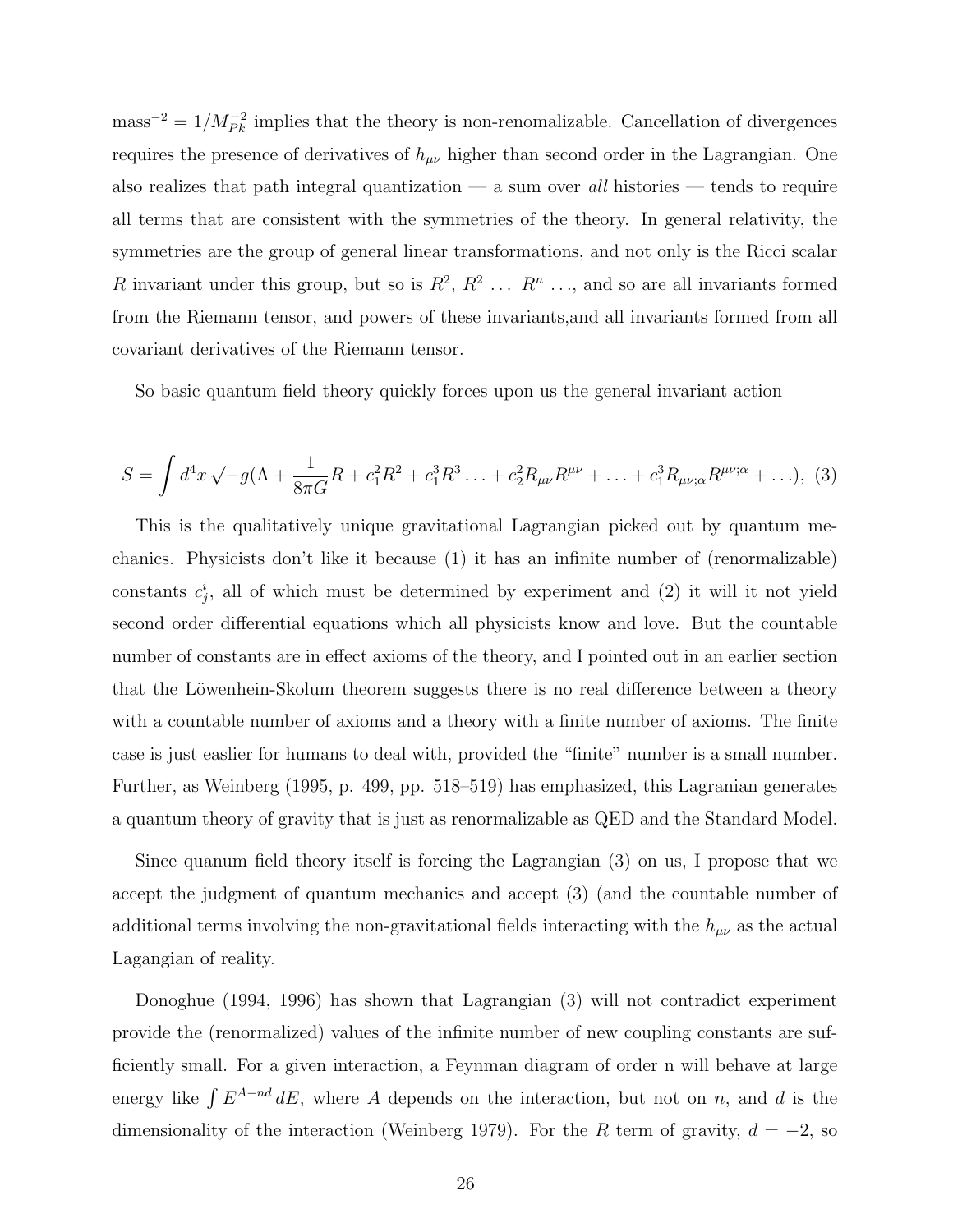$\text{mass}^{-2} = 1/M_{Pk}^{-2}$ implies that the theory is non-renomalizable. Cancellation of divergences requires the presence of derivatives of $h_{\mu\nu}$ higher than second order in the Lagrangian. One also realizes that path integral quantization — a sum over *all* histories — tends to require all terms that are consistent with the symmetries of the theory. In general relativity, the symmetries are the group of general linear transformations, and not only is the Ricci scalar $R$ invariant under this group, but so is $R^2$, $R^2 \ldots R^n \ldots$, and so are all invariants formed from the Riemann tensor, and powers of these invariants,and all invariants formed from all covariant derivatives of the Riemann tensor.

So basic quantum field theory quickly forces upon us the general invariant action

$$S = \int d^4x \sqrt{-g}(\Lambda + \frac{1}{8\pi G}R + c_1^2 R^2 + c_1^3 R^3 \ldots + c_2^2 R_{\mu\nu}R^{\mu\nu} + \ldots + c_1^3 R_{\mu\nu;\alpha}R^{\mu\nu;\alpha} + \ldots), \quad (3)$$

This is the qualitatively unique gravitational Lagrangian picked out by quantum mechanics. Physicists don't like it because (1) it has an infinite number of (renormalizable) constants $c_j^i$, all of which must be determined by experiment and (2) it will it not yield second order differential equations which all physicists know and love. But the countable number of constants are in effect axioms of the theory, and I pointed out in an earlier section that the Löwenhein-Skolum theorem suggests there is no real difference between a theory with a countable number of axioms and a theory with a finite number of axioms. The finite case is just easlier for humans to deal with, provided the "finite" number is a small number. Further, as Weinberg (1995, p. 499, pp. 518–519) has emphasized, this Lagranian generates a quantum theory of gravity that is just as renormalizable as QED and the Standard Model.

Since quanum field theory itself is forcing the Lagrangian (3) on us, I propose that we accept the judgment of quantum mechanics and accept (3) (and the countable number of additional terms involving the non-gravitational fields interacting with the $h_{\mu\nu}$ as the actual Lagangian of reality.

Donoghue (1994, 1996) has shown that Lagrangian (3) will not contradict experiment provide the (renormalized) values of the infinite number of new coupling constants are sufficiently small. For a given interaction, a Feynman diagram of order n will behave at large energy like $\int E^{A-nd}\,dE$, where $A$ depends on the interaction, but not on $n$, and $d$ is the dimensionality of the interaction (Weinberg 1979). For the $R$ term of gravity, $d = -2$, so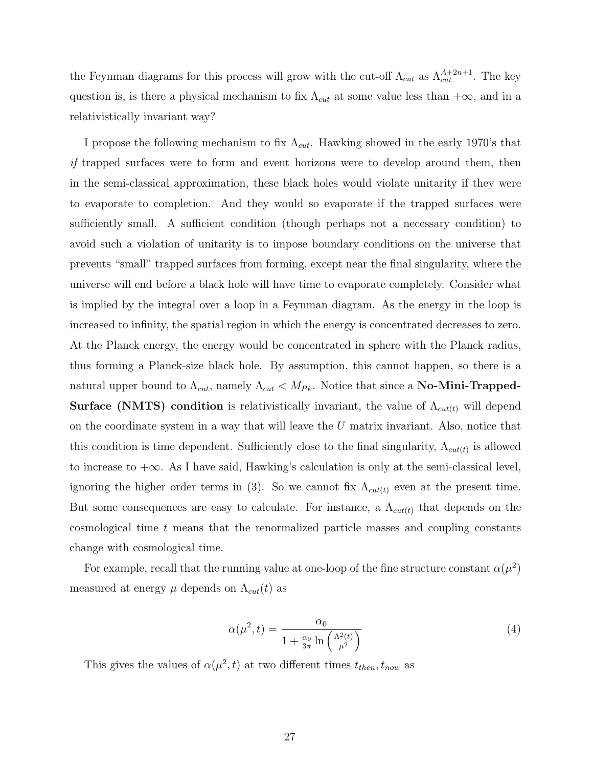the Feynman diagrams for this process will grow with the cut-off $\Lambda_{cut}$ as $\Lambda_{cut}^{A+2n+1}$. The key question is, is there a physical mechanism to fix $\Lambda_{cut}$ at some value less than $+\infty$, and in a relativistically invariant way?

I propose the following mechanism to fix $\Lambda_{cut}$. Hawking showed in the early 1970's that *if* trapped surfaces were to form and event horizons were to develop around them, then in the semi-classical approximation, these black holes would violate unitarity if they were to evaporate to completion. And they would so evaporate if the trapped surfaces were sufficiently small. A sufficient condition (though perhaps not a necessary condition) to avoid such a violation of unitarity is to impose boundary conditions on the universe that prevents "small" trapped surfaces from forming, except near the final singularity, where the universe will end before a black hole will have time to evaporate completely. Consider what is implied by the integral over a loop in a Feynman diagram. As the energy in the loop is increased to infinity, the spatial region in which the energy is concentrated decreases to zero. At the Planck energy, the energy would be concentrated in sphere with the Planck radius, thus forming a Planck-size black hole. By assumption, this cannot happen, so there is a natural upper bound to $\Lambda_{cut}$, namely $\Lambda_{cut} < M_{Pk}$. Notice that since a **No-Mini-Trapped-Surface (NMTS) condition** is relativistically invariant, the value of $\Lambda_{cut(t)}$ will depend on the coordinate system in a way that will leave the $U$ matrix invariant. Also, notice that this condition is time dependent. Sufficiently close to the final singularity, $\Lambda_{cut(t)}$ is allowed to increase to $+\infty$. As I have said, Hawking's calculation is only at the semi-classical level, ignoring the higher order terms in (3). So we cannot fix $\Lambda_{cut(t)}$ even at the present time. But some consequences are easy to calculate. For instance, a $\Lambda_{cut(t)}$ that depends on the cosmological time $t$ means that the renormalized particle masses and coupling constants change with cosmological time.

For example, recall that the running value at one-loop of the fine structure constant $\alpha(\mu^2)$ measured at energy $\mu$ depends on $\Lambda_{cut}(t)$ as

$$\alpha(\mu^2, t) = \frac{\alpha_0}{1 + \frac{\alpha_0}{3\pi} \ln\left(\frac{\Lambda^2(t)}{\mu^2}\right)} \tag{4}$$

This gives the values of $\alpha(\mu^2, t)$ at two different times $t_{then}, t_{now}$ as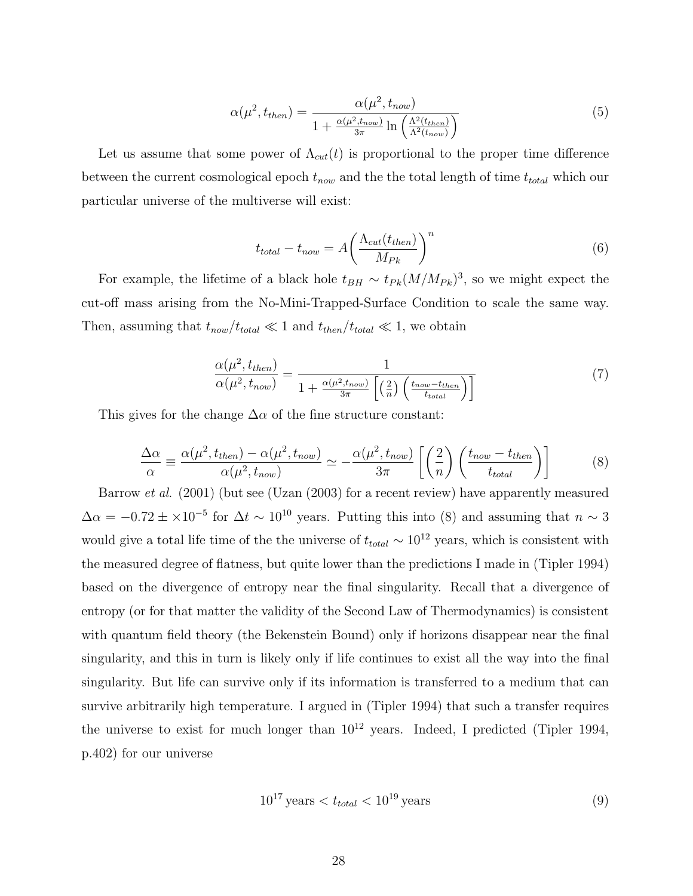$$\alpha(\mu^2, t_{then}) = \frac{\alpha(\mu^2, t_{now})}{1 + \frac{\alpha(\mu^2, t_{now})}{3\pi} \ln\left(\frac{\Lambda^2(t_{then})}{\Lambda^2(t_{now})}\right)} \tag{5}$$

Let us assume that some power of $\Lambda_{cut}(t)$ is proportional to the proper time difference between the current cosmological epoch $t_{now}$ and the the total length of time $t_{total}$ which our particular universe of the multiverse will exist:

$$t_{total} - t_{now} = A\left(\frac{\Lambda_{cut}(t_{then})}{M_{Pk}}\right)^n \tag{6}$$

For example, the lifetime of a black hole $t_{BH} \sim t_{Pk}(M/M_{Pk})^3$, so we might expect the cut-off mass arising from the No-Mini-Trapped-Surface Condition to scale the same way. Then, assuming that $t_{now}/t_{total} \ll 1$ and $t_{then}/t_{total} \ll 1$, we obtain

$$\frac{\alpha(\mu^2, t_{then})}{\alpha(\mu^2, t_{now})} = \frac{1}{1 + \frac{\alpha(\mu^2, t_{now})}{3\pi}\left[\left(\frac{2}{n}\right)\left(\frac{t_{now} - t_{then}}{t_{total}}\right)\right]} \tag{7}$$

This gives for the change $\Delta\alpha$ of the fine structure constant:

$$\frac{\Delta\alpha}{\alpha} \equiv \frac{\alpha(\mu^2, t_{then}) - \alpha(\mu^2, t_{now})}{\alpha(\mu^2, t_{now})} \simeq -\frac{\alpha(\mu^2, t_{now})}{3\pi}\left[\left(\frac{2}{n}\right)\left(\frac{t_{now} - t_{then}}{t_{total}}\right)\right] \tag{8}$$

Barrow *et al.* (2001) (but see (Uzan (2003) for a recent review) have apparently measured $\Delta\alpha = -0.72 \pm \times 10^{-5}$ for $\Delta t \sim 10^{10}$ years. Putting this into (8) and assuming that $n \sim 3$ would give a total life time of the the universe of $t_{total} \sim 10^{12}$ years, which is consistent with the measured degree of flatness, but quite lower than the predictions I made in (Tipler 1994) based on the divergence of entropy near the final singularity. Recall that a divergence of entropy (or for that matter the validity of the Second Law of Thermodynamics) is consistent with quantum field theory (the Bekenstein Bound) only if horizons disappear near the final singularity, and this in turn is likely only if life continues to exist all the way into the final singularity. But life can survive only if its information is transferred to a medium that can survive arbitrarily high temperature. I argued in (Tipler 1994) that such a transfer requires the universe to exist for much longer than $10^{12}$ years. Indeed, I predicted (Tipler 1994, p.402) for our universe

$$10^{17}\,\text{years} < t_{total} < 10^{19}\,\text{years} \tag{9}$$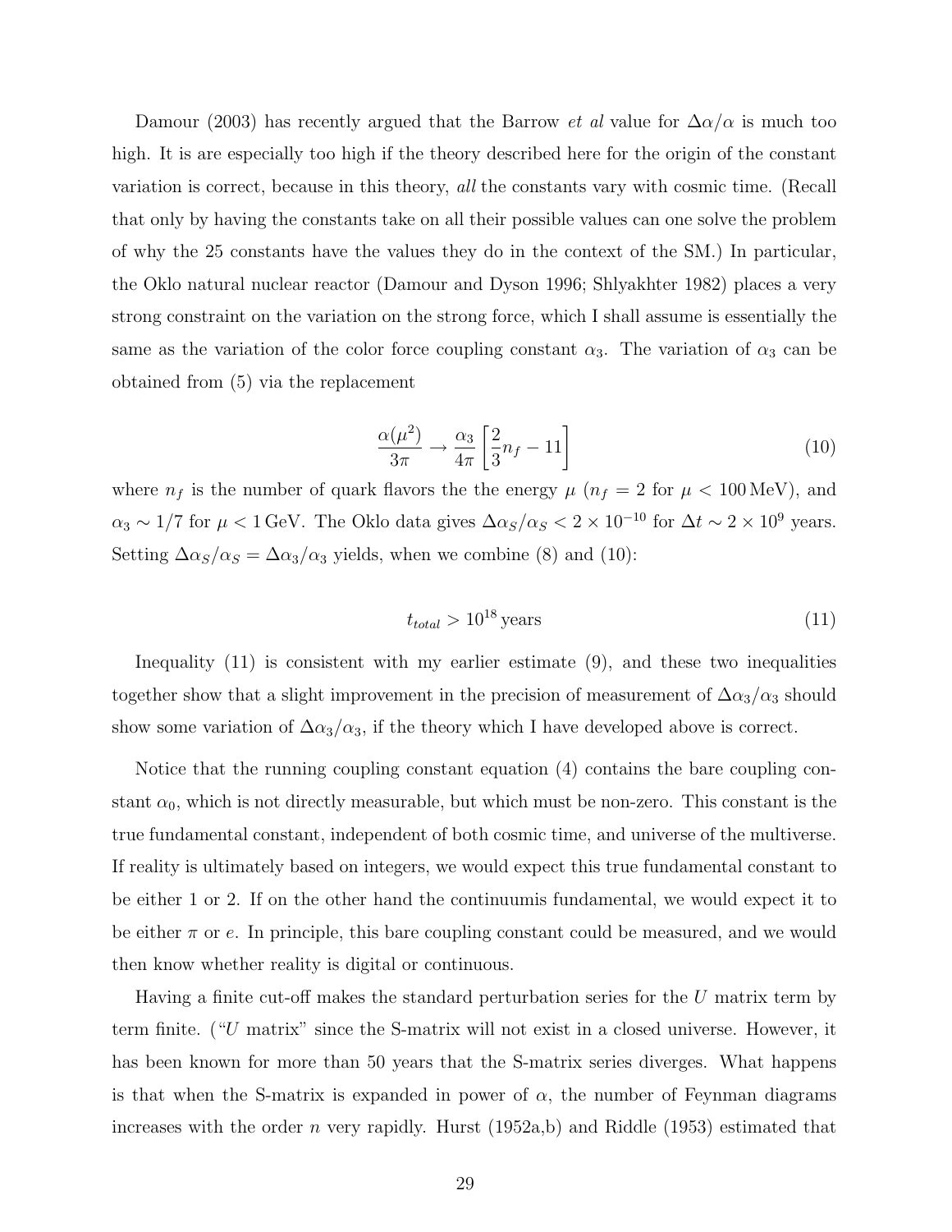Damour (2003) has recently argued that the Barrow *et al* value for $\Delta\alpha/\alpha$ is much too high. It is are especially too high if the theory described here for the origin of the constant variation is correct, because in this theory, *all* the constants vary with cosmic time. (Recall that only by having the constants take on all their possible values can one solve the problem of why the 25 constants have the values they do in the context of the SM.) In particular, the Oklo natural nuclear reactor (Damour and Dyson 1996; Shlyakhter 1982) places a very strong constraint on the variation on the strong force, which I shall assume is essentially the same as the variation of the color force coupling constant $\alpha_3$. The variation of $\alpha_3$ can be obtained from (5) via the replacement

$$\frac{\alpha(\mu^2)}{3\pi} \to \frac{\alpha_3}{4\pi}\left[\frac{2}{3}n_f - 11\right] \tag{10}$$

where $n_f$ is the number of quark flavors the the energy $\mu$ ($n_f = 2$ for $\mu < 100\,\text{MeV}$), and $\alpha_3 \sim 1/7$ for $\mu < 1\,\text{GeV}$. The Oklo data gives $\Delta\alpha_S/\alpha_S < 2 \times 10^{-10}$ for $\Delta t \sim 2 \times 10^9$ years. Setting $\Delta\alpha_S/\alpha_S = \Delta\alpha_3/\alpha_3$ yields, when we combine (8) and (10):

$$t_{total} > 10^{18}\,\text{years} \tag{11}$$

Inequality (11) is consistent with my earlier estimate (9), and these two inequalities together show that a slight improvement in the precision of measurement of $\Delta\alpha_3/\alpha_3$ should show some variation of $\Delta\alpha_3/\alpha_3$, if the theory which I have developed above is correct.

Notice that the running coupling constant equation (4) contains the bare coupling constant $\alpha_0$, which is not directly measurable, but which must be non-zero. This constant is the true fundamental constant, independent of both cosmic time, and universe of the multiverse. If reality is ultimately based on integers, we would expect this true fundamental constant to be either 1 or 2. If on the other hand the continuumis fundamental, we would expect it to be either $\pi$ or $e$. In principle, this bare coupling constant could be measured, and we would then know whether reality is digital or continuous.

Having a finite cut-off makes the standard perturbation series for the $U$ matrix term by term finite. ("$U$ matrix" since the S-matrix will not exist in a closed universe. However, it has been known for more than 50 years that the S-matrix series diverges. What happens is that when the S-matrix is expanded in power of $\alpha$, the number of Feynman diagrams increases with the order $n$ very rapidly. Hurst (1952a,b) and Riddle (1953) estimated that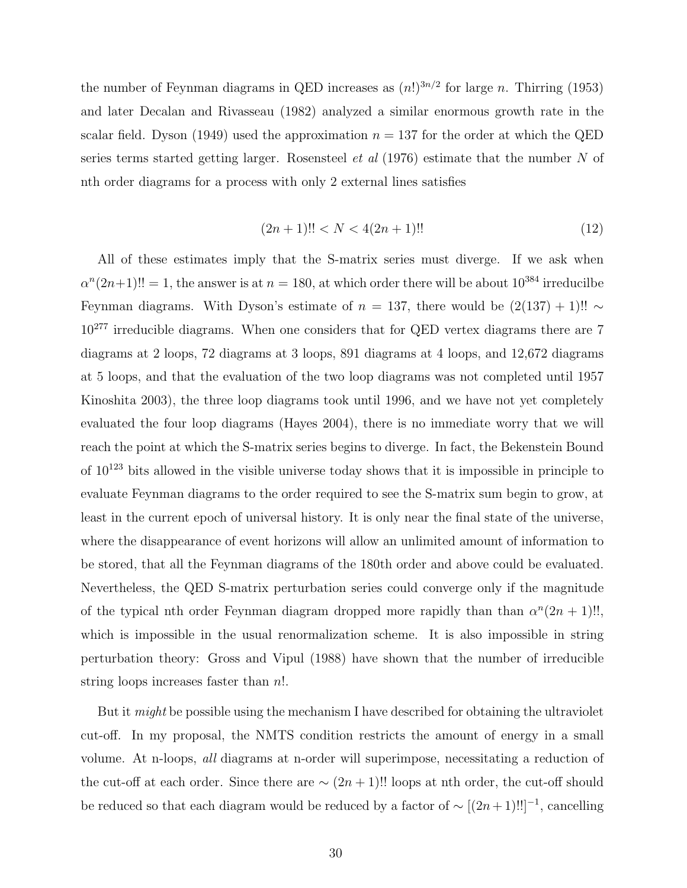the number of Feynman diagrams in QED increases as $(n!)^{3n/2}$ for large $n$. Thirring (1953) and later Decalan and Rivasseau (1982) analyzed a similar enormous growth rate in the scalar field. Dyson (1949) used the approximation $n = 137$ for the order at which the QED series terms started getting larger. Rosensteel *et al* (1976) estimate that the number $N$ of nth order diagrams for a process with only 2 external lines satisfies

$$(2n+1)!! < N < 4(2n+1)!! \tag{12}$$

All of these estimates imply that the S-matrix series must diverge. If we ask when $\alpha^n(2n+1)!! = 1$, the answer is at $n = 180$, at which order there will be about $10^{384}$ irreducilbe Feynman diagrams. With Dyson's estimate of $n = 137$, there would be $(2(137)+1)!! \sim 10^{277}$ irreducible diagrams. When one considers that for QED vertex diagrams there are 7 diagrams at 2 loops, 72 diagrams at 3 loops, 891 diagrams at 4 loops, and 12,672 diagrams at 5 loops, and that the evaluation of the two loop diagrams was not completed until 1957 Kinoshita 2003), the three loop diagrams took until 1996, and we have not yet completely evaluated the four loop diagrams (Hayes 2004), there is no immediate worry that we will reach the point at which the S-matrix series begins to diverge. In fact, the Bekenstein Bound of $10^{123}$ bits allowed in the visible universe today shows that it is impossible in principle to evaluate Feynman diagrams to the order required to see the S-matrix sum begin to grow, at least in the current epoch of universal history. It is only near the final state of the universe, where the disappearance of event horizons will allow an unlimited amount of information to be stored, that all the Feynman diagrams of the 180th order and above could be evaluated. Nevertheless, the QED S-matrix perturbation series could converge only if the magnitude of the typical nth order Feynman diagram dropped more rapidly than than $\alpha^n(2n+1)!!$, which is impossible in the usual renormalization scheme. It is also impossible in string perturbation theory: Gross and Vipul (1988) have shown that the number of irreducible string loops increases faster than $n!$.

But it *might* be possible using the mechanism I have described for obtaining the ultraviolet cut-off. In my proposal, the NMTS condition restricts the amount of energy in a small volume. At n-loops, *all* diagrams at n-order will superimpose, necessitating a reduction of the cut-off at each order. Since there are $\sim (2n+1)!!$ loops at nth order, the cut-off should be reduced so that each diagram would be reduced by a factor of $\sim [(2n+1)!!]^{-1}$, cancelling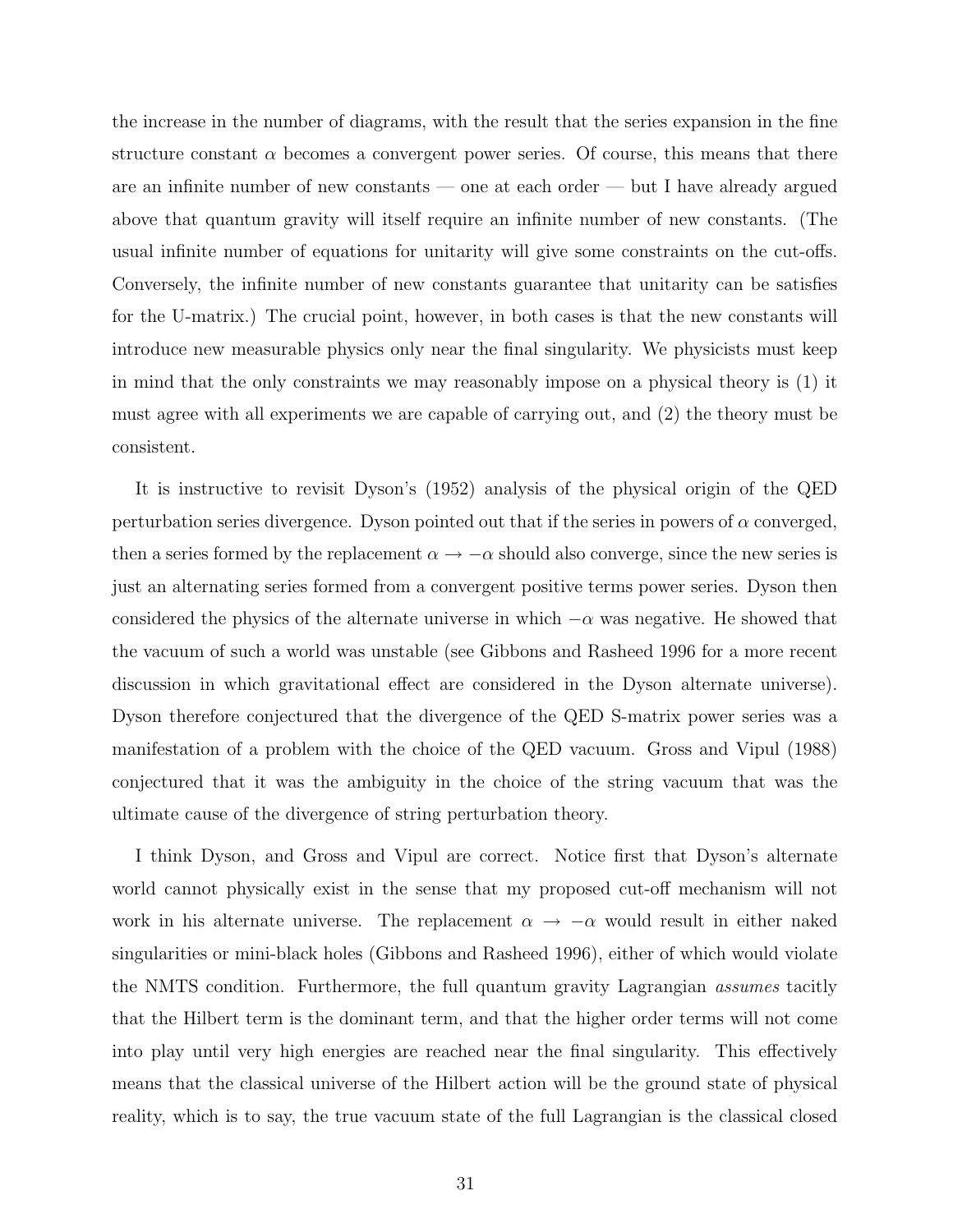the increase in the number of diagrams, with the result that the series expansion in the fine structure constant $\alpha$ becomes a convergent power series. Of course, this means that there are an infinite number of new constants — one at each order — but I have already argued above that quantum gravity will itself require an infinite number of new constants. (The usual infinite number of equations for unitarity will give some constraints on the cut-offs. Conversely, the infinite number of new constants guarantee that unitarity can be satisfies for the U-matrix.) The crucial point, however, in both cases is that the new constants will introduce new measurable physics only near the final singularity. We physicists must keep in mind that the only constraints we may reasonably impose on a physical theory is (1) it must agree with all experiments we are capable of carrying out, and (2) the theory must be consistent.

It is instructive to revisit Dyson's (1952) analysis of the physical origin of the QED perturbation series divergence. Dyson pointed out that if the series in powers of $\alpha$ converged, then a series formed by the replacement $\alpha \to -\alpha$ should also converge, since the new series is just an alternating series formed from a convergent positive terms power series. Dyson then considered the physics of the alternate universe in which $-\alpha$ was negative. He showed that the vacuum of such a world was unstable (see Gibbons and Rasheed 1996 for a more recent discussion in which gravitational effect are considered in the Dyson alternate universe). Dyson therefore conjectured that the divergence of the QED S-matrix power series was a manifestation of a problem with the choice of the QED vacuum. Gross and Vipul (1988) conjectured that it was the ambiguity in the choice of the string vacuum that was the ultimate cause of the divergence of string perturbation theory.

I think Dyson, and Gross and Vipul are correct. Notice first that Dyson's alternate world cannot physically exist in the sense that my proposed cut-off mechanism will not work in his alternate universe. The replacement $\alpha \to -\alpha$ would result in either naked singularities or mini-black holes (Gibbons and Rasheed 1996), either of which would violate the NMTS condition. Furthermore, the full quantum gravity Lagrangian *assumes* tacitly that the Hilbert term is the dominant term, and that the higher order terms will not come into play until very high energies are reached near the final singularity. This effectively means that the classical universe of the Hilbert action will be the ground state of physical reality, which is to say, the true vacuum state of the full Lagrangian is the classical closed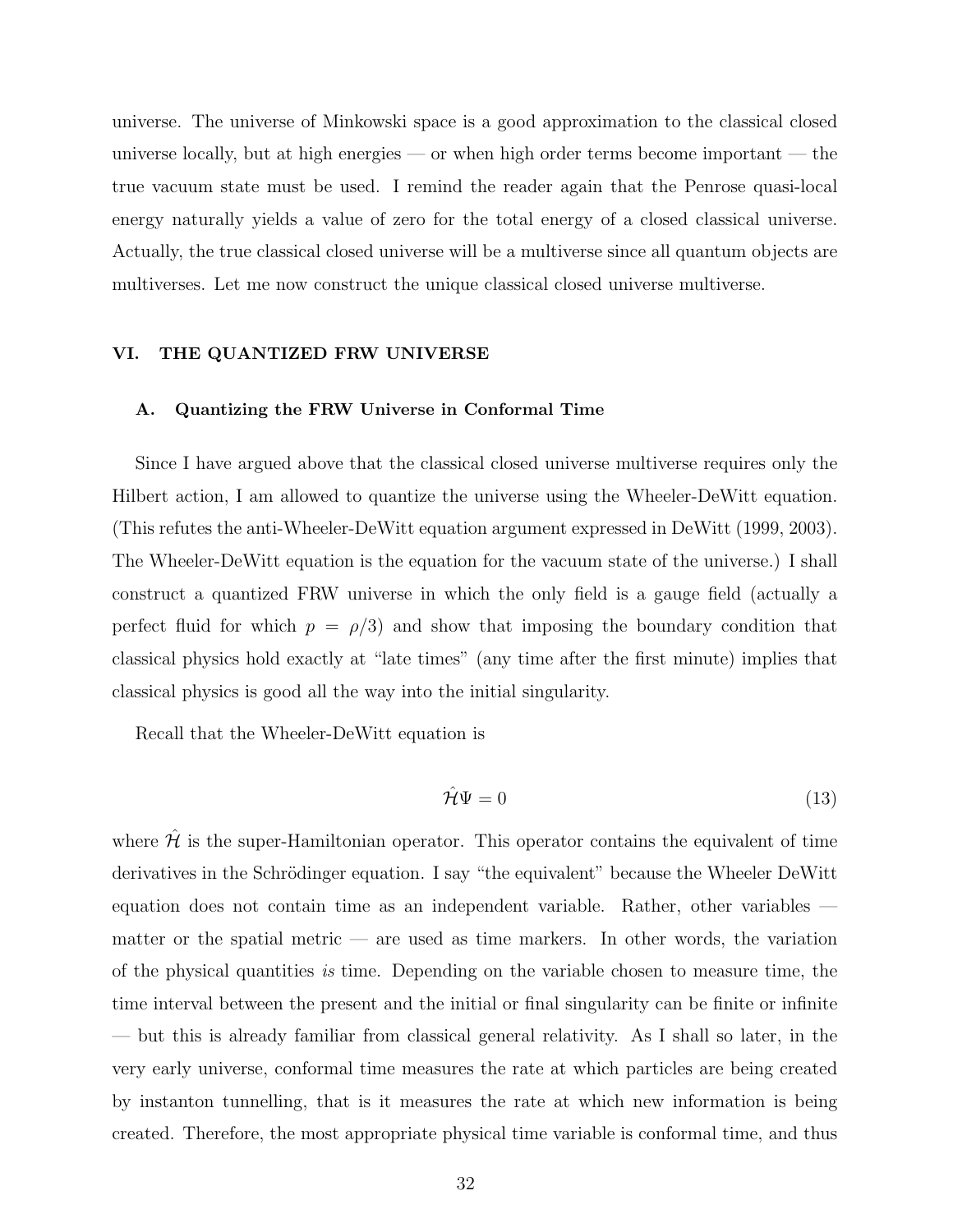universe. The universe of Minkowski space is a good approximation to the classical closed universe locally, but at high energies — or when high order terms become important — the true vacuum state must be used. I remind the reader again that the Penrose quasi-local energy naturally yields a value of zero for the total energy of a closed classical universe. Actually, the true classical closed universe will be a multiverse since all quantum objects are multiverses. Let me now construct the unique classical closed universe multiverse.

## VI. THE QUANTIZED FRW UNIVERSE

### A. Quantizing the FRW Universe in Conformal Time

Since I have argued above that the classical closed universe multiverse requires only the Hilbert action, I am allowed to quantize the universe using the Wheeler-DeWitt equation. (This refutes the anti-Wheeler-DeWitt equation argument expressed in DeWitt (1999, 2003). The Wheeler-DeWitt equation is the equation for the vacuum state of the universe.) I shall construct a quantized FRW universe in which the only field is a gauge field (actually a perfect fluid for which $p = \rho/3$) and show that imposing the boundary condition that classical physics hold exactly at "late times" (any time after the first minute) implies that classical physics is good all the way into the initial singularity.

Recall that the Wheeler-DeWitt equation is

$$\hat{\mathcal{H}}\Psi = 0 \tag{13}$$

where $\hat{\mathcal{H}}$ is the super-Hamiltonian operator. This operator contains the equivalent of time derivatives in the Schrödinger equation. I say "the equivalent" because the Wheeler DeWitt equation does not contain time as an independent variable. Rather, other variables — matter or the spatial metric — are used as time markers. In other words, the variation of the physical quantities *is* time. Depending on the variable chosen to measure time, the time interval between the present and the initial or final singularity can be finite or infinite — but this is already familiar from classical general relativity. As I shall so later, in the very early universe, conformal time measures the rate at which particles are being created by instanton tunnelling, that is it measures the rate at which new information is being created. Therefore, the most appropriate physical time variable is conformal time, and thus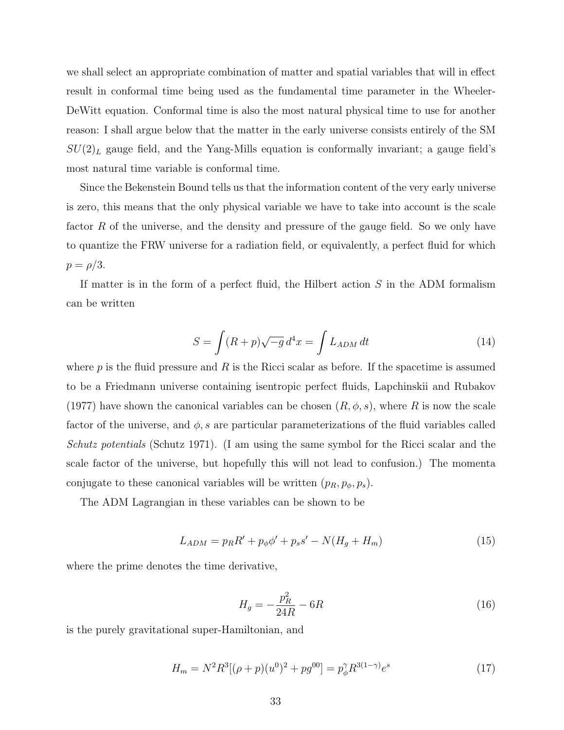we shall select an appropriate combination of matter and spatial variables that will in effect result in conformal time being used as the fundamental time parameter in the Wheeler-DeWitt equation. Conformal time is also the most natural physical time to use for another reason: I shall argue below that the matter in the early universe consists entirely of the SM $SU(2)_L$ gauge field, and the Yang-Mills equation is conformally invariant; a gauge field's most natural time variable is conformal time.

Since the Bekenstein Bound tells us that the information content of the very early universe is zero, this means that the only physical variable we have to take into account is the scale factor $R$ of the universe, and the density and pressure of the gauge field. So we only have to quantize the FRW universe for a radiation field, or equivalently, a perfect fluid for which $p = \rho/3$.

If matter is in the form of a perfect fluid, the Hilbert action $S$ in the ADM formalism can be written

$$S = \int (R + p)\sqrt{-g}\, d^4x = \int L_{ADM}\, dt \tag{14}$$

where $p$ is the fluid pressure and $R$ is the Ricci scalar as before. If the spacetime is assumed to be a Friedmann universe containing isentropic perfect fluids, Lapchinskii and Rubakov (1977) have shown the canonical variables can be chosen $(R, \phi, s)$, where $R$ is now the scale factor of the universe, and $\phi, s$ are particular parameterizations of the fluid variables called *Schutz potentials* (Schutz 1971). (I am using the same symbol for the Ricci scalar and the scale factor of the universe, but hopefully this will not lead to confusion.) The momenta conjugate to these canonical variables will be written $(p_R, p_\phi, p_s)$.

The ADM Lagrangian in these variables can be shown to be

$$L_{ADM} = p_R R' + p_\phi \phi' + p_s s' - N(H_g + H_m) \tag{15}$$

where the prime denotes the time derivative,

$$H_g = -\frac{p_R^2}{24R} - 6R \tag{16}$$

is the purely gravitational super-Hamiltonian, and

$$H_m = N^2 R^3 [(\rho + p)(u^0)^2 + p g^{00}] = p_\phi^\gamma R^{3(1-\gamma)} e^s \tag{17}$$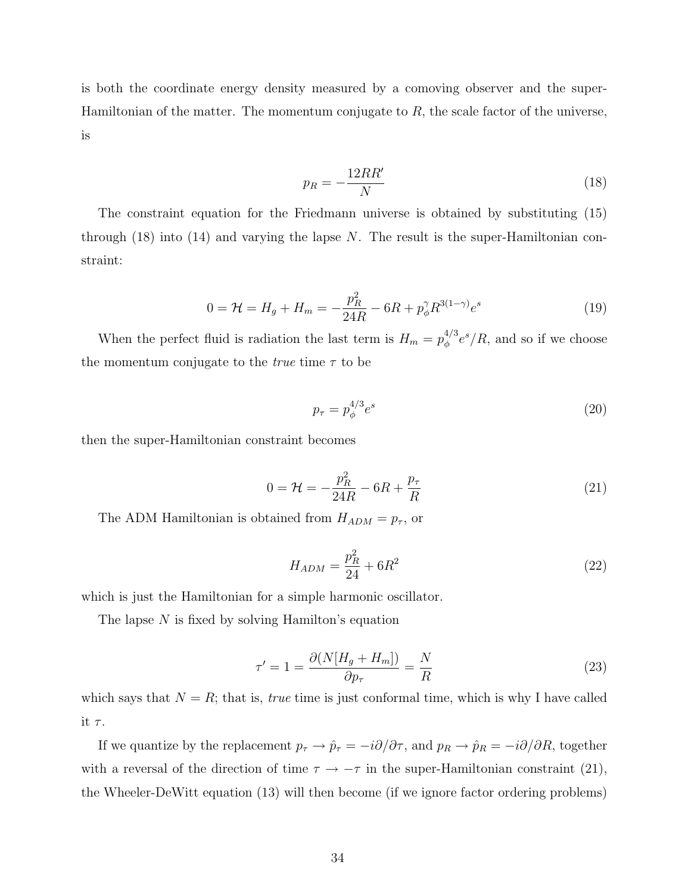is both the coordinate energy density measured by a comoving observer and the super-Hamiltonian of the matter. The momentum conjugate to $R$, the scale factor of the universe, is

$$p_R = -\frac{12RR'}{N} \tag{18}$$

The constraint equation for the Friedmann universe is obtained by substituting (15) through (18) into (14) and varying the lapse $N$. The result is the super-Hamiltonian constraint:

$$0 = \mathcal{H} = H_g + H_m = -\frac{p_R^2}{24R} - 6R + p_\phi^\gamma R^{3(1-\gamma)} e^s \tag{19}$$

When the perfect fluid is radiation the last term is $H_m = p_\phi^{4/3} e^s / R$, and so if we choose the momentum conjugate to the *true* time $\tau$ to be

$$p_\tau = p_\phi^{4/3} e^s \tag{20}$$

then the super-Hamiltonian constraint becomes

$$0 = \mathcal{H} = -\frac{p_R^2}{24R} - 6R + \frac{p_\tau}{R} \tag{21}$$

The ADM Hamiltonian is obtained from $H_{ADM} = p_\tau$, or

$$H_{ADM} = \frac{p_R^2}{24} + 6R^2 \tag{22}$$

which is just the Hamiltonian for a simple harmonic oscillator.

The lapse $N$ is fixed by solving Hamilton's equation

$$\tau' = 1 = \frac{\partial(N[H_g + H_m])}{\partial p_\tau} = \frac{N}{R} \tag{23}$$

which says that $N = R$; that is, *true* time is just conformal time, which is why I have called it $\tau$.

If we quantize by the replacement $p_\tau \to \hat{p}_\tau = -i\partial/\partial\tau$, and $p_R \to \hat{p}_R = -i\partial/\partial R$, together with a reversal of the direction of time $\tau \to -\tau$ in the super-Hamiltonian constraint (21), the Wheeler-DeWitt equation (13) will then become (if we ignore factor ordering problems)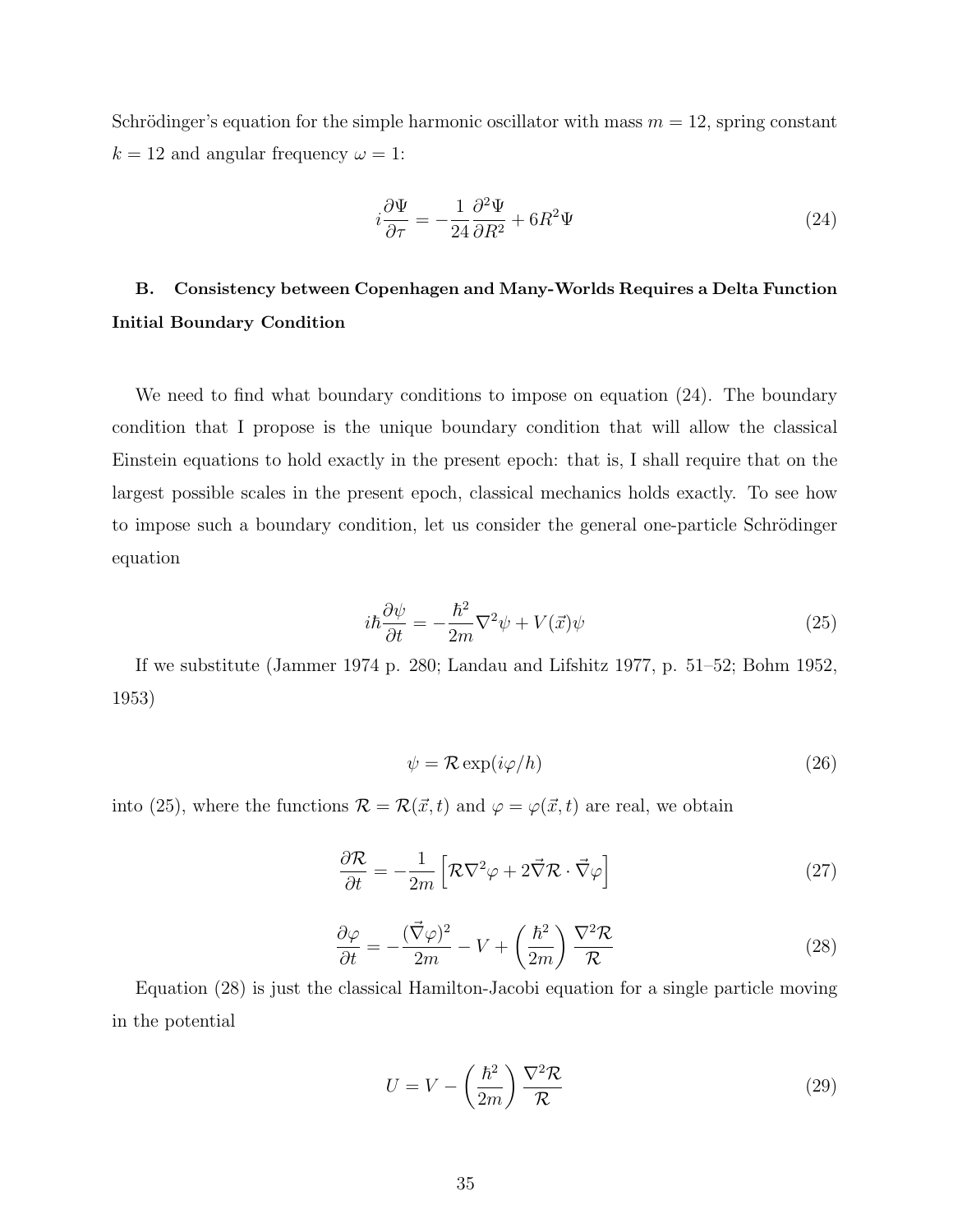Schrödinger's equation for the simple harmonic oscillator with mass $m = 12$, spring constant $k = 12$ and angular frequency $\omega = 1$:

$$i\frac{\partial \Psi}{\partial \tau} = -\frac{1}{24}\frac{\partial^2 \Psi}{\partial R^2} + 6R^2\Psi \tag{24}$$

### B. Consistency between Copenhagen and Many-Worlds Requires a Delta Function Initial Boundary Condition

We need to find what boundary conditions to impose on equation (24). The boundary condition that I propose is the unique boundary condition that will allow the classical Einstein equations to hold exactly in the present epoch: that is, I shall require that on the largest possible scales in the present epoch, classical mechanics holds exactly. To see how to impose such a boundary condition, let us consider the general one-particle Schrödinger equation

$$i\hbar\frac{\partial \psi}{\partial t} = -\frac{\hbar^2}{2m}\nabla^2\psi + V(\vec{x})\psi \tag{25}$$

If we substitute (Jammer 1974 p. 280; Landau and Lifshitz 1977, p. 51–52; Bohm 1952, 1953)

$$\psi = \mathcal{R}\exp(i\varphi/h) \tag{26}$$

into (25), where the functions $\mathcal{R} = \mathcal{R}(\vec{x}, t)$ and $\varphi = \varphi(\vec{x}, t)$ are real, we obtain

$$\frac{\partial \mathcal{R}}{\partial t} = -\frac{1}{2m}\left[\mathcal{R}\nabla^2\varphi + 2\vec{\nabla}\mathcal{R}\cdot\vec{\nabla}\varphi\right] \tag{27}$$

$$\frac{\partial \varphi}{\partial t} = -\frac{(\vec{\nabla}\varphi)^2}{2m} - V + \left(\frac{\hbar^2}{2m}\right)\frac{\nabla^2\mathcal{R}}{\mathcal{R}} \tag{28}$$

Equation (28) is just the classical Hamilton-Jacobi equation for a single particle moving in the potential

$$U = V - \left(\frac{\hbar^2}{2m}\right)\frac{\nabla^2\mathcal{R}}{\mathcal{R}} \tag{29}$$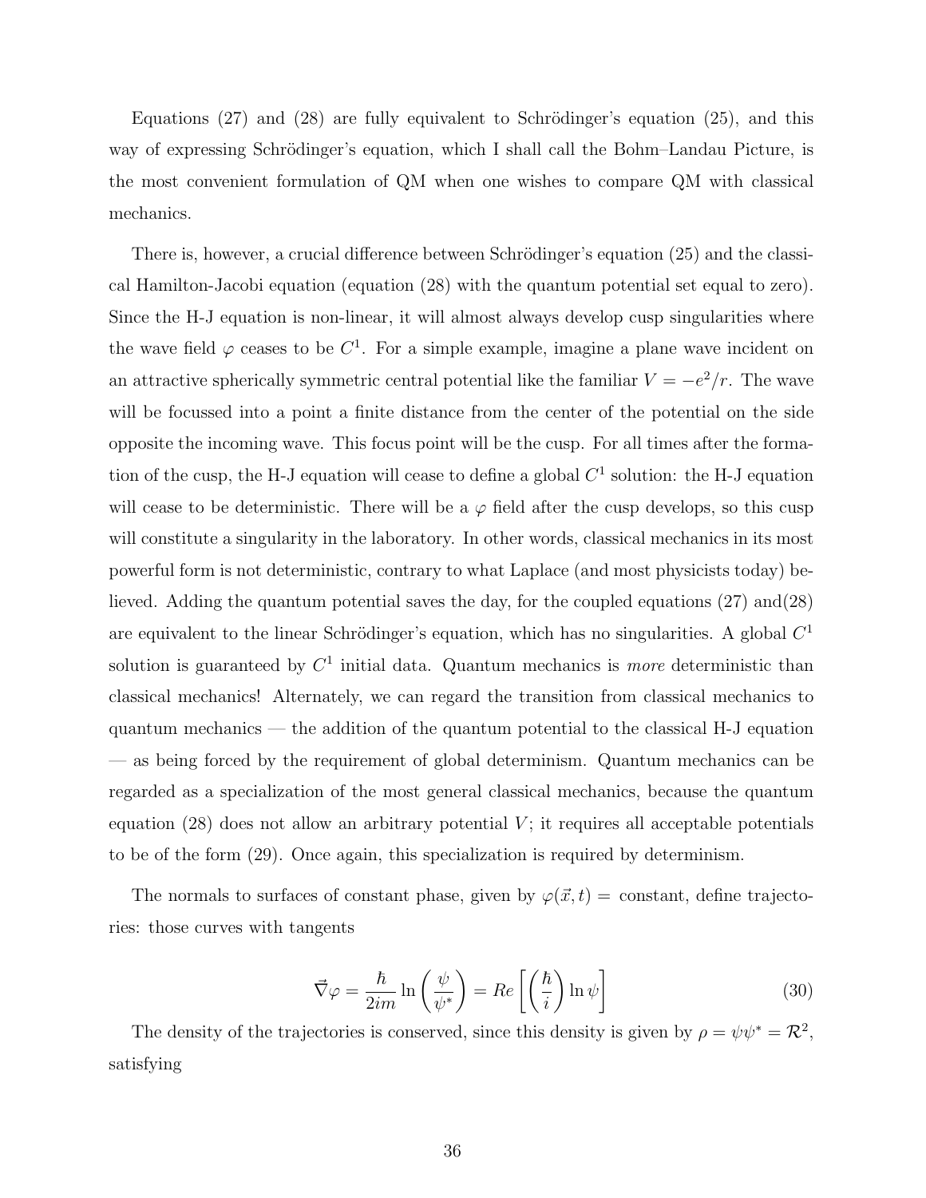Equations (27) and (28) are fully equivalent to Schrödinger's equation (25), and this way of expressing Schrödinger's equation, which I shall call the Bohm–Landau Picture, is the most convenient formulation of QM when one wishes to compare QM with classical mechanics.

There is, however, a crucial difference between Schrödinger's equation (25) and the classical Hamilton-Jacobi equation (equation (28) with the quantum potential set equal to zero). Since the H-J equation is non-linear, it will almost always develop cusp singularities where the wave field $\varphi$ ceases to be $C^1$. For a simple example, imagine a plane wave incident on an attractive spherically symmetric central potential like the familiar $V = -e^2/r$. The wave will be focussed into a point a finite distance from the center of the potential on the side opposite the incoming wave. This focus point will be the cusp. For all times after the formation of the cusp, the H-J equation will cease to define a global $C^1$ solution: the H-J equation will cease to be deterministic. There will be a $\varphi$ field after the cusp develops, so this cusp will constitute a singularity in the laboratory. In other words, classical mechanics in its most powerful form is not deterministic, contrary to what Laplace (and most physicists today) believed. Adding the quantum potential saves the day, for the coupled equations (27) and(28) are equivalent to the linear Schrödinger's equation, which has no singularities. A global $C^1$ solution is guaranteed by $C^1$ initial data. Quantum mechanics is *more* deterministic than classical mechanics! Alternately, we can regard the transition from classical mechanics to quantum mechanics — the addition of the quantum potential to the classical H-J equation — as being forced by the requirement of global determinism. Quantum mechanics can be regarded as a specialization of the most general classical mechanics, because the quantum equation (28) does not allow an arbitrary potential $V$; it requires all acceptable potentials to be of the form (29). Once again, this specialization is required by determinism.

The normals to surfaces of constant phase, given by $\varphi(\vec{x}, t) =$ constant, define trajectories: those curves with tangents

$$\vec{\nabla}\varphi = \frac{\hbar}{2im} \ln\left(\frac{\psi}{\psi^*}\right) = Re\left[\left(\frac{\hbar}{i}\right)\ln\psi\right] \tag{30}$$

The density of the trajectories is conserved, since this density is given by $\rho = \psi\psi^* = \mathcal{R}^2$, satisfying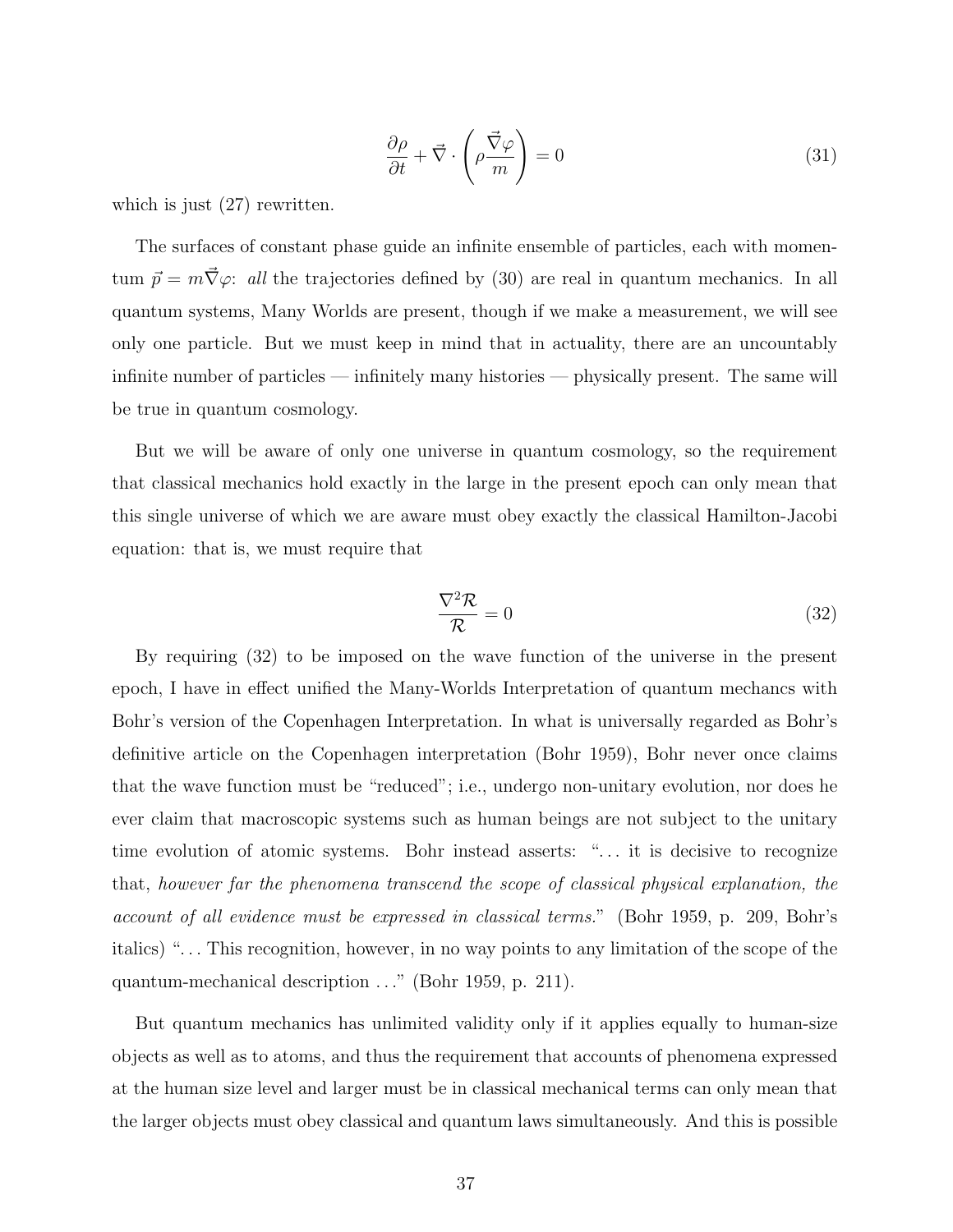$$\frac{\partial \rho}{\partial t} + \vec{\nabla} \cdot \left( \rho \frac{\vec{\nabla} \varphi}{m} \right) = 0 \tag{31}$$

which is just (27) rewritten.

The surfaces of constant phase guide an infinite ensemble of particles, each with momentum $\vec{p} = m\vec{\nabla}\varphi$: *all* the trajectories defined by (30) are real in quantum mechanics. In all quantum systems, Many Worlds are present, though if we make a measurement, we will see only one particle. But we must keep in mind that in actuality, there are an uncountably infinite number of particles — infinitely many histories — physically present. The same will be true in quantum cosmology.

But we will be aware of only one universe in quantum cosmology, so the requirement that classical mechanics hold exactly in the large in the present epoch can only mean that this single universe of which we are aware must obey exactly the classical Hamilton-Jacobi equation: that is, we must require that

$$\frac{\nabla^2 \mathcal{R}}{\mathcal{R}} = 0 \tag{32}$$

By requiring (32) to be imposed on the wave function of the universe in the present epoch, I have in effect unified the Many-Worlds Interpretation of quantum mechancs with Bohr's version of the Copenhagen Interpretation. In what is universally regarded as Bohr's definitive article on the Copenhagen interpretation (Bohr 1959), Bohr never once claims that the wave function must be "reduced"; i.e., undergo non-unitary evolution, nor does he ever claim that macroscopic systems such as human beings are not subject to the unitary time evolution of atomic systems. Bohr instead asserts: "... it is decisive to recognize that, *however far the phenomena transcend the scope of classical physical explanation, the account of all evidence must be expressed in classical terms.*" (Bohr 1959, p. 209, Bohr's italics) "... This recognition, however, in no way points to any limitation of the scope of the quantum-mechanical description ..." (Bohr 1959, p. 211).

But quantum mechanics has unlimited validity only if it applies equally to human-size objects as well as to atoms, and thus the requirement that accounts of phenomena expressed at the human size level and larger must be in classical mechanical terms can only mean that the larger objects must obey classical and quantum laws simultaneously. And this is possible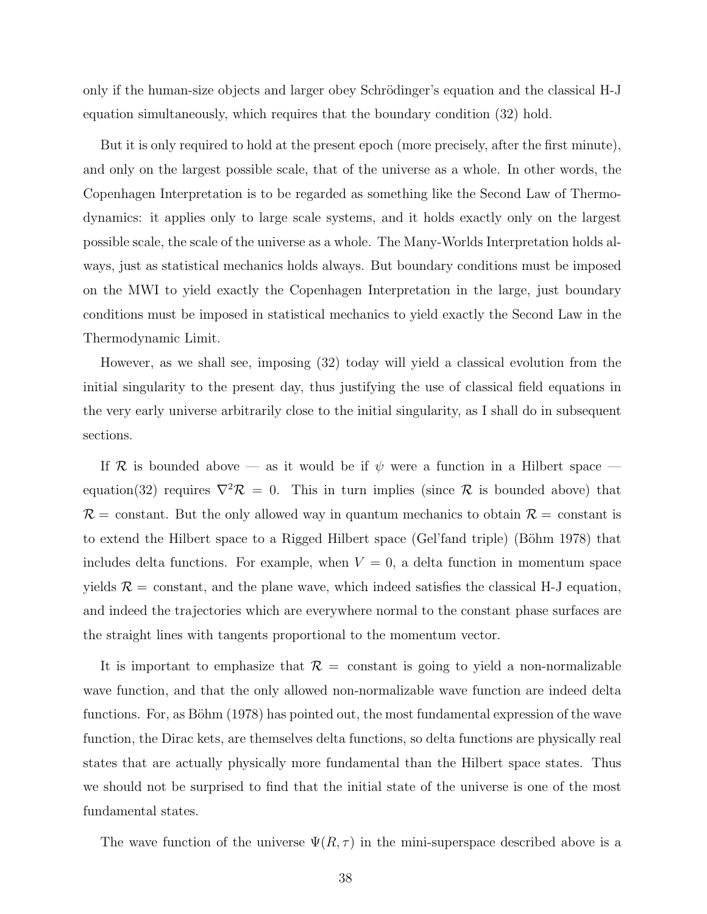only if the human-size objects and larger obey Schrödinger's equation and the classical H-J equation simultaneously, which requires that the boundary condition (32) hold.

But it is only required to hold at the present epoch (more precisely, after the first minute), and only on the largest possible scale, that of the universe as a whole. In other words, the Copenhagen Interpretation is to be regarded as something like the Second Law of Thermodynamics: it applies only to large scale systems, and it holds exactly only on the largest possible scale, the scale of the universe as a whole. The Many-Worlds Interpretation holds always, just as statistical mechanics holds always. But boundary conditions must be imposed on the MWI to yield exactly the Copenhagen Interpretation in the large, just boundary conditions must be imposed in statistical mechanics to yield exactly the Second Law in the Thermodynamic Limit.

However, as we shall see, imposing (32) today will yield a classical evolution from the initial singularity to the present day, thus justifying the use of classical field equations in the very early universe arbitrarily close to the initial singularity, as I shall do in subsequent sections.

If $\mathcal{R}$ is bounded above — as it would be if $\psi$ were a function in a Hilbert space — equation(32) requires $\nabla^2\mathcal{R} = 0$. This in turn implies (since $\mathcal{R}$ is bounded above) that $\mathcal{R} =$ constant. But the only allowed way in quantum mechanics to obtain $\mathcal{R} =$ constant is to extend the Hilbert space to a Rigged Hilbert space (Gel'fand triple) (Böhm 1978) that includes delta functions. For example, when $V = 0$, a delta function in momentum space yields $\mathcal{R} =$ constant, and the plane wave, which indeed satisfies the classical H-J equation, and indeed the trajectories which are everywhere normal to the constant phase surfaces are the straight lines with tangents proportional to the momentum vector.

It is important to emphasize that $\mathcal{R} =$ constant is going to yield a non-normalizable wave function, and that the only allowed non-normalizable wave function are indeed delta functions. For, as Böhm (1978) has pointed out, the most fundamental expression of the wave function, the Dirac kets, are themselves delta functions, so delta functions are physically real states that are actually physically more fundamental than the Hilbert space states. Thus we should not be surprised to find that the initial state of the universe is one of the most fundamental states.

The wave function of the universe $\Psi(R,\tau)$ in the mini-superspace described above is a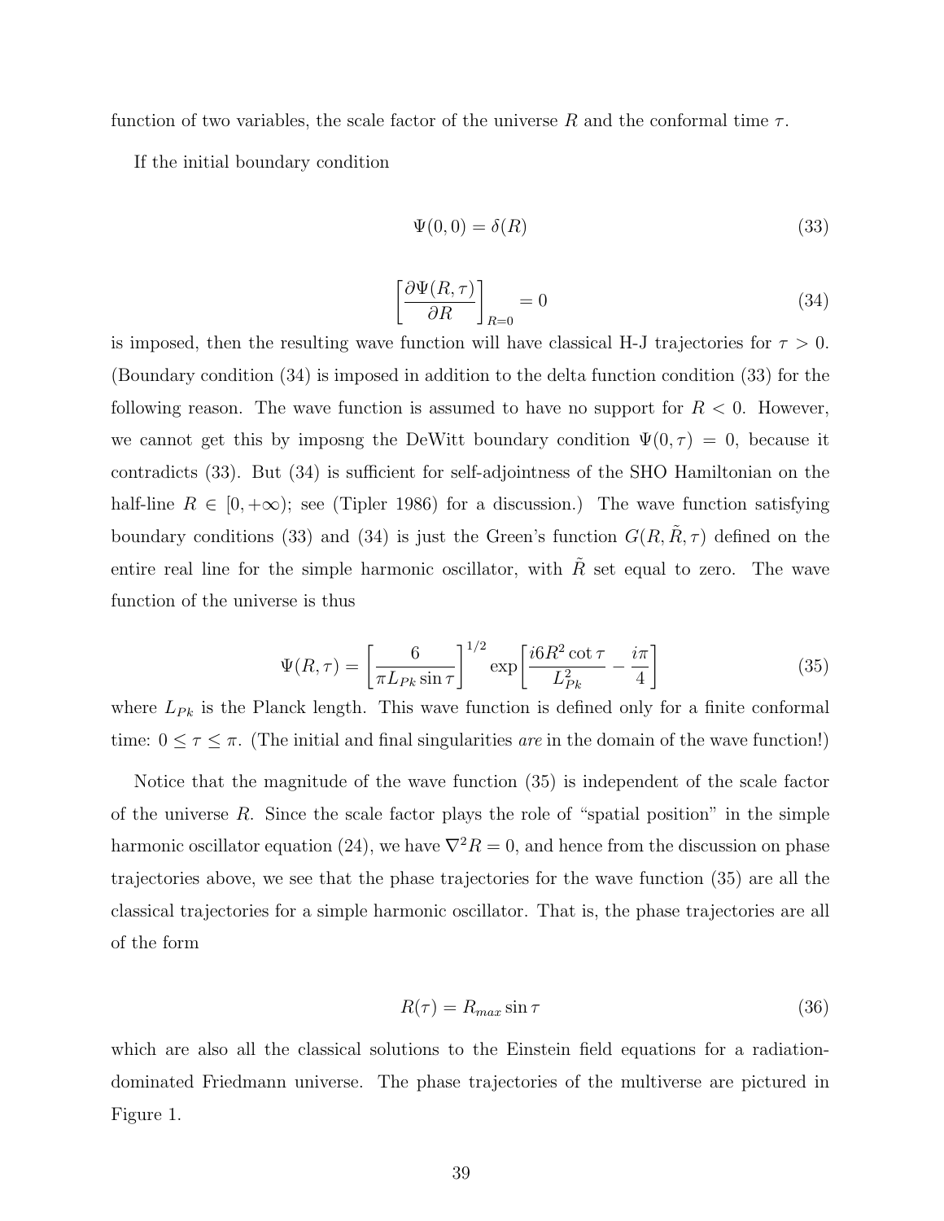function of two variables, the scale factor of the universe $R$ and the conformal time $\tau$.

If the initial boundary condition

$$\Psi(0,0) = \delta(R) \tag{33}$$

$$\left[\frac{\partial \Psi(R,\tau)}{\partial R}\right]_{R=0} = 0 \tag{34}$$

is imposed, then the resulting wave function will have classical H-J trajectories for $\tau > 0$. (Boundary condition (34) is imposed in addition to the delta function condition (33) for the following reason. The wave function is assumed to have no support for $R < 0$. However, we cannot get this by imposng the DeWitt boundary condition $\Psi(0,\tau) = 0$, because it contradicts (33). But (34) is sufficient for self-adjointness of the SHO Hamiltonian on the half-line $R \in [0, +\infty)$; see (Tipler 1986) for a discussion.) The wave function satisfying boundary conditions (33) and (34) is just the Green's function $G(R, \tilde{R}, \tau)$ defined on the entire real line for the simple harmonic oscillator, with $\tilde{R}$ set equal to zero. The wave function of the universe is thus

$$\Psi(R,\tau) = \left[\frac{6}{\pi L_{Pk} \sin\tau}\right]^{1/2} \exp\left[\frac{i6R^2 \cot\tau}{L_{Pk}^2} - \frac{i\pi}{4}\right] \tag{35}$$

where $L_{Pk}$ is the Planck length. This wave function is defined only for a finite conformal time: $0 \leq \tau \leq \pi$. (The initial and final singularities *are* in the domain of the wave function!)

Notice that the magnitude of the wave function (35) is independent of the scale factor of the universe $R$. Since the scale factor plays the role of "spatial position" in the simple harmonic oscillator equation (24), we have $\nabla^2 R = 0$, and hence from the discussion on phase trajectories above, we see that the phase trajectories for the wave function (35) are all the classical trajectories for a simple harmonic oscillator. That is, the phase trajectories are all of the form

$$R(\tau) = R_{max} \sin\tau \tag{36}$$

which are also all the classical solutions to the Einstein field equations for a radiation-dominated Friedmann universe. The phase trajectories of the multiverse are pictured in Figure 1.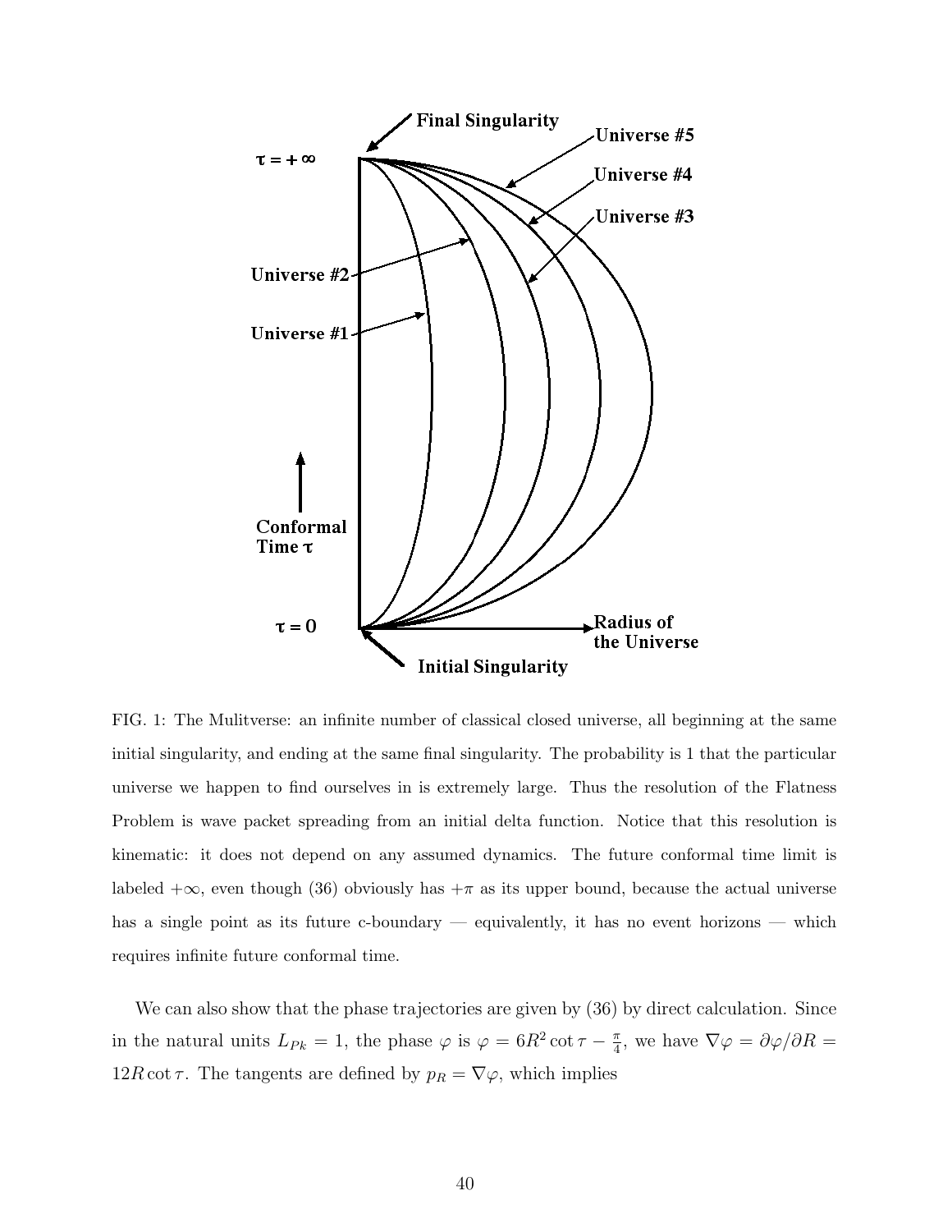Final Singularity

Universe #5

Universe #4

Universe #3

Universe #2

Universe #1

$\tau = +\infty$

Conformal Time $\tau$

$\tau = 0$

Radius of the Universe

Initial Singularity

FIG. 1: The Mulitverse: an infinite number of classical closed universe, all beginning at the same initial singularity, and ending at the same final singularity. The probability is 1 that the particular universe we happen to find ourselves in is extremely large. Thus the resolution of the Flatness Problem is wave packet spreading from an initial delta function. Notice that this resolution is kinematic: it does not depend on any assumed dynamics. The future conformal time limit is labeled $+\infty$, even though (36) obviously has $+\pi$ as its upper bound, because the actual universe has a single point as its future c-boundary — equivalently, it has no event horizons — which requires infinite future conformal time.

We can also show that the phase trajectories are given by (36) by direct calculation. Since in the natural units $L_{Pk} = 1$, the phase $\varphi$ is $\varphi = 6R^2 \cot \tau - \frac{\pi}{4}$, we have $\nabla\varphi = \partial\varphi/\partial R = 12R \cot \tau$. The tangents are defined by $p_R = \nabla\varphi$, which implies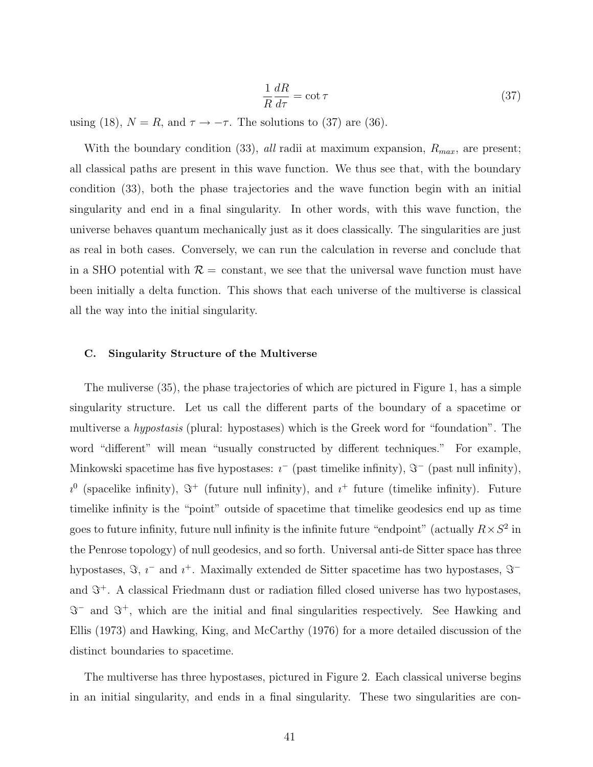$$\frac{1}{R}\frac{dR}{d\tau} = \cot\tau \tag{37}$$

using (18), $N = R$, and $\tau \to -\tau$. The solutions to (37) are (36).

With the boundary condition (33), *all* radii at maximum expansion, $R_{max}$, are present; all classical paths are present in this wave function. We thus see that, with the boundary condition (33), both the phase trajectories and the wave function begin with an initial singularity and end in a final singularity. In other words, with this wave function, the universe behaves quantum mechanically just as it does classically. The singularities are just as real in both cases. Conversely, we can run the calculation in reverse and conclude that in a SHO potential with $\mathcal{R} =$ constant, we see that the universal wave function must have been initially a delta function. This shows that each universe of the multiverse is classical all the way into the initial singularity.

### C. Singularity Structure of the Multiverse

The muliverse (35), the phase trajectories of which are pictured in Figure 1, has a simple singularity structure. Let us call the different parts of the boundary of a spacetime or multiverse a *hypostasis* (plural: hypostases) which is the Greek word for "foundation". The word "different" will mean "usually constructed by different techniques." For example, Minkowski spacetime has five hypostases: $\imath^-$ (past timelike infinity), $\Im^-$ (past null infinity), $\imath^0$ (spacelike infinity), $\Im^+$ (future null infinity), and $\imath^+$ future (timelike infinity). Future timelike infinity is the "point" outside of spacetime that timelike geodesics end up as time goes to future infinity, future null infinity is the infinite future "endpoint" (actually $R \times S^2$ in the Penrose topology) of null geodesics, and so forth. Universal anti-de Sitter space has three hypostases, $\Im$, $\imath^-$ and $\imath^+$. Maximally extended de Sitter spacetime has two hypostases, $\Im^-$ and $\Im^+$. A classical Friedmann dust or radiation filled closed universe has two hypostases, $\Im^-$ and $\Im^+$, which are the initial and final singularities respectively. See Hawking and Ellis (1973) and Hawking, King, and McCarthy (1976) for a more detailed discussion of the distinct boundaries to spacetime.

The multiverse has three hypostases, pictured in Figure 2. Each classical universe begins in an initial singularity, and ends in a final singularity. These two singularities are con-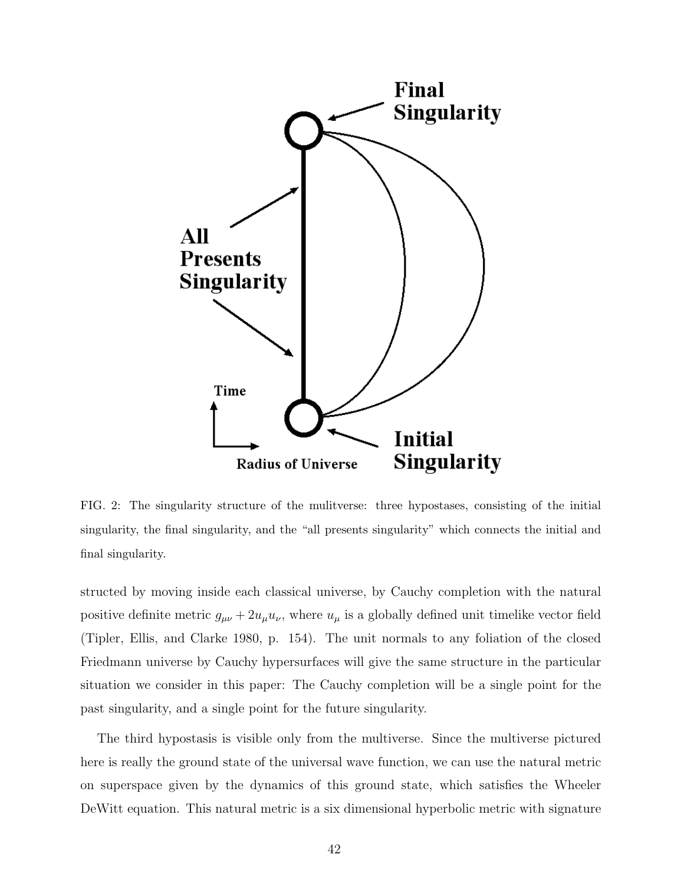FIG. 2: The singularity structure of the mulitverse: three hypostases, consisting of the initial singularity, the final singularity, and the "all presents singularity" which connects the initial and final singularity.

structed by moving inside each classical universe, by Cauchy completion with the natural positive definite metric $g_{\mu\nu} + 2u_\mu u_\nu$, where $u_\mu$ is a globally defined unit timelike vector field (Tipler, Ellis, and Clarke 1980, p. 154). The unit normals to any foliation of the closed Friedmann universe by Cauchy hypersurfaces will give the same structure in the particular situation we consider in this paper: The Cauchy completion will be a single point for the past singularity, and a single point for the future singularity.

The third hypostasis is visible only from the multiverse. Since the multiverse pictured here is really the ground state of the universal wave function, we can use the natural metric on superspace given by the dynamics of this ground state, which satisfies the Wheeler DeWitt equation. This natural metric is a six dimensional hyperbolic metric with signature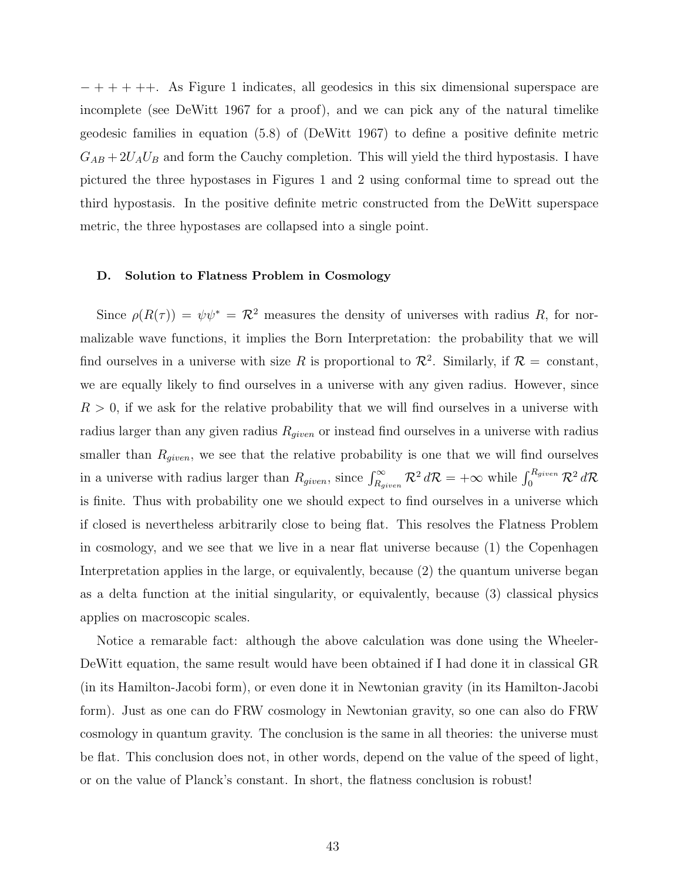$- + + + + +$. As Figure 1 indicates, all geodesics in this six dimensional superspace are incomplete (see DeWitt 1967 for a proof), and we can pick any of the natural timelike geodesic families in equation (5.8) of (DeWitt 1967) to define a positive definite metric $G_{AB} + 2U_A U_B$ and form the Cauchy completion. This will yield the third hypostasis. I have pictured the three hypostases in Figures 1 and 2 using conformal time to spread out the third hypostasis. In the positive definite metric constructed from the DeWitt superspace metric, the three hypostases are collapsed into a single point.

### D. Solution to Flatness Problem in Cosmology

Since $\rho(R(\tau)) = \psi\psi^* = \mathcal{R}^2$ measures the density of universes with radius $R$, for normalizable wave functions, it implies the Born Interpretation: the probability that we will find ourselves in a universe with size $R$ is proportional to $\mathcal{R}^2$. Similarly, if $\mathcal{R} =$ constant, we are equally likely to find ourselves in a universe with any given radius. However, since $R > 0$, if we ask for the relative probability that we will find ourselves in a universe with radius larger than any given radius $R_{given}$ or instead find ourselves in a universe with radius smaller than $R_{given}$, we see that the relative probability is one that we will find ourselves in a universe with radius larger than $R_{given}$, since $\int_{R_{given}}^{\infty} \mathcal{R}^2 \, d\mathcal{R} = +\infty$ while $\int_0^{R_{given}} \mathcal{R}^2 \, d\mathcal{R}$ is finite. Thus with probability one we should expect to find ourselves in a universe which if closed is nevertheless arbitrarily close to being flat. This resolves the Flatness Problem in cosmology, and we see that we live in a near flat universe because (1) the Copenhagen Interpretation applies in the large, or equivalently, because (2) the quantum universe began as a delta function at the initial singularity, or equivalently, because (3) classical physics applies on macroscopic scales.

Notice a remarable fact: although the above calculation was done using the Wheeler-DeWitt equation, the same result would have been obtained if I had done it in classical GR (in its Hamilton-Jacobi form), or even done it in Newtonian gravity (in its Hamilton-Jacobi form). Just as one can do FRW cosmology in Newtonian gravity, so one can also do FRW cosmology in quantum gravity. The conclusion is the same in all theories: the universe must be flat. This conclusion does not, in other words, depend on the value of the speed of light, or on the value of Planck's constant. In short, the flatness conclusion is robust!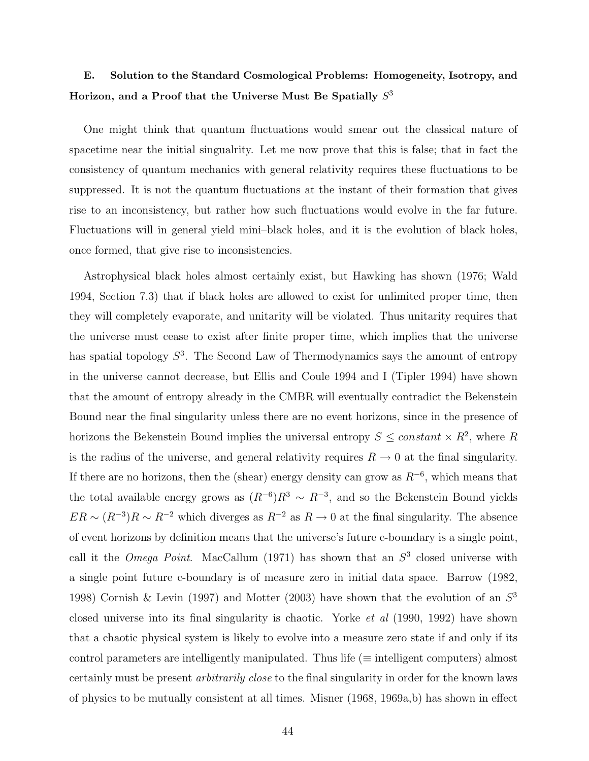### E. Solution to the Standard Cosmological Problems: Homogeneity, Isotropy, and Horizon, and a Proof that the Universe Must Be Spatially $S^3$

One might think that quantum fluctuations would smear out the classical nature of spacetime near the initial singualrity. Let me now prove that this is false; that in fact the consistency of quantum mechanics with general relativity requires these fluctuations to be suppressed. It is not the quantum fluctuations at the instant of their formation that gives rise to an inconsistency, but rather how such fluctuations would evolve in the far future. Fluctuations will in general yield mini–black holes, and it is the evolution of black holes, once formed, that give rise to inconsistencies.

Astrophysical black holes almost certainly exist, but Hawking has shown (1976; Wald 1994, Section 7.3) that if black holes are allowed to exist for unlimited proper time, then they will completely evaporate, and unitarity will be violated. Thus unitarity requires that the universe must cease to exist after finite proper time, which implies that the universe has spatial topology $S^3$. The Second Law of Thermodynamics says the amount of entropy in the universe cannot decrease, but Ellis and Coule 1994 and I (Tipler 1994) have shown that the amount of entropy already in the CMBR will eventually contradict the Bekenstein Bound near the final singularity unless there are no event horizons, since in the presence of horizons the Bekenstein Bound implies the universal entropy $S \leq constant \times R^2$, where $R$ is the radius of the universe, and general relativity requires $R \to 0$ at the final singularity. If there are no horizons, then the (shear) energy density can grow as $R^{-6}$, which means that the total available energy grows as $(R^{-6})R^3 \sim R^{-3}$, and so the Bekenstein Bound yields $ER \sim (R^{-3})R \sim R^{-2}$ which diverges as $R^{-2}$ as $R \to 0$ at the final singularity. The absence of event horizons by definition means that the universe's future c-boundary is a single point, call it the *Omega Point*. MacCallum (1971) has shown that an $S^3$ closed universe with a single point future c-boundary is of measure zero in initial data space. Barrow (1982, 1998) Cornish & Levin (1997) and Motter (2003) have shown that the evolution of an $S^3$ closed universe into its final singularity is chaotic. Yorke *et al* (1990, 1992) have shown that a chaotic physical system is likely to evolve into a measure zero state if and only if its control parameters are intelligently manipulated. Thus life ($\equiv$ intelligent computers) almost certainly must be present *arbitrarily close* to the final singularity in order for the known laws of physics to be mutually consistent at all times. Misner (1968, 1969a,b) has shown in effect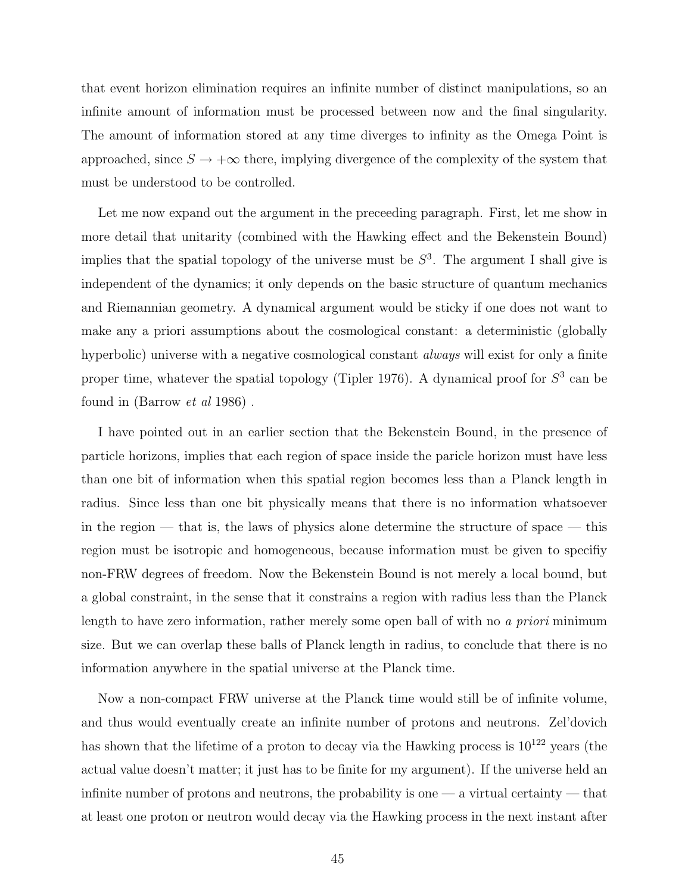that event horizon elimination requires an infinite number of distinct manipulations, so an infinite amount of information must be processed between now and the final singularity. The amount of information stored at any time diverges to infinity as the Omega Point is approached, since $S \to +\infty$ there, implying divergence of the complexity of the system that must be understood to be controlled.

Let me now expand out the argument in the preceeding paragraph. First, let me show in more detail that unitarity (combined with the Hawking effect and the Bekenstein Bound) implies that the spatial topology of the universe must be $S^3$. The argument I shall give is independent of the dynamics; it only depends on the basic structure of quantum mechanics and Riemannian geometry. A dynamical argument would be sticky if one does not want to make any a priori assumptions about the cosmological constant: a deterministic (globally hyperbolic) universe with a negative cosmological constant *always* will exist for only a finite proper time, whatever the spatial topology (Tipler 1976). A dynamical proof for $S^3$ can be found in (Barrow *et al* 1986) .

I have pointed out in an earlier section that the Bekenstein Bound, in the presence of particle horizons, implies that each region of space inside the paricle horizon must have less than one bit of information when this spatial region becomes less than a Planck length in radius. Since less than one bit physically means that there is no information whatsoever in the region — that is, the laws of physics alone determine the structure of space — this region must be isotropic and homogeneous, because information must be given to specifiy non-FRW degrees of freedom. Now the Bekenstein Bound is not merely a local bound, but a global constraint, in the sense that it constrains a region with radius less than the Planck length to have zero information, rather merely some open ball of with no *a priori* minimum size. But we can overlap these balls of Planck length in radius, to conclude that there is no information anywhere in the spatial universe at the Planck time.

Now a non-compact FRW universe at the Planck time would still be of infinite volume, and thus would eventually create an infinite number of protons and neutrons. Zel'dovich has shown that the lifetime of a proton to decay via the Hawking process is $10^{122}$ years (the actual value doesn't matter; it just has to be finite for my argument). If the universe held an infinite number of protons and neutrons, the probability is one — a virtual certainty — that at least one proton or neutron would decay via the Hawking process in the next instant after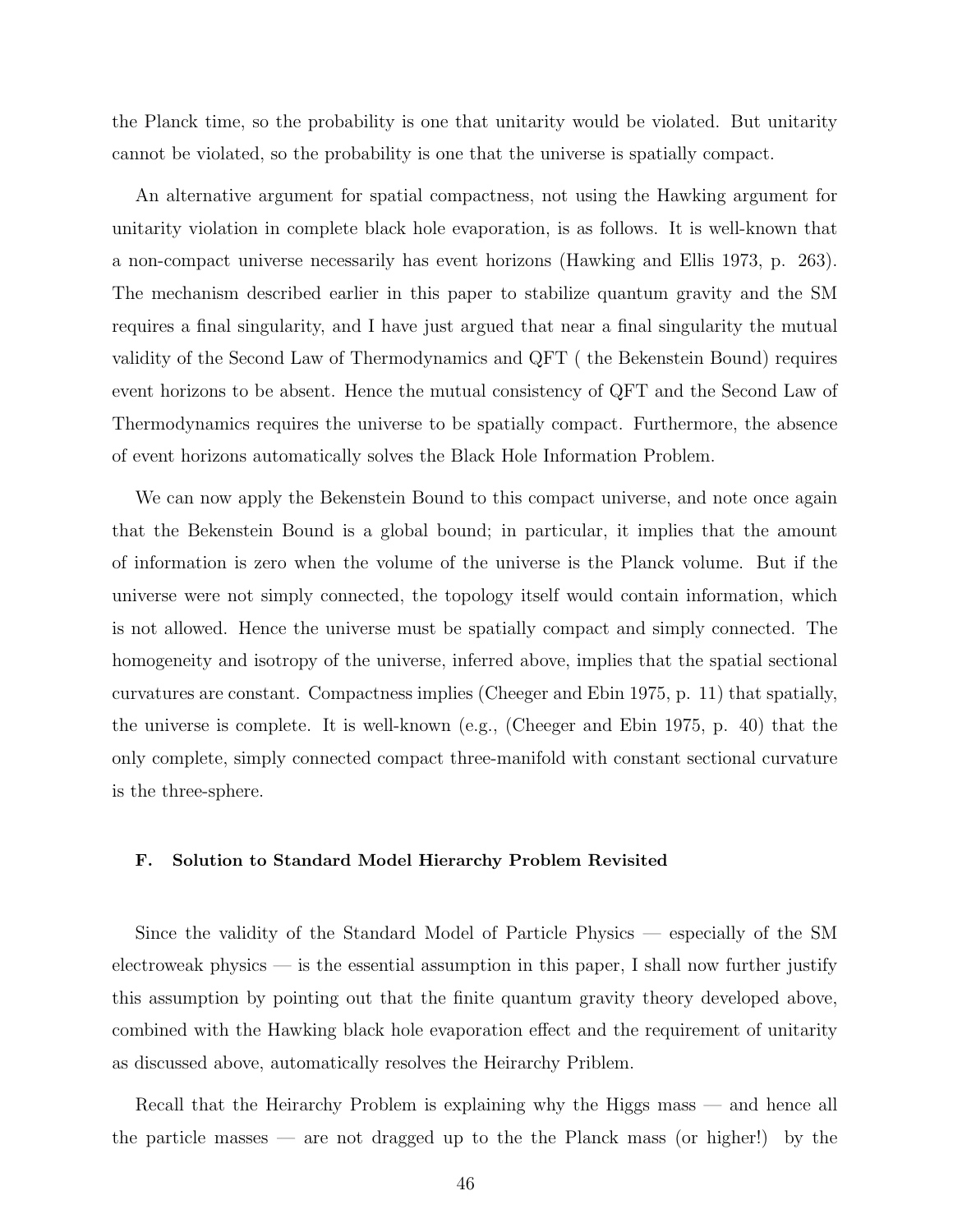the Planck time, so the probability is one that unitarity would be violated. But unitarity cannot be violated, so the probability is one that the universe is spatially compact.

An alternative argument for spatial compactness, not using the Hawking argument for unitarity violation in complete black hole evaporation, is as follows. It is well-known that a non-compact universe necessarily has event horizons (Hawking and Ellis 1973, p. 263). The mechanism described earlier in this paper to stabilize quantum gravity and the SM requires a final singularity, and I have just argued that near a final singularity the mutual validity of the Second Law of Thermodynamics and QFT ( the Bekenstein Bound) requires event horizons to be absent. Hence the mutual consistency of QFT and the Second Law of Thermodynamics requires the universe to be spatially compact. Furthermore, the absence of event horizons automatically solves the Black Hole Information Problem.

We can now apply the Bekenstein Bound to this compact universe, and note once again that the Bekenstein Bound is a global bound; in particular, it implies that the amount of information is zero when the volume of the universe is the Planck volume. But if the universe were not simply connected, the topology itself would contain information, which is not allowed. Hence the universe must be spatially compact and simply connected. The homogeneity and isotropy of the universe, inferred above, implies that the spatial sectional curvatures are constant. Compactness implies (Cheeger and Ebin 1975, p. 11) that spatially, the universe is complete. It is well-known (e.g., (Cheeger and Ebin 1975, p. 40) that the only complete, simply connected compact three-manifold with constant sectional curvature is the three-sphere.

### F. Solution to Standard Model Hierarchy Problem Revisited

Since the validity of the Standard Model of Particle Physics — especially of the SM electroweak physics — is the essential assumption in this paper, I shall now further justify this assumption by pointing out that the finite quantum gravity theory developed above, combined with the Hawking black hole evaporation effect and the requirement of unitarity as discussed above, automatically resolves the Heirarchy Priblem.

Recall that the Heirarchy Problem is explaining why the Higgs mass — and hence all the particle masses — are not dragged up to the the Planck mass (or higher!) by the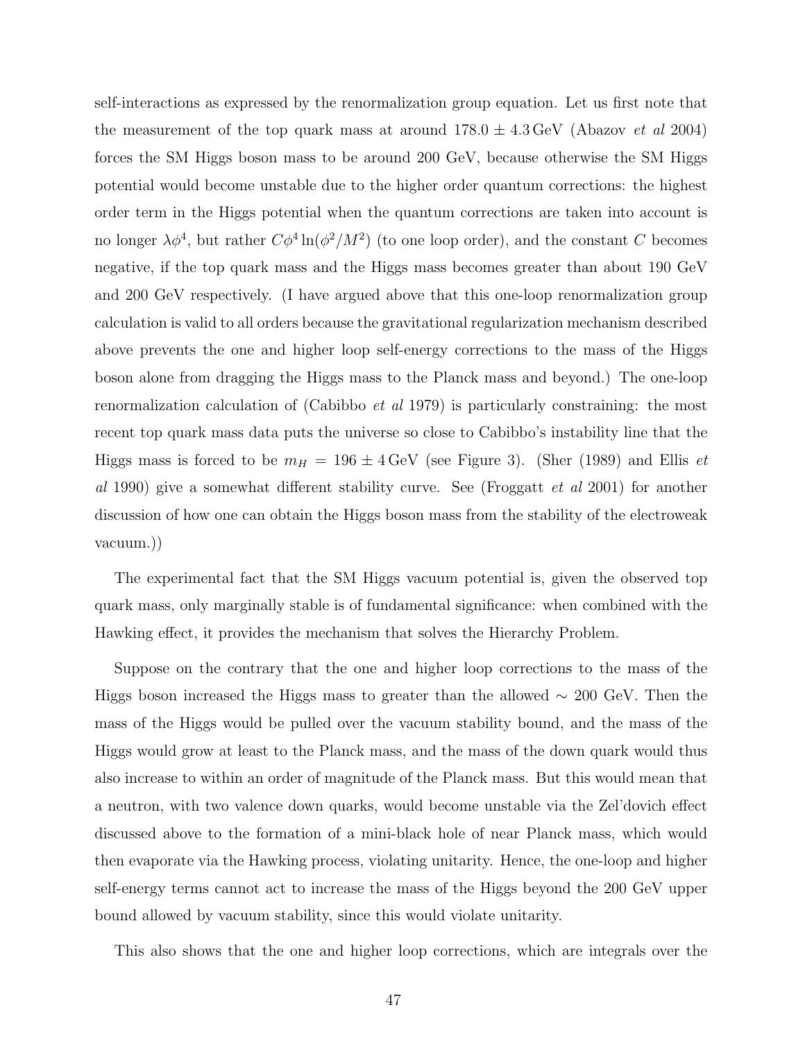self-interactions as expressed by the renormalization group equation. Let us first note that the measurement of the top quark mass at around $178.0 \pm 4.3\,\text{GeV}$ (Abazov *et al* 2004) forces the SM Higgs boson mass to be around 200 GeV, because otherwise the SM Higgs potential would become unstable due to the higher order quantum corrections: the highest order term in the Higgs potential when the quantum corrections are taken into account is no longer $\lambda\phi^4$, but rather $C\phi^4 \ln(\phi^2/M^2)$ (to one loop order), and the constant $C$ becomes negative, if the top quark mass and the Higgs mass becomes greater than about 190 GeV and 200 GeV respectively. (I have argued above that this one-loop renormalization group calculation is valid to all orders because the gravitational regularization mechanism described above prevents the one and higher loop self-energy corrections to the mass of the Higgs boson alone from dragging the Higgs mass to the Planck mass and beyond.) The one-loop renormalization calculation of (Cabibbo *et al* 1979) is particularly constraining: the most recent top quark mass data puts the universe so close to Cabibbo's instability line that the Higgs mass is forced to be $m_H = 196 \pm 4\,\text{GeV}$ (see Figure 3). (Sher (1989) and Ellis *et al* 1990) give a somewhat different stability curve. See (Froggatt *et al* 2001) for another discussion of how one can obtain the Higgs boson mass from the stability of the electroweak vacuum.))

The experimental fact that the SM Higgs vacuum potential is, given the observed top quark mass, only marginally stable is of fundamental significance: when combined with the Hawking effect, it provides the mechanism that solves the Hierarchy Problem.

Suppose on the contrary that the one and higher loop corrections to the mass of the Higgs boson increased the Higgs mass to greater than the allowed $\sim 200$ GeV. Then the mass of the Higgs would be pulled over the vacuum stability bound, and the mass of the Higgs would grow at least to the Planck mass, and the mass of the down quark would thus also increase to within an order of magnitude of the Planck mass. But this would mean that a neutron, with two valence down quarks, would become unstable via the Zel'dovich effect discussed above to the formation of a mini-black hole of near Planck mass, which would then evaporate via the Hawking process, violating unitarity. Hence, the one-loop and higher self-energy terms cannot act to increase the mass of the Higgs beyond the 200 GeV upper bound allowed by vacuum stability, since this would violate unitarity.

This also shows that the one and higher loop corrections, which are integrals over the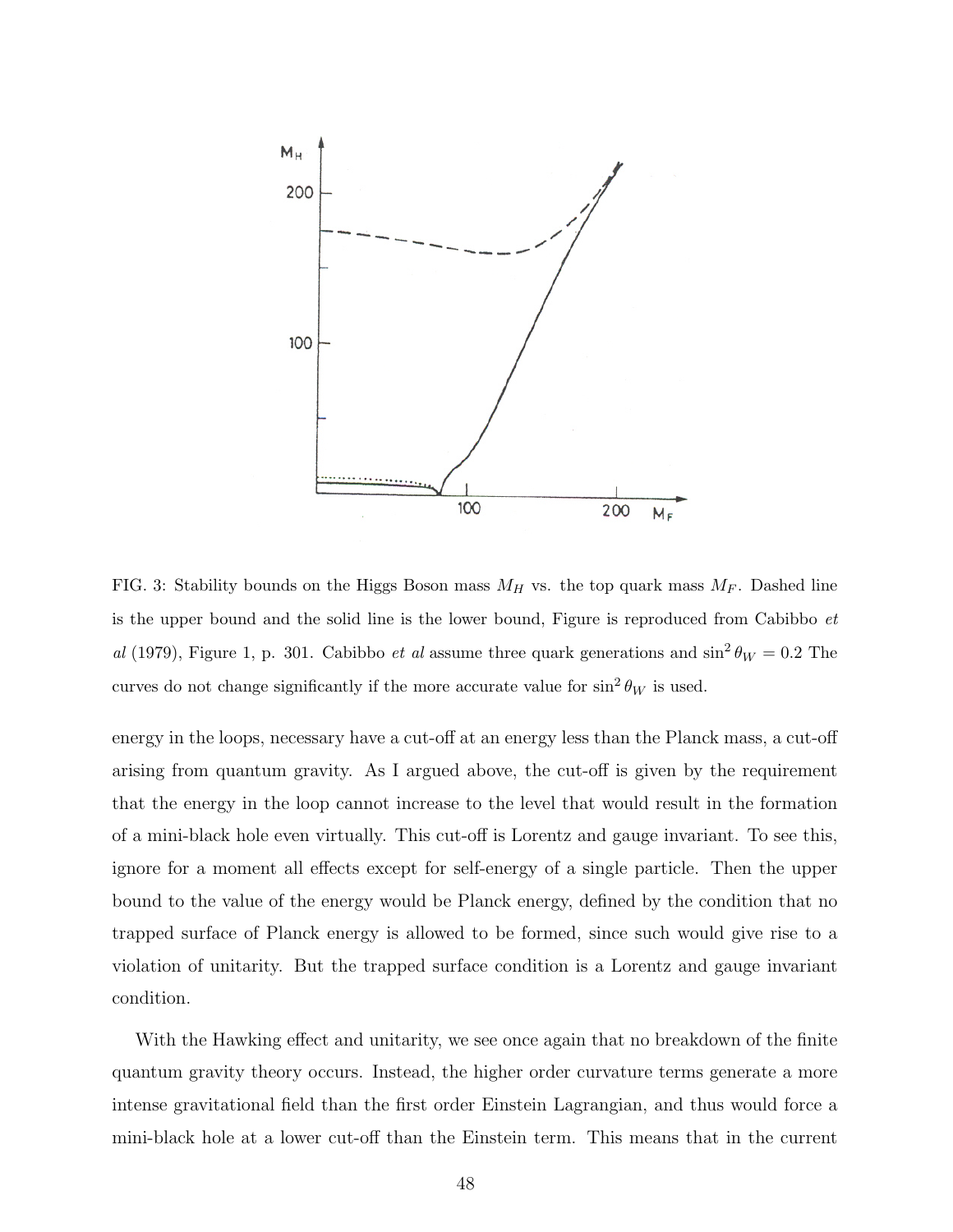$M_H$

200

100

100

200 $M_F$

FIG. 3: Stability bounds on the Higgs Boson mass $M_H$ vs. the top quark mass $M_F$. Dashed line is the upper bound and the solid line is the lower bound, Figure is reproduced from Cabibbo *et al* (1979), Figure 1, p. 301. Cabibbo *et al* assume three quark generations and $\sin^2\theta_W = 0.2$ The curves do not change significantly if the more accurate value for $\sin^2\theta_W$ is used.

energy in the loops, necessary have a cut-off at an energy less than the Planck mass, a cut-off arising from quantum gravity. As I argued above, the cut-off is given by the requirement that the energy in the loop cannot increase to the level that would result in the formation of a mini-black hole even virtually. This cut-off is Lorentz and gauge invariant. To see this, ignore for a moment all effects except for self-energy of a single particle. Then the upper bound to the value of the energy would be Planck energy, defined by the condition that no trapped surface of Planck energy is allowed to be formed, since such would give rise to a violation of unitarity. But the trapped surface condition is a Lorentz and gauge invariant condition.

With the Hawking effect and unitarity, we see once again that no breakdown of the finite quantum gravity theory occurs. Instead, the higher order curvature terms generate a more intense gravitational field than the first order Einstein Lagrangian, and thus would force a mini-black hole at a lower cut-off than the Einstein term. This means that in the current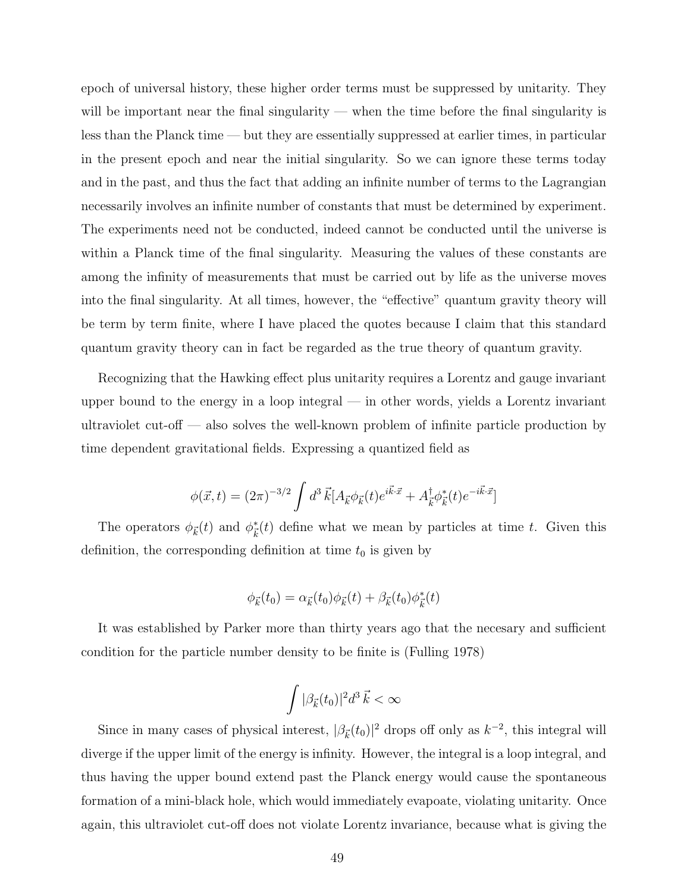epoch of universal history, these higher order terms must be suppressed by unitarity. They will be important near the final singularity — when the time before the final singularity is less than the Planck time — but they are essentially suppressed at earlier times, in particular in the present epoch and near the initial singularity. So we can ignore these terms today and in the past, and thus the fact that adding an infinite number of terms to the Lagrangian necessarily involves an infinite number of constants that must be determined by experiment. The experiments need not be conducted, indeed cannot be conducted until the universe is within a Planck time of the final singularity. Measuring the values of these constants are among the infinity of measurements that must be carried out by life as the universe moves into the final singularity. At all times, however, the "effective" quantum gravity theory will be term by term finite, where I have placed the quotes because I claim that this standard quantum gravity theory can in fact be regarded as the true theory of quantum gravity.

Recognizing that the Hawking effect plus unitarity requires a Lorentz and gauge invariant upper bound to the energy in a loop integral — in other words, yields a Lorentz invariant ultraviolet cut-off — also solves the well-known problem of infinite particle production by time dependent gravitational fields. Expressing a quantized field as

$$\phi(\vec{x},t) = (2\pi)^{-3/2}\int d^3\,\vec{k}[A_{\vec{k}}\phi_{\vec{k}}(t)e^{i\vec{k}\cdot\vec{x}} + A^{\dagger}_{\vec{k}}\phi^{*}_{\vec{k}}(t)e^{-i\vec{k}\cdot\vec{x}}]$$

The operators $\phi_{\vec{k}}(t)$ and $\phi^{*}_{\vec{k}}(t)$ define what we mean by particles at time $t$. Given this definition, the corresponding definition at time $t_0$ is given by

$$\phi_{\vec{k}}(t_0) = \alpha_{\vec{k}}(t_0)\phi_{\vec{k}}(t) + \beta_{\vec{k}}(t_0)\phi^{*}_{\vec{k}}(t)$$

It was established by Parker more than thirty years ago that the necesary and sufficient condition for the particle number density to be finite is (Fulling 1978)

$$\int |\beta_{\vec{k}}(t_0)|^2 d^3\,\vec{k} < \infty$$

Since in many cases of physical interest, $|\beta_{\vec{k}}(t_0)|^2$ drops off only as $k^{-2}$, this integral will diverge if the upper limit of the energy is infinity. However, the integral is a loop integral, and thus having the upper bound extend past the Planck energy would cause the spontaneous formation of a mini-black hole, which would immediately evapoate, violating unitarity. Once again, this ultraviolet cut-off does not violate Lorentz invariance, because what is giving the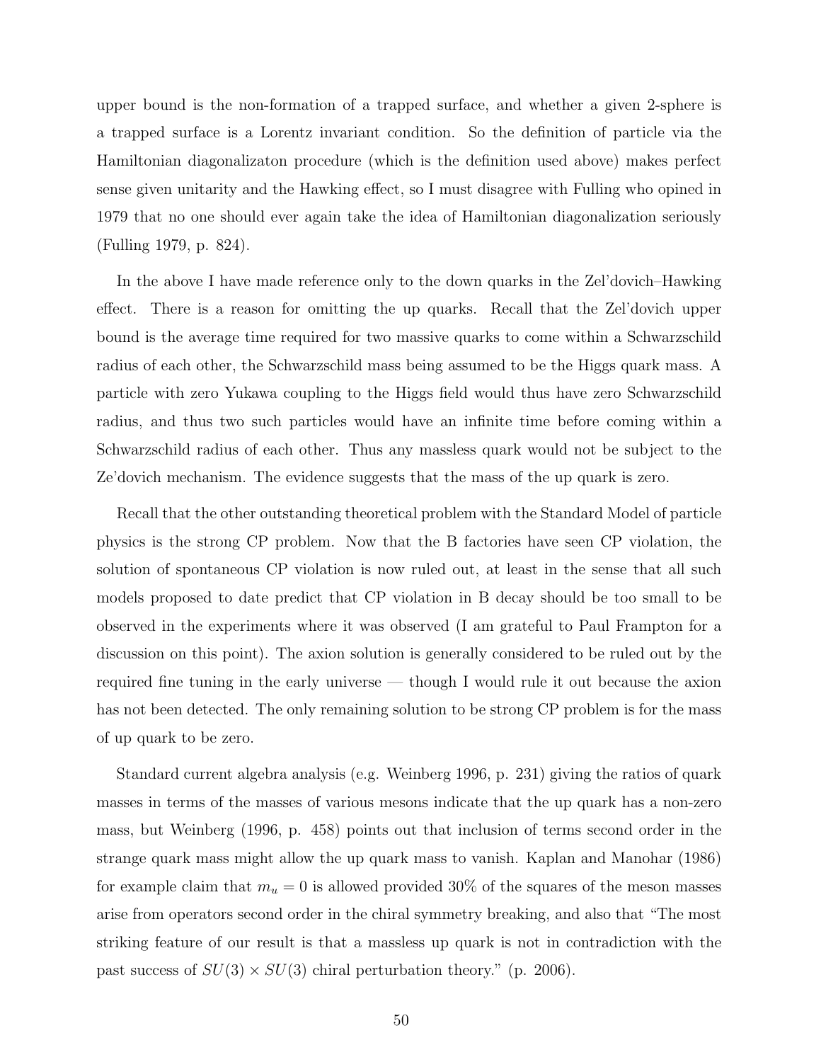upper bound is the non-formation of a trapped surface, and whether a given 2-sphere is a trapped surface is a Lorentz invariant condition. So the definition of particle via the Hamiltonian diagonalizaton procedure (which is the definition used above) makes perfect sense given unitarity and the Hawking effect, so I must disagree with Fulling who opined in 1979 that no one should ever again take the idea of Hamiltonian diagonalization seriously (Fulling 1979, p. 824).

In the above I have made reference only to the down quarks in the Zel'dovich–Hawking effect. There is a reason for omitting the up quarks. Recall that the Zel'dovich upper bound is the average time required for two massive quarks to come within a Schwarzschild radius of each other, the Schwarzschild mass being assumed to be the Higgs quark mass. A particle with zero Yukawa coupling to the Higgs field would thus have zero Schwarzschild radius, and thus two such particles would have an infinite time before coming within a Schwarzschild radius of each other. Thus any massless quark would not be subject to the Ze'dovich mechanism. The evidence suggests that the mass of the up quark is zero.

Recall that the other outstanding theoretical problem with the Standard Model of particle physics is the strong CP problem. Now that the B factories have seen CP violation, the solution of spontaneous CP violation is now ruled out, at least in the sense that all such models proposed to date predict that CP violation in B decay should be too small to be observed in the experiments where it was observed (I am grateful to Paul Frampton for a discussion on this point). The axion solution is generally considered to be ruled out by the required fine tuning in the early universe — though I would rule it out because the axion has not been detected. The only remaining solution to be strong CP problem is for the mass of up quark to be zero.

Standard current algebra analysis (e.g. Weinberg 1996, p. 231) giving the ratios of quark masses in terms of the masses of various mesons indicate that the up quark has a non-zero mass, but Weinberg (1996, p. 458) points out that inclusion of terms second order in the strange quark mass might allow the up quark mass to vanish. Kaplan and Manohar (1986) for example claim that $m_u = 0$ is allowed provided 30% of the squares of the meson masses arise from operators second order in the chiral symmetry breaking, and also that "The most striking feature of our result is that a massless up quark is not in contradiction with the past success of $SU(3) \times SU(3)$ chiral perturbation theory." (p. 2006).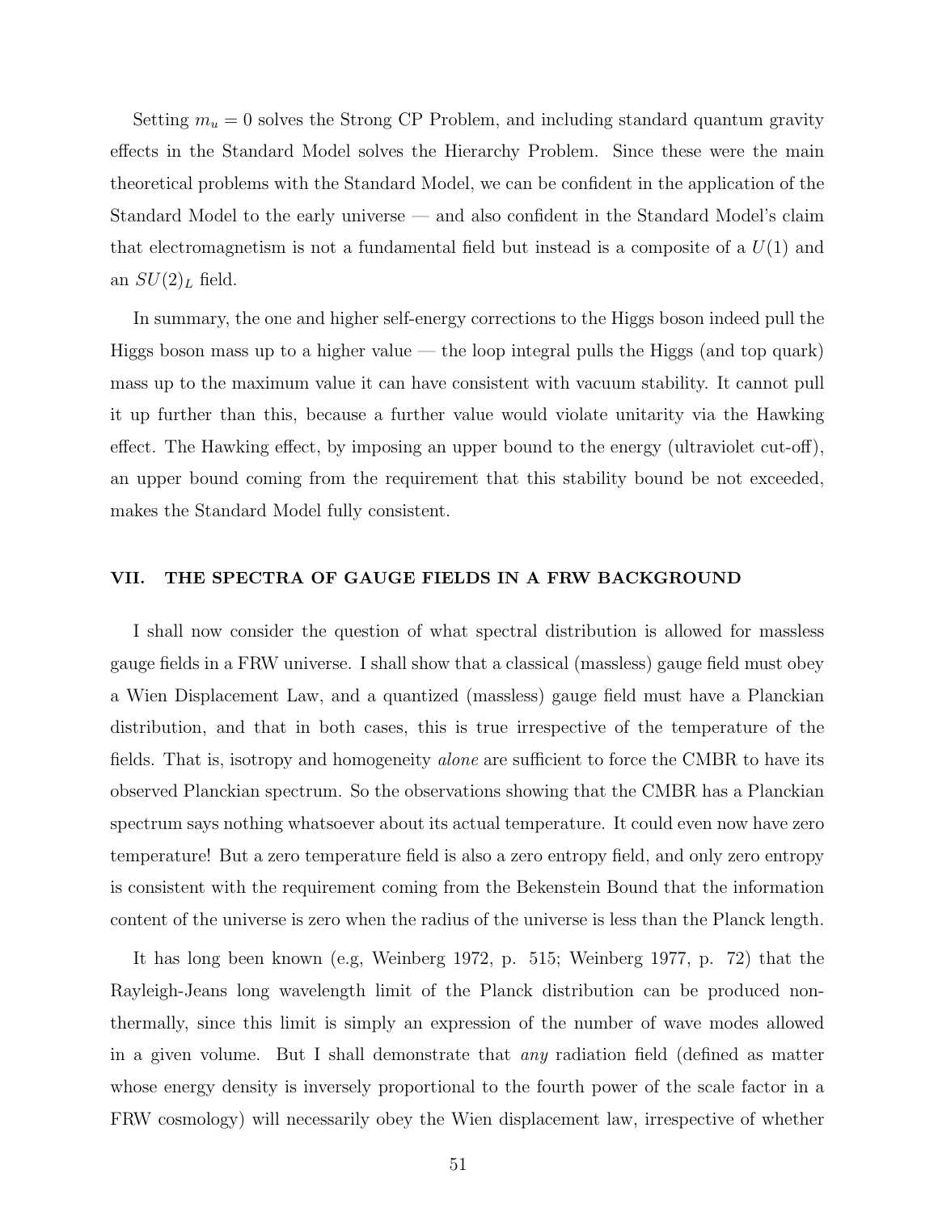Setting $m_u = 0$ solves the Strong CP Problem, and including standard quantum gravity effects in the Standard Model solves the Hierarchy Problem. Since these were the main theoretical problems with the Standard Model, we can be confident in the application of the Standard Model to the early universe — and also confident in the Standard Model's claim that electromagnetism is not a fundamental field but instead is a composite of a $U(1)$ and an $SU(2)_L$ field.

In summary, the one and higher self-energy corrections to the Higgs boson indeed pull the Higgs boson mass up to a higher value — the loop integral pulls the Higgs (and top quark) mass up to the maximum value it can have consistent with vacuum stability. It cannot pull it up further than this, because a further value would violate unitarity via the Hawking effect. The Hawking effect, by imposing an upper bound to the energy (ultraviolet cut-off), an upper bound coming from the requirement that this stability bound be not exceeded, makes the Standard Model fully consistent.

## VII. THE SPECTRA OF GAUGE FIELDS IN A FRW BACKGROUND

I shall now consider the question of what spectral distribution is allowed for massless gauge fields in a FRW universe. I shall show that a classical (massless) gauge field must obey a Wien Displacement Law, and a quantized (massless) gauge field must have a Planckian distribution, and that in both cases, this is true irrespective of the temperature of the fields. That is, isotropy and homogeneity *alone* are sufficient to force the CMBR to have its observed Planckian spectrum. So the observations showing that the CMBR has a Planckian spectrum says nothing whatsoever about its actual temperature. It could even now have zero temperature! But a zero temperature field is also a zero entropy field, and only zero entropy is consistent with the requirement coming from the Bekenstein Bound that the information content of the universe is zero when the radius of the universe is less than the Planck length.

It has long been known (e.g, Weinberg 1972, p. 515; Weinberg 1977, p. 72) that the Rayleigh-Jeans long wavelength limit of the Planck distribution can be produced non-thermally, since this limit is simply an expression of the number of wave modes allowed in a given volume. But I shall demonstrate that *any* radiation field (defined as matter whose energy density is inversely proportional to the fourth power of the scale factor in a FRW cosmology) will necessarily obey the Wien displacement law, irrespective of whether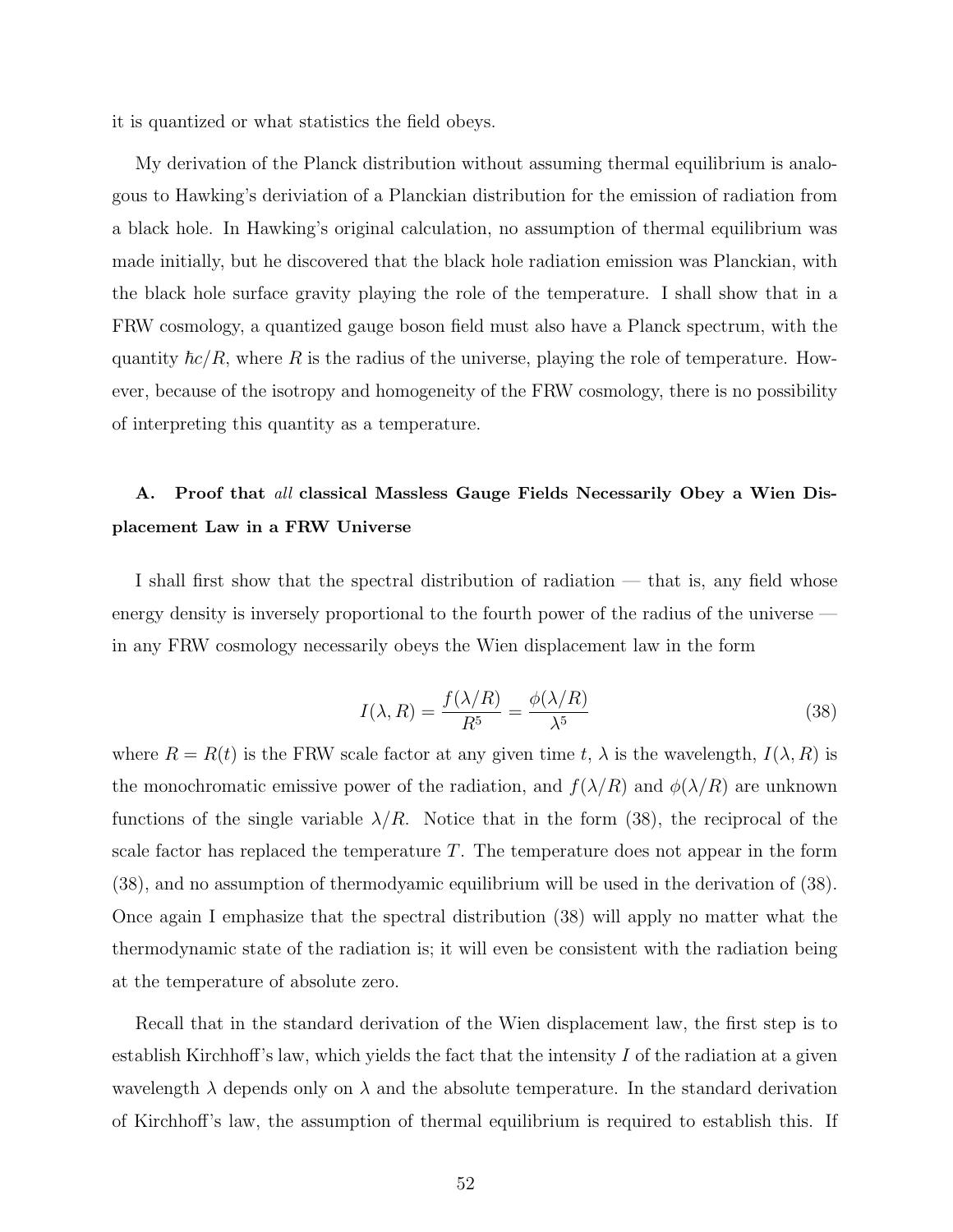it is quantized or what statistics the field obeys.

My derivation of the Planck distribution without assuming thermal equilibrium is analogous to Hawking's deriviation of a Planckian distribution for the emission of radiation from a black hole. In Hawking's original calculation, no assumption of thermal equilibrium was made initially, but he discovered that the black hole radiation emission was Planckian, with the black hole surface gravity playing the role of the temperature. I shall show that in a FRW cosmology, a quantized gauge boson field must also have a Planck spectrum, with the quantity $\hbar c/R$, where $R$ is the radius of the universe, playing the role of temperature. However, because of the isotropy and homogeneity of the FRW cosmology, there is no possibility of interpreting this quantity as a temperature.

### A. Proof that *all* classical Massless Gauge Fields Necessarily Obey a Wien Displacement Law in a FRW Universe

I shall first show that the spectral distribution of radiation — that is, any field whose energy density is inversely proportional to the fourth power of the radius of the universe — in any FRW cosmology necessarily obeys the Wien displacement law in the form

$$I(\lambda, R) = \frac{f(\lambda/R)}{R^5} = \frac{\phi(\lambda/R)}{\lambda^5} \tag{38}$$

where $R = R(t)$ is the FRW scale factor at any given time $t$, $\lambda$ is the wavelength, $I(\lambda, R)$ is the monochromatic emissive power of the radiation, and $f(\lambda/R)$ and $\phi(\lambda/R)$ are unknown functions of the single variable $\lambda/R$. Notice that in the form (38), the reciprocal of the scale factor has replaced the temperature $T$. The temperature does not appear in the form (38), and no assumption of thermodyamic equilibrium will be used in the derivation of (38). Once again I emphasize that the spectral distribution (38) will apply no matter what the thermodynamic state of the radiation is; it will even be consistent with the radiation being at the temperature of absolute zero.

Recall that in the standard derivation of the Wien displacement law, the first step is to establish Kirchhoff's law, which yields the fact that the intensity $I$ of the radiation at a given wavelength $\lambda$ depends only on $\lambda$ and the absolute temperature. In the standard derivation of Kirchhoff's law, the assumption of thermal equilibrium is required to establish this. If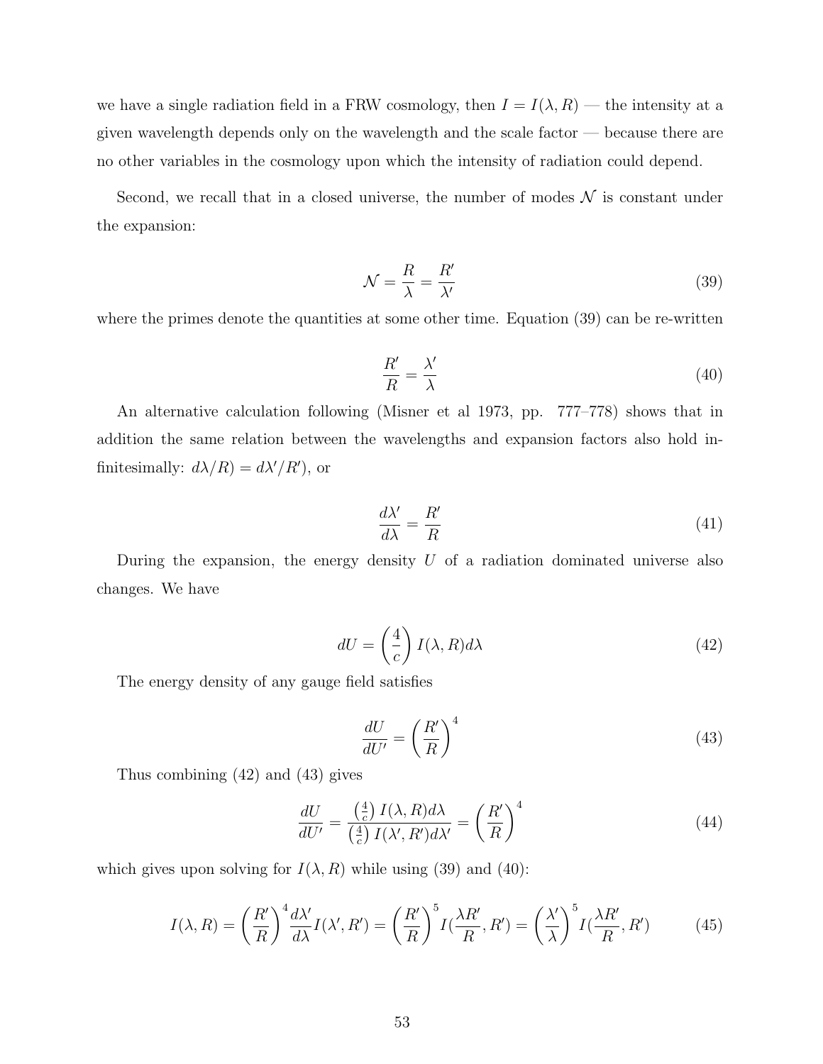we have a single radiation field in a FRW cosmology, then $I = I(\lambda, R)$ — the intensity at a given wavelength depends only on the wavelength and the scale factor — because there are no other variables in the cosmology upon which the intensity of radiation could depend.

Second, we recall that in a closed universe, the number of modes $\mathcal{N}$ is constant under the expansion:

$$\mathcal{N} = \frac{R}{\lambda} = \frac{R'}{\lambda'} \tag{39}$$

where the primes denote the quantities at some other time. Equation (39) can be re-written

$$\frac{R'}{R} = \frac{\lambda'}{\lambda} \tag{40}$$

An alternative calculation following (Misner et al 1973, pp. 777–778) shows that in addition the same relation between the wavelengths and expansion factors also hold infinitesimally: $d\lambda/R) = d\lambda'/R')$, or

$$\frac{d\lambda'}{d\lambda} = \frac{R'}{R} \tag{41}$$

During the expansion, the energy density $U$ of a radiation dominated universe also changes. We have

$$dU = \left(\frac{4}{c}\right) I(\lambda, R) d\lambda \tag{42}$$

The energy density of any gauge field satisfies

$$\frac{dU}{dU'} = \left(\frac{R'}{R}\right)^4 \tag{43}$$

Thus combining (42) and (43) gives

$$\frac{dU}{dU'} = \frac{\left(\frac{4}{c}\right) I(\lambda, R) d\lambda}{\left(\frac{4}{c}\right) I(\lambda', R') d\lambda'} = \left(\frac{R'}{R}\right)^4 \tag{44}$$

which gives upon solving for $I(\lambda, R)$ while using (39) and (40):

$$I(\lambda, R) = \left(\frac{R'}{R}\right)^4 \frac{d\lambda'}{d\lambda} I(\lambda', R') = \left(\frac{R'}{R}\right)^5 I\left(\frac{\lambda R'}{R}, R'\right) = \left(\frac{\lambda'}{\lambda}\right)^5 I\left(\frac{\lambda R'}{R}, R'\right) \tag{45}$$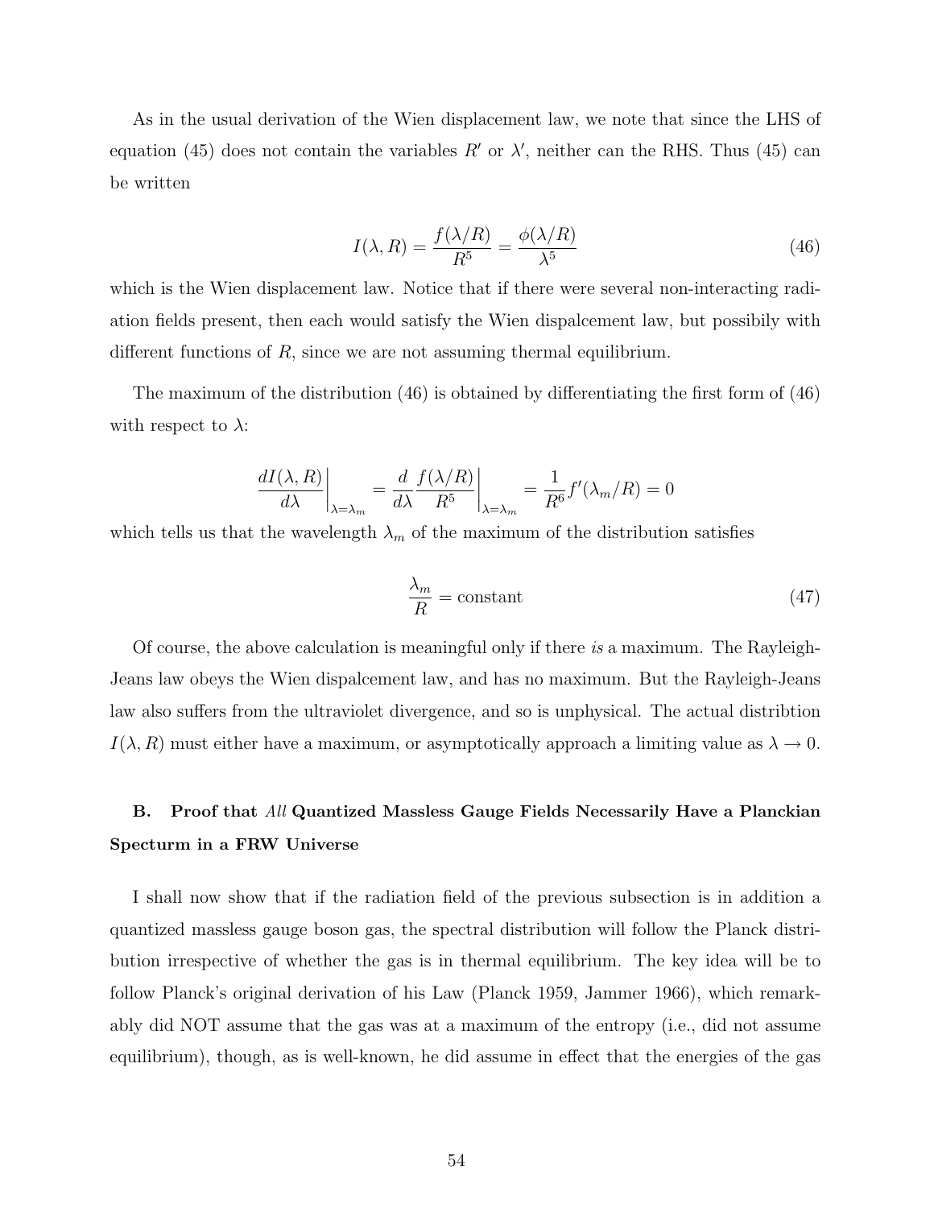As in the usual derivation of the Wien displacement law, we note that since the LHS of equation (45) does not contain the variables $R'$ or $\lambda'$, neither can the RHS. Thus (45) can be written

$$I(\lambda, R) = \frac{f(\lambda/R)}{R^5} = \frac{\phi(\lambda/R)}{\lambda^5} \tag{46}$$

which is the Wien displacement law. Notice that if there were several non-interacting radiation fields present, then each would satisfy the Wien dispalcement law, but possibily with different functions of $R$, since we are not assuming thermal equilibrium.

The maximum of the distribution (46) is obtained by differentiating the first form of (46) with respect to $\lambda$:

$$\left.\frac{dI(\lambda, R)}{d\lambda}\right|_{\lambda=\lambda_m} = \left.\frac{d}{d\lambda}\frac{f(\lambda/R)}{R^5}\right|_{\lambda=\lambda_m} = \frac{1}{R^6}f'(\lambda_m/R) = 0$$

which tells us that the wavelength $\lambda_m$ of the maximum of the distribution satisfies

$$\frac{\lambda_m}{R} = \text{constant} \tag{47}$$

Of course, the above calculation is meaningful only if there *is* a maximum. The Rayleigh-Jeans law obeys the Wien dispalcement law, and has no maximum. But the Rayleigh-Jeans law also suffers from the ultraviolet divergence, and so is unphysical. The actual distribtion $I(\lambda, R)$ must either have a maximum, or asymptotically approach a limiting value as $\lambda \to 0$.

### B. Proof that *All* Quantized Massless Gauge Fields Necessarily Have a Planckian Specturm in a FRW Universe

I shall now show that if the radiation field of the previous subsection is in addition a quantized massless gauge boson gas, the spectral distribution will follow the Planck distribution irrespective of whether the gas is in thermal equilibrium. The key idea will be to follow Planck's original derivation of his Law (Planck 1959, Jammer 1966), which remarkably did NOT assume that the gas was at a maximum of the entropy (i.e., did not assume equilibrium), though, as is well-known, he did assume in effect that the energies of the gas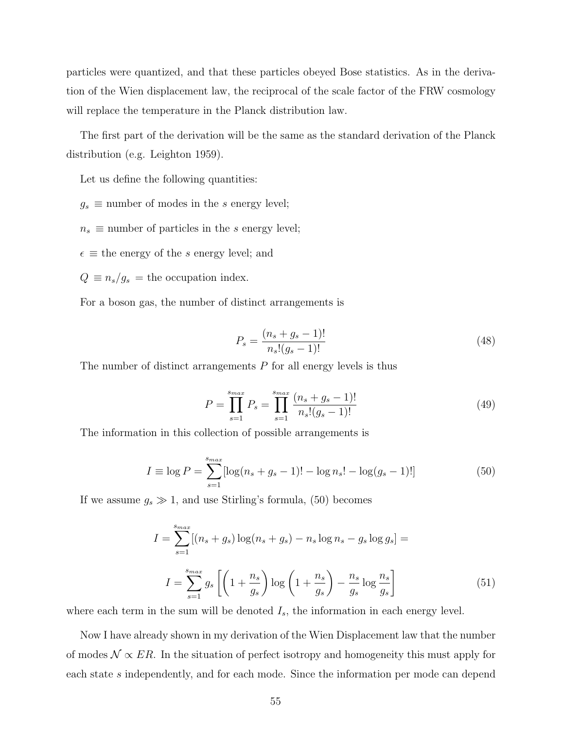particles were quantized, and that these particles obeyed Bose statistics. As in the derivation of the Wien displacement law, the reciprocal of the scale factor of the FRW cosmology will replace the temperature in the Planck distribution law.

The first part of the derivation will be the same as the standard derivation of the Planck distribution (e.g. Leighton 1959).

Let us define the following quantities:

$g_s$ ≡ number of modes in the $s$ energy level;

$n_s$ ≡ number of particles in the $s$ energy level;

$\epsilon$ ≡ the energy of the $s$ energy level; and

$Q \equiv n_s/g_s$ = the occupation index.

For a boson gas, the number of distinct arrangements is

$$P_s = \frac{(n_s + g_s - 1)!}{n_s!(g_s - 1)!} \tag{48}$$

The number of distinct arrangements $P$ for all energy levels is thus

$$P = \prod_{s=1}^{s_{max}} P_s = \prod_{s=1}^{s_{max}} \frac{(n_s + g_s - 1)!}{n_s!(g_s - 1)!} \tag{49}$$

The information in this collection of possible arrangements is

$$I \equiv \log P = \sum_{s=1}^{s_{max}} [\log(n_s + g_s - 1)! - \log n_s! - \log(g_s - 1)!] \tag{50}$$

If we assume $g_s \gg 1$, and use Stirling's formula, (50) becomes

$$I = \sum_{s=1}^{s_{max}} [(n_s + g_s)\log(n_s + g_s) - n_s \log n_s - g_s \log g_s] =$$

$$I = \sum_{s=1}^{s_{max}} g_s \left[ \left(1 + \frac{n_s}{g_s}\right) \log\left(1 + \frac{n_s}{g_s}\right) - \frac{n_s}{g_s} \log \frac{n_s}{g_s} \right] \tag{51}$$

where each term in the sum will be denoted $I_s$, the information in each energy level.

Now I have already shown in my derivation of the Wien Displacement law that the number of modes $\mathcal{N} \propto ER$. In the situation of perfect isotropy and homogeneity this must apply for each state $s$ independently, and for each mode. Since the information per mode can depend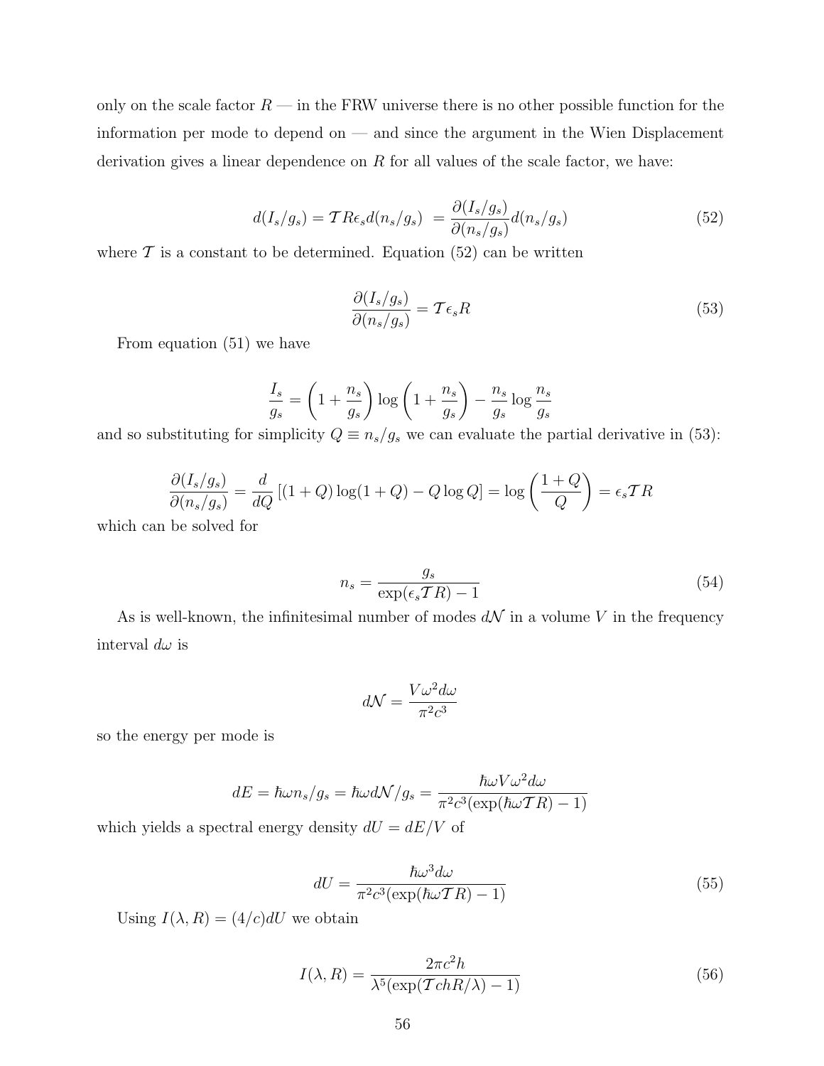only on the scale factor $R$ — in the FRW universe there is no other possible function for the information per mode to depend on — and since the argument in the Wien Displacement derivation gives a linear dependence on $R$ for all values of the scale factor, we have:

$$d(I_s/g_s) = \mathcal{T}R\epsilon_s d(n_s/g_s) \ = \frac{\partial(I_s/g_s)}{\partial(n_s/g_s)}d(n_s/g_s) \tag{52}$$

where $\mathcal{T}$ is a constant to be determined. Equation (52) can be written

$$\frac{\partial(I_s/g_s)}{\partial(n_s/g_s)} = \mathcal{T}\epsilon_s R \tag{53}$$

From equation (51) we have

$$\frac{I_s}{g_s} = \left(1 + \frac{n_s}{g_s}\right)\log\left(1 + \frac{n_s}{g_s}\right) - \frac{n_s}{g_s}\log\frac{n_s}{g_s}$$

and so substituting for simplicity $Q \equiv n_s/g_s$ we can evaluate the partial derivative in (53):

$$\frac{\partial(I_s/g_s)}{\partial(n_s/g_s)} = \frac{d}{dQ}\left[(1+Q)\log(1+Q) - Q\log Q\right] = \log\left(\frac{1+Q}{Q}\right) = \epsilon_s\mathcal{T}R$$

which can be solved for

$$n_s = \frac{g_s}{\exp(\epsilon_s\mathcal{T}R) - 1} \tag{54}$$

As is well-known, the infinitesimal number of modes $d\mathcal{N}$ in a volume $V$ in the frequency interval $d\omega$ is

$$d\mathcal{N} = \frac{V\omega^2 d\omega}{\pi^2 c^3}$$

so the energy per mode is

$$dE = \hbar\omega n_s/g_s = \hbar\omega d\mathcal{N}/g_s = \frac{\hbar\omega V\omega^2 d\omega}{\pi^2 c^3(\exp(\hbar\omega\mathcal{T}R) - 1)}$$

which yields a spectral energy density $dU = dE/V$ of

$$dU = \frac{\hbar\omega^3 d\omega}{\pi^2 c^3(\exp(\hbar\omega\mathcal{T}R) - 1)} \tag{55}$$

Using $I(\lambda, R) = (4/c)dU$ we obtain

$$I(\lambda, R) = \frac{2\pi c^2 h}{\lambda^5(\exp(\mathcal{T}chR/\lambda) - 1)} \tag{56}$$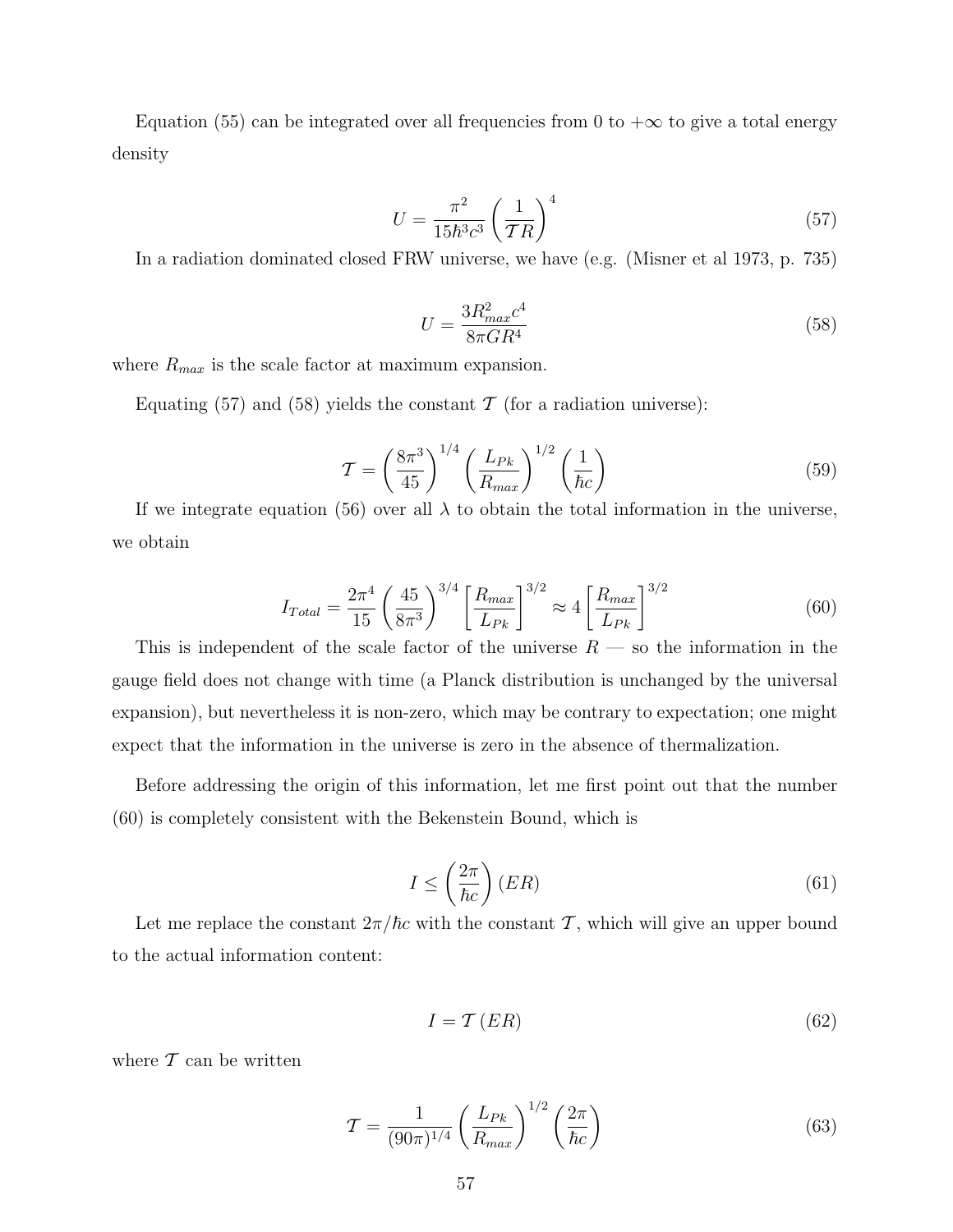Equation (55) can be integrated over all frequencies from 0 to $+\infty$ to give a total energy density

$$U = \frac{\pi^2}{15\hbar^3 c^3}\left(\frac{1}{\mathcal{T}R}\right)^4 \tag{57}$$

In a radiation dominated closed FRW universe, we have (e.g. (Misner et al 1973, p. 735)

$$U = \frac{3R_{max}^2 c^4}{8\pi G R^4} \tag{58}$$

where $R_{max}$ is the scale factor at maximum expansion.

Equating (57) and (58) yields the constant $\mathcal{T}$ (for a radiation universe):

$$\mathcal{T} = \left(\frac{8\pi^3}{45}\right)^{1/4}\left(\frac{L_{Pk}}{R_{max}}\right)^{1/2}\left(\frac{1}{\hbar c}\right) \tag{59}$$

If we integrate equation (56) over all $\lambda$ to obtain the total information in the universe, we obtain

$$I_{Total} = \frac{2\pi^4}{15}\left(\frac{45}{8\pi^3}\right)^{3/4}\left[\frac{R_{max}}{L_{Pk}}\right]^{3/2} \approx 4\left[\frac{R_{max}}{L_{Pk}}\right]^{3/2} \tag{60}$$

This is independent of the scale factor of the universe $R$ — so the information in the gauge field does not change with time (a Planck distribution is unchanged by the universal expansion), but nevertheless it is non-zero, which may be contrary to expectation; one might expect that the information in the universe is zero in the absence of thermalization.

Before addressing the origin of this information, let me first point out that the number (60) is completely consistent with the Bekenstein Bound, which is

$$I \leq \left(\frac{2\pi}{\hbar c}\right)(ER) \tag{61}$$

Let me replace the constant $2\pi/\hbar c$ with the constant $\mathcal{T}$, which will give an upper bound to the actual information content:

$$I = \mathcal{T}\,(ER) \tag{62}$$

where $\mathcal{T}$ can be written

$$\mathcal{T} = \frac{1}{(90\pi)^{1/4}}\left(\frac{L_{Pk}}{R_{max}}\right)^{1/2}\left(\frac{2\pi}{\hbar c}\right) \tag{63}$$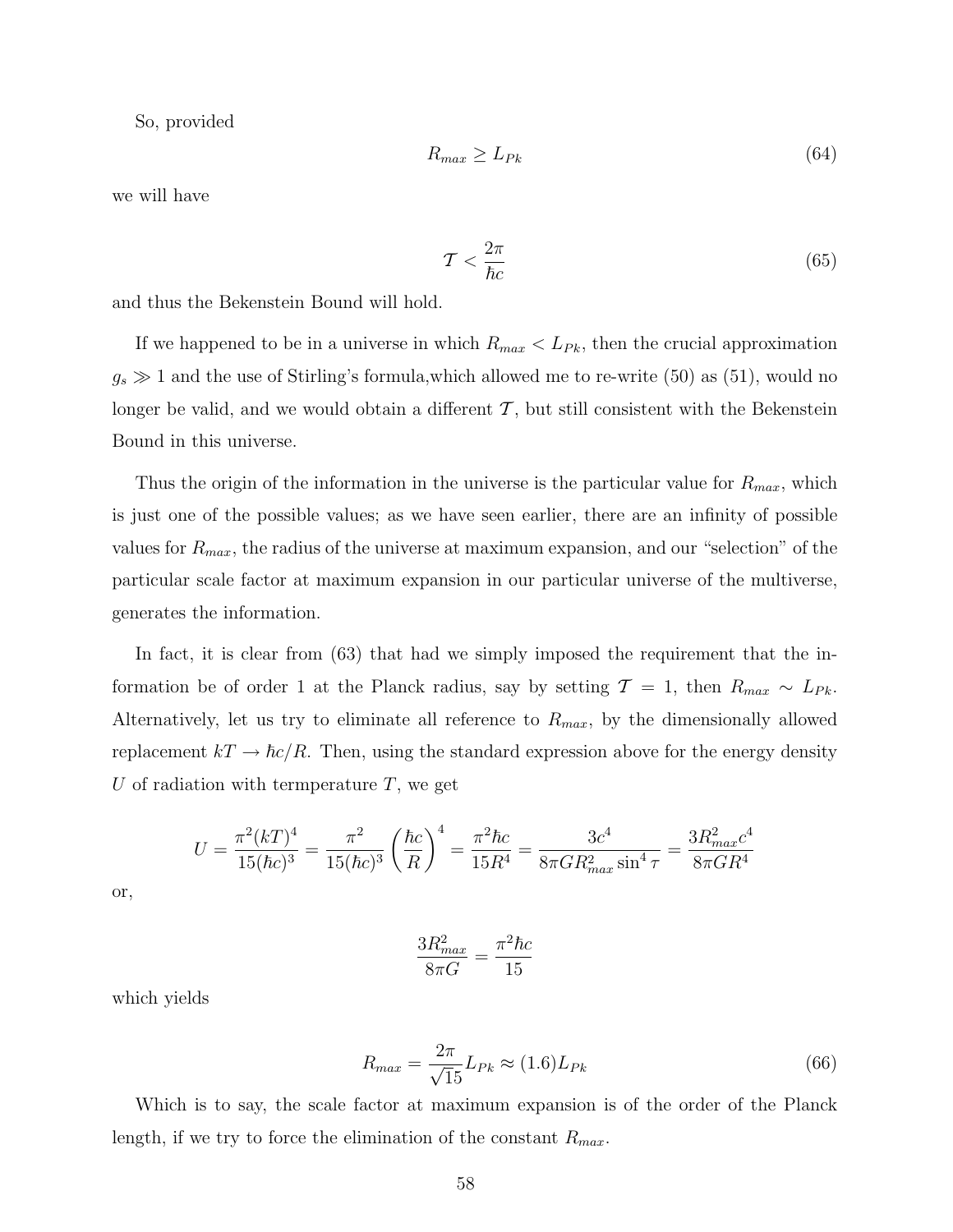So, provided

$$R_{max} \geq L_{Pk} \tag{64}$$

we will have

$$\mathcal{T} < \frac{2\pi}{\hbar c} \tag{65}$$

and thus the Bekenstein Bound will hold.

If we happened to be in a universe in which $R_{max} < L_{Pk}$, then the crucial approximation $g_s \gg 1$ and the use of Stirling's formula,which allowed me to re-write (50) as (51), would no longer be valid, and we would obtain a different $\mathcal{T}$, but still consistent with the Bekenstein Bound in this universe.

Thus the origin of the information in the universe is the particular value for $R_{max}$, which is just one of the possible values; as we have seen earlier, there are an infinity of possible values for $R_{max}$, the radius of the universe at maximum expansion, and our "selection" of the particular scale factor at maximum expansion in our particular universe of the multiverse, generates the information.

In fact, it is clear from (63) that had we simply imposed the requirement that the information be of order 1 at the Planck radius, say by setting $\mathcal{T} = 1$, then $R_{max} \sim L_{Pk}$. Alternatively, let us try to eliminate all reference to $R_{max}$, by the dimensionally allowed replacement $kT \to \hbar c/R$. Then, using the standard expression above for the energy density $U$ of radiation with termperature $T$, we get

$$U = \frac{\pi^2 (kT)^4}{15(\hbar c)^3} = \frac{\pi^2}{15(\hbar c)^3}\left(\frac{\hbar c}{R}\right)^4 = \frac{\pi^2 \hbar c}{15 R^4} = \frac{3c^4}{8\pi G R_{max}^2 \sin^4 \tau} = \frac{3R_{max}^2 c^4}{8\pi G R^4}$$

or,

$$\frac{3R_{max}^2}{8\pi G} = \frac{\pi^2 \hbar c}{15}$$

which yields

$$R_{max} = \frac{2\pi}{\sqrt{15}} L_{Pk} \approx (1.6) L_{Pk} \tag{66}$$

Which is to say, the scale factor at maximum expansion is of the order of the Planck length, if we try to force the elimination of the constant $R_{max}$.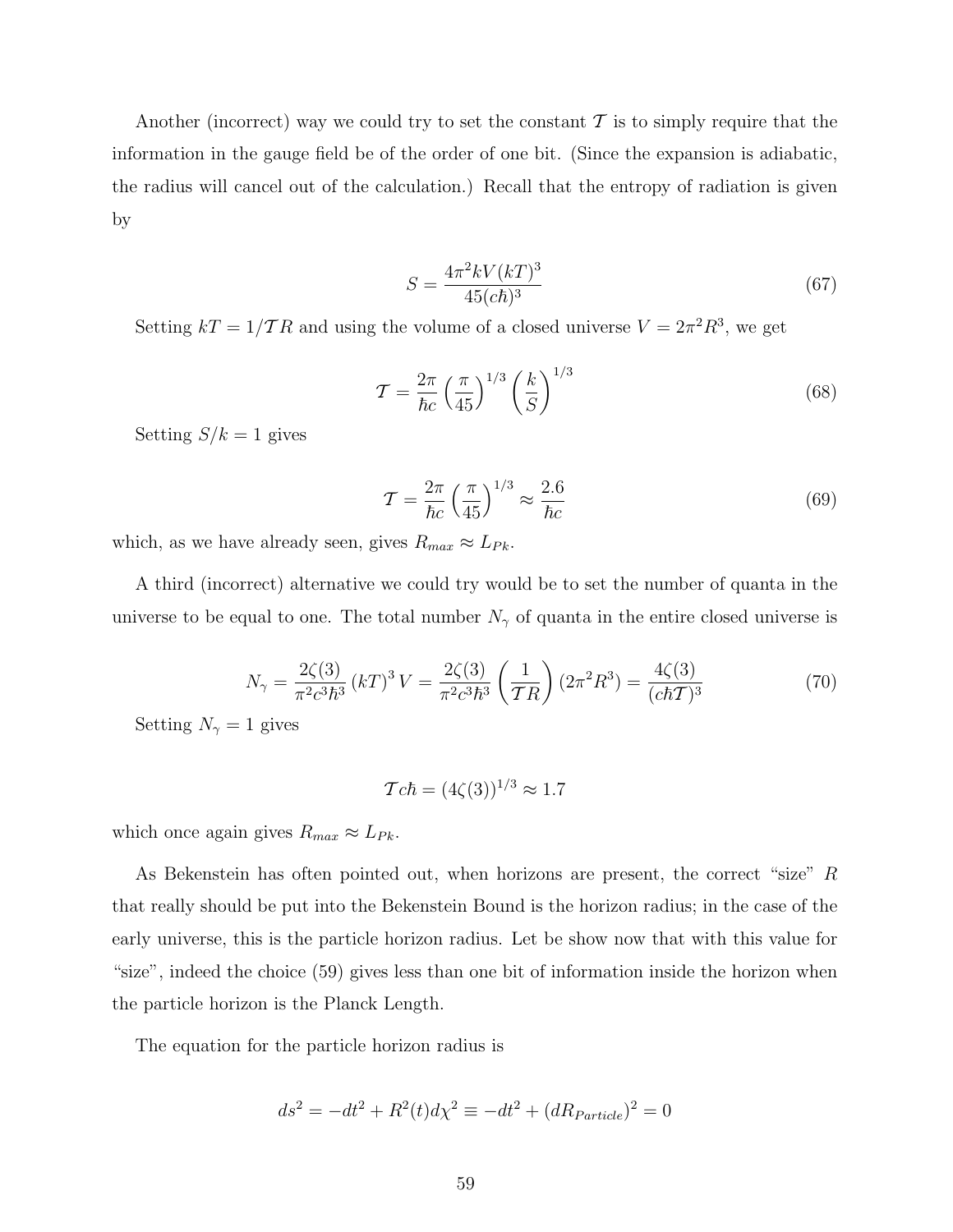Another (incorrect) way we could try to set the constant $\mathcal{T}$ is to simply require that the information in the gauge field be of the order of one bit. (Since the expansion is adiabatic, the radius will cancel out of the calculation.) Recall that the entropy of radiation is given by

$$S = \frac{4\pi^2 k V (kT)^3}{45(c\hbar)^3} \tag{67}$$

Setting $kT = 1/\mathcal{T}R$ and using the volume of a closed universe $V = 2\pi^2 R^3$, we get

$$\mathcal{T} = \frac{2\pi}{\hbar c}\left(\frac{\pi}{45}\right)^{1/3}\left(\frac{k}{S}\right)^{1/3} \tag{68}$$

Setting $S/k = 1$ gives

$$\mathcal{T} = \frac{2\pi}{\hbar c}\left(\frac{\pi}{45}\right)^{1/3} \approx \frac{2.6}{\hbar c} \tag{69}$$

which, as we have already seen, gives $R_{max} \approx L_{Pk}$.

A third (incorrect) alternative we could try would be to set the number of quanta in the universe to be equal to one. The total number $N_\gamma$ of quanta in the entire closed universe is

$$N_\gamma = \frac{2\zeta(3)}{\pi^2 c^3 \hbar^3}(kT)^3 V = \frac{2\zeta(3)}{\pi^2 c^3 \hbar^3}\left(\frac{1}{\mathcal{T}R}\right)(2\pi^2 R^3) = \frac{4\zeta(3)}{(c\hbar\mathcal{T})^3} \tag{70}$$

Setting $N_\gamma = 1$ gives

$$\mathcal{T}c\hbar = (4\zeta(3))^{1/3} \approx 1.7$$

which once again gives $R_{max} \approx L_{Pk}$.

As Bekenstein has often pointed out, when horizons are present, the correct "size" $R$ that really should be put into the Bekenstein Bound is the horizon radius; in the case of the early universe, this is the particle horizon radius. Let be show now that with this value for "size", indeed the choice (59) gives less than one bit of information inside the horizon when the particle horizon is the Planck Length.

The equation for the particle horizon radius is

$$ds^2 = -dt^2 + R^2(t)d\chi^2 \equiv -dt^2 + (dR_{Particle})^2 = 0$$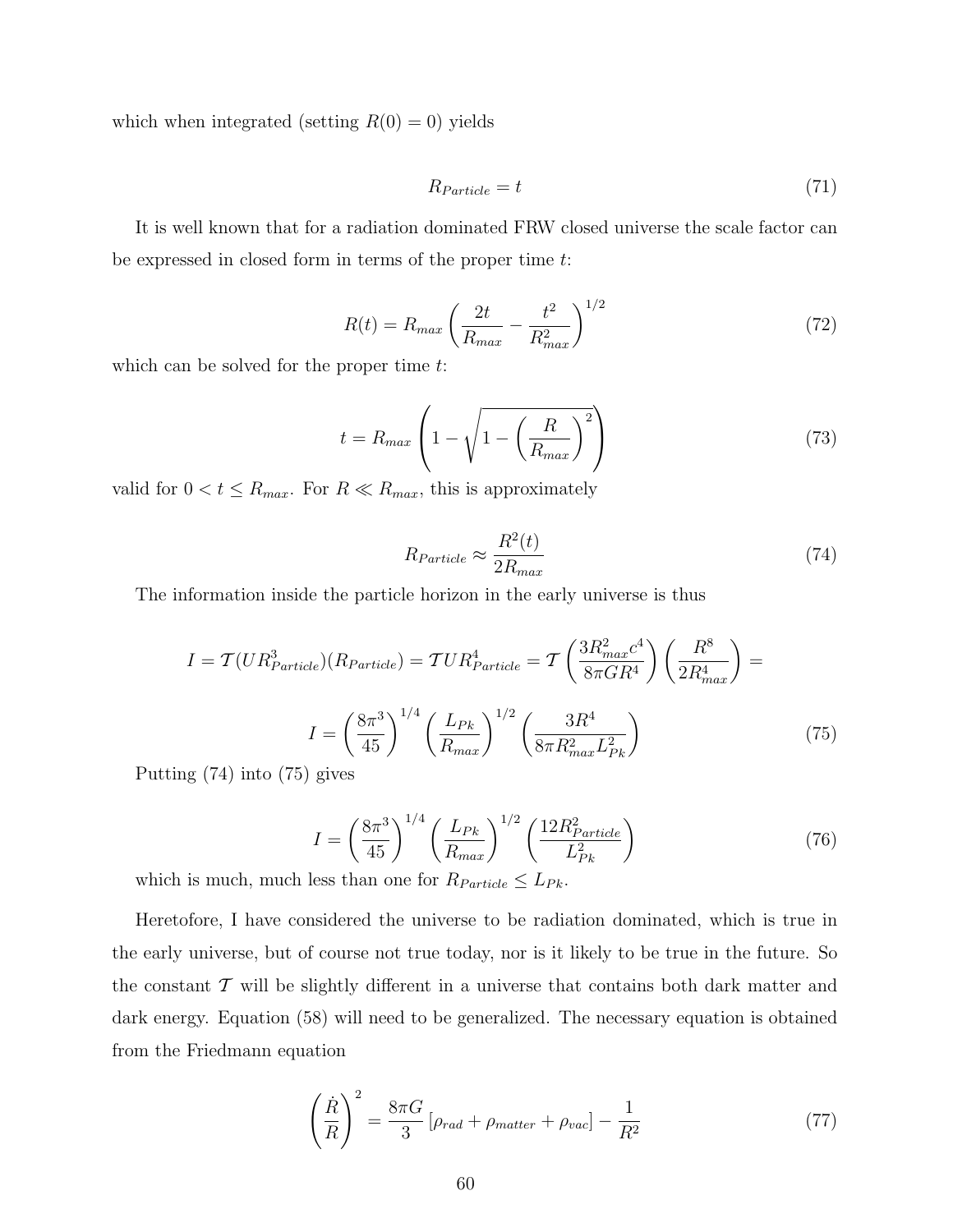which when integrated (setting $R(0) = 0$) yields

$$R_{Particle} = t \tag{71}$$

It is well known that for a radiation dominated FRW closed universe the scale factor can be expressed in closed form in terms of the proper time $t$:

$$R(t) = R_{max}\left(\frac{2t}{R_{max}} - \frac{t^2}{R_{max}^2}\right)^{1/2} \tag{72}$$

which can be solved for the proper time $t$:

$$t = R_{max}\left(1 - \sqrt{1 - \left(\frac{R}{R_{max}}\right)^2}\right) \tag{73}$$

valid for $0 < t \leq R_{max}$. For $R \ll R_{max}$, this is approximately

$$R_{Particle} \approx \frac{R^2(t)}{2R_{max}} \tag{74}$$

The information inside the particle horizon in the early universe is thus

$$I = \mathcal{T}(UR_{Particle}^3)(R_{Particle}) = \mathcal{T}UR_{Particle}^4 = \mathcal{T}\left(\frac{3R_{max}^2c^4}{8\pi GR^4}\right)\left(\frac{R^8}{2R_{max}^4}\right) =$$

$$I = \left(\frac{8\pi^3}{45}\right)^{1/4}\left(\frac{L_{Pk}}{R_{max}}\right)^{1/2}\left(\frac{3R^4}{8\pi R_{max}^2 L_{Pk}^2}\right) \tag{75}$$

Putting (74) into (75) gives

$$I = \left(\frac{8\pi^3}{45}\right)^{1/4}\left(\frac{L_{Pk}}{R_{max}}\right)^{1/2}\left(\frac{12R_{Particle}^2}{L_{Pk}^2}\right) \tag{76}$$

which is much, much less than one for $R_{Particle} \leq L_{Pk}$.

Heretofore, I have considered the universe to be radiation dominated, which is true in the early universe, but of course not true today, nor is it likely to be true in the future. So the constant $\mathcal{T}$ will be slightly different in a universe that contains both dark matter and dark energy. Equation (58) will need to be generalized. The necessary equation is obtained from the Friedmann equation

$$\left(\frac{\dot{R}}{R}\right)^2 = \frac{8\pi G}{3}\left[\rho_{rad} + \rho_{matter} + \rho_{vac}\right] - \frac{1}{R^2} \tag{77}$$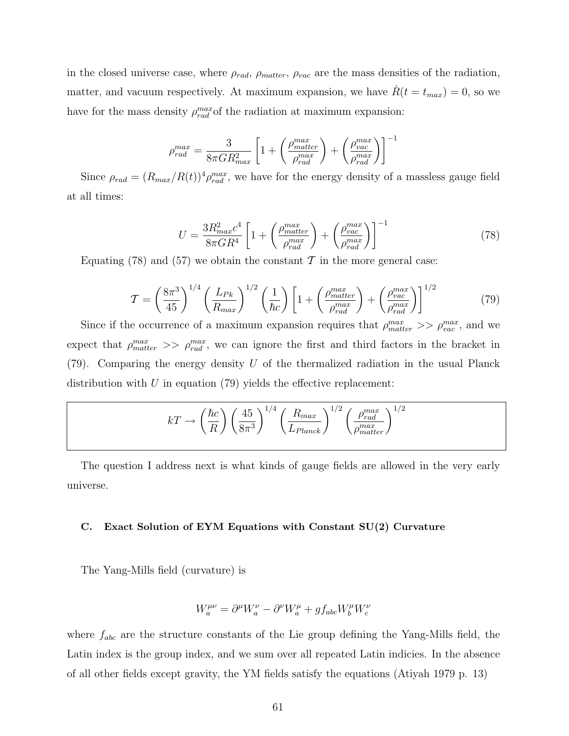in the closed universe case, where $\rho_{rad}$, $\rho_{matter}$, $\rho_{vac}$ are the mass densities of the radiation, matter, and vacuum respectively. At maximum expansion, we have $\dot{R}(t = t_{max}) = 0$, so we have for the mass density $\rho_{rad}^{max}$ of the radiation at maximum expansion:

$$\rho_{rad}^{max} = \frac{3}{8\pi G R_{max}^2}\left[1 + \left(\frac{\rho_{matter}^{max}}{\rho_{rad}^{max}}\right) + \left(\frac{\rho_{vac}^{max}}{\rho_{rad}^{max}}\right)\right]^{-1}$$

Since $\rho_{rad} = (R_{max}/R(t))^4 \rho_{rad}^{max}$, we have for the energy density of a massless gauge field at all times:

$$U = \frac{3R_{max}^2 c^4}{8\pi G R^4}\left[1 + \left(\frac{\rho_{matter}^{max}}{\rho_{rad}^{max}}\right) + \left(\frac{\rho_{vac}^{max}}{\rho_{rad}^{max}}\right)\right]^{-1} \tag{78}$$

Equating (78) and (57) we obtain the constant $\mathcal{T}$ in the more general case:

$$\mathcal{T} = \left(\frac{8\pi^3}{45}\right)^{1/4}\left(\frac{L_{Pk}}{R_{max}}\right)^{1/2}\left(\frac{1}{\hbar c}\right)\left[1 + \left(\frac{\rho_{matter}^{max}}{\rho_{rad}^{max}}\right) + \left(\frac{\rho_{vac}^{max}}{\rho_{rad}^{max}}\right)\right]^{1/2} \tag{79}$$

Since if the occurrence of a maximum expansion requires that $\rho_{matter}^{max} >> \rho_{vac}^{max}$, and we expect that $\rho_{matter}^{max} >> \rho_{rad}^{max}$, we can ignore the first and third factors in the bracket in (79). Comparing the energy density $U$ of the thermalized radiation in the usual Planck distribution with $U$ in equation (79) yields the effective replacement:

$$kT \to \left(\frac{\hbar c}{R}\right)\left(\frac{45}{8\pi^3}\right)^{1/4}\left(\frac{R_{max}}{L_{Planck}}\right)^{1/2}\left(\frac{\rho_{rad}^{max}}{\rho_{matter}^{max}}\right)^{1/2}$$

The question I address next is what kinds of gauge fields are allowed in the very early universe.

### C. Exact Solution of EYM Equations with Constant SU(2) Curvature

The Yang-Mills field (curvature) is

$$W_a^{\mu\nu} = \partial^\mu W_a^\nu - \partial^\nu W_a^\mu + g f_{abc} W_b^\mu W_c^\nu$$

where $f_{abc}$ are the structure constants of the Lie group defining the Yang-Mills field, the Latin index is the group index, and we sum over all repeated Latin indicies. In the absence of all other fields except gravity, the YM fields satisfy the equations (Atiyah 1979 p. 13)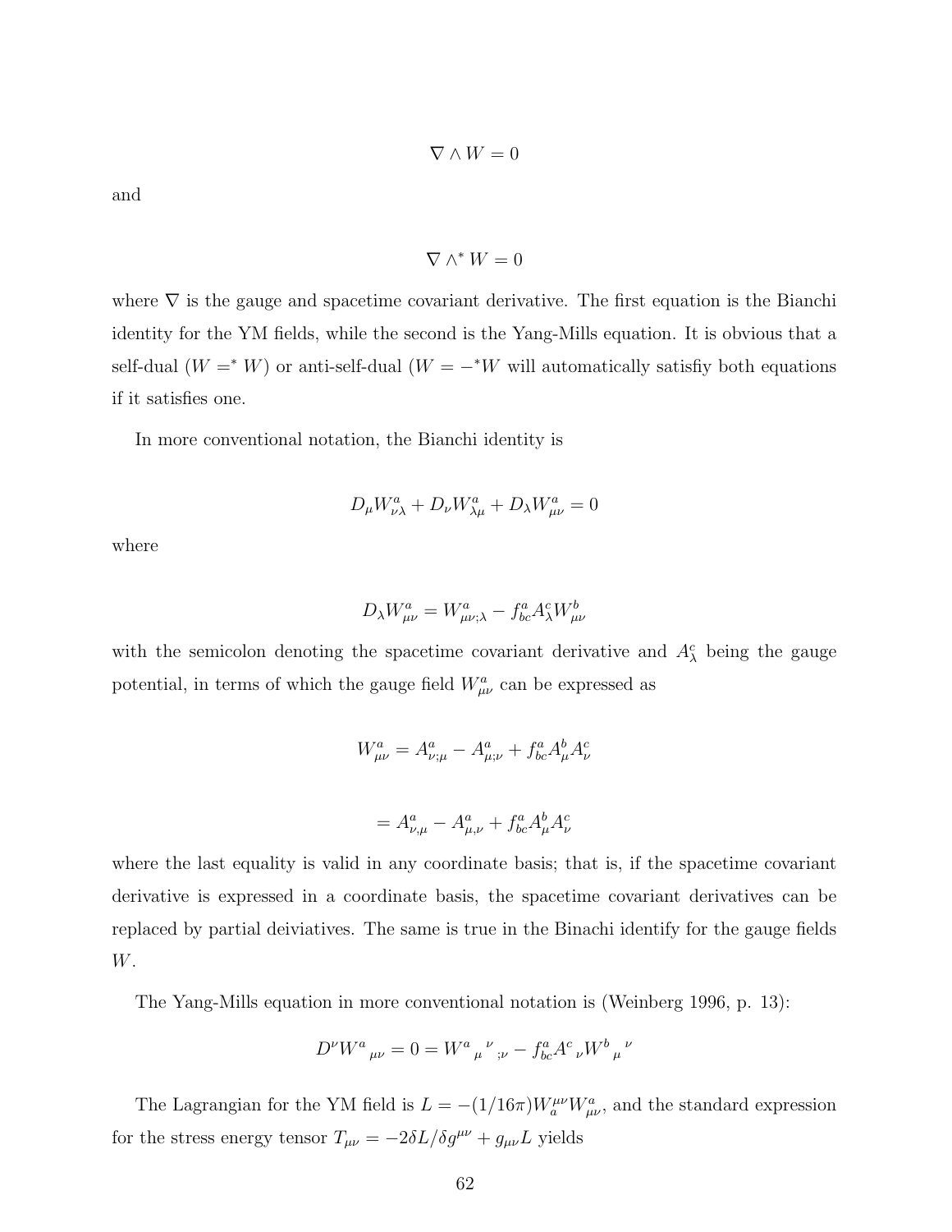$$\nabla \wedge W = 0$$

and

$$\nabla \wedge^{*} W = 0$$

where $\nabla$ is the gauge and spacetime covariant derivative. The first equation is the Bianchi identity for the YM fields, while the second is the Yang-Mills equation. It is obvious that a self-dual ($W =^{*} W$) or anti-self-dual ($W = -^{*}W$ will automatically satisfiy both equations if it satisfies one.

In more conventional notation, the Bianchi identity is

$$D_{\mu} W^{a}_{\nu\lambda} + D_{\nu} W^{a}_{\lambda\mu} + D_{\lambda} W^{a}_{\mu\nu} = 0$$

where

$$D_{\lambda} W^{a}_{\mu\nu} = W^{a}_{\mu\nu;\lambda} - f^{a}_{bc} A^{c}_{\lambda} W^{b}_{\mu\nu}$$

with the semicolon denoting the spacetime covariant derivative and $A^{c}_{\lambda}$ being the gauge potential, in terms of which the gauge field $W^{a}_{\mu\nu}$ can be expressed as

$$W^{a}_{\mu\nu} = A^{a}_{\nu;\mu} - A^{a}_{\mu;\nu} + f^{a}_{bc} A^{b}_{\mu} A^{c}_{\nu}$$

$$= A^{a}_{\nu,\mu} - A^{a}_{\mu,\nu} + f^{a}_{bc} A^{b}_{\mu} A^{c}_{\nu}$$

where the last equality is valid in any coordinate basis; that is, if the spacetime covariant derivative is expressed in a coordinate basis, the spacetime covariant derivatives can be replaced by partial deiviatives. The same is true in the Binachi identify for the gauge fields $W$.

The Yang-Mills equation in more conventional notation is (Weinberg 1996, p. 13):

$$D^{\nu} W^{a}{}_{\mu\nu} = 0 = W^{a}{}_{\mu}{}^{\nu}{}_{;\nu} - f^{a}_{bc} A^{c}{}_{\nu} W^{b}{}_{\mu}{}^{\nu}$$

The Lagrangian for the YM field is $L = -(1/16\pi) W^{\mu\nu}_{a} W^{a}_{\mu\nu}$, and the standard expression for the stress energy tensor $T_{\mu\nu} = -2\delta L/\delta g^{\mu\nu} + g_{\mu\nu} L$ yields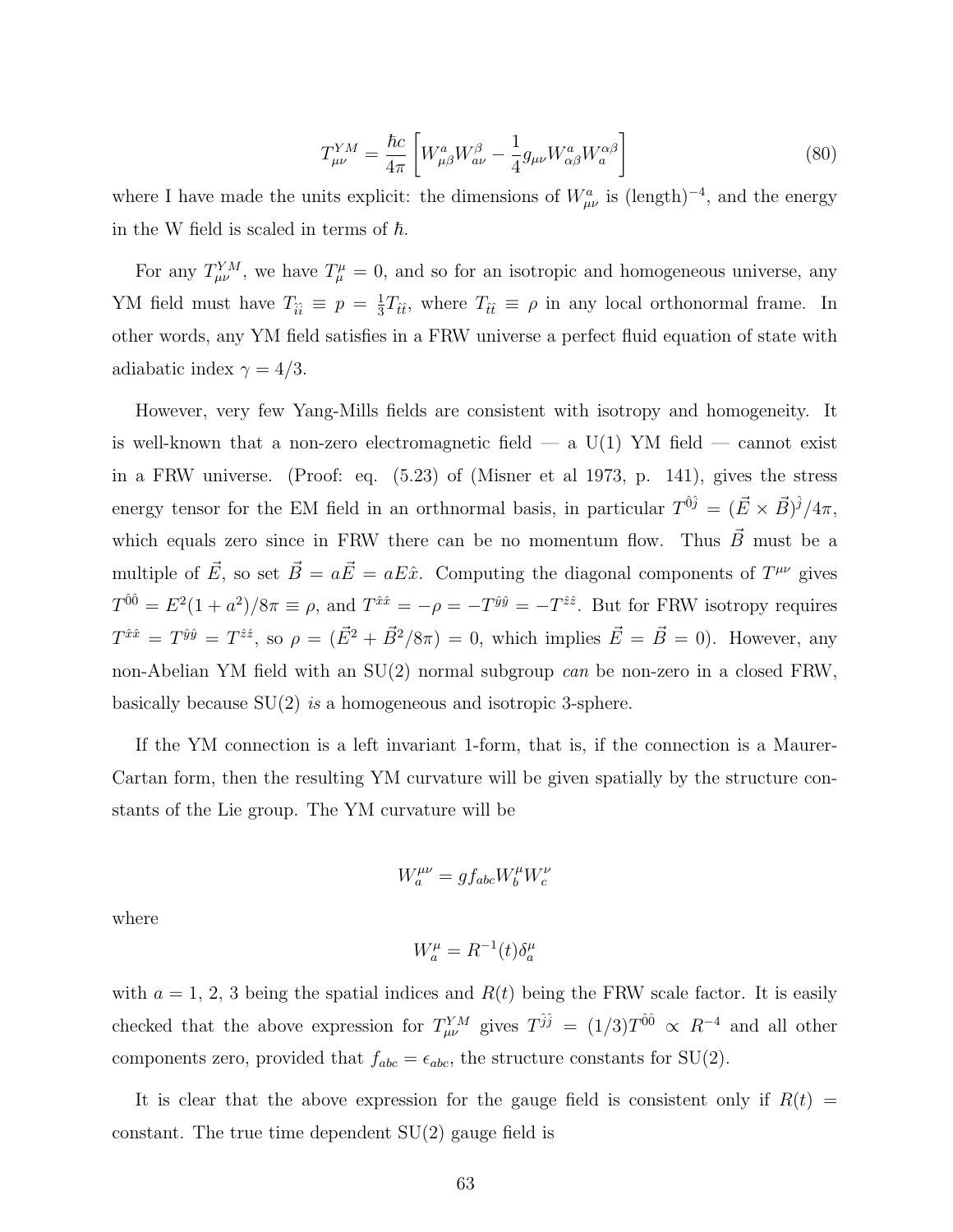$$T_{\mu\nu}^{YM} = \frac{\hbar c}{4\pi}\left[W_{\mu\beta}^{a} W_{a\nu}^{\beta} - \frac{1}{4} g_{\mu\nu} W_{\alpha\beta}^{a} W_{a}^{\alpha\beta}\right] \tag{80}$$

where I have made the units explicit: the dimensions of $W^a_{\mu\nu}$ is (length)$^{-4}$, and the energy in the W field is scaled in terms of $\hbar$.

For any $T^{YM}_{\mu\nu}$, we have $T^{\mu}_{\mu} = 0$, and so for an isotropic and homogeneous universe, any YM field must have $T_{\hat{i}\hat{i}} \equiv p = \frac{1}{3}T_{\hat{t}\hat{t}}$, where $T_{\hat{t}\hat{t}} \equiv \rho$ in any local orthonormal frame. In other words, any YM field satisfies in a FRW universe a perfect fluid equation of state with adiabatic index $\gamma = 4/3$.

However, very few Yang-Mills fields are consistent with isotropy and homogeneity. It is well-known that a non-zero electromagnetic field — a U(1) YM field — cannot exist in a FRW universe. (Proof: eq. (5.23) of (Misner et al 1973, p. 141), gives the stress energy tensor for the EM field in an orthnormal basis, in particular $T^{\hat{0}\hat{j}} = (\vec{E}\times\vec{B})^{\hat{j}}/4\pi$, which equals zero since in FRW there can be no momentum flow. Thus $\vec{B}$ must be a multiple of $\vec{E}$, so set $\vec{B} = a\vec{E} = aE\hat{x}$. Computing the diagonal components of $T^{\mu\nu}$ gives $T^{\hat{0}\hat{0}} = E^2(1+a^2)/8\pi \equiv \rho$, and $T^{\hat{x}\hat{x}} = -\rho = -T^{\hat{y}\hat{y}} = -T^{\hat{z}\hat{z}}$. But for FRW isotropy requires $T^{\hat{x}\hat{x}} = T^{\hat{y}\hat{y}} = T^{\hat{z}\hat{z}}$, so $\rho = (\vec{E}^2 + \vec{B}^2/8\pi) = 0$, which implies $\vec{E} = \vec{B} = 0$). However, any non-Abelian YM field with an SU(2) normal subgroup *can* be non-zero in a closed FRW, basically because SU(2) *is* a homogeneous and isotropic 3-sphere.

If the YM connection is a left invariant 1-form, that is, if the connection is a Maurer-Cartan form, then the resulting YM curvature will be given spatially by the structure constants of the Lie group. The YM curvature will be

$$W_a^{\mu\nu} = g f_{abc} W_b^{\mu} W_c^{\nu}$$

where

$$W_a^{\mu} = R^{-1}(t)\delta_a^{\mu}$$

with $a = 1, 2, 3$ being the spatial indices and $R(t)$ being the FRW scale factor. It is easily checked that the above expression for $T^{YM}_{\mu\nu}$ gives $T^{\hat{j}\hat{j}} = (1/3)T^{\hat{0}\hat{0}} \propto R^{-4}$ and all other components zero, provided that $f_{abc} = \epsilon_{abc}$, the structure constants for SU(2).

It is clear that the above expression for the gauge field is consistent only if $R(t) =$ constant. The true time dependent SU(2) gauge field is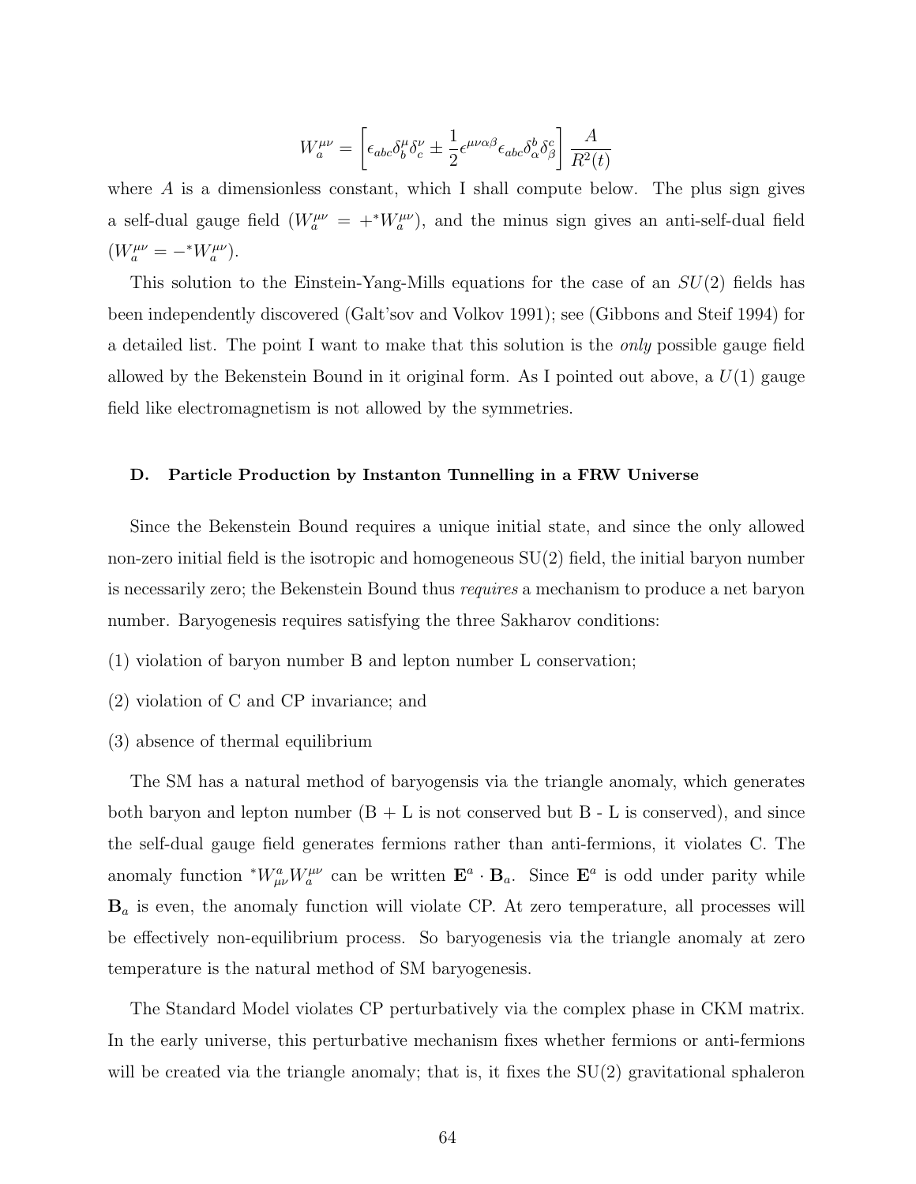$$W_a^{\mu\nu} = \left[\epsilon_{abc}\delta_b^\mu \delta_c^\nu \pm \frac{1}{2}\epsilon^{\mu\nu\alpha\beta}\epsilon_{abc}\delta_\alpha^b \delta_\beta^c\right]\frac{A}{R^2(t)}$$

where $A$ is a dimensionless constant, which I shall compute below. The plus sign gives a self-dual gauge field ($W_a^{\mu\nu} = +^*W_a^{\mu\nu}$), and the minus sign gives an anti-self-dual field ($W_a^{\mu\nu} = -^*W_a^{\mu\nu}$).

This solution to the Einstein-Yang-Mills equations for the case of an $SU(2)$ fields has been independently discovered (Galt'sov and Volkov 1991); see (Gibbons and Steif 1994) for a detailed list. The point I want to make that this solution is the *only* possible gauge field allowed by the Bekenstein Bound in it original form. As I pointed out above, a $U(1)$ gauge field like electromagnetism is not allowed by the symmetries.

### D. Particle Production by Instanton Tunnelling in a FRW Universe

Since the Bekenstein Bound requires a unique initial state, and since the only allowed non-zero initial field is the isotropic and homogeneous SU(2) field, the initial baryon number is necessarily zero; the Bekenstein Bound thus *requires* a mechanism to produce a net baryon number. Baryogenesis requires satisfying the three Sakharov conditions:

(1) violation of baryon number B and lepton number L conservation;

(2) violation of C and CP invariance; and

(3) absence of thermal equilibrium

The SM has a natural method of baryogensis via the triangle anomaly, which generates both baryon and lepton number (B + L is not conserved but B - L is conserved), and since the self-dual gauge field generates fermions rather than anti-fermions, it violates C. The anomaly function $^*W_{\mu\nu}^a W_a^{\mu\nu}$ can be written $\mathbf{E}^a \cdot \mathbf{B}_a$. Since $\mathbf{E}^a$ is odd under parity while $\mathbf{B}_a$ is even, the anomaly function will violate CP. At zero temperature, all processes will be effectively non-equilibrium process. So baryogenesis via the triangle anomaly at zero temperature is the natural method of SM baryogenesis.

The Standard Model violates CP perturbatively via the complex phase in CKM matrix. In the early universe, this perturbative mechanism fixes whether fermions or anti-fermions will be created via the triangle anomaly; that is, it fixes the SU(2) gravitational sphaleron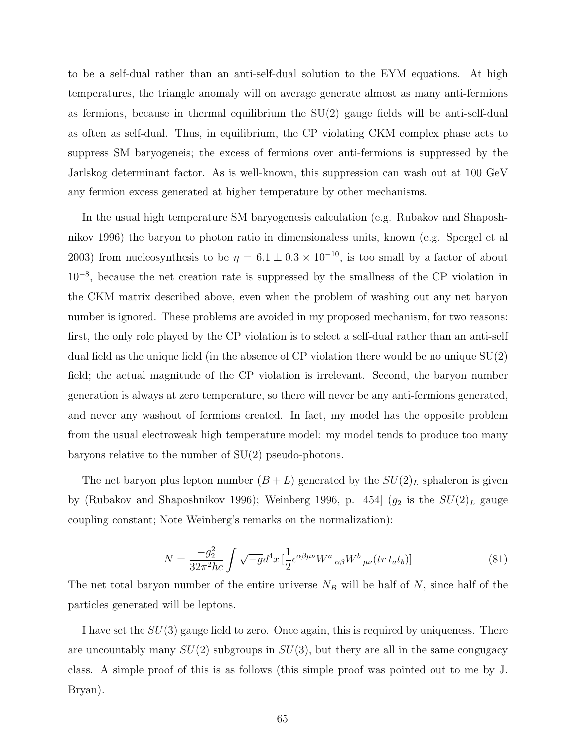to be a self-dual rather than an anti-self-dual solution to the EYM equations. At high temperatures, the triangle anomaly will on average generate almost as many anti-fermions as fermions, because in thermal equilibrium the SU(2) gauge fields will be anti-self-dual as often as self-dual. Thus, in equilibrium, the CP violating CKM complex phase acts to suppress SM baryogeneis; the excess of fermions over anti-fermions is suppressed by the Jarlskog determinant factor. As is well-known, this suppression can wash out at 100 GeV any fermion excess generated at higher temperature by other mechanisms.

In the usual high temperature SM baryogenesis calculation (e.g. Rubakov and Shaposhnikov 1996) the baryon to photon ratio in dimensionaless units, known (e.g. Spergel et al 2003) from nucleosynthesis to be $\eta = 6.1 \pm 0.3 \times 10^{-10}$, is too small by a factor of about $10^{-8}$, because the net creation rate is suppressed by the smallness of the CP violation in the CKM matrix described above, even when the problem of washing out any net baryon number is ignored. These problems are avoided in my proposed mechanism, for two reasons: first, the only role played by the CP violation is to select a self-dual rather than an anti-self dual field as the unique field (in the absence of CP violation there would be no unique SU(2) field; the actual magnitude of the CP violation is irrelevant. Second, the baryon number generation is always at zero temperature, so there will never be any anti-fermions generated, and never any washout of fermions created. In fact, my model has the opposite problem from the usual electroweak high temperature model: my model tends to produce too many baryons relative to the number of SU(2) pseudo-photons.

The net baryon plus lepton number $(B + L)$ generated by the $SU(2)_L$ sphaleron is given by (Rubakov and Shaposhnikov 1996); Weinberg 1996, p. 454] ($g_2$ is the $SU(2)_L$ gauge coupling constant; Note Weinberg's remarks on the normalization):

$$N = \frac{-g_2^2}{32\pi^2\hbar c}\int \sqrt{-g}d^4x\,[\frac{1}{2}\epsilon^{\alpha\beta\mu\nu}W^a{}_{\alpha\beta}W^b{}_{\mu\nu}(tr\,t_at_b)] \tag{81}$$

The net total baryon number of the entire universe $N_B$ will be half of $N$, since half of the particles generated will be leptons.

I have set the $SU(3)$ gauge field to zero. Once again, this is required by uniqueness. There are uncountably many $SU(2)$ subgroups in $SU(3)$, but thery are all in the same congugacy class. A simple proof of this is as follows (this simple proof was pointed out to me by J. Bryan).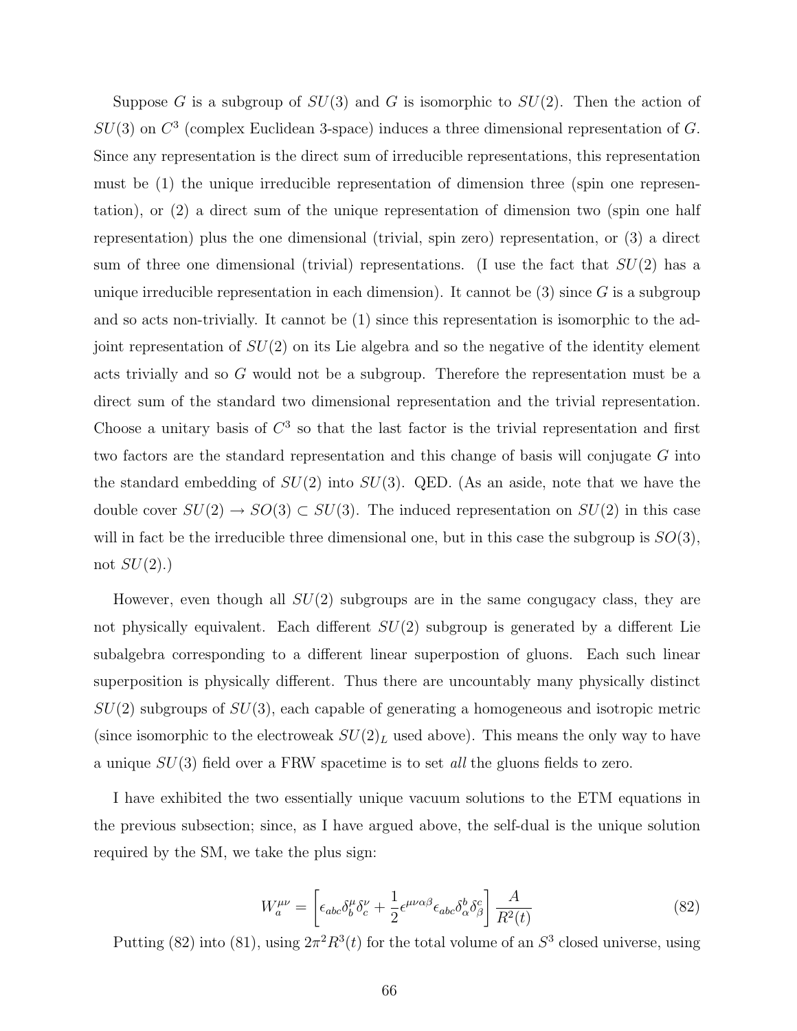Suppose $G$ is a subgroup of $SU(3)$ and $G$ is isomorphic to $SU(2)$. Then the action of $SU(3)$ on $C^3$ (complex Euclidean 3-space) induces a three dimensional representation of $G$. Since any representation is the direct sum of irreducible representations, this representation must be (1) the unique irreducible representation of dimension three (spin one representation), or (2) a direct sum of the unique representation of dimension two (spin one half representation) plus the one dimensional (trivial, spin zero) representation, or (3) a direct sum of three one dimensional (trivial) representations. (I use the fact that $SU(2)$ has a unique irreducible representation in each dimension). It cannot be (3) since $G$ is a subgroup and so acts non-trivially. It cannot be (1) since this representation is isomorphic to the adjoint representation of $SU(2)$ on its Lie algebra and so the negative of the identity element acts trivially and so $G$ would not be a subgroup. Therefore the representation must be a direct sum of the standard two dimensional representation and the trivial representation. Choose a unitary basis of $C^3$ so that the last factor is the trivial representation and first two factors are the standard representation and this change of basis will conjugate $G$ into the standard embedding of $SU(2)$ into $SU(3)$. QED. (As an aside, note that we have the double cover $SU(2) \to SO(3) \subset SU(3)$. The induced representation on $SU(2)$ in this case will in fact be the irreducible three dimensional one, but in this case the subgroup is $SO(3)$, not $SU(2)$.)

However, even though all $SU(2)$ subgroups are in the same congugacy class, they are not physically equivalent. Each different $SU(2)$ subgroup is generated by a different Lie subalgebra corresponding to a different linear superpostion of gluons. Each such linear superposition is physically different. Thus there are uncountably many physically distinct $SU(2)$ subgroups of $SU(3)$, each capable of generating a homogeneous and isotropic metric (since isomorphic to the electroweak $SU(2)_L$ used above). This means the only way to have a unique $SU(3)$ field over a FRW spacetime is to set *all* the gluons fields to zero.

I have exhibited the two essentially unique vacuum solutions to the ETM equations in the previous subsection; since, as I have argued above, the self-dual is the unique solution required by the SM, we take the plus sign:

$$W_a^{\mu\nu} = \left[\epsilon_{abc}\delta_b^\mu\delta_c^\nu + \frac{1}{2}\epsilon^{\mu\nu\alpha\beta}\epsilon_{abc}\delta_\alpha^b\delta_\beta^c\right]\frac{A}{R^2(t)} \tag{82}$$

Putting (82) into (81), using $2\pi^2 R^3(t)$ for the total volume of an $S^3$ closed universe, using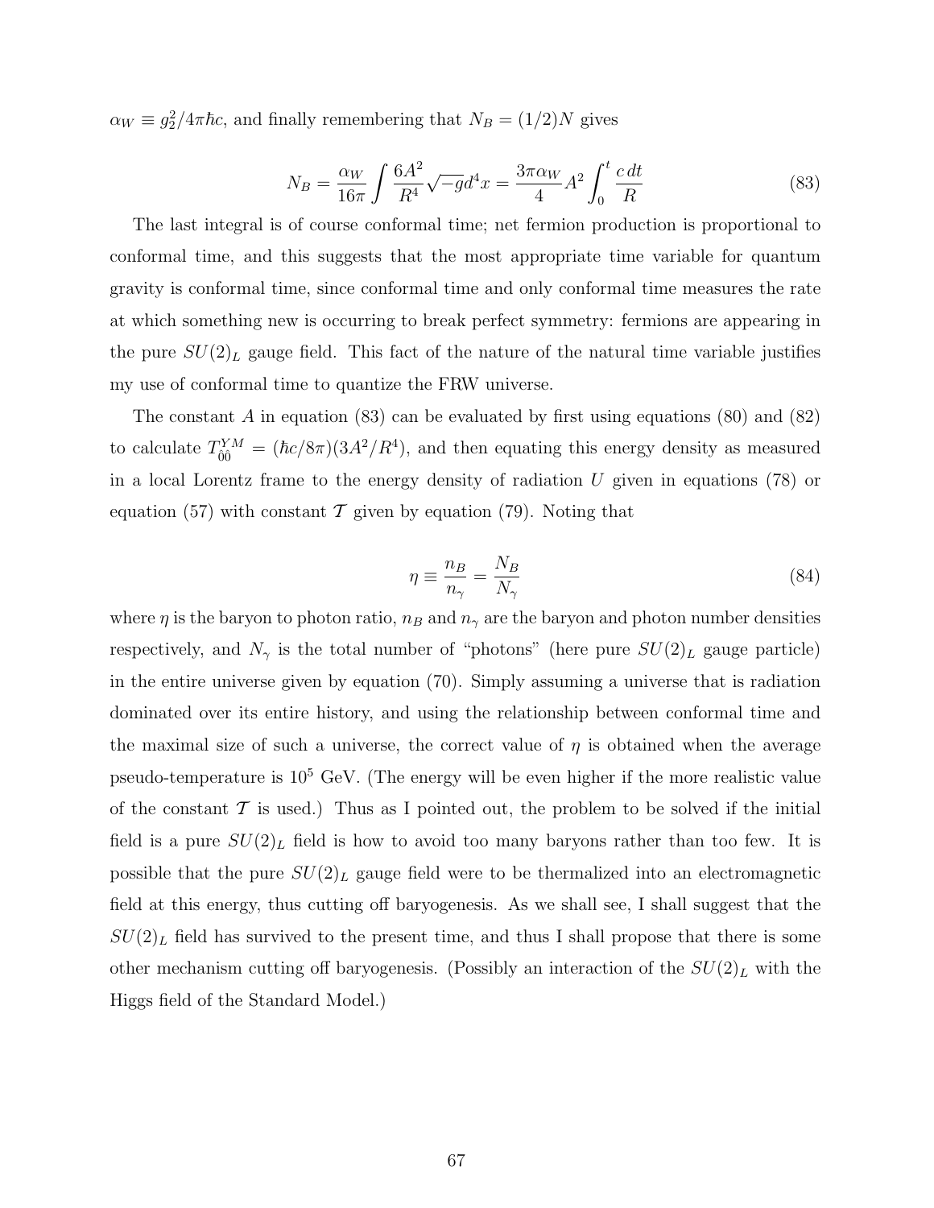$\alpha_W \equiv g_2^2/4\pi\hbar c$, and finally remembering that $N_B = (1/2)N$ gives

$$N_B = \frac{\alpha_W}{16\pi}\int \frac{6A^2}{R^4}\sqrt{-g}d^4x = \frac{3\pi\alpha_W}{4}A^2\int_0^t \frac{c\,dt}{R} \tag{83}$$

The last integral is of course conformal time; net fermion production is proportional to conformal time, and this suggests that the most appropriate time variable for quantum gravity is conformal time, since conformal time and only conformal time measures the rate at which something new is occurring to break perfect symmetry: fermions are appearing in the pure $SU(2)_L$ gauge field. This fact of the nature of the natural time variable justifies my use of conformal time to quantize the FRW universe.

The constant $A$ in equation (83) can be evaluated by first using equations (80) and (82) to calculate $T^{YM}_{\hat{0}\hat{0}} = (\hbar c/8\pi)(3A^2/R^4)$, and then equating this energy density as measured in a local Lorentz frame to the energy density of radiation $U$ given in equations (78) or equation (57) with constant $\mathcal{T}$ given by equation (79). Noting that

$$\eta \equiv \frac{n_B}{n_\gamma} = \frac{N_B}{N_\gamma} \tag{84}$$

where $\eta$ is the baryon to photon ratio, $n_B$ and $n_\gamma$ are the baryon and photon number densities respectively, and $N_\gamma$ is the total number of "photons" (here pure $SU(2)_L$ gauge particle) in the entire universe given by equation (70). Simply assuming a universe that is radiation dominated over its entire history, and using the relationship between conformal time and the maximal size of such a universe, the correct value of $\eta$ is obtained when the average pseudo-temperature is $10^5$ GeV. (The energy will be even higher if the more realistic value of the constant $\mathcal{T}$ is used.) Thus as I pointed out, the problem to be solved if the initial field is a pure $SU(2)_L$ field is how to avoid too many baryons rather than too few. It is possible that the pure $SU(2)_L$ gauge field were to be thermalized into an electromagnetic field at this energy, thus cutting off baryogenesis. As we shall see, I shall suggest that the $SU(2)_L$ field has survived to the present time, and thus I shall propose that there is some other mechanism cutting off baryogenesis. (Possibly an interaction of the $SU(2)_L$ with the Higgs field of the Standard Model.)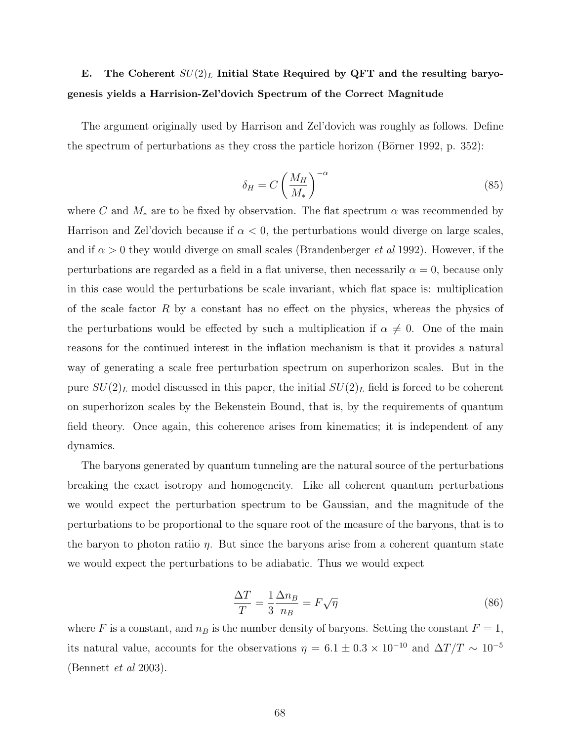### E. The Coherent $SU(2)_L$ Initial State Required by QFT and the resulting baryogenesis yields a Harrision-Zel'dovich Spectrum of the Correct Magnitude

The argument originally used by Harrison and Zel'dovich was roughly as follows. Define the spectrum of perturbations as they cross the particle horizon (Börner 1992, p. 352):

$$\delta_H = C \left( \frac{M_H}{M_*} \right)^{-\alpha} \tag{85}$$

where $C$ and $M_*$ are to be fixed by observation. The flat spectrum $\alpha$ was recommended by Harrison and Zel'dovich because if $\alpha < 0$, the perturbations would diverge on large scales, and if $\alpha > 0$ they would diverge on small scales (Brandenberger *et al* 1992). However, if the perturbations are regarded as a field in a flat universe, then necessarily $\alpha = 0$, because only in this case would the perturbations be scale invariant, which flat space is: multiplication of the scale factor $R$ by a constant has no effect on the physics, whereas the physics of the perturbations would be effected by such a multiplication if $\alpha \neq 0$. One of the main reasons for the continued interest in the inflation mechanism is that it provides a natural way of generating a scale free perturbation spectrum on superhorizon scales. But in the pure $SU(2)_L$ model discussed in this paper, the initial $SU(2)_L$ field is forced to be coherent on superhorizon scales by the Bekenstein Bound, that is, by the requirements of quantum field theory. Once again, this coherence arises from kinematics; it is independent of any dynamics.

The baryons generated by quantum tunneling are the natural source of the perturbations breaking the exact isotropy and homogeneity. Like all coherent quantum perturbations we would expect the perturbation spectrum to be Gaussian, and the magnitude of the perturbations to be proportional to the square root of the measure of the baryons, that is to the baryon to photon ratiio $\eta$. But since the baryons arise from a coherent quantum state we would expect the perturbations to be adiabatic. Thus we would expect

$$\frac{\Delta T}{T} = \frac{1}{3} \frac{\Delta n_B}{n_B} = F\sqrt{\eta} \tag{86}$$

where $F$ is a constant, and $n_B$ is the number density of baryons. Setting the constant $F = 1$, its natural value, accounts for the observations $\eta = 6.1 \pm 0.3 \times 10^{-10}$ and $\Delta T/T \sim 10^{-5}$ (Bennett *et al* 2003).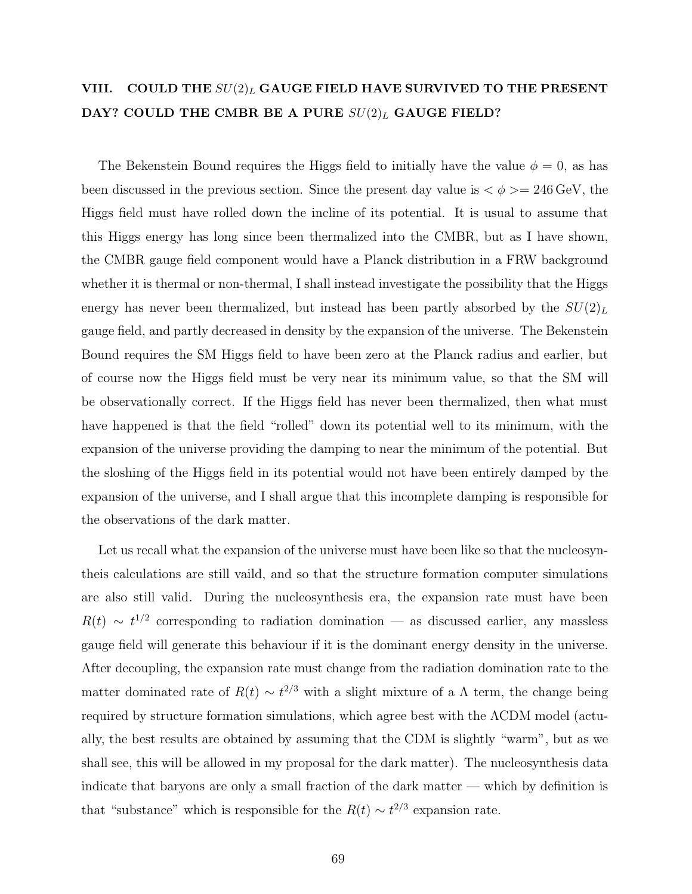## VIII. COULD THE $SU(2)_L$ GAUGE FIELD HAVE SURVIVED TO THE PRESENT DAY? COULD THE CMBR BE A PURE $SU(2)_L$ GAUGE FIELD?

The Bekenstein Bound requires the Higgs field to initially have the value $\phi = 0$, as has been discussed in the previous section. Since the present day value is $<\phi>= 246\,\text{GeV}$, the Higgs field must have rolled down the incline of its potential. It is usual to assume that this Higgs energy has long since been thermalized into the CMBR, but as I have shown, the CMBR gauge field component would have a Planck distribution in a FRW background whether it is thermal or non-thermal, I shall instead investigate the possibility that the Higgs energy has never been thermalized, but instead has been partly absorbed by the $SU(2)_L$ gauge field, and partly decreased in density by the expansion of the universe. The Bekenstein Bound requires the SM Higgs field to have been zero at the Planck radius and earlier, but of course now the Higgs field must be very near its minimum value, so that the SM will be observationally correct. If the Higgs field has never been thermalized, then what must have happened is that the field "rolled" down its potential well to its minimum, with the expansion of the universe providing the damping to near the minimum of the potential. But the sloshing of the Higgs field in its potential would not have been entirely damped by the expansion of the universe, and I shall argue that this incomplete damping is responsible for the observations of the dark matter.

Let us recall what the expansion of the universe must have been like so that the nucleosyntheis calculations are still vaild, and so that the structure formation computer simulations are also still valid. During the nucleosynthesis era, the expansion rate must have been $R(t) \sim t^{1/2}$ corresponding to radiation domination — as discussed earlier, any massless gauge field will generate this behaviour if it is the dominant energy density in the universe. After decoupling, the expansion rate must change from the radiation domination rate to the matter dominated rate of $R(t) \sim t^{2/3}$ with a slight mixture of a $\Lambda$ term, the change being required by structure formation simulations, which agree best with the $\Lambda$CDM model (actually, the best results are obtained by assuming that the CDM is slightly "warm", but as we shall see, this will be allowed in my proposal for the dark matter). The nucleosynthesis data indicate that baryons are only a small fraction of the dark matter — which by definition is that "substance" which is responsible for the $R(t) \sim t^{2/3}$ expansion rate.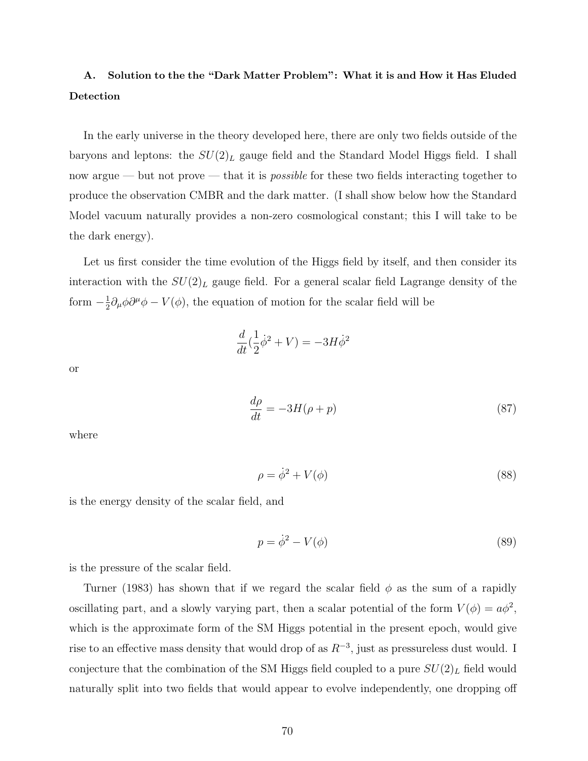### A. Solution to the the "Dark Matter Problem": What it is and How it Has Eluded Detection

In the early universe in the theory developed here, there are only two fields outside of the baryons and leptons: the $SU(2)_L$ gauge field and the Standard Model Higgs field. I shall now argue — but not prove — that it is *possible* for these two fields interacting together to produce the observation CMBR and the dark matter. (I shall show below how the Standard Model vacuum naturally provides a non-zero cosmological constant; this I will take to be the dark energy).

Let us first consider the time evolution of the Higgs field by itself, and then consider its interaction with the $SU(2)_L$ gauge field. For a general scalar field Lagrange density of the form $-\frac{1}{2}\partial_\mu\phi\partial^\mu\phi - V(\phi)$, the equation of motion for the scalar field will be

$$\frac{d}{dt}(\frac{1}{2}\dot{\phi}^2 + V) = -3H\dot{\phi}^2$$

or

$$\frac{d\rho}{dt} = -3H(\rho + p) \tag{87}$$

where

$$\rho = \dot{\phi}^2 + V(\phi) \tag{88}$$

is the energy density of the scalar field, and

$$p = \dot{\phi}^2 - V(\phi) \tag{89}$$

is the pressure of the scalar field.

Turner (1983) has shown that if we regard the scalar field $\phi$ as the sum of a rapidly oscillating part, and a slowly varying part, then a scalar potential of the form $V(\phi) = a\phi^2$, which is the approximate form of the SM Higgs potential in the present epoch, would give rise to an effective mass density that would drop of as $R^{-3}$, just as pressureless dust would. I conjecture that the combination of the SM Higgs field coupled to a pure $SU(2)_L$ field would naturally split into two fields that would appear to evolve independently, one dropping off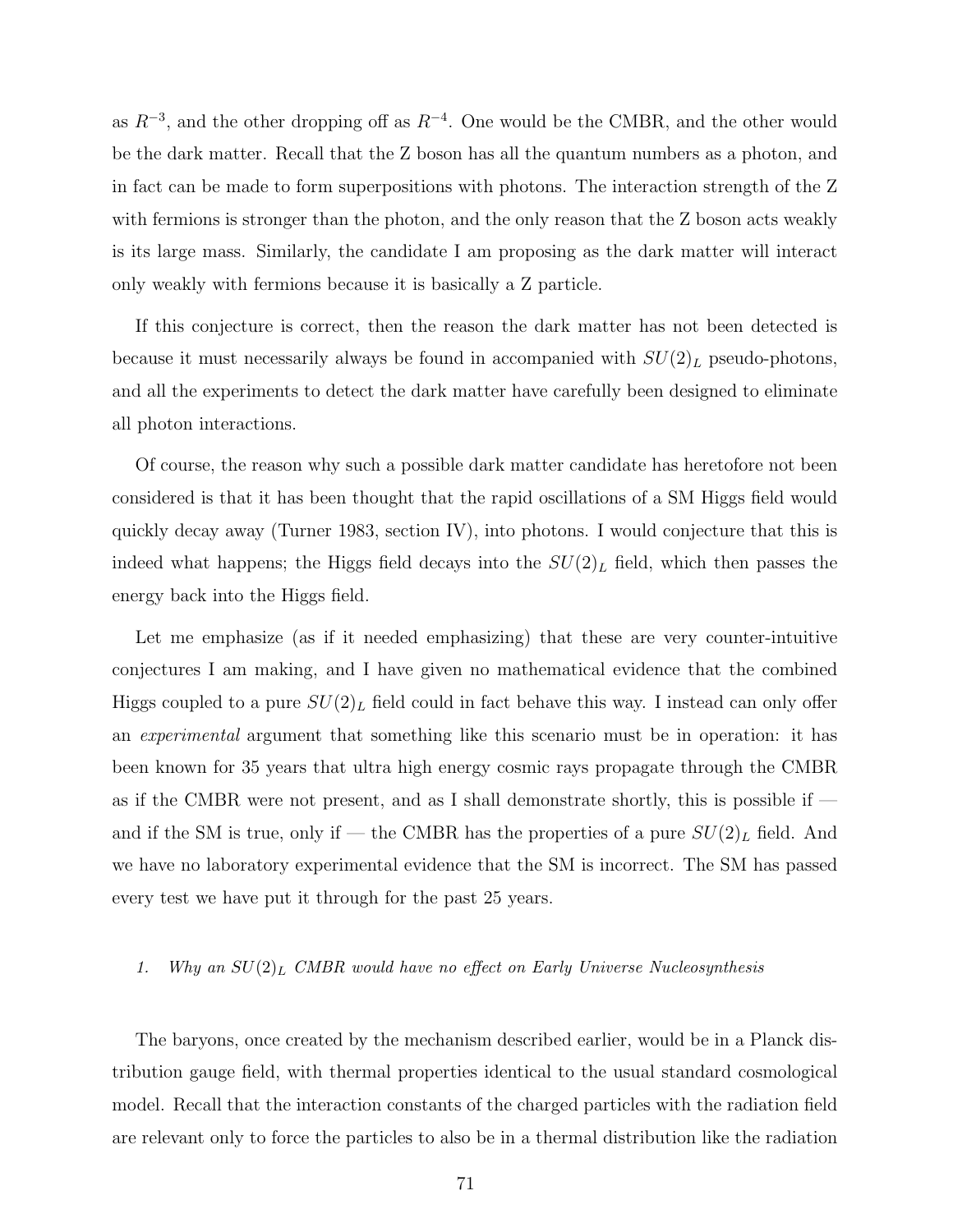as $R^{-3}$, and the other dropping off as $R^{-4}$. One would be the CMBR, and the other would be the dark matter. Recall that the Z boson has all the quantum numbers as a photon, and in fact can be made to form superpositions with photons. The interaction strength of the Z with fermions is stronger than the photon, and the only reason that the Z boson acts weakly is its large mass. Similarly, the candidate I am proposing as the dark matter will interact only weakly with fermions because it is basically a Z particle.

If this conjecture is correct, then the reason the dark matter has not been detected is because it must necessarily always be found in accompanied with $SU(2)_L$ pseudo-photons, and all the experiments to detect the dark matter have carefully been designed to eliminate all photon interactions.

Of course, the reason why such a possible dark matter candidate has heretofore not been considered is that it has been thought that the rapid oscillations of a SM Higgs field would quickly decay away (Turner 1983, section IV), into photons. I would conjecture that this is indeed what happens; the Higgs field decays into the $SU(2)_L$ field, which then passes the energy back into the Higgs field.

Let me emphasize (as if it needed emphasizing) that these are very counter-intuitive conjectures I am making, and I have given no mathematical evidence that the combined Higgs coupled to a pure $SU(2)_L$ field could in fact behave this way. I instead can only offer an *experimental* argument that something like this scenario must be in operation: it has been known for 35 years that ultra high energy cosmic rays propagate through the CMBR as if the CMBR were not present, and as I shall demonstrate shortly, this is possible if — and if the SM is true, only if — the CMBR has the properties of a pure $SU(2)_L$ field. And we have no laboratory experimental evidence that the SM is incorrect. The SM has passed every test we have put it through for the past 25 years.

#### 1. *Why an $SU(2)_L$ CMBR would have no effect on Early Universe Nucleosynthesis*

The baryons, once created by the mechanism described earlier, would be in a Planck distribution gauge field, with thermal properties identical to the usual standard cosmological model. Recall that the interaction constants of the charged particles with the radiation field are relevant only to force the particles to also be in a thermal distribution like the radiation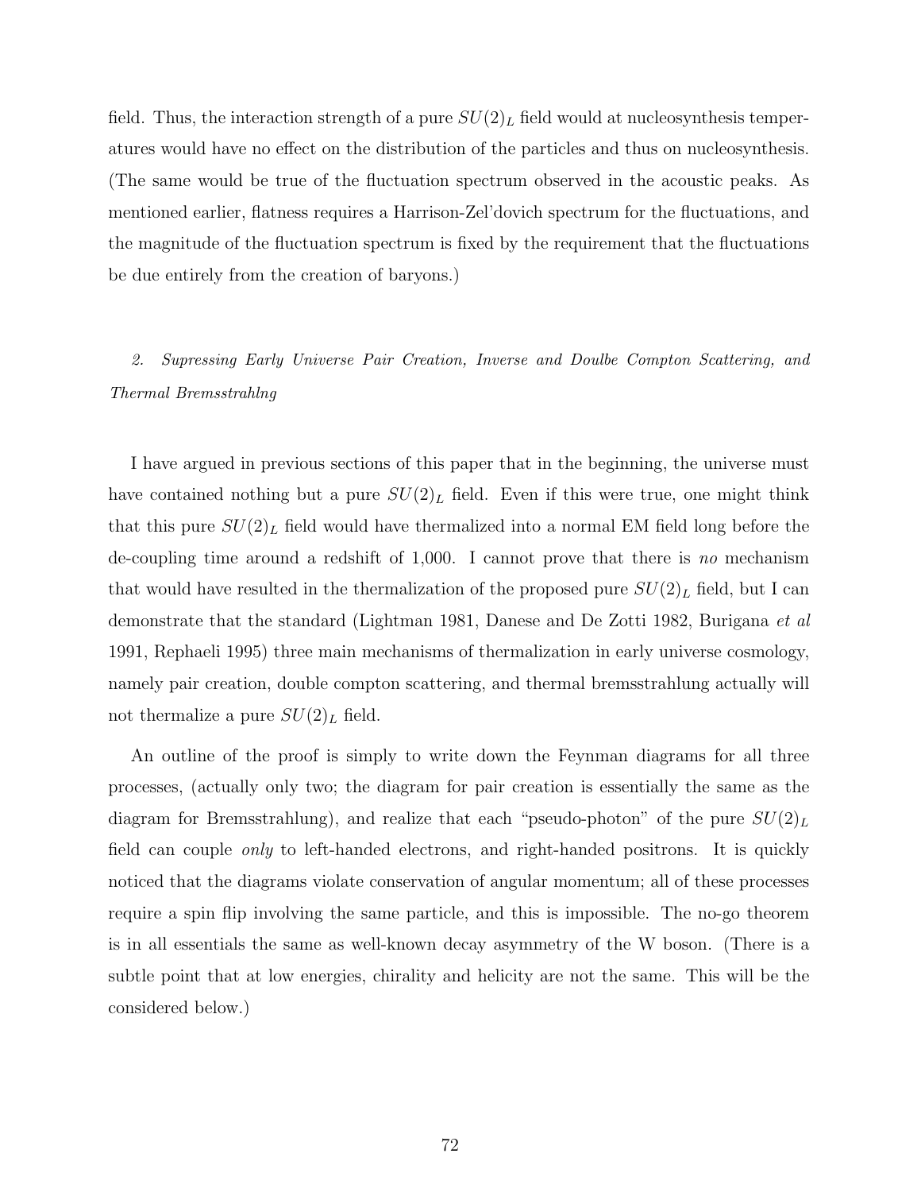field. Thus, the interaction strength of a pure $SU(2)_L$ field would at nucleosynthesis temperatures would have no effect on the distribution of the particles and thus on nucleosynthesis. (The same would be true of the fluctuation spectrum observed in the acoustic peaks. As mentioned earlier, flatness requires a Harrison-Zel'dovich spectrum for the fluctuations, and the magnitude of the fluctuation spectrum is fixed by the requirement that the fluctuations be due entirely from the creation of baryons.)

### *2. Supressing Early Universe Pair Creation, Inverse and Doulbe Compton Scattering, and Thermal Bremsstrahlng*

I have argued in previous sections of this paper that in the beginning, the universe must have contained nothing but a pure $SU(2)_L$ field. Even if this were true, one might think that this pure $SU(2)_L$ field would have thermalized into a normal EM field long before the de-coupling time around a redshift of 1,000. I cannot prove that there is *no* mechanism that would have resulted in the thermalization of the proposed pure $SU(2)_L$ field, but I can demonstrate that the standard (Lightman 1981, Danese and De Zotti 1982, Burigana *et al* 1991, Rephaeli 1995) three main mechanisms of thermalization in early universe cosmology, namely pair creation, double compton scattering, and thermal bremsstrahlung actually will not thermalize a pure $SU(2)_L$ field.

An outline of the proof is simply to write down the Feynman diagrams for all three processes, (actually only two; the diagram for pair creation is essentially the same as the diagram for Bremsstrahlung), and realize that each "pseudo-photon" of the pure $SU(2)_L$ field can couple *only* to left-handed electrons, and right-handed positrons. It is quickly noticed that the diagrams violate conservation of angular momentum; all of these processes require a spin flip involving the same particle, and this is impossible. The no-go theorem is in all essentials the same as well-known decay asymmetry of the W boson. (There is a subtle point that at low energies, chirality and helicity are not the same. This will be the considered below.)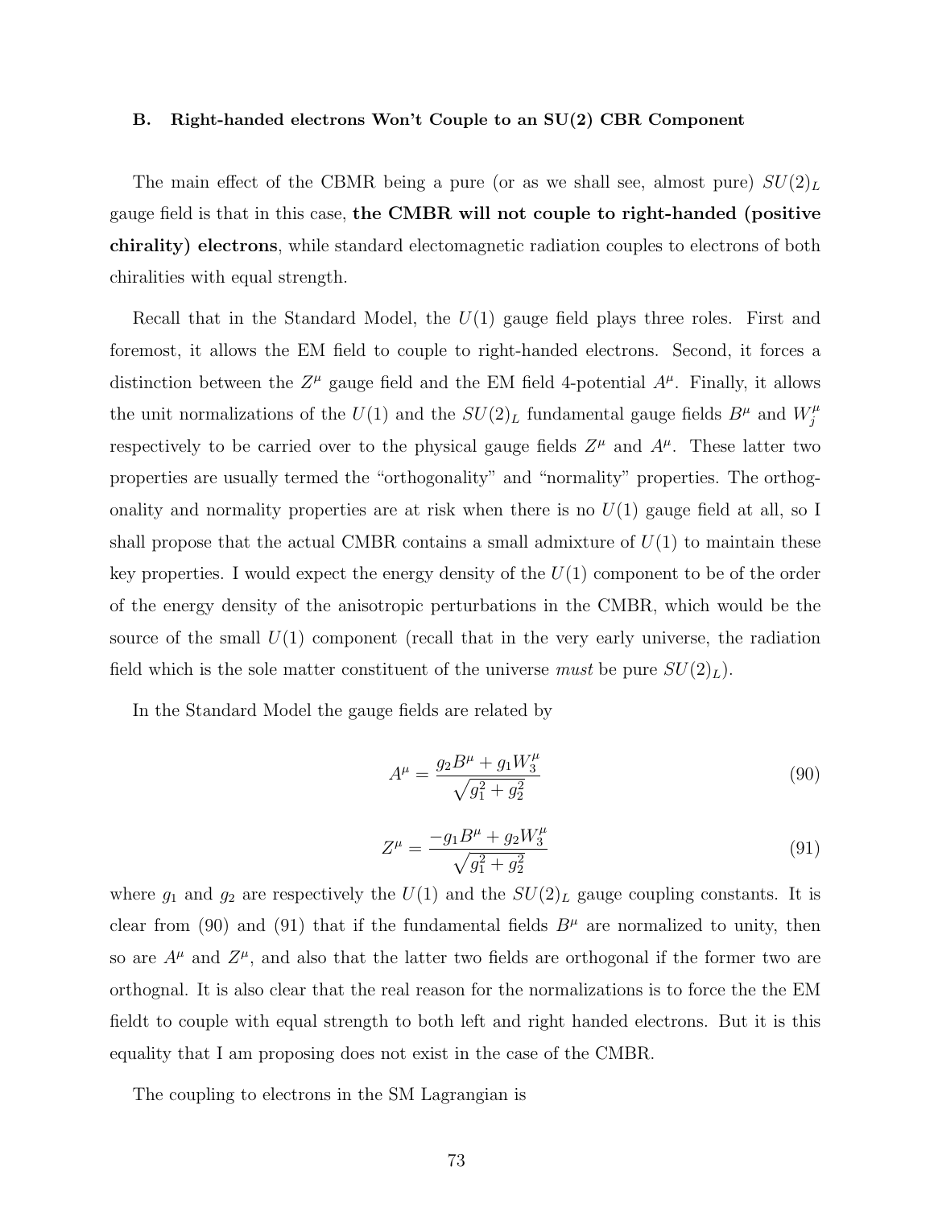### B. Right-handed electrons Won't Couple to an SU(2) CBR Component

The main effect of the CBMR being a pure (or as we shall see, almost pure) $SU(2)_L$ gauge field is that in this case, **the CMBR will not couple to right-handed (positive chirality) electrons**, while standard electomagnetic radiation couples to electrons of both chiralities with equal strength.

Recall that in the Standard Model, the $U(1)$ gauge field plays three roles. First and foremost, it allows the EM field to couple to right-handed electrons. Second, it forces a distinction between the $Z^\mu$ gauge field and the EM field 4-potential $A^\mu$. Finally, it allows the unit normalizations of the $U(1)$ and the $SU(2)_L$ fundamental gauge fields $B^\mu$ and $W_j^\mu$ respectively to be carried over to the physical gauge fields $Z^\mu$ and $A^\mu$. These latter two properties are usually termed the "orthogonality" and "normality" properties. The orthogonality and normality properties are at risk when there is no $U(1)$ gauge field at all, so I shall propose that the actual CMBR contains a small admixture of $U(1)$ to maintain these key properties. I would expect the energy density of the $U(1)$ component to be of the order of the energy density of the anisotropic perturbations in the CMBR, which would be the source of the small $U(1)$ component (recall that in the very early universe, the radiation field which is the sole matter constituent of the universe *must* be pure $SU(2)_L$).

In the Standard Model the gauge fields are related by

$$A^\mu = \frac{g_2 B^\mu + g_1 W_3^\mu}{\sqrt{g_1^2 + g_2^2}} \tag{90}$$

$$Z^\mu = \frac{-g_1 B^\mu + g_2 W_3^\mu}{\sqrt{g_1^2 + g_2^2}} \tag{91}$$

where $g_1$ and $g_2$ are respectively the $U(1)$ and the $SU(2)_L$ gauge coupling constants. It is clear from (90) and (91) that if the fundamental fields $B^\mu$ are normalized to unity, then so are $A^\mu$ and $Z^\mu$, and also that the latter two fields are orthogonal if the former two are orthognal. It is also clear that the real reason for the normalizations is to force the the EM fieldt to couple with equal strength to both left and right handed electrons. But it is this equality that I am proposing does not exist in the case of the CMBR.

The coupling to electrons in the SM Lagrangian is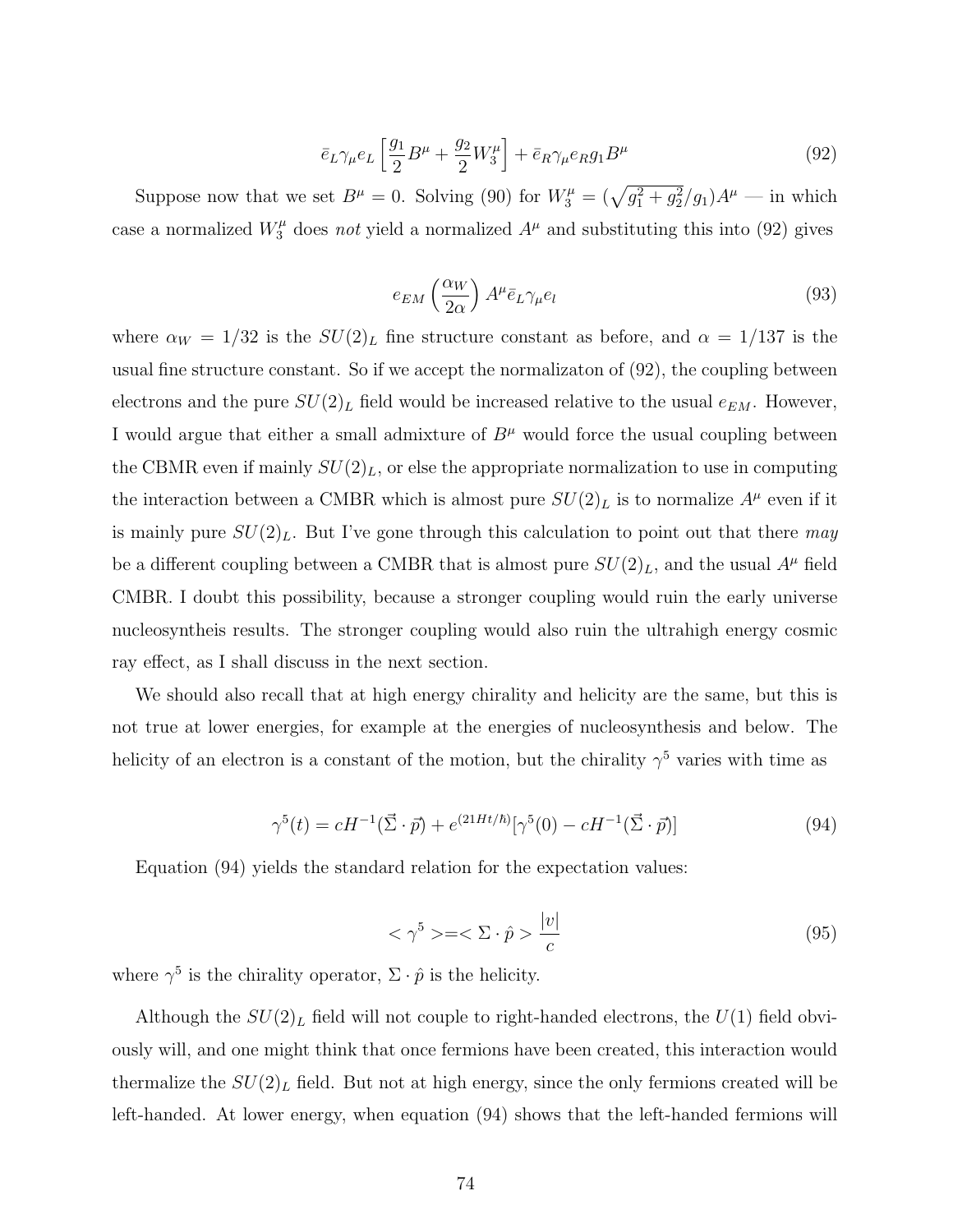$$\bar{e}_L \gamma_\mu e_L \left[ \frac{g_1}{2} B^\mu + \frac{g_2}{2} W_3^\mu \right] + \bar{e}_R \gamma_\mu e_R g_1 B^\mu \tag{92}$$

Suppose now that we set $B^\mu = 0$. Solving (90) for $W_3^\mu = (\sqrt{g_1^2 + g_2^2}/g_1) A^\mu$ — in which case a normalized $W_3^\mu$ does *not* yield a normalized $A^\mu$ and substituting this into (92) gives

$$e_{EM} \left( \frac{\alpha_W}{2\alpha} \right) A^\mu \bar{e}_L \gamma_\mu e_l \tag{93}$$

where $\alpha_W = 1/32$ is the $SU(2)_L$ fine structure constant as before, and $\alpha = 1/137$ is the usual fine structure constant. So if we accept the normalizaton of (92), the coupling between electrons and the pure $SU(2)_L$ field would be increased relative to the usual $e_{EM}$. However, I would argue that either a small admixture of $B^\mu$ would force the usual coupling between the CBMR even if mainly $SU(2)_L$, or else the appropriate normalization to use in computing the interaction between a CMBR which is almost pure $SU(2)_L$ is to normalize $A^\mu$ even if it is mainly pure $SU(2)_L$. But I've gone through this calculation to point out that there *may* be a different coupling between a CMBR that is almost pure $SU(2)_L$, and the usual $A^\mu$ field CMBR. I doubt this possibility, because a stronger coupling would ruin the early universe nucleosyntheis results. The stronger coupling would also ruin the ultrahigh energy cosmic ray effect, as I shall discuss in the next section.

We should also recall that at high energy chirality and helicity are the same, but this is not true at lower energies, for example at the energies of nucleosynthesis and below. The helicity of an electron is a constant of the motion, but the chirality $\gamma^5$ varies with time as

$$\gamma^5(t) = cH^{-1}(\vec{\Sigma} \cdot \vec{p}) + e^{(21Ht/\hbar)}[\gamma^5(0) - cH^{-1}(\vec{\Sigma} \cdot \vec{p})] \tag{94}$$

Equation (94) yields the standard relation for the expectation values:

$$< \gamma^5 > = < \Sigma \cdot \hat{p} > \frac{|v|}{c} \tag{95}$$

where $\gamma^5$ is the chirality operator, $\Sigma \cdot \hat{p}$ is the helicity.

Although the $SU(2)_L$ field will not couple to right-handed electrons, the $U(1)$ field obviously will, and one might think that once fermions have been created, this interaction would thermalize the $SU(2)_L$ field. But not at high energy, since the only fermions created will be left-handed. At lower energy, when equation (94) shows that the left-handed fermions will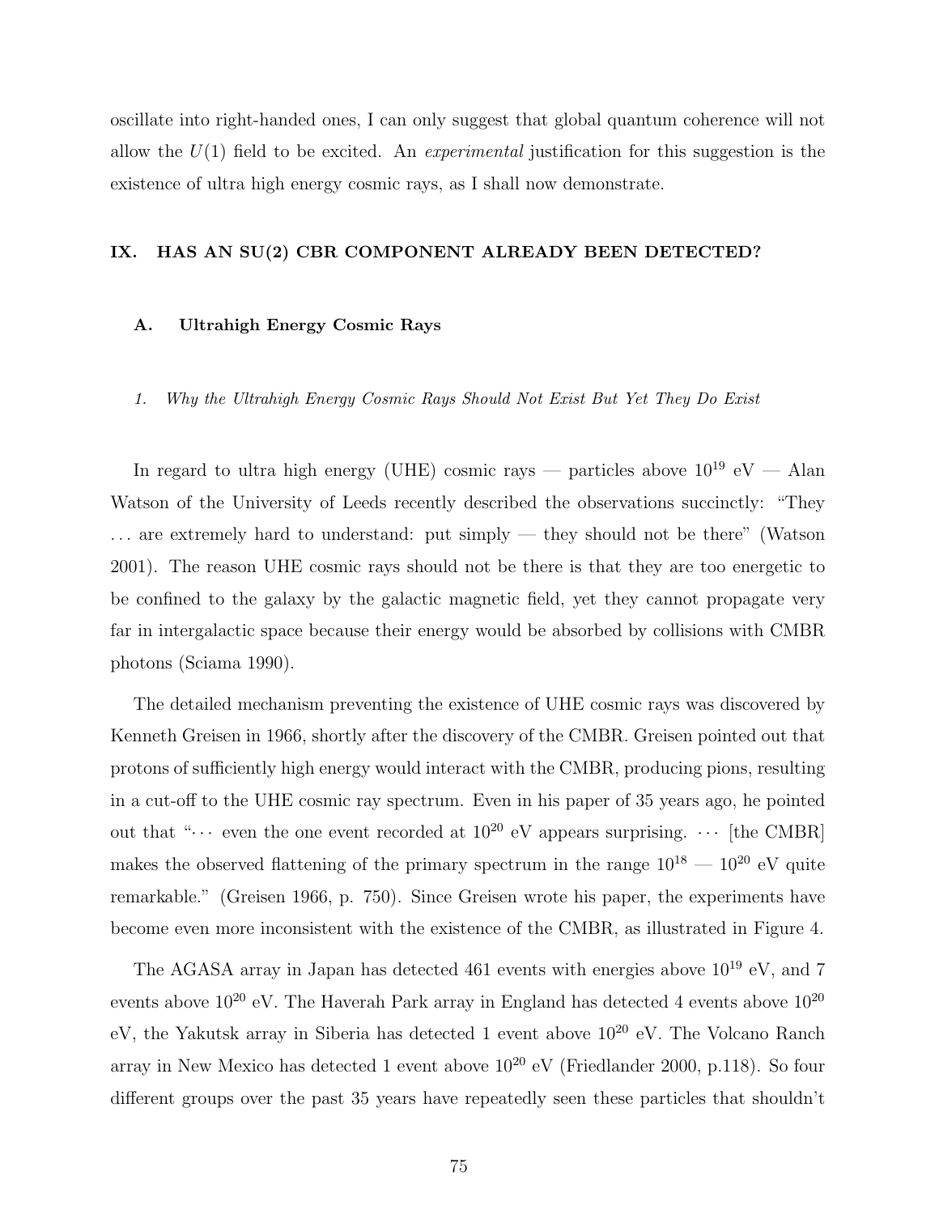oscillate into right-handed ones, I can only suggest that global quantum coherence will not allow the $U(1)$ field to be excited. An *experimental* justification for this suggestion is the existence of ultra high energy cosmic rays, as I shall now demonstrate.

## IX. HAS AN SU(2) CBR COMPONENT ALREADY BEEN DETECTED?

### A. Ultrahigh Energy Cosmic Rays

#### *1. Why the Ultrahigh Energy Cosmic Rays Should Not Exist But Yet They Do Exist*

In regard to ultra high energy (UHE) cosmic rays — particles above $10^{19}$ eV — Alan Watson of the University of Leeds recently described the observations succinctly: "They ... are extremely hard to understand: put simply — they should not be there" (Watson 2001). The reason UHE cosmic rays should not be there is that they are too energetic to be confined to the galaxy by the galactic magnetic field, yet they cannot propagate very far in intergalactic space because their energy would be absorbed by collisions with CMBR photons (Sciama 1990).

The detailed mechanism preventing the existence of UHE cosmic rays was discovered by Kenneth Greisen in 1966, shortly after the discovery of the CMBR. Greisen pointed out that protons of sufficiently high energy would interact with the CMBR, producing pions, resulting in a cut-off to the UHE cosmic ray spectrum. Even in his paper of 35 years ago, he pointed out that "$\cdots$ even the one event recorded at $10^{20}$ eV appears surprising. $\cdots$ [the CMBR] makes the observed flattening of the primary spectrum in the range $10^{18}$ — $10^{20}$ eV quite remarkable." (Greisen 1966, p. 750). Since Greisen wrote his paper, the experiments have become even more inconsistent with the existence of the CMBR, as illustrated in Figure 4.

The AGASA array in Japan has detected 461 events with energies above $10^{19}$ eV, and 7 events above $10^{20}$ eV. The Haverah Park array in England has detected 4 events above $10^{20}$ eV, the Yakutsk array in Siberia has detected 1 event above $10^{20}$ eV. The Volcano Ranch array in New Mexico has detected 1 event above $10^{20}$ eV (Friedlander 2000, p.118). So four different groups over the past 35 years have repeatedly seen these particles that shouldn't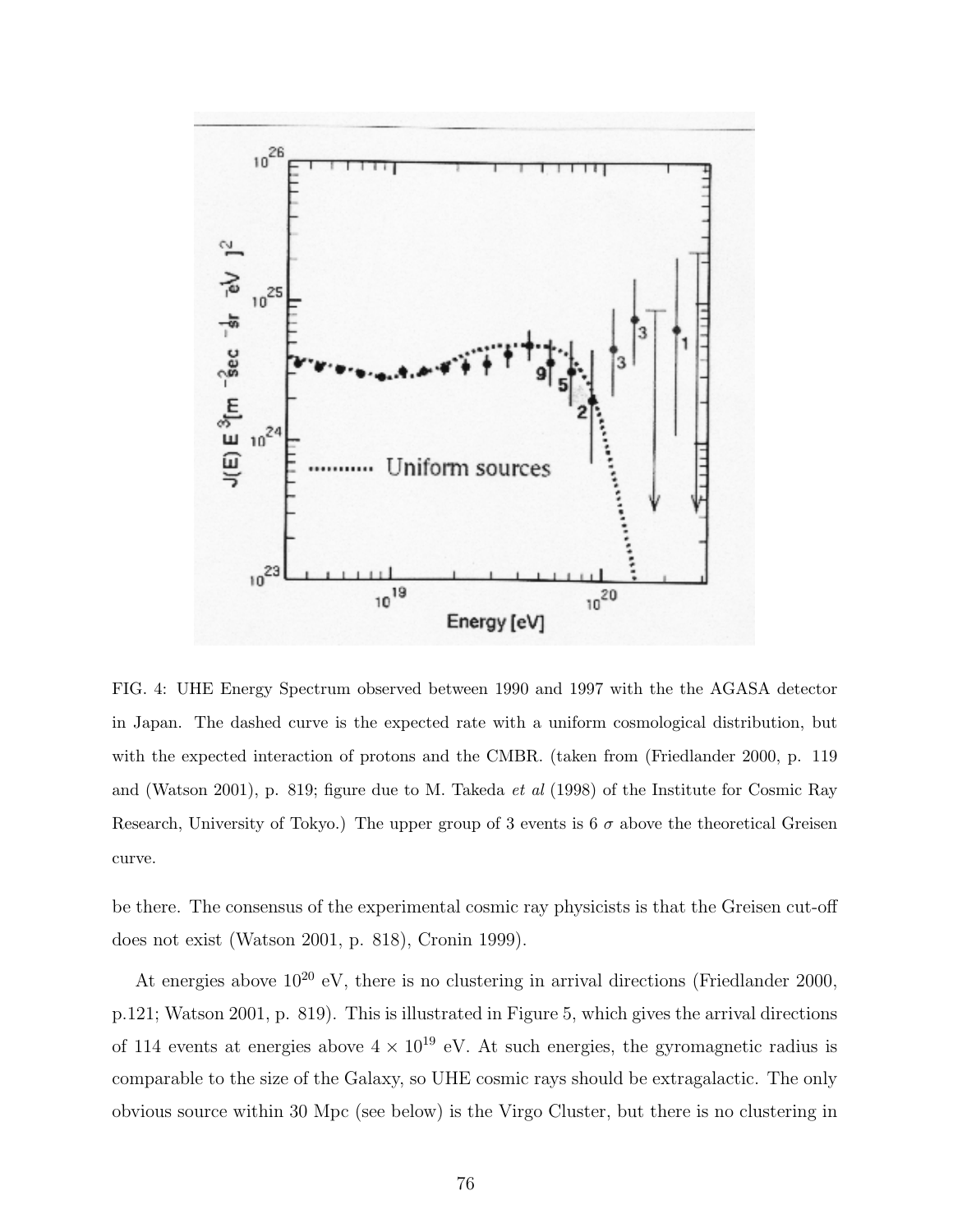$10^{26}$

$10^{25}$

$10^{24}$

$10^{23}$

$J(E)\,E^3\,[\mathrm{m}^{-2}\,\mathrm{sec}^{-1}\,\mathrm{sr}^{-1}\,\mathrm{eV}^{2}]$

Uniform sources

9

5

2

3

3

1

$10^{19}$

$10^{20}$

Energy [eV]

FIG. 4: UHE Energy Spectrum observed between 1990 and 1997 with the the AGASA detector in Japan. The dashed curve is the expected rate with a uniform cosmological distribution, but with the expected interaction of protons and the CMBR. (taken from (Friedlander 2000, p. 119 and (Watson 2001), p. 819; figure due to M. Takeda *et al* (1998) of the Institute for Cosmic Ray Research, University of Tokyo.) The upper group of 3 events is 6 $\sigma$ above the theoretical Greisen curve.

be there. The consensus of the experimental cosmic ray physicists is that the Greisen cut-off does not exist (Watson 2001, p. 818), Cronin 1999).

At energies above $10^{20}$ eV, there is no clustering in arrival directions (Friedlander 2000, p.121; Watson 2001, p. 819). This is illustrated in Figure 5, which gives the arrival directions of 114 events at energies above $4 \times 10^{19}$ eV. At such energies, the gyromagnetic radius is comparable to the size of the Galaxy, so UHE cosmic rays should be extragalactic. The only obvious source within 30 Mpc (see below) is the Virgo Cluster, but there is no clustering in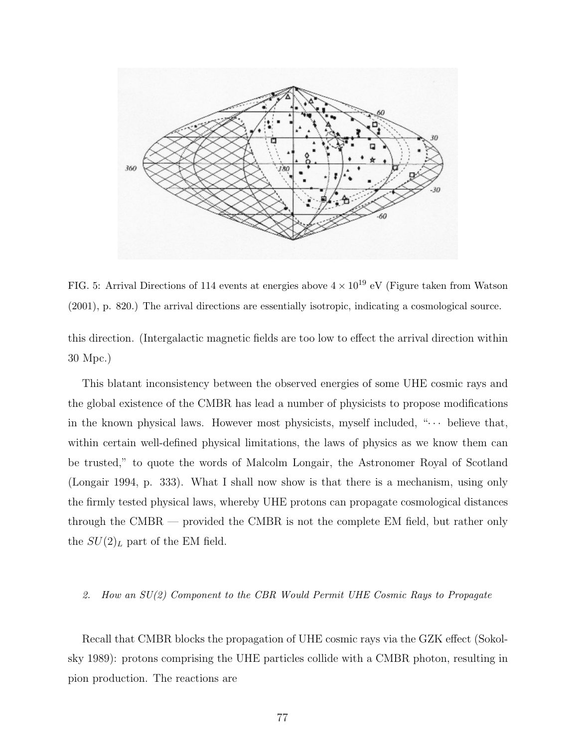FIG. 5: Arrival Directions of 114 events at energies above $4 \times 10^{19}$ eV (Figure taken from Watson (2001), p. 820.) The arrival directions are essentially isotropic, indicating a cosmological source.

this direction. (Intergalactic magnetic fields are too low to effect the arrival direction within 30 Mpc.)

This blatant inconsistency between the observed energies of some UHE cosmic rays and the global existence of the CMBR has lead a number of physicists to propose modifications in the known physical laws. However most physicists, myself included, "$\cdots$ believe that, within certain well-defined physical limitations, the laws of physics as we know them can be trusted," to quote the words of Malcolm Longair, the Astronomer Royal of Scotland (Longair 1994, p. 333). What I shall now show is that there is a mechanism, using only the firmly tested physical laws, whereby UHE protons can propagate cosmological distances through the CMBR — provided the CMBR is not the complete EM field, but rather only the $SU(2)_L$ part of the EM field.

### 2. *How an SU(2) Component to the CBR Would Permit UHE Cosmic Rays to Propagate*

Recall that CMBR blocks the propagation of UHE cosmic rays via the GZK effect (Sokolsky 1989): protons comprising the UHE particles collide with a CMBR photon, resulting in pion production. The reactions are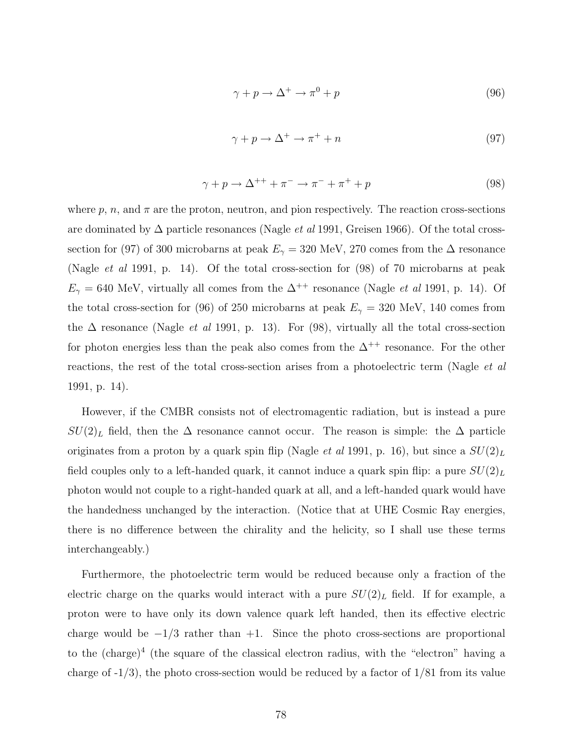$$\gamma + p \rightarrow \Delta^+ \rightarrow \pi^0 + p \tag{96}$$

$$\gamma + p \rightarrow \Delta^+ \rightarrow \pi^+ + n \tag{97}$$

$$\gamma + p \rightarrow \Delta^{++} + \pi^- \rightarrow \pi^- + \pi^+ + p \tag{98}$$

where $p$, $n$, and $\pi$ are the proton, neutron, and pion respectively. The reaction cross-sections are dominated by $\Delta$ particle resonances (Nagle *et al* 1991, Greisen 1966). Of the total cross-section for (97) of 300 microbarns at peak $E_\gamma = 320$ MeV, 270 comes from the $\Delta$ resonance (Nagle *et al* 1991, p. 14). Of the total cross-section for (98) of 70 microbarns at peak $E_\gamma = 640$ MeV, virtually all comes from the $\Delta^{++}$ resonance (Nagle *et al* 1991, p. 14). Of the total cross-section for (96) of 250 microbarns at peak $E_\gamma = 320$ MeV, 140 comes from the $\Delta$ resonance (Nagle *et al* 1991, p. 13). For (98), virtually all the total cross-section for photon energies less than the peak also comes from the $\Delta^{++}$ resonance. For the other reactions, the rest of the total cross-section arises from a photoelectric term (Nagle *et al* 1991, p. 14).

However, if the CMBR consists not of electromagentic radiation, but is instead a pure $SU(2)_L$ field, then the $\Delta$ resonance cannot occur. The reason is simple: the $\Delta$ particle originates from a proton by a quark spin flip (Nagle *et al* 1991, p. 16), but since a $SU(2)_L$ field couples only to a left-handed quark, it cannot induce a quark spin flip: a pure $SU(2)_L$ photon would not couple to a right-handed quark at all, and a left-handed quark would have the handedness unchanged by the interaction. (Notice that at UHE Cosmic Ray energies, there is no difference between the chirality and the helicity, so I shall use these terms interchangeably.)

Furthermore, the photoelectric term would be reduced because only a fraction of the electric charge on the quarks would interact with a pure $SU(2)_L$ field. If for example, a proton were to have only its down valence quark left handed, then its effective electric charge would be $-1/3$ rather than $+1$. Since the photo cross-sections are proportional to the $(\text{charge})^4$ (the square of the classical electron radius, with the "electron" having a charge of -1/3), the photo cross-section would be reduced by a factor of $1/81$ from its value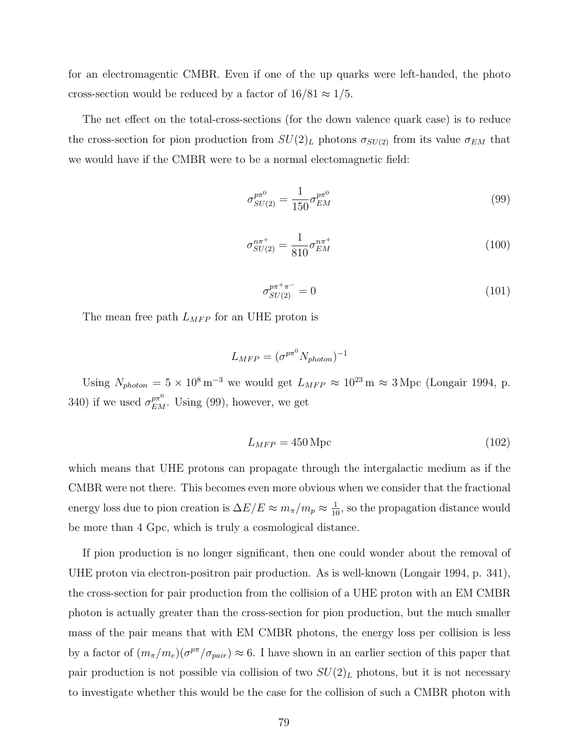for an electromagentic CMBR. Even if one of the up quarks were left-handed, the photo cross-section would be reduced by a factor of $16/81 \approx 1/5$.

The net effect on the total-cross-sections (for the down valence quark case) is to reduce the cross-section for pion production from $SU(2)_L$ photons $\sigma_{SU(2)}$ from its value $\sigma_{EM}$ that we would have if the CMBR were to be a normal electomagnetic field:

$$\sigma^{p\pi^0}_{SU(2)} = \frac{1}{150}\sigma^{p\pi^0}_{EM} \tag{99}$$

$$\sigma^{n\pi^+}_{SU(2)} = \frac{1}{810}\sigma^{n\pi^+}_{EM} \tag{100}$$

$$\sigma^{p\pi^+\pi^-}_{SU(2)} = 0 \tag{101}$$

The mean free path $L_{MFP}$ for an UHE proton is

$$L_{MFP} = (\sigma^{p\pi^0} N_{photon})^{-1}$$

Using $N_{photon} = 5 \times 10^8\,\mathrm{m}^{-3}$ we would get $L_{MFP} \approx 10^{23}\,\mathrm{m} \approx 3\,\mathrm{Mpc}$ (Longair 1994, p. 340) if we used $\sigma^{p\pi^0}_{EM}$. Using (99), however, we get

$$L_{MFP} = 450\,\mathrm{Mpc} \tag{102}$$

which means that UHE protons can propagate through the intergalactic medium as if the CMBR were not there. This becomes even more obvious when we consider that the fractional energy loss due to pion creation is $\Delta E/E \approx m_\pi/m_p \approx \frac{1}{10}$, so the propagation distance would be more than 4 Gpc, which is truly a cosmological distance.

If pion production is no longer significant, then one could wonder about the removal of UHE proton via electron-positron pair production. As is well-known (Longair 1994, p. 341), the cross-section for pair production from the collision of a UHE proton with an EM CMBR photon is actually greater than the cross-section for pion production, but the much smaller mass of the pair means that with EM CMBR photons, the energy loss per collision is less by a factor of $(m_\pi/m_e)(\sigma^{p\pi}/\sigma_{pair}) \approx 6$. I have shown in an earlier section of this paper that pair production is not possible via collision of two $SU(2)_L$ photons, but it is not necessary to investigate whether this would be the case for the collision of such a CMBR photon with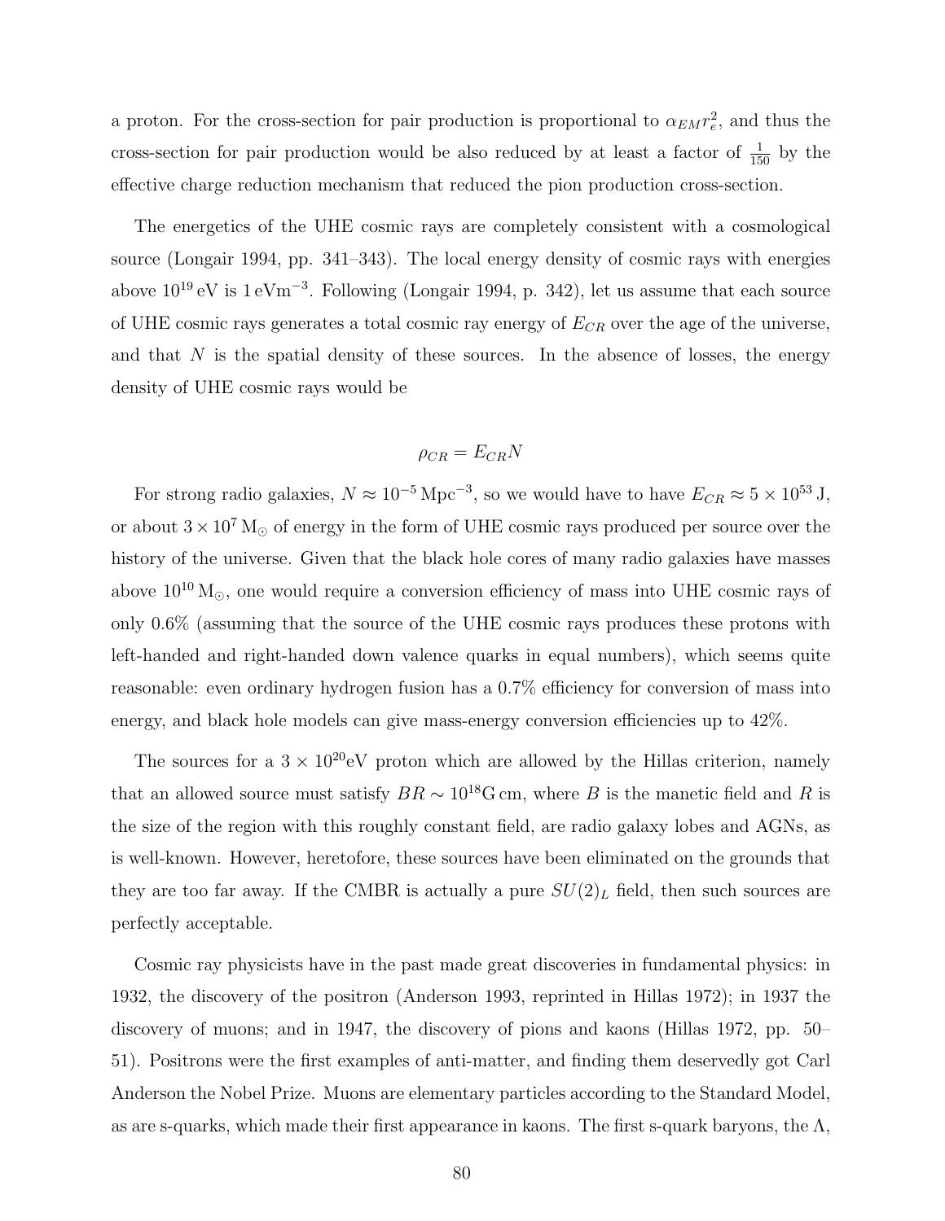a proton. For the cross-section for pair production is proportional to $\alpha_{EM} r_e^2$, and thus the cross-section for pair production would be also reduced by at least a factor of $\frac{1}{150}$ by the effective charge reduction mechanism that reduced the pion production cross-section.

The energetics of the UHE cosmic rays are completely consistent with a cosmological source (Longair 1994, pp. 341–343). The local energy density of cosmic rays with energies above $10^{19}$ eV is $1\,\mathrm{eVm}^{-3}$. Following (Longair 1994, p. 342), let us assume that each source of UHE cosmic rays generates a total cosmic ray energy of $E_{CR}$ over the age of the universe, and that $N$ is the spatial density of these sources. In the absence of losses, the energy density of UHE cosmic rays would be

$$\rho_{CR} = E_{CR} N$$

For strong radio galaxies, $N \approx 10^{-5}\,\mathrm{Mpc}^{-3}$, so we would have to have $E_{CR} \approx 5 \times 10^{53}$ J, or about $3 \times 10^7\,\mathrm{M}_\odot$ of energy in the form of UHE cosmic rays produced per source over the history of the universe. Given that the black hole cores of many radio galaxies have masses above $10^{10}\,\mathrm{M}_\odot$, one would require a conversion efficiency of mass into UHE cosmic rays of only 0.6% (assuming that the source of the UHE cosmic rays produces these protons with left-handed and right-handed down valence quarks in equal numbers), which seems quite reasonable: even ordinary hydrogen fusion has a 0.7% efficiency for conversion of mass into energy, and black hole models can give mass-energy conversion efficiencies up to 42%.

The sources for a $3 \times 10^{20}$eV proton which are allowed by the Hillas criterion, namely that an allowed source must satisfy $BR \sim 10^{18}$G cm, where $B$ is the manetic field and $R$ is the size of the region with this roughly constant field, are radio galaxy lobes and AGNs, as is well-known. However, heretofore, these sources have been eliminated on the grounds that they are too far away. If the CMBR is actually a pure $SU(2)_L$ field, then such sources are perfectly acceptable.

Cosmic ray physicists have in the past made great discoveries in fundamental physics: in 1932, the discovery of the positron (Anderson 1993, reprinted in Hillas 1972); in 1937 the discovery of muons; and in 1947, the discovery of pions and kaons (Hillas 1972, pp. 50–51). Positrons were the first examples of anti-matter, and finding them deservedly got Carl Anderson the Nobel Prize. Muons are elementary particles according to the Standard Model, as are s-quarks, which made their first appearance in kaons. The first s-quark baryons, the $\Lambda$,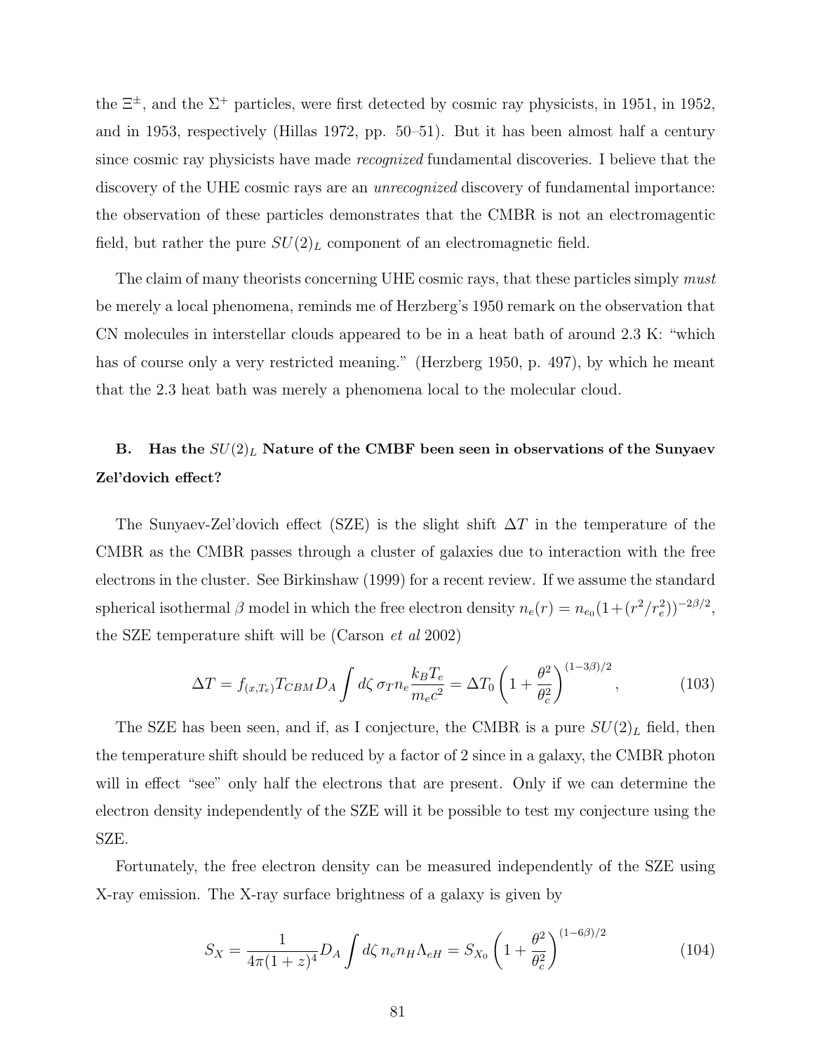the $\Xi^{\pm}$, and the $\Sigma^{+}$ particles, were first detected by cosmic ray physicists, in 1951, in 1952, and in 1953, respectively (Hillas 1972, pp. 50–51). But it has been almost half a century since cosmic ray physicists have made *recognized* fundamental discoveries. I believe that the discovery of the UHE cosmic rays are an *unrecognized* discovery of fundamental importance: the observation of these particles demonstrates that the CMBR is not an electromagentic field, but rather the pure $SU(2)_L$ component of an electromagnetic field.

The claim of many theorists concerning UHE cosmic rays, that these particles simply *must* be merely a local phenomena, reminds me of Herzberg's 1950 remark on the observation that CN molecules in interstellar clouds appeared to be in a heat bath of around 2.3 K: "which has of course only a very restricted meaning." (Herzberg 1950, p. 497), by which he meant that the 2.3 heat bath was merely a phenomena local to the molecular cloud.

### B. Has the $SU(2)_L$ Nature of the CMBF been seen in observations of the Sunyaev Zel'dovich effect?

The Sunyaev-Zel'dovich effect (SZE) is the slight shift $\Delta T$ in the temperature of the CMBR as the CMBR passes through a cluster of galaxies due to interaction with the free electrons in the cluster. See Birkinshaw (1999) for a recent review. If we assume the standard spherical isothermal $\beta$ model in which the free electron density $n_e(r) = n_{e_0}(1+(r^2/r_e^2))^{-2\beta/2}$, the SZE temperature shift will be (Carson *et al* 2002)

$$\Delta T = f_{(x,T_e)} T_{CBM} D_A \int d\zeta \, \sigma_T n_e \frac{k_B T_e}{m_e c^2} = \Delta T_0 \left(1 + \frac{\theta^2}{\theta_c^2}\right)^{(1-3\beta)/2}, \tag{103}$$

The SZE has been seen, and if, as I conjecture, the CMBR is a pure $SU(2)_L$ field, then the temperature shift should be reduced by a factor of 2 since in a galaxy, the CMBR photon will in effect "see" only half the electrons that are present. Only if we can determine the electron density independently of the SZE will it be possible to test my conjecture using the SZE.

Fortunately, the free electron density can be measured independently of the SZE using X-ray emission. The X-ray surface brightness of a galaxy is given by

$$S_X = \frac{1}{4\pi(1+z)^4} D_A \int d\zeta \, n_e n_H \Lambda_{eH} = S_{X_0} \left(1 + \frac{\theta^2}{\theta_c^2}\right)^{(1-6\beta)/2} \tag{104}$$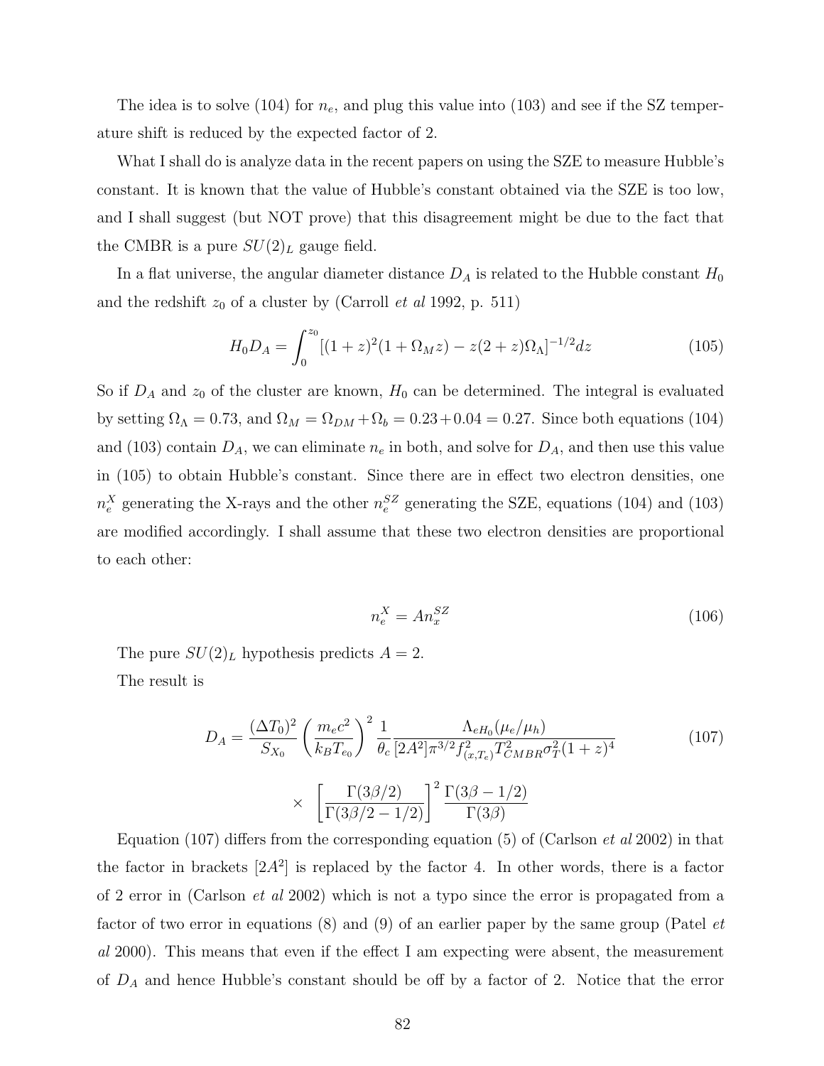The idea is to solve (104) for $n_e$, and plug this value into (103) and see if the SZ temperature shift is reduced by the expected factor of 2.

What I shall do is analyze data in the recent papers on using the SZE to measure Hubble's constant. It is known that the value of Hubble's constant obtained via the SZE is too low, and I shall suggest (but NOT prove) that this disagreement might be due to the fact that the CMBR is a pure $SU(2)_L$ gauge field.

In a flat universe, the angular diameter distance $D_A$ is related to the Hubble constant $H_0$ and the redshift $z_0$ of a cluster by (Carroll *et al* 1992, p. 511)

$$H_0 D_A = \int_0^{z_0} [(1+z)^2(1+\Omega_M z) - z(2+z)\Omega_\Lambda]^{-1/2} dz \tag{105}$$

So if $D_A$ and $z_0$ of the cluster are known, $H_0$ can be determined. The integral is evaluated by setting $\Omega_\Lambda = 0.73$, and $\Omega_M = \Omega_{DM} + \Omega_b = 0.23 + 0.04 = 0.27$. Since both equations (104) and (103) contain $D_A$, we can eliminate $n_e$ in both, and solve for $D_A$, and then use this value in (105) to obtain Hubble's constant. Since there are in effect two electron densities, one $n_e^X$ generating the X-rays and the other $n_e^{SZ}$ generating the SZE, equations (104) and (103) are modified accordingly. I shall assume that these two electron densities are proportional to each other:

$$n_e^X = A n_x^{SZ} \tag{106}$$

The pure $SU(2)_L$ hypothesis predicts $A = 2$.

The result is

$$D_A = \frac{(\Delta T_0)^2}{S_{X_0}} \left(\frac{m_e c^2}{k_B T_{e_0}}\right)^2 \frac{1}{\theta_c} \frac{\Lambda_{eH_0}(\mu_e/\mu_h)}{[2A^2]\pi^{3/2} f^2_{(x,T_e)} T^2_{CMBR} \sigma_T^2 (1+z)^4} \tag{107}$$

$$\times \left[\frac{\Gamma(3\beta/2)}{\Gamma(3\beta/2 - 1/2)}\right]^2 \frac{\Gamma(3\beta - 1/2)}{\Gamma(3\beta)}$$

Equation (107) differs from the corresponding equation (5) of (Carlson *et al* 2002) in that the factor in brackets $[2A^2]$ is replaced by the factor 4. In other words, there is a factor of 2 error in (Carlson *et al* 2002) which is not a typo since the error is propagated from a factor of two error in equations (8) and (9) of an earlier paper by the same group (Patel *et al* 2000). This means that even if the effect I am expecting were absent, the measurement of $D_A$ and hence Hubble's constant should be off by a factor of 2. Notice that the error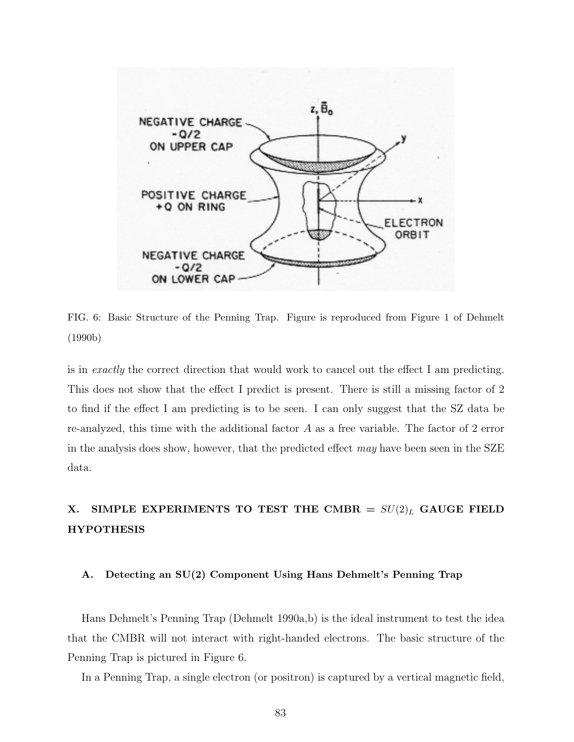NEGATIVE CHARGE
-Q/2
ON UPPER CAP

POSITIVE CHARGE
+Q ON RING

NEGATIVE CHARGE
-Q/2
ON LOWER CAP

z, $\bar{B}_0$

y

x

ELECTRON
ORBIT

FIG. 6: Basic Structure of the Penning Trap. Figure is reproduced from Figure 1 of Dehmelt (1990b)

is in *exactly* the correct direction that would work to cancel out the effect I am predicting. This does not show that the effect I predict is present. There is still a missing factor of 2 to find if the effect I am predicting is to be seen. I can only suggest that the SZ data be re-analyzed, this time with the additional factor $A$ as a free variable. The factor of 2 error in the analysis does show, however, that the predicted effect *may* have been seen in the SZE data.

## X. SIMPLE EXPERIMENTS TO TEST THE CMBR = $SU(2)_L$ GAUGE FIELD HYPOTHESIS

### A. Detecting an SU(2) Component Using Hans Dehmelt's Penning Trap

Hans Dehmelt's Penning Trap (Dehmelt 1990a,b) is the ideal instrument to test the idea that the CMBR will not interact with right-handed electrons. The basic structure of the Penning Trap is pictured in Figure 6.

In a Penning Trap, a single electron (or positron) is captured by a vertical magnetic field,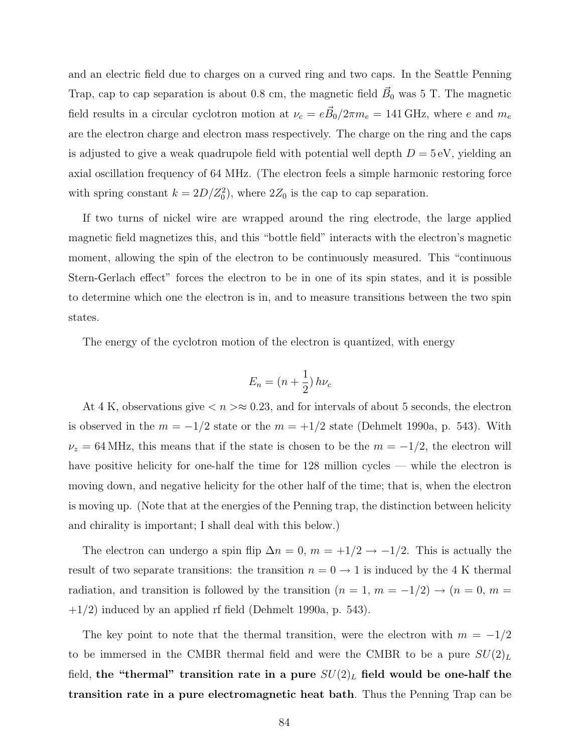and an electric field due to charges on a curved ring and two caps. In the Seattle Penning Trap, cap to cap separation is about 0.8 cm, the magnetic field $\vec{B}_0$ was 5 T. The magnetic field results in a circular cyclotron motion at $\nu_c = e\vec{B}_0/2\pi m_e = 141\,\text{GHz}$, where $e$ and $m_e$ are the electron charge and electron mass respectively. The charge on the ring and the caps is adjusted to give a weak quadrupole field with potential well depth $D = 5\,\text{eV}$, yielding an axial oscillation frequency of 64 MHz. (The electron feels a simple harmonic restoring force with spring constant $k = 2D/Z_0^2$), where $2Z_0$ is the cap to cap separation.

If two turns of nickel wire are wrapped around the ring electrode, the large applied magnetic field magnetizes this, and this "bottle field" interacts with the electron's magnetic moment, allowing the spin of the electron to be continuously measured. This "continuous Stern-Gerlach effect" forces the electron to be in one of its spin states, and it is possible to determine which one the electron is in, and to measure transitions between the two spin states.

The energy of the cyclotron motion of the electron is quantized, with energy

$$E_n = (n + \frac{1}{2})\, h\nu_c$$

At 4 K, observations give $< n > \approx 0.23$, and for intervals of about 5 seconds, the electron is observed in the $m = -1/2$ state or the $m = +1/2$ state (Dehmelt 1990a, p. 543). With $\nu_z = 64\,\text{MHz}$, this means that if the state is chosen to be the $m = -1/2$, the electron will have positive helicity for one-half the time for 128 million cycles — while the electron is moving down, and negative helicity for the other half of the time; that is, when the electron is moving up. (Note that at the energies of the Penning trap, the distinction between helicity and chirality is important; I shall deal with this below.)

The electron can undergo a spin flip $\Delta n = 0$, $m = +1/2 \to -1/2$. This is actually the result of two separate transitions: the transition $n = 0 \to 1$ is induced by the 4 K thermal radiation, and transition is followed by the transition $(n = 1,\, m = -1/2) \to (n = 0,\, m = +1/2)$ induced by an applied rf field (Dehmelt 1990a, p. 543).

The key point to note that the thermal transition, were the electron with $m = -1/2$ to be immersed in the CMBR thermal field and were the CMBR to be a pure $SU(2)_L$ field, **the "thermal" transition rate in a pure $SU(2)_L$ field would be one-half the transition rate in a pure electromagnetic heat bath**. Thus the Penning Trap can be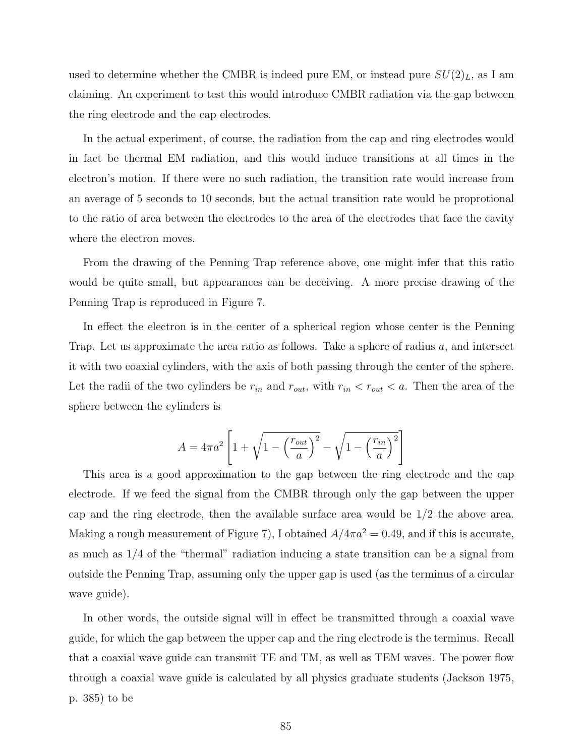used to determine whether the CMBR is indeed pure EM, or instead pure $SU(2)_L$, as I am claiming. An experiment to test this would introduce CMBR radiation via the gap between the ring electrode and the cap electrodes.

In the actual experiment, of course, the radiation from the cap and ring electrodes would in fact be thermal EM radiation, and this would induce transitions at all times in the electron's motion. If there were no such radiation, the transition rate would increase from an average of 5 seconds to 10 seconds, but the actual transition rate would be proprotional to the ratio of area between the electrodes to the area of the electrodes that face the cavity where the electron moves.

From the drawing of the Penning Trap reference above, one might infer that this ratio would be quite small, but appearances can be deceiving. A more precise drawing of the Penning Trap is reproduced in Figure 7.

In effect the electron is in the center of a spherical region whose center is the Penning Trap. Let us approximate the area ratio as follows. Take a sphere of radius $a$, and intersect it with two coaxial cylinders, with the axis of both passing through the center of the sphere. Let the radii of the two cylinders be $r_{in}$ and $r_{out}$, with $r_{in} < r_{out} < a$. Then the area of the sphere between the cylinders is

$$A = 4\pi a^2 \left[ 1 + \sqrt{1 - \left(\frac{r_{out}}{a}\right)^2} - \sqrt{1 - \left(\frac{r_{in}}{a}\right)^2} \right]$$

This area is a good approximation to the gap between the ring electrode and the cap electrode. If we feed the signal from the CMBR through only the gap between the upper cap and the ring electrode, then the available surface area would be 1/2 the above area. Making a rough measurement of Figure 7), I obtained $A/4\pi a^2 = 0.49$, and if this is accurate, as much as 1/4 of the "thermal" radiation inducing a state transition can be a signal from outside the Penning Trap, assuming only the upper gap is used (as the terminus of a circular wave guide).

In other words, the outside signal will in effect be transmitted through a coaxial wave guide, for which the gap between the upper cap and the ring electrode is the terminus. Recall that a coaxial wave guide can transmit TE and TM, as well as TEM waves. The power flow through a coaxial wave guide is calculated by all physics graduate students (Jackson 1975, p. 385) to be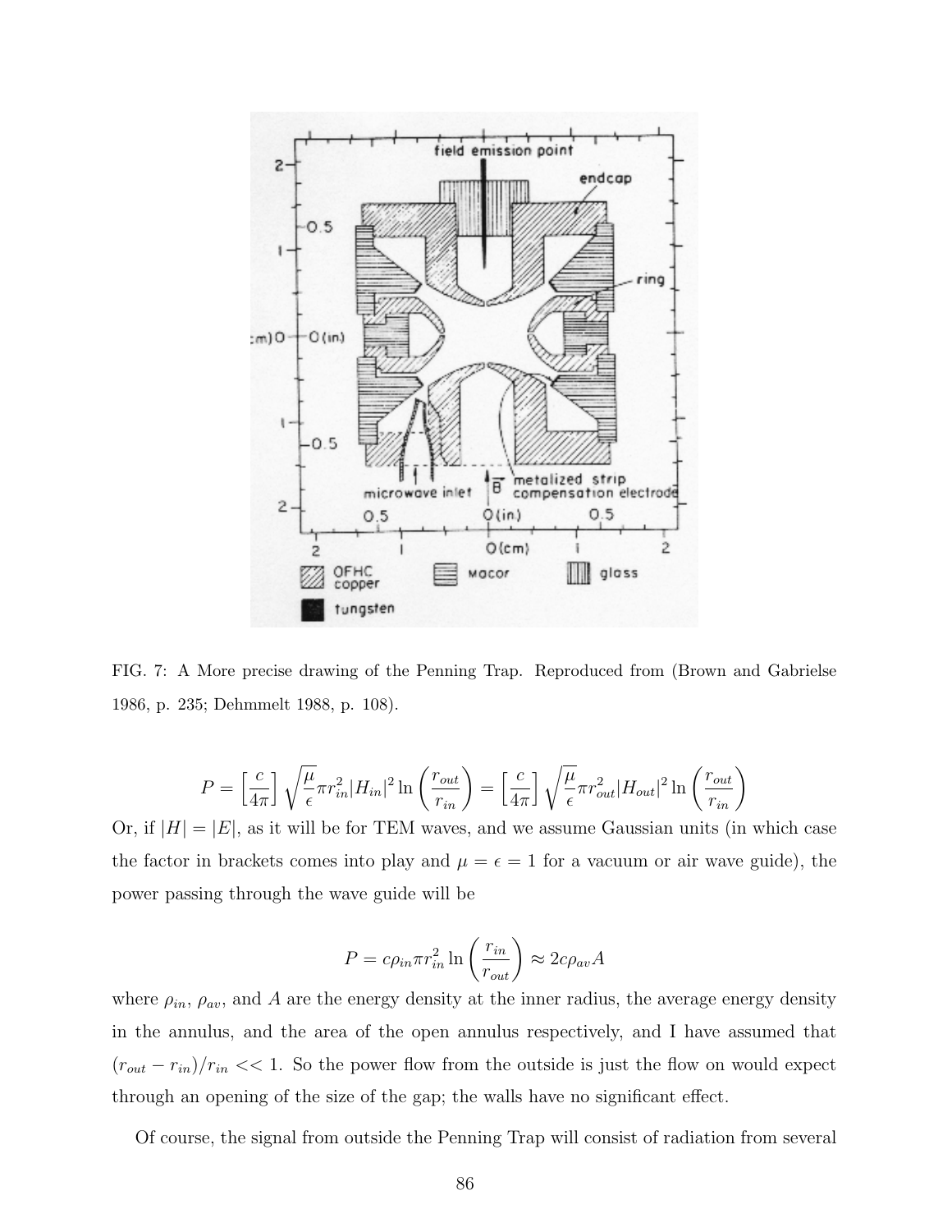field emission point

endcap

ring

microwave inlet

metalized strip compensation electrode

OFHC copper

Macor

glass

tungsten

FIG. 7: A More precise drawing of the Penning Trap. Reproduced from (Brown and Gabrielse 1986, p. 235; Dehmmelt 1988, p. 108).

$$P = \left[\frac{c}{4\pi}\right]\sqrt{\frac{\mu}{\epsilon}}\pi r_{in}^2 |H_{in}|^2 \ln\left(\frac{r_{out}}{r_{in}}\right) = \left[\frac{c}{4\pi}\right]\sqrt{\frac{\mu}{\epsilon}}\pi r_{out}^2 |H_{out}|^2 \ln\left(\frac{r_{out}}{r_{in}}\right)$$

Or, if $|H| = |E|$, as it will be for TEM waves, and we assume Gaussian units (in which case the factor in brackets comes into play and $\mu = \epsilon = 1$ for a vacuum or air wave guide), the power passing through the wave guide will be

$$P = c\rho_{in}\pi r_{in}^2 \ln\left(\frac{r_{in}}{r_{out}}\right) \approx 2c\rho_{av}A$$

where $\rho_{in}$, $\rho_{av}$, and $A$ are the energy density at the inner radius, the average energy density in the annulus, and the area of the open annulus respectively, and I have assumed that $(r_{out} - r_{in})/r_{in} << 1$. So the power flow from the outside is just the flow on would expect through an opening of the size of the gap; the walls have no significant effect.

Of course, the signal from outside the Penning Trap will consist of radiation from several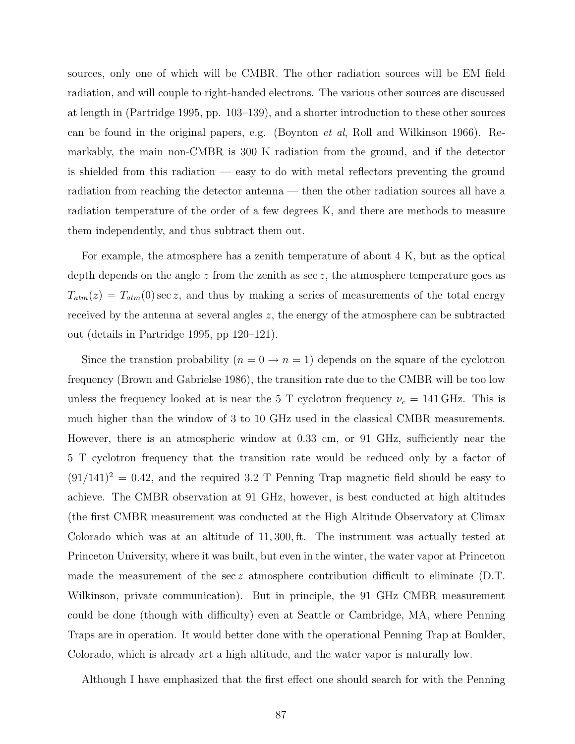sources, only one of which will be CMBR. The other radiation sources will be EM field radiation, and will couple to right-handed electrons. The various other sources are discussed at length in (Partridge 1995, pp. 103–139), and a shorter introduction to these other sources can be found in the original papers, e.g. (Boynton *et al*, Roll and Wilkinson 1966). Remarkably, the main non-CMBR is 300 K radiation from the ground, and if the detector is shielded from this radiation — easy to do with metal reflectors preventing the ground radiation from reaching the detector antenna — then the other radiation sources all have a radiation temperature of the order of a few degrees K, and there are methods to measure them independently, and thus subtract them out.

For example, the atmosphere has a zenith temperature of about 4 K, but as the optical depth depends on the angle $z$ from the zenith as $\sec z$, the atmosphere temperature goes as $T_{atm}(z) = T_{atm}(0) \sec z$, and thus by making a series of measurements of the total energy received by the antenna at several angles $z$, the energy of the atmosphere can be subtracted out (details in Partridge 1995, pp 120–121).

Since the transtion probability ($n = 0 \rightarrow n = 1$) depends on the square of the cyclotron frequency (Brown and Gabrielse 1986), the transition rate due to the CMBR will be too low unless the frequency looked at is near the 5 T cyclotron frequency $\nu_c = 141\,\text{GHz}$. This is much higher than the window of 3 to 10 GHz used in the classical CMBR measurements. However, there is an atmospheric window at 0.33 cm, or 91 GHz, sufficiently near the 5 T cyclotron frequency that the transition rate would be reduced only by a factor of $(91/141)^2 = 0.42$, and the required 3.2 T Penning Trap magnetic field should be easy to achieve. The CMBR observation at 91 GHz, however, is best conducted at high altitudes (the first CMBR measurement was conducted at the High Altitude Observatory at Climax Colorado which was at an altitude of $11,300,$ft. The instrument was actually tested at Princeton University, where it was built, but even in the winter, the water vapor at Princeton made the measurement of the $\sec z$ atmosphere contribution difficult to eliminate (D.T. Wilkinson, private communication). But in principle, the 91 GHz CMBR measurement could be done (though with difficulty) even at Seattle or Cambridge, MA, where Penning Traps are in operation. It would better done with the operational Penning Trap at Boulder, Colorado, which is already art a high altitude, and the water vapor is naturally low.

Although I have emphasized that the first effect one should search for with the Penning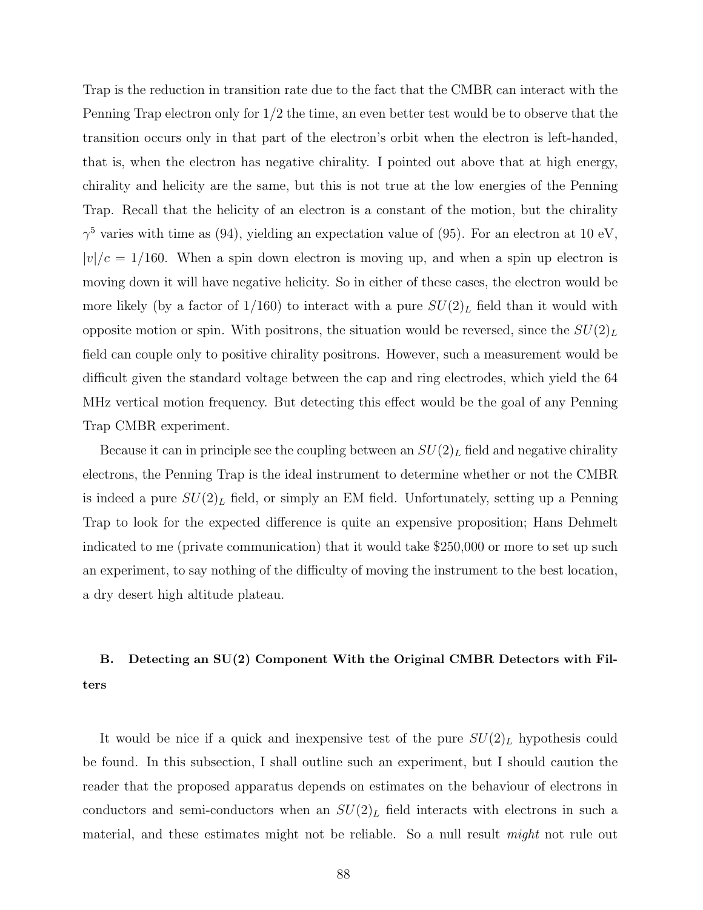Trap is the reduction in transition rate due to the fact that the CMBR can interact with the Penning Trap electron only for 1/2 the time, an even better test would be to observe that the transition occurs only in that part of the electron's orbit when the electron is left-handed, that is, when the electron has negative chirality. I pointed out above that at high energy, chirality and helicity are the same, but this is not true at the low energies of the Penning Trap. Recall that the helicity of an electron is a constant of the motion, but the chirality $\gamma^5$ varies with time as (94), yielding an expectation value of (95). For an electron at 10 eV, $|v|/c = 1/160$. When a spin down electron is moving up, and when a spin up electron is moving down it will have negative helicity. So in either of these cases, the electron would be more likely (by a factor of 1/160) to interact with a pure $SU(2)_L$ field than it would with opposite motion or spin. With positrons, the situation would be reversed, since the $SU(2)_L$ field can couple only to positive chirality positrons. However, such a measurement would be difficult given the standard voltage between the cap and ring electrodes, which yield the 64 MHz vertical motion frequency. But detecting this effect would be the goal of any Penning Trap CMBR experiment.

Because it can in principle see the coupling between an $SU(2)_L$ field and negative chirality electrons, the Penning Trap is the ideal instrument to determine whether or not the CMBR is indeed a pure $SU(2)_L$ field, or simply an EM field. Unfortunately, setting up a Penning Trap to look for the expected difference is quite an expensive proposition; Hans Dehmelt indicated to me (private communication) that it would take $250,000 or more to set up such an experiment, to say nothing of the difficulty of moving the instrument to the best location, a dry desert high altitude plateau.

### B. Detecting an SU(2) Component With the Original CMBR Detectors with Filters

It would be nice if a quick and inexpensive test of the pure $SU(2)_L$ hypothesis could be found. In this subsection, I shall outline such an experiment, but I should caution the reader that the proposed apparatus depends on estimates on the behaviour of electrons in conductors and semi-conductors when an $SU(2)_L$ field interacts with electrons in such a material, and these estimates might not be reliable. So a null result *might* not rule out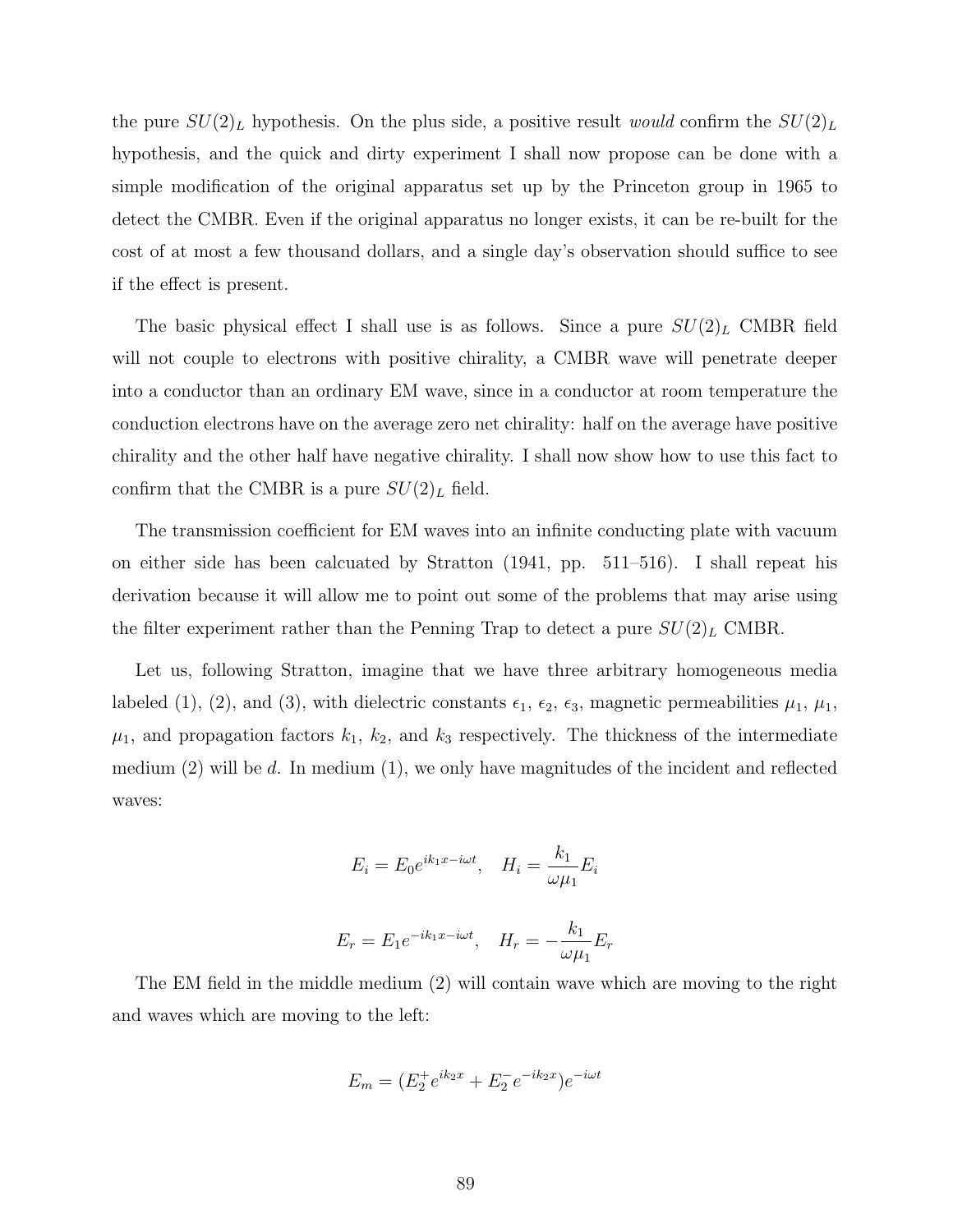the pure $SU(2)_L$ hypothesis. On the plus side, a positive result *would* confirm the $SU(2)_L$ hypothesis, and the quick and dirty experiment I shall now propose can be done with a simple modification of the original apparatus set up by the Princeton group in 1965 to detect the CMBR. Even if the original apparatus no longer exists, it can be re-built for the cost of at most a few thousand dollars, and a single day's observation should suffice to see if the effect is present.

The basic physical effect I shall use is as follows. Since a pure $SU(2)_L$ CMBR field will not couple to electrons with positive chirality, a CMBR wave will penetrate deeper into a conductor than an ordinary EM wave, since in a conductor at room temperature the conduction electrons have on the average zero net chirality: half on the average have positive chirality and the other half have negative chirality. I shall now show how to use this fact to confirm that the CMBR is a pure $SU(2)_L$ field.

The transmission coefficient for EM waves into an infinite conducting plate with vacuum on either side has been calcuated by Stratton (1941, pp. 511–516). I shall repeat his derivation because it will allow me to point out some of the problems that may arise using the filter experiment rather than the Penning Trap to detect a pure $SU(2)_L$ CMBR.

Let us, following Stratton, imagine that we have three arbitrary homogeneous media labeled (1), (2), and (3), with dielectric constants $\epsilon_1$, $\epsilon_2$, $\epsilon_3$, magnetic permeabilities $\mu_1$, $\mu_1$, $\mu_1$, and propagation factors $k_1$, $k_2$, and $k_3$ respectively. The thickness of the intermediate medium (2) will be $d$. In medium (1), we only have magnitudes of the incident and reflected waves:

$$E_i = E_0 e^{ik_1x - i\omega t}, \quad H_i = \frac{k_1}{\omega\mu_1}E_i$$

$$E_r = E_1 e^{-ik_1x - i\omega t}, \quad H_r = -\frac{k_1}{\omega\mu_1}E_r$$

The EM field in the middle medium (2) will contain wave which are moving to the right and waves which are moving to the left:

$$E_m = (E_2^+ e^{ik_2x} + E_2^- e^{-ik_2x})e^{-i\omega t}$$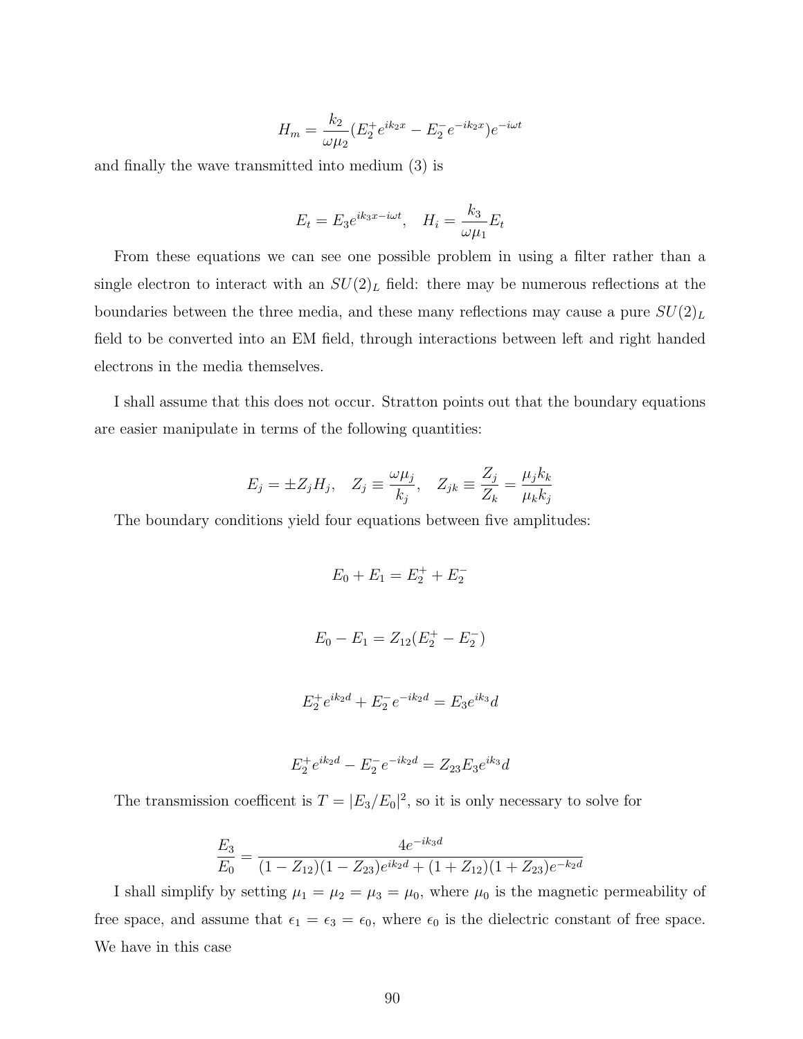$$H_m = \frac{k_2}{\omega\mu_2}(E_2^+ e^{ik_2x} - E_2^- e^{-ik_2x})e^{-i\omega t}$$

and finally the wave transmitted into medium (3) is

$$E_t = E_3 e^{ik_3x - i\omega t}, \quad H_i = \frac{k_3}{\omega\mu_1}E_t$$

From these equations we can see one possible problem in using a filter rather than a single electron to interact with an $SU(2)_L$ field: there may be numerous reflections at the boundaries between the three media, and these many reflections may cause a pure $SU(2)_L$ field to be converted into an EM field, through interactions between left and right handed electrons in the media themselves.

I shall assume that this does not occur. Stratton points out that the boundary equations are easier manipulate in terms of the following quantities:

$$E_j = \pm Z_j H_j, \quad Z_j \equiv \frac{\omega\mu_j}{k_j}, \quad Z_{jk} \equiv \frac{Z_j}{Z_k} = \frac{\mu_j k_k}{\mu_k k_j}$$

The boundary conditions yield four equations between five amplitudes:

$$E_0 + E_1 = E_2^+ + E_2^-$$

$$E_0 - E_1 = Z_{12}(E_2^+ - E_2^-)$$

$$E_2^+ e^{ik_2d} + E_2^- e^{-ik_2d} = E_3 e^{ik_3}d$$

$$E_2^+ e^{ik_2d} - E_2^- e^{-ik_2d} = Z_{23}E_3 e^{ik_3}d$$

The transmission coefficent is $T = |E_3/E_0|^2$, so it is only necessary to solve for

$$\frac{E_3}{E_0} = \frac{4e^{-ik_3d}}{(1 - Z_{12})(1 - Z_{23})e^{ik_2d} + (1 + Z_{12})(1 + Z_{23})e^{-k_2d}}$$

I shall simplify by setting $\mu_1 = \mu_2 = \mu_3 = \mu_0$, where $\mu_0$ is the magnetic permeability of free space, and assume that $\epsilon_1 = \epsilon_3 = \epsilon_0$, where $\epsilon_0$ is the dielectric constant of free space. We have in this case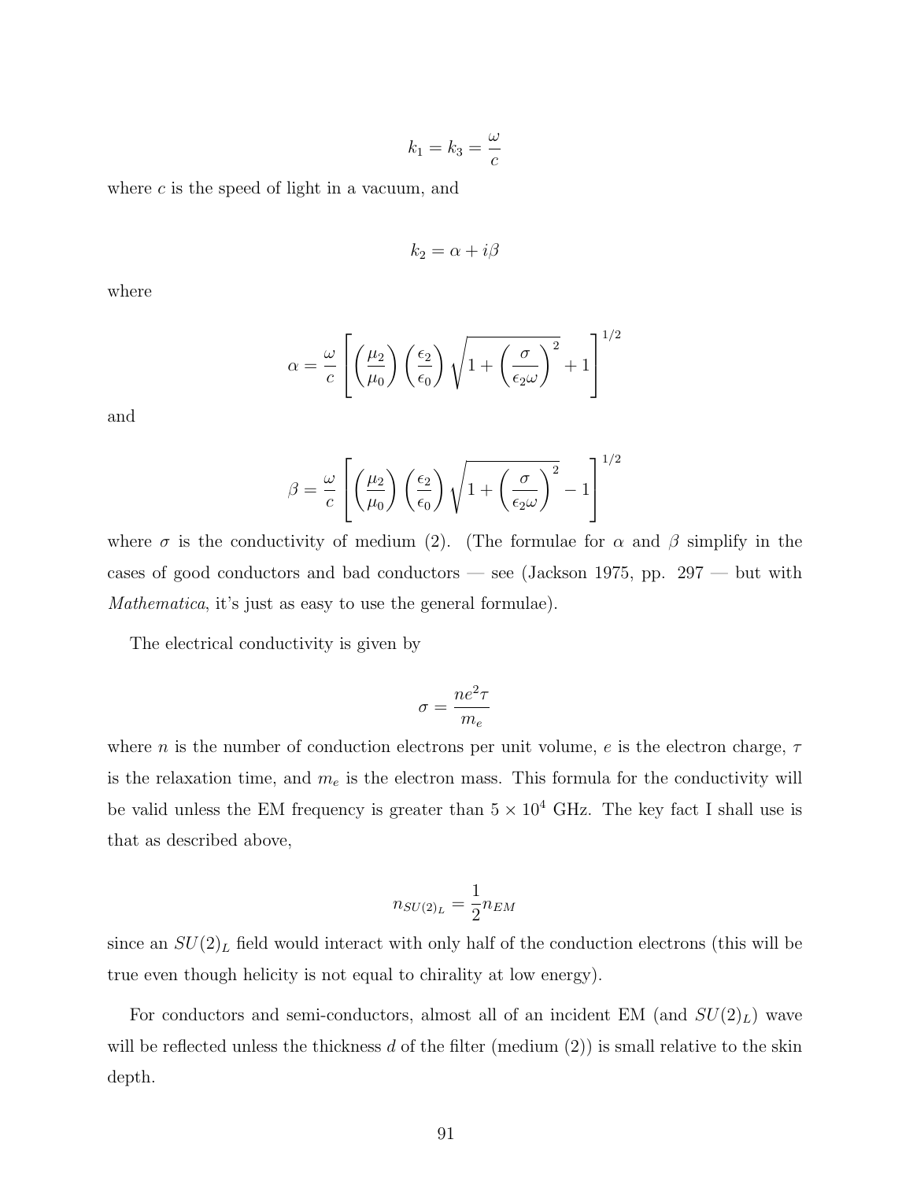$$k_1 = k_3 = \frac{\omega}{c}$$

where $c$ is the speed of light in a vacuum, and

$$k_2 = \alpha + i\beta$$

where

$$\alpha = \frac{\omega}{c}\left[\left(\frac{\mu_2}{\mu_0}\right)\left(\frac{\epsilon_2}{\epsilon_0}\right)\sqrt{1+\left(\frac{\sigma}{\epsilon_2\omega}\right)^2}+1\right]^{1/2}$$

and

$$\beta = \frac{\omega}{c}\left[\left(\frac{\mu_2}{\mu_0}\right)\left(\frac{\epsilon_2}{\epsilon_0}\right)\sqrt{1+\left(\frac{\sigma}{\epsilon_2\omega}\right)^2}-1\right]^{1/2}$$

where $\sigma$ is the conductivity of medium (2). (The formulae for $\alpha$ and $\beta$ simplify in the cases of good conductors and bad conductors — see (Jackson 1975, pp. 297 — but with *Mathematica*, it's just as easy to use the general formulae).

The electrical conductivity is given by

$$\sigma = \frac{ne^2\tau}{m_e}$$

where $n$ is the number of conduction electrons per unit volume, $e$ is the electron charge, $\tau$ is the relaxation time, and $m_e$ is the electron mass. This formula for the conductivity will be valid unless the EM frequency is greater than $5 \times 10^4$ GHz. The key fact I shall use is that as described above,

$$n_{SU(2)_L} = \frac{1}{2}n_{EM}$$

since an $SU(2)_L$ field would interact with only half of the conduction electrons (this will be true even though helicity is not equal to chirality at low energy).

For conductors and semi-conductors, almost all of an incident EM (and $SU(2)_L$) wave will be reflected unless the thickness $d$ of the filter (medium (2)) is small relative to the skin depth.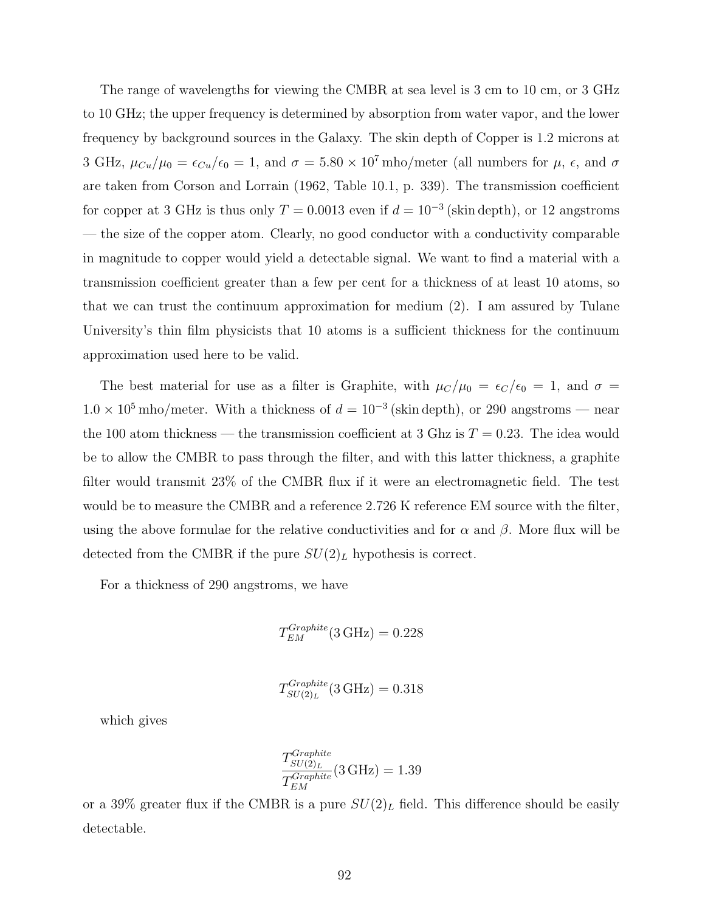The range of wavelengths for viewing the CMBR at sea level is 3 cm to 10 cm, or 3 GHz to 10 GHz; the upper frequency is determined by absorption from water vapor, and the lower frequency by background sources in the Galaxy. The skin depth of Copper is 1.2 microns at 3 GHz, $\mu_{Cu}/\mu_0 = \epsilon_{Cu}/\epsilon_0 = 1$, and $\sigma = 5.80 \times 10^7$ mho/meter (all numbers for $\mu$, $\epsilon$, and $\sigma$ are taken from Corson and Lorrain (1962, Table 10.1, p. 339). The transmission coefficient for copper at 3 GHz is thus only $T = 0.0013$ even if $d = 10^{-3}$ (skin depth), or 12 angstroms — the size of the copper atom. Clearly, no good conductor with a conductivity comparable in magnitude to copper would yield a detectable signal. We want to find a material with a transmission coefficient greater than a few per cent for a thickness of at least 10 atoms, so that we can trust the continuum approximation for medium (2). I am assured by Tulane University's thin film physicists that 10 atoms is a sufficient thickness for the continuum approximation used here to be valid.

The best material for use as a filter is Graphite, with $\mu_C/\mu_0 = \epsilon_C/\epsilon_0 = 1$, and $\sigma = 1.0 \times 10^5$ mho/meter. With a thickness of $d = 10^{-3}$ (skin depth), or 290 angstroms — near the 100 atom thickness — the transmission coefficient at 3 Ghz is $T = 0.23$. The idea would be to allow the CMBR to pass through the filter, and with this latter thickness, a graphite filter would transmit 23% of the CMBR flux if it were an electromagnetic field. The test would be to measure the CMBR and a reference 2.726 K reference EM source with the filter, using the above formulae for the relative conductivities and for $\alpha$ and $\beta$. More flux will be detected from the CMBR if the pure $SU(2)_L$ hypothesis is correct.

For a thickness of 290 angstroms, we have

$$T_{EM}^{Graphite}(3\,\text{GHz}) = 0.228$$

$$T_{SU(2)_L}^{Graphite}(3\,\text{GHz}) = 0.318$$

which gives

$$\frac{T_{SU(2)_L}^{Graphite}}{T_{EM}^{Graphite}}(3\,\text{GHz}) = 1.39$$

or a 39% greater flux if the CMBR is a pure $SU(2)_L$ field. This difference should be easily detectable.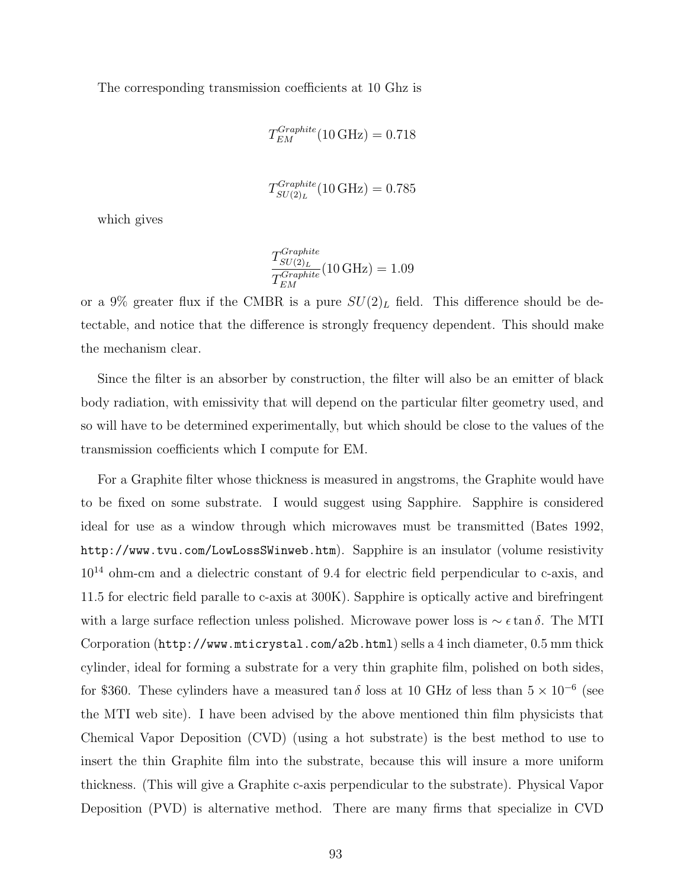The corresponding transmission coefficients at 10 Ghz is

$$T_{EM}^{Graphite}(10\,\text{GHz}) = 0.718$$

$$T_{SU(2)_L}^{Graphite}(10\,\text{GHz}) = 0.785$$

which gives

$$\frac{T_{SU(2)_L}^{Graphite}}{T_{EM}^{Graphite}}(10\,\text{GHz}) = 1.09$$

or a 9% greater flux if the CMBR is a pure $SU(2)_L$ field. This difference should be detectable, and notice that the difference is strongly frequency dependent. This should make the mechanism clear.

Since the filter is an absorber by construction, the filter will also be an emitter of black body radiation, with emissivity that will depend on the particular filter geometry used, and so will have to be determined experimentally, but which should be close to the values of the transmission coefficients which I compute for EM.

For a Graphite filter whose thickness is measured in angstroms, the Graphite would have to be fixed on some substrate. I would suggest using Sapphire. Sapphire is considered ideal for use as a window through which microwaves must be transmitted (Bates 1992, `http://www.tvu.com/LowLossSWinweb.htm`). Sapphire is an insulator (volume resistivity $10^{14}$ ohm-cm and a dielectric constant of 9.4 for electric field perpendicular to c-axis, and 11.5 for electric field paralle to c-axis at 300K). Sapphire is optically active and birefringent with a large surface reflection unless polished. Microwave power loss is $\sim \epsilon \tan\delta$. The MTI Corporation (`http://www.mticrystal.com/a2b.html`) sells a 4 inch diameter, 0.5 mm thick cylinder, ideal for forming a substrate for a very thin graphite film, polished on both sides, for \$360. These cylinders have a measured $\tan\delta$ loss at 10 GHz of less than $5 \times 10^{-6}$ (see the MTI web site). I have been advised by the above mentioned thin film physicists that Chemical Vapor Deposition (CVD) (using a hot substrate) is the best method to use to insert the thin Graphite film into the substrate, because this will insure a more uniform thickness. (This will give a Graphite c-axis perpendicular to the substrate). Physical Vapor Deposition (PVD) is alternative method. There are many firms that specialize in CVD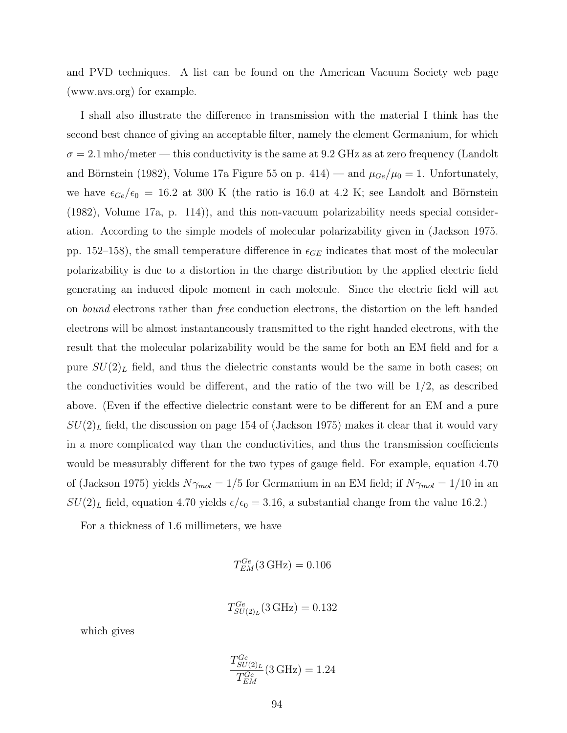and PVD techniques. A list can be found on the American Vacuum Society web page (www.avs.org) for example.

I shall also illustrate the difference in transmission with the material I think has the second best chance of giving an acceptable filter, namely the element Germanium, for which $\sigma = 2.1$ mho/meter — this conductivity is the same at 9.2 GHz as at zero frequency (Landolt and Börnstein (1982), Volume 17a Figure 55 on p. 414) — and $\mu_{Ge}/\mu_0 = 1$. Unfortunately, we have $\epsilon_{Ge}/\epsilon_0 = 16.2$ at 300 K (the ratio is 16.0 at 4.2 K; see Landolt and Börnstein (1982), Volume 17a, p. 114)), and this non-vacuum polarizability needs special consideration. According to the simple models of molecular polarizability given in (Jackson 1975. pp. 152–158), the small temperature difference in $\epsilon_{GE}$ indicates that most of the molecular polarizability is due to a distortion in the charge distribution by the applied electric field generating an induced dipole moment in each molecule. Since the electric field will act on *bound* electrons rather than *free* conduction electrons, the distortion on the left handed electrons will be almost instantaneously transmitted to the right handed electrons, with the result that the molecular polarizability would be the same for both an EM field and for a pure $SU(2)_L$ field, and thus the dielectric constants would be the same in both cases; on the conductivities would be different, and the ratio of the two will be 1/2, as described above. (Even if the effective dielectric constant were to be different for an EM and a pure $SU(2)_L$ field, the discussion on page 154 of (Jackson 1975) makes it clear that it would vary in a more complicated way than the conductivities, and thus the transmission coefficients would be measurably different for the two types of gauge field. For example, equation 4.70 of (Jackson 1975) yields $N\gamma_{mol} = 1/5$ for Germanium in an EM field; if $N\gamma_{mol} = 1/10$ in an $SU(2)_L$ field, equation 4.70 yields $\epsilon/\epsilon_0 = 3.16$, a substantial change from the value 16.2.)

For a thickness of 1.6 millimeters, we have

$$T^{Ge}_{EM}(3\,\text{GHz}) = 0.106$$

$$T^{Ge}_{SU(2)_L}(3\,\text{GHz}) = 0.132$$

which gives

$$\frac{T^{Ge}_{SU(2)_L}}{T^{Ge}_{EM}}(3\,\text{GHz}) = 1.24$$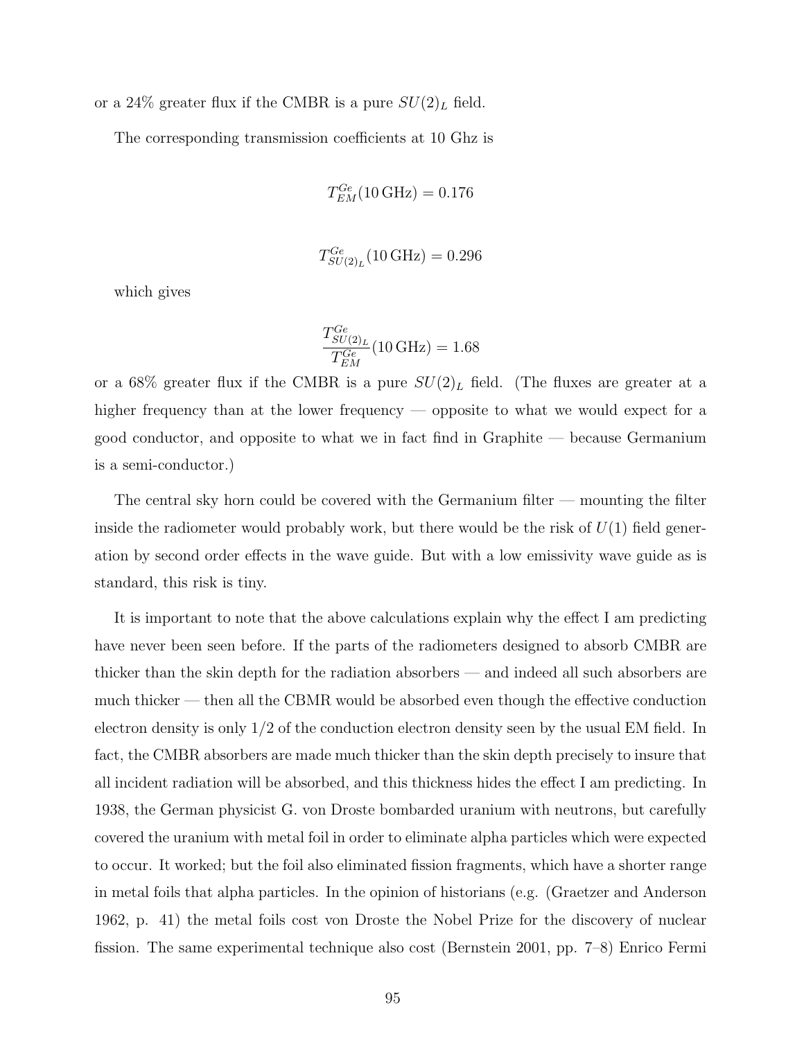or a 24% greater flux if the CMBR is a pure $SU(2)_L$ field.

The corresponding transmission coefficients at 10 Ghz is

$$T^{Ge}_{EM}(10\,\mathrm{GHz}) = 0.176$$

$$T^{Ge}_{SU(2)_L}(10\,\mathrm{GHz}) = 0.296$$

which gives

$$\frac{T^{Ge}_{SU(2)_L}}{T^{Ge}_{EM}}(10\,\mathrm{GHz}) = 1.68$$

or a 68% greater flux if the CMBR is a pure $SU(2)_L$ field. (The fluxes are greater at a higher frequency than at the lower frequency — opposite to what we would expect for a good conductor, and opposite to what we in fact find in Graphite — because Germanium is a semi-conductor.)

The central sky horn could be covered with the Germanium filter — mounting the filter inside the radiometer would probably work, but there would be the risk of $U(1)$ field generation by second order effects in the wave guide. But with a low emissivity wave guide as is standard, this risk is tiny.

It is important to note that the above calculations explain why the effect I am predicting have never been seen before. If the parts of the radiometers designed to absorb CMBR are thicker than the skin depth for the radiation absorbers — and indeed all such absorbers are much thicker — then all the CBMR would be absorbed even though the effective conduction electron density is only 1/2 of the conduction electron density seen by the usual EM field. In fact, the CMBR absorbers are made much thicker than the skin depth precisely to insure that all incident radiation will be absorbed, and this thickness hides the effect I am predicting. In 1938, the German physicist G. von Droste bombarded uranium with neutrons, but carefully covered the uranium with metal foil in order to eliminate alpha particles which were expected to occur. It worked; but the foil also eliminated fission fragments, which have a shorter range in metal foils that alpha particles. In the opinion of historians (e.g. (Graetzer and Anderson 1962, p. 41) the metal foils cost von Droste the Nobel Prize for the discovery of nuclear fission. The same experimental technique also cost (Bernstein 2001, pp. 7–8) Enrico Fermi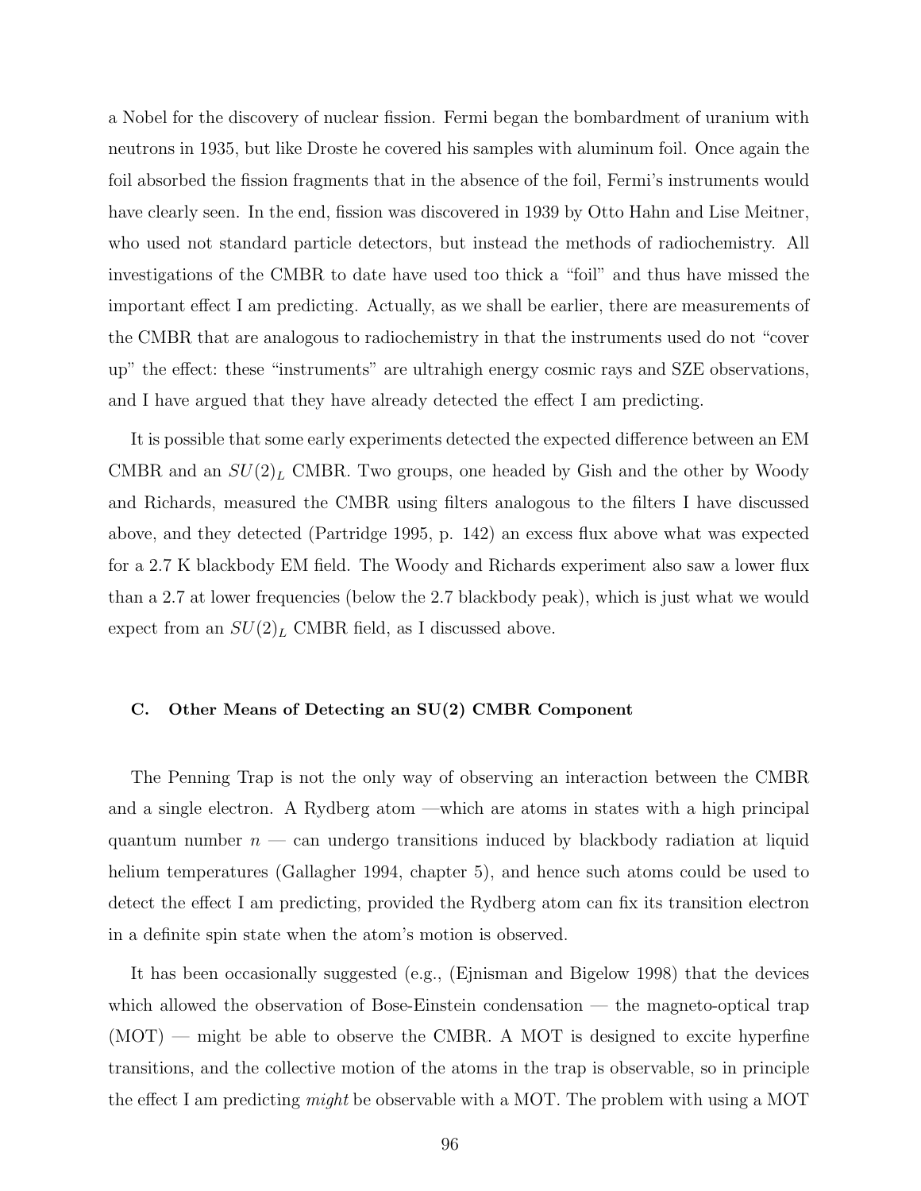a Nobel for the discovery of nuclear fission. Fermi began the bombardment of uranium with neutrons in 1935, but like Droste he covered his samples with aluminum foil. Once again the foil absorbed the fission fragments that in the absence of the foil, Fermi's instruments would have clearly seen. In the end, fission was discovered in 1939 by Otto Hahn and Lise Meitner, who used not standard particle detectors, but instead the methods of radiochemistry. All investigations of the CMBR to date have used too thick a "foil" and thus have missed the important effect I am predicting. Actually, as we shall be earlier, there are measurements of the CMBR that are analogous to radiochemistry in that the instruments used do not "cover up" the effect: these "instruments" are ultrahigh energy cosmic rays and SZE observations, and I have argued that they have already detected the effect I am predicting.

It is possible that some early experiments detected the expected difference between an EM CMBR and an $SU(2)_L$ CMBR. Two groups, one headed by Gish and the other by Woody and Richards, measured the CMBR using filters analogous to the filters I have discussed above, and they detected (Partridge 1995, p. 142) an excess flux above what was expected for a 2.7 K blackbody EM field. The Woody and Richards experiment also saw a lower flux than a 2.7 at lower frequencies (below the 2.7 blackbody peak), which is just what we would expect from an $SU(2)_L$ CMBR field, as I discussed above.

### C. Other Means of Detecting an SU(2) CMBR Component

The Penning Trap is not the only way of observing an interaction between the CMBR and a single electron. A Rydberg atom —which are atoms in states with a high principal quantum number $n$ — can undergo transitions induced by blackbody radiation at liquid helium temperatures (Gallagher 1994, chapter 5), and hence such atoms could be used to detect the effect I am predicting, provided the Rydberg atom can fix its transition electron in a definite spin state when the atom's motion is observed.

It has been occasionally suggested (e.g., (Ejnisman and Bigelow 1998) that the devices which allowed the observation of Bose-Einstein condensation — the magneto-optical trap (MOT) — might be able to observe the CMBR. A MOT is designed to excite hyperfine transitions, and the collective motion of the atoms in the trap is observable, so in principle the effect I am predicting *might* be observable with a MOT. The problem with using a MOT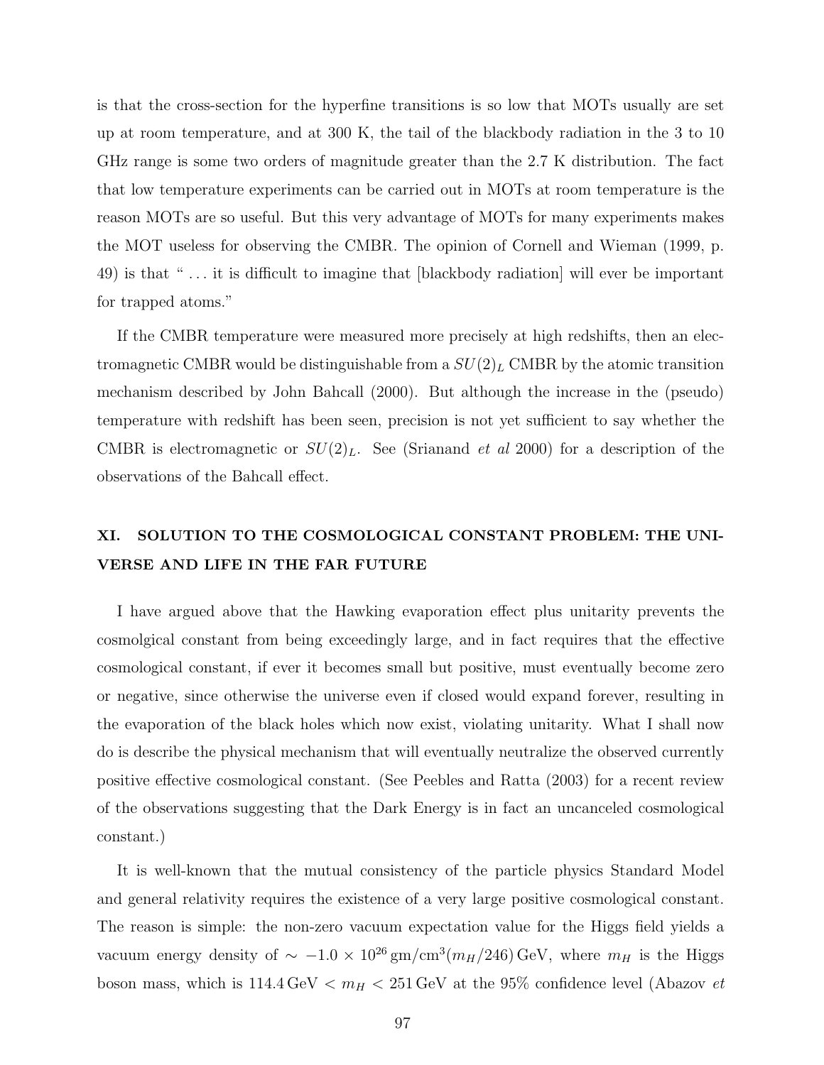is that the cross-section for the hyperfine transitions is so low that MOTs usually are set up at room temperature, and at 300 K, the tail of the blackbody radiation in the 3 to 10 GHz range is some two orders of magnitude greater than the 2.7 K distribution. The fact that low temperature experiments can be carried out in MOTs at room temperature is the reason MOTs are so useful. But this very advantage of MOTs for many experiments makes the MOT useless for observing the CMBR. The opinion of Cornell and Wieman (1999, p. 49) is that " ... it is difficult to imagine that [blackbody radiation] will ever be important for trapped atoms."

If the CMBR temperature were measured more precisely at high redshifts, then an electromagnetic CMBR would be distinguishable from a $SU(2)_L$ CMBR by the atomic transition mechanism described by John Bahcall (2000). But although the increase in the (pseudo) temperature with redshift has been seen, precision is not yet sufficient to say whether the CMBR is electromagnetic or $SU(2)_L$. See (Srianand *et al* 2000) for a description of the observations of the Bahcall effect.

## XI. SOLUTION TO THE COSMOLOGICAL CONSTANT PROBLEM: THE UNIVERSE AND LIFE IN THE FAR FUTURE

I have argued above that the Hawking evaporation effect plus unitarity prevents the cosmolgical constant from being exceedingly large, and in fact requires that the effective cosmological constant, if ever it becomes small but positive, must eventually become zero or negative, since otherwise the universe even if closed would expand forever, resulting in the evaporation of the black holes which now exist, violating unitarity. What I shall now do is describe the physical mechanism that will eventually neutralize the observed currently positive effective cosmological constant. (See Peebles and Ratta (2003) for a recent review of the observations suggesting that the Dark Energy is in fact an uncanceled cosmological constant.)

It is well-known that the mutual consistency of the particle physics Standard Model and general relativity requires the existence of a very large positive cosmological constant. The reason is simple: the non-zero vacuum expectation value for the Higgs field yields a vacuum energy density of $\sim -1.0 \times 10^{26}\,\mathrm{gm/cm^3}(m_H/246)\,\mathrm{GeV}$, where $m_H$ is the Higgs boson mass, which is $114.4\,\mathrm{GeV} < m_H < 251\,\mathrm{GeV}$ at the 95% confidence level (Abazov *et*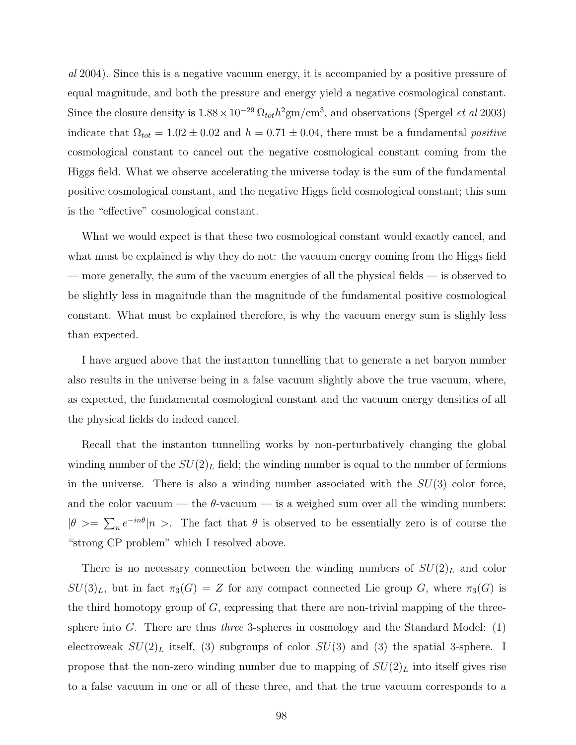*al* 2004). Since this is a negative vacuum energy, it is accompanied by a positive pressure of equal magnitude, and both the pressure and energy yield a negative cosmological constant. Since the closure density is $1.88 \times 10^{-29}\, \Omega_{tot} h^2 \text{gm/cm}^3$, and observations (Spergel *et al* 2003) indicate that $\Omega_{tot} = 1.02 \pm 0.02$ and $h = 0.71 \pm 0.04$, there must be a fundamental *positive* cosmological constant to cancel out the negative cosmological constant coming from the Higgs field. What we observe accelerating the universe today is the sum of the fundamental positive cosmological constant, and the negative Higgs field cosmological constant; this sum is the "effective" cosmological constant.

What we would expect is that these two cosmological constant would exactly cancel, and what must be explained is why they do not: the vacuum energy coming from the Higgs field — more generally, the sum of the vacuum energies of all the physical fields — is observed to be slightly less in magnitude than the magnitude of the fundamental positive cosmological constant. What must be explained therefore, is why the vacuum energy sum is slighly less than expected.

I have argued above that the instanton tunnelling that to generate a net baryon number also results in the universe being in a false vacuum slightly above the true vacuum, where, as expected, the fundamental cosmological constant and the vacuum energy densities of all the physical fields do indeed cancel.

Recall that the instanton tunnelling works by non-perturbatively changing the global winding number of the $SU(2)_L$ field; the winding number is equal to the number of fermions in the universe. There is also a winding number associated with the $SU(3)$ color force, and the color vacuum — the $\theta$-vacuum — is a weighed sum over all the winding numbers: $|\theta >= \sum_n e^{-in\theta}|n >$. The fact that $\theta$ is observed to be essentially zero is of course the "strong CP problem" which I resolved above.

There is no necessary connection between the winding numbers of $SU(2)_L$ and color $SU(3)_L$, but in fact $\pi_3(G) = Z$ for any compact connected Lie group $G$, where $\pi_3(G)$ is the third homotopy group of $G$, expressing that there are non-trivial mapping of the three-sphere into $G$. There are thus *three* 3-spheres in cosmology and the Standard Model: (1) electroweak $SU(2)_L$ itself, (3) subgroups of color $SU(3)$ and (3) the spatial 3-sphere. I propose that the non-zero winding number due to mapping of $SU(2)_L$ into itself gives rise to a false vacuum in one or all of these three, and that the true vacuum corresponds to a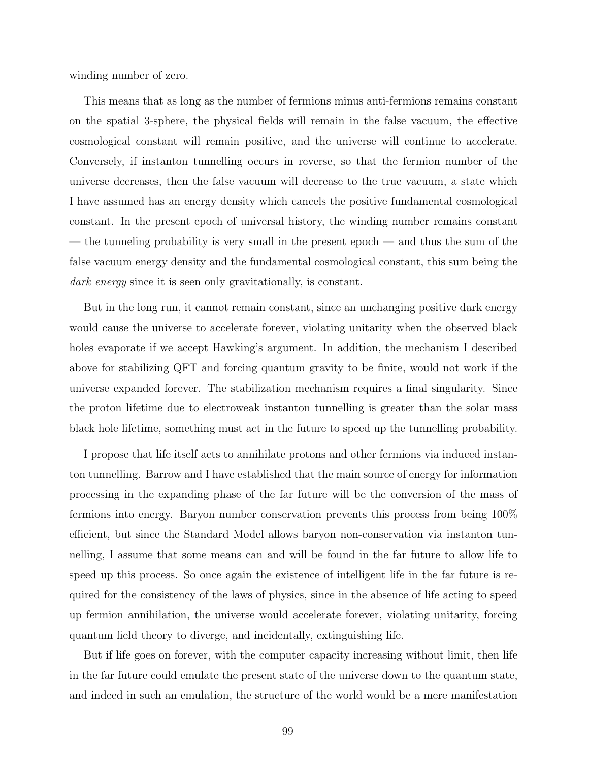winding number of zero.

This means that as long as the number of fermions minus anti-fermions remains constant on the spatial 3-sphere, the physical fields will remain in the false vacuum, the effective cosmological constant will remain positive, and the universe will continue to accelerate. Conversely, if instanton tunnelling occurs in reverse, so that the fermion number of the universe decreases, then the false vacuum will decrease to the true vacuum, a state which I have assumed has an energy density which cancels the positive fundamental cosmological constant. In the present epoch of universal history, the winding number remains constant — the tunneling probability is very small in the present epoch — and thus the sum of the false vacuum energy density and the fundamental cosmological constant, this sum being the *dark energy* since it is seen only gravitationally, is constant.

But in the long run, it cannot remain constant, since an unchanging positive dark energy would cause the universe to accelerate forever, violating unitarity when the observed black holes evaporate if we accept Hawking's argument. In addition, the mechanism I described above for stabilizing QFT and forcing quantum gravity to be finite, would not work if the universe expanded forever. The stabilization mechanism requires a final singularity. Since the proton lifetime due to electroweak instanton tunnelling is greater than the solar mass black hole lifetime, something must act in the future to speed up the tunnelling probability.

I propose that life itself acts to annihilate protons and other fermions via induced instanton tunnelling. Barrow and I have established that the main source of energy for information processing in the expanding phase of the far future will be the conversion of the mass of fermions into energy. Baryon number conservation prevents this process from being 100% efficient, but since the Standard Model allows baryon non-conservation via instanton tunnelling, I assume that some means can and will be found in the far future to allow life to speed up this process. So once again the existence of intelligent life in the far future is required for the consistency of the laws of physics, since in the absence of life acting to speed up fermion annihilation, the universe would accelerate forever, violating unitarity, forcing quantum field theory to diverge, and incidentally, extinguishing life.

But if life goes on forever, with the computer capacity increasing without limit, then life in the far future could emulate the present state of the universe down to the quantum state, and indeed in such an emulation, the structure of the world would be a mere manifestation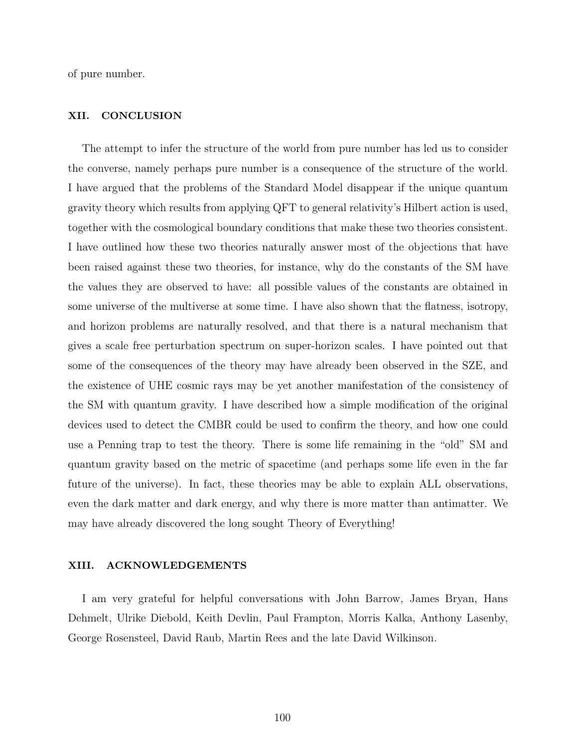of pure number.

## XII. CONCLUSION

The attempt to infer the structure of the world from pure number has led us to consider the converse, namely perhaps pure number is a consequence of the structure of the world. I have argued that the problems of the Standard Model disappear if the unique quantum gravity theory which results from applying QFT to general relativity's Hilbert action is used, together with the cosmological boundary conditions that make these two theories consistent. I have outlined how these two theories naturally answer most of the objections that have been raised against these two theories, for instance, why do the constants of the SM have the values they are observed to have: all possible values of the constants are obtained in some universe of the multiverse at some time. I have also shown that the flatness, isotropy, and horizon problems are naturally resolved, and that there is a natural mechanism that gives a scale free perturbation spectrum on super-horizon scales. I have pointed out that some of the consequences of the theory may have already been observed in the SZE, and the existence of UHE cosmic rays may be yet another manifestation of the consistency of the SM with quantum gravity. I have described how a simple modification of the original devices used to detect the CMBR could be used to confirm the theory, and how one could use a Penning trap to test the theory. There is some life remaining in the "old" SM and quantum gravity based on the metric of spacetime (and perhaps some life even in the far future of the universe). In fact, these theories may be able to explain ALL observations, even the dark matter and dark energy, and why there is more matter than antimatter. We may have already discovered the long sought Theory of Everything!

## XIII. ACKNOWLEDGEMENTS

I am very grateful for helpful conversations with John Barrow, James Bryan, Hans Dehmelt, Ulrike Diebold, Keith Devlin, Paul Frampton, Morris Kalka, Anthony Lasenby, George Rosensteel, David Raub, Martin Rees and the late David Wilkinson.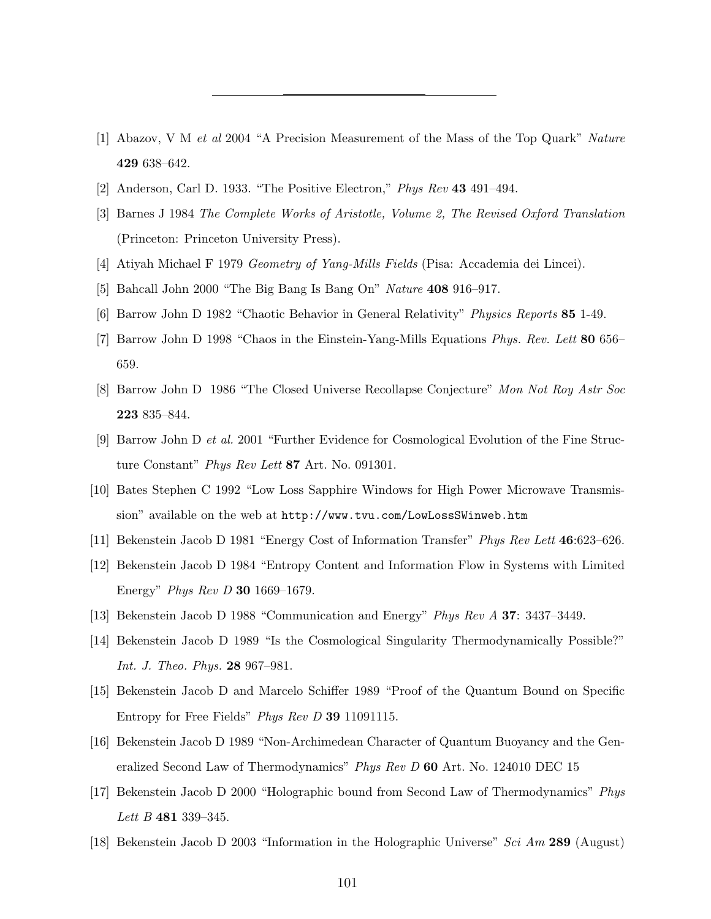[1] Abazov, V M *et al* 2004 "A Precision Measurement of the Mass of the Top Quark" *Nature* **429** 638–642.

[2] Anderson, Carl D. 1933. "The Positive Electron," *Phys Rev* **43** 491–494.

[3] Barnes J 1984 *The Complete Works of Aristotle, Volume 2, The Revised Oxford Translation* (Princeton: Princeton University Press).

[4] Atiyah Michael F 1979 *Geometry of Yang-Mills Fields* (Pisa: Accademia dei Lincei).

[5] Bahcall John 2000 "The Big Bang Is Bang On" *Nature* **408** 916–917.

[6] Barrow John D 1982 "Chaotic Behavior in General Relativity" *Physics Reports* **85** 1-49.

[7] Barrow John D 1998 "Chaos in the Einstein-Yang-Mills Equations *Phys. Rev. Lett* **80** 656–659.

[8] Barrow John D 1986 "The Closed Universe Recollapse Conjecture" *Mon Not Roy Astr Soc* **223** 835–844.

[9] Barrow John D *et al.* 2001 "Further Evidence for Cosmological Evolution of the Fine Structure Constant" *Phys Rev Lett* **87** Art. No. 091301.

[10] Bates Stephen C 1992 "Low Loss Sapphire Windows for High Power Microwave Transmission" available on the web at `http://www.tvu.com/LowLossSWinweb.htm`

[11] Bekenstein Jacob D 1981 "Energy Cost of Information Transfer" *Phys Rev Lett* **46**:623–626.

[12] Bekenstein Jacob D 1984 "Entropy Content and Information Flow in Systems with Limited Energy" *Phys Rev D* **30** 1669–1679.

[13] Bekenstein Jacob D 1988 "Communication and Energy" *Phys Rev A* **37**: 3437–3449.

[14] Bekenstein Jacob D 1989 "Is the Cosmological Singularity Thermodynamically Possible?" *Int. J. Theo. Phys.* **28** 967–981.

[15] Bekenstein Jacob D and Marcelo Schiffer 1989 "Proof of the Quantum Bound on Specific Entropy for Free Fields" *Phys Rev D* **39** 11091115.

[16] Bekenstein Jacob D 1989 "Non-Archimedean Character of Quantum Buoyancy and the Generalized Second Law of Thermodynamics" *Phys Rev D* **60** Art. No. 124010 DEC 15

[17] Bekenstein Jacob D 2000 "Holographic bound from Second Law of Thermodynamics" *Phys Lett B* **481** 339–345.

[18] Bekenstein Jacob D 2003 "Information in the Holographic Universe" *Sci Am* **289** (August)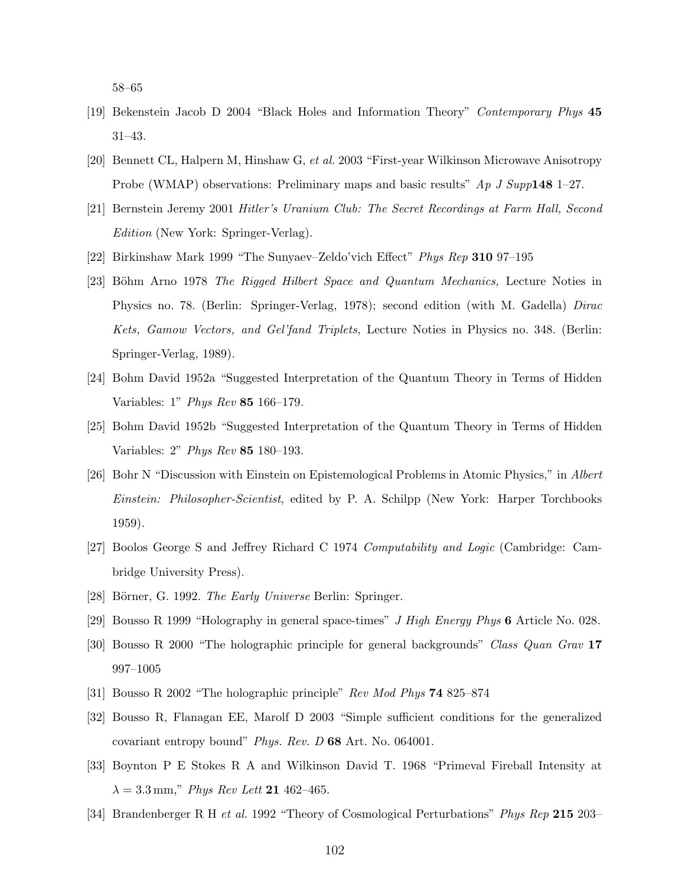58–65

[19] Bekenstein Jacob D 2004 "Black Holes and Information Theory" *Contemporary Phys* **45** 31–43.

[20] Bennett CL, Halpern M, Hinshaw G, *et al.* 2003 "First-year Wilkinson Microwave Anisotropy Probe (WMAP) observations: Preliminary maps and basic results" *Ap J Supp***148** 1–27.

[21] Bernstein Jeremy 2001 *Hitler's Uranium Club: The Secret Recordings at Farm Hall, Second Edition* (New York: Springer-Verlag).

[22] Birkinshaw Mark 1999 "The Sunyaev–Zeldo'vich Effect" *Phys Rep* **310** 97–195

[23] Böhm Arno 1978 *The Rigged Hilbert Space and Quantum Mechanics,* Lecture Noties in Physics no. 78. (Berlin: Springer-Verlag, 1978); second edition (with M. Gadella) *Dirac Kets, Gamow Vectors, and Gel'fand Triplets,* Lecture Noties in Physics no. 348. (Berlin: Springer-Verlag, 1989).

[24] Bohm David 1952a "Suggested Interpretation of the Quantum Theory in Terms of Hidden Variables: 1" *Phys Rev* **85** 166–179.

[25] Bohm David 1952b "Suggested Interpretation of the Quantum Theory in Terms of Hidden Variables: 2" *Phys Rev* **85** 180–193.

[26] Bohr N "Discussion with Einstein on Epistemological Problems in Atomic Physics," in *Albert Einstein: Philosopher-Scientist*, edited by P. A. Schilpp (New York: Harper Torchbooks 1959).

[27] Boolos George S and Jeffrey Richard C 1974 *Computability and Logic* (Cambridge: Cambridge University Press).

[28] Börner, G. 1992. *The Early Universe* Berlin: Springer.

[29] Bousso R 1999 "Holography in general space-times" *J High Energy Phys* **6** Article No. 028.

[30] Bousso R 2000 "The holographic principle for general backgrounds" *Class Quan Grav* **17** 997–1005

[31] Bousso R 2002 "The holographic principle" *Rev Mod Phys* **74** 825–874

[32] Bousso R, Flanagan EE, Marolf D 2003 "Simple sufficient conditions for the generalized covariant entropy bound" *Phys. Rev. D* **68** Art. No. 064001.

[33] Boynton P E Stokes R A and Wilkinson David T. 1968 "Primeval Fireball Intensity at $\lambda = 3.3\,\mathrm{mm}$," *Phys Rev Lett* **21** 462–465.

[34] Brandenberger R H *et al.* 1992 "Theory of Cosmological Perturbations" *Phys Rep* **215** 203–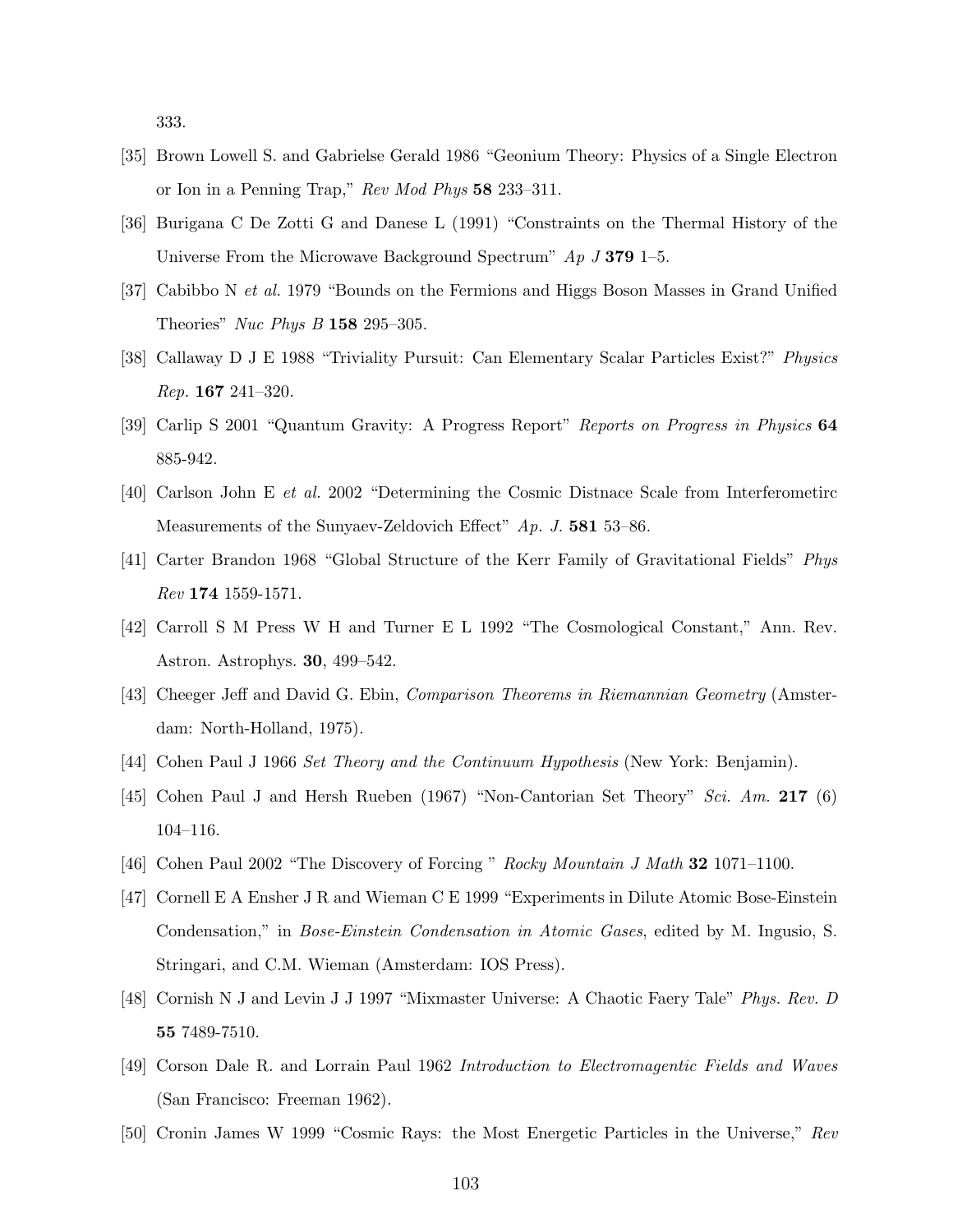333.

[35] Brown Lowell S. and Gabrielse Gerald 1986 "Geonium Theory: Physics of a Single Electron or Ion in a Penning Trap," *Rev Mod Phys* **58** 233–311.

[36] Burigana C De Zotti G and Danese L (1991) "Constraints on the Thermal History of the Universe From the Microwave Background Spectrum" *Ap J* **379** 1–5.

[37] Cabibbo N *et al.* 1979 "Bounds on the Fermions and Higgs Boson Masses in Grand Unified Theories" *Nuc Phys B* **158** 295–305.

[38] Callaway D J E 1988 "Triviality Pursuit: Can Elementary Scalar Particles Exist?" *Physics Rep.* **167** 241–320.

[39] Carlip S 2001 "Quantum Gravity: A Progress Report" *Reports on Progress in Physics* **64** 885-942.

[40] Carlson John E *et al.* 2002 "Determining the Cosmic Distnace Scale from Interferometirc Measurements of the Sunyaev-Zeldovich Effect" *Ap. J.* **581** 53–86.

[41] Carter Brandon 1968 "Global Structure of the Kerr Family of Gravitational Fields" *Phys Rev* **174** 1559-1571.

[42] Carroll S M Press W H and Turner E L 1992 "The Cosmological Constant," Ann. Rev. Astron. Astrophys. **30**, 499–542.

[43] Cheeger Jeff and David G. Ebin, *Comparison Theorems in Riemannian Geometry* (Amsterdam: North-Holland, 1975).

[44] Cohen Paul J 1966 *Set Theory and the Continuum Hypothesis* (New York: Benjamin).

[45] Cohen Paul J and Hersh Rueben (1967) "Non-Cantorian Set Theory" *Sci. Am.* **217** (6) 104–116.

[46] Cohen Paul 2002 "The Discovery of Forcing " *Rocky Mountain J Math* **32** 1071–1100.

[47] Cornell E A Ensher J R and Wieman C E 1999 "Experiments in Dilute Atomic Bose-Einstein Condensation," in *Bose-Einstein Condensation in Atomic Gases*, edited by M. Ingusio, S. Stringari, and C.M. Wieman (Amsterdam: IOS Press).

[48] Cornish N J and Levin J J 1997 "Mixmaster Universe: A Chaotic Faery Tale" *Phys. Rev. D* **55** 7489-7510.

[49] Corson Dale R. and Lorrain Paul 1962 *Introduction to Electromagentic Fields and Waves* (San Francisco: Freeman 1962).

[50] Cronin James W 1999 "Cosmic Rays: the Most Energetic Particles in the Universe," *Rev*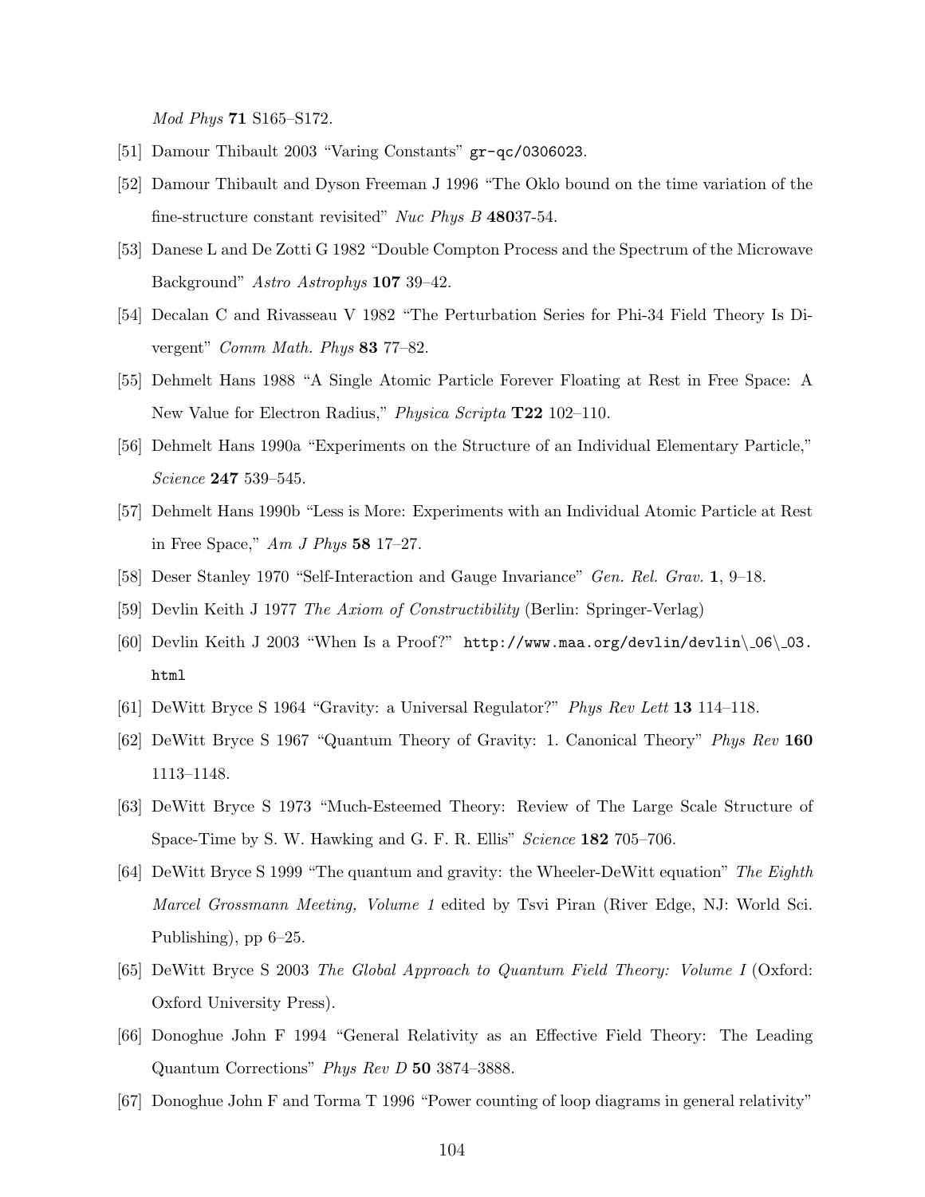*Mod Phys* **71** S165–S172.

[51] Damour Thibault 2003 "Varing Constants" `gr-qc/0306023`.

[52] Damour Thibault and Dyson Freeman J 1996 "The Oklo bound on the time variation of the fine-structure constant revisited" *Nuc Phys B* **480**37-54.

[53] Danese L and De Zotti G 1982 "Double Compton Process and the Spectrum of the Microwave Background" *Astro Astrophys* **107** 39–42.

[54] Decalan C and Rivasseau V 1982 "The Perturbation Series for Phi-34 Field Theory Is Divergent" *Comm Math. Phys* **83** 77–82.

[55] Dehmelt Hans 1988 "A Single Atomic Particle Forever Floating at Rest in Free Space: A New Value for Electron Radius," *Physica Scripta* **T22** 102–110.

[56] Dehmelt Hans 1990a "Experiments on the Structure of an Individual Elementary Particle," *Science* **247** 539–545.

[57] Dehmelt Hans 1990b "Less is More: Experiments with an Individual Atomic Particle at Rest in Free Space," *Am J Phys* **58** 17–27.

[58] Deser Stanley 1970 "Self-Interaction and Gauge Invariance" *Gen. Rel. Grav.* **1**, 9–18.

[59] Devlin Keith J 1977 *The Axiom of Constructibility* (Berlin: Springer-Verlag)

[60] Devlin Keith J 2003 "When Is a Proof?" `http://www.maa.org/devlin/devlin\_06\_03.html`

[61] DeWitt Bryce S 1964 "Gravity: a Universal Regulator?" *Phys Rev Lett* **13** 114–118.

[62] DeWitt Bryce S 1967 "Quantum Theory of Gravity: 1. Canonical Theory" *Phys Rev* **160** 1113–1148.

[63] DeWitt Bryce S 1973 "Much-Esteemed Theory: Review of The Large Scale Structure of Space-Time by S. W. Hawking and G. F. R. Ellis" *Science* **182** 705–706.

[64] DeWitt Bryce S 1999 "The quantum and gravity: the Wheeler-DeWitt equation" *The Eighth Marcel Grossmann Meeting, Volume 1* edited by Tsvi Piran (River Edge, NJ: World Sci. Publishing), pp 6–25.

[65] DeWitt Bryce S 2003 *The Global Approach to Quantum Field Theory: Volume I* (Oxford: Oxford University Press).

[66] Donoghue John F 1994 "General Relativity as an Effective Field Theory: The Leading Quantum Corrections" *Phys Rev D* **50** 3874–3888.

[67] Donoghue John F and Torma T 1996 "Power counting of loop diagrams in general relativity"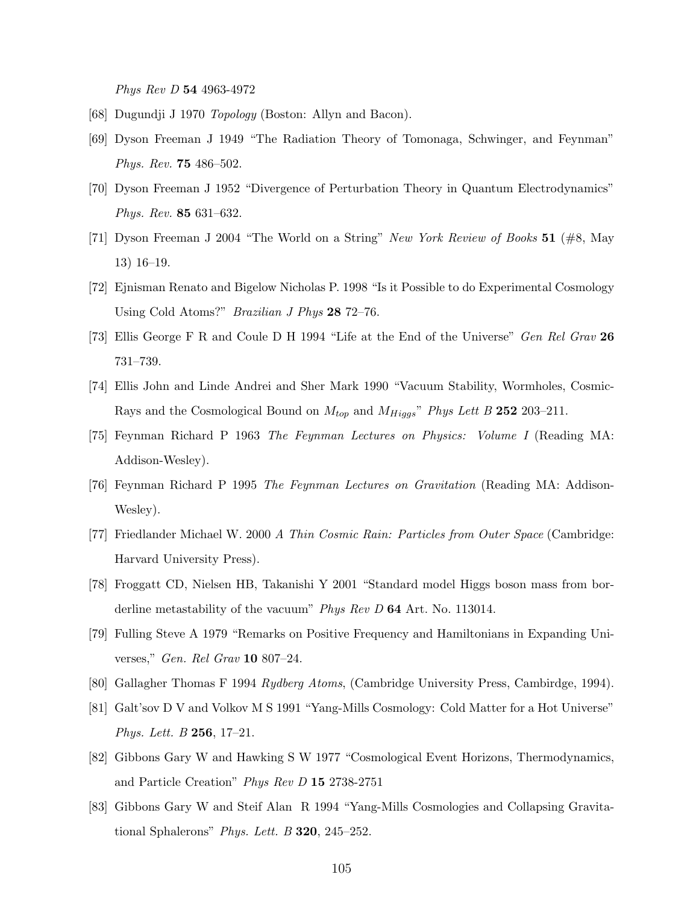*Phys Rev D* **54** 4963-4972

[68] Dugundji J 1970 *Topology* (Boston: Allyn and Bacon).

[69] Dyson Freeman J 1949 "The Radiation Theory of Tomonaga, Schwinger, and Feynman" *Phys. Rev.* **75** 486–502.

[70] Dyson Freeman J 1952 "Divergence of Perturbation Theory in Quantum Electrodynamics" *Phys. Rev.* **85** 631–632.

[71] Dyson Freeman J 2004 "The World on a String" *New York Review of Books* **51** (#8, May 13) 16–19.

[72] Ejnisman Renato and Bigelow Nicholas P. 1998 "Is it Possible to do Experimental Cosmology Using Cold Atoms?" *Brazilian J Phys* **28** 72–76.

[73] Ellis George F R and Coule D H 1994 "Life at the End of the Universe" *Gen Rel Grav* **26** 731–739.

[74] Ellis John and Linde Andrei and Sher Mark 1990 "Vacuum Stability, Wormholes, Cosmic-Rays and the Cosmological Bound on $M_{top}$ and $M_{Higgs}$" *Phys Lett B* **252** 203–211.

[75] Feynman Richard P 1963 *The Feynman Lectures on Physics: Volume I* (Reading MA: Addison-Wesley).

[76] Feynman Richard P 1995 *The Feynman Lectures on Gravitation* (Reading MA: Addison-Wesley).

[77] Friedlander Michael W. 2000 *A Thin Cosmic Rain: Particles from Outer Space* (Cambridge: Harvard University Press).

[78] Froggatt CD, Nielsen HB, Takanishi Y 2001 "Standard model Higgs boson mass from borderline metastability of the vacuum" *Phys Rev D* **64** Art. No. 113014.

[79] Fulling Steve A 1979 "Remarks on Positive Frequency and Hamiltonians in Expanding Universes," *Gen. Rel Grav* **10** 807–24.

[80] Gallagher Thomas F 1994 *Rydberg Atoms*, (Cambridge University Press, Cambirdge, 1994).

[81] Galt'sov D V and Volkov M S 1991 "Yang-Mills Cosmology: Cold Matter for a Hot Universe" *Phys. Lett. B* **256**, 17–21.

[82] Gibbons Gary W and Hawking S W 1977 "Cosmological Event Horizons, Thermodynamics, and Particle Creation" *Phys Rev D* **15** 2738-2751

[83] Gibbons Gary W and Steif Alan R 1994 "Yang-Mills Cosmologies and Collapsing Gravitational Sphalerons" *Phys. Lett. B* **320**, 245–252.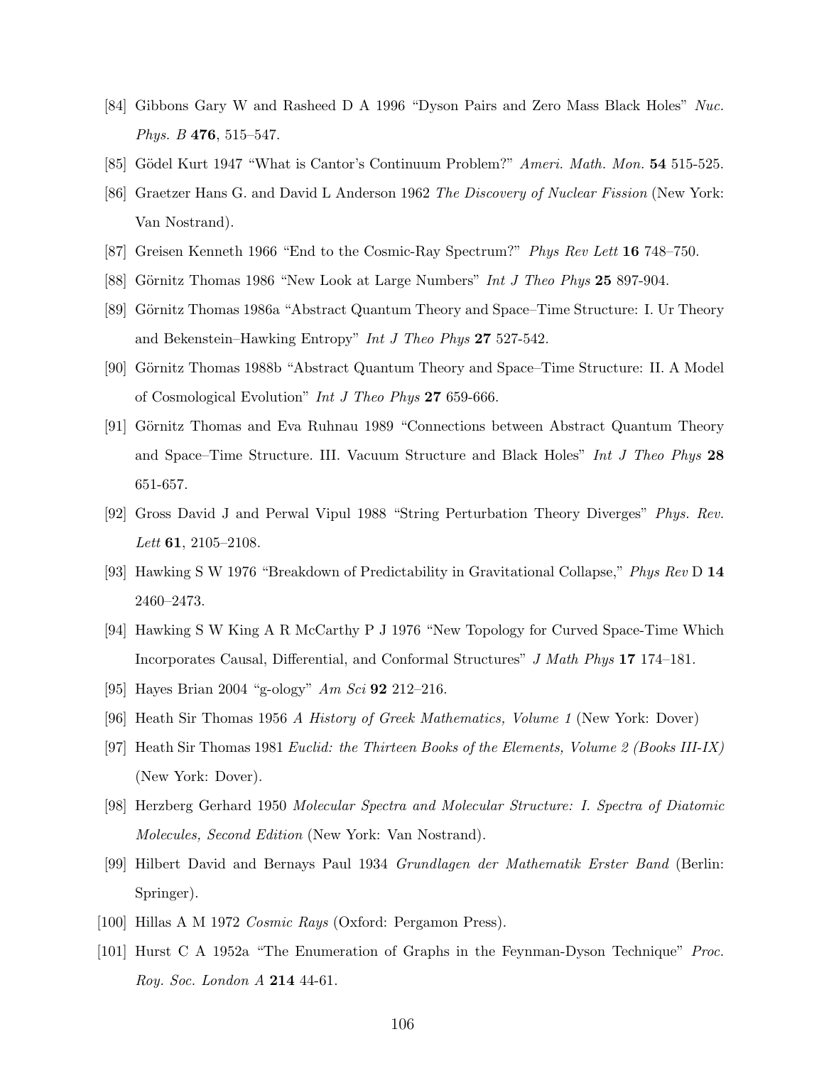[84] Gibbons Gary W and Rasheed D A 1996 “Dyson Pairs and Zero Mass Black Holes” *Nuc. Phys. B* **476**, 515–547.

[85] Gödel Kurt 1947 “What is Cantor’s Continuum Problem?” *Ameri. Math. Mon.* **54** 515-525.

[86] Graetzer Hans G. and David L Anderson 1962 *The Discovery of Nuclear Fission* (New York: Van Nostrand).

[87] Greisen Kenneth 1966 “End to the Cosmic-Ray Spectrum?” *Phys Rev Lett* **16** 748–750.

[88] Görnitz Thomas 1986 “New Look at Large Numbers” *Int J Theo Phys* **25** 897-904.

[89] Görnitz Thomas 1986a “Abstract Quantum Theory and Space–Time Structure: I. Ur Theory and Bekenstein–Hawking Entropy” *Int J Theo Phys* **27** 527-542.

[90] Görnitz Thomas 1988b “Abstract Quantum Theory and Space–Time Structure: II. A Model of Cosmological Evolution” *Int J Theo Phys* **27** 659-666.

[91] Görnitz Thomas and Eva Ruhnau 1989 “Connections between Abstract Quantum Theory and Space–Time Structure. III. Vacuum Structure and Black Holes” *Int J Theo Phys* **28** 651-657.

[92] Gross David J and Perwal Vipul 1988 “String Perturbation Theory Diverges” *Phys. Rev. Lett* **61**, 2105–2108.

[93] Hawking S W 1976 “Breakdown of Predictability in Gravitational Collapse,” *Phys Rev* D **14** 2460–2473.

[94] Hawking S W King A R McCarthy P J 1976 “New Topology for Curved Space-Time Which Incorporates Causal, Differential, and Conformal Structures” *J Math Phys* **17** 174–181.

[95] Hayes Brian 2004 “g-ology” *Am Sci* **92** 212–216.

[96] Heath Sir Thomas 1956 *A History of Greek Mathematics, Volume 1* (New York: Dover)

[97] Heath Sir Thomas 1981 *Euclid: the Thirteen Books of the Elements, Volume 2 (Books III-IX)* (New York: Dover).

[98] Herzberg Gerhard 1950 *Molecular Spectra and Molecular Structure: I. Spectra of Diatomic Molecules, Second Edition* (New York: Van Nostrand).

[99] Hilbert David and Bernays Paul 1934 *Grundlagen der Mathematik Erster Band* (Berlin: Springer).

[100] Hillas A M 1972 *Cosmic Rays* (Oxford: Pergamon Press).

[101] Hurst C A 1952a “The Enumeration of Graphs in the Feynman-Dyson Technique” *Proc. Roy. Soc. London A* **214** 44-61.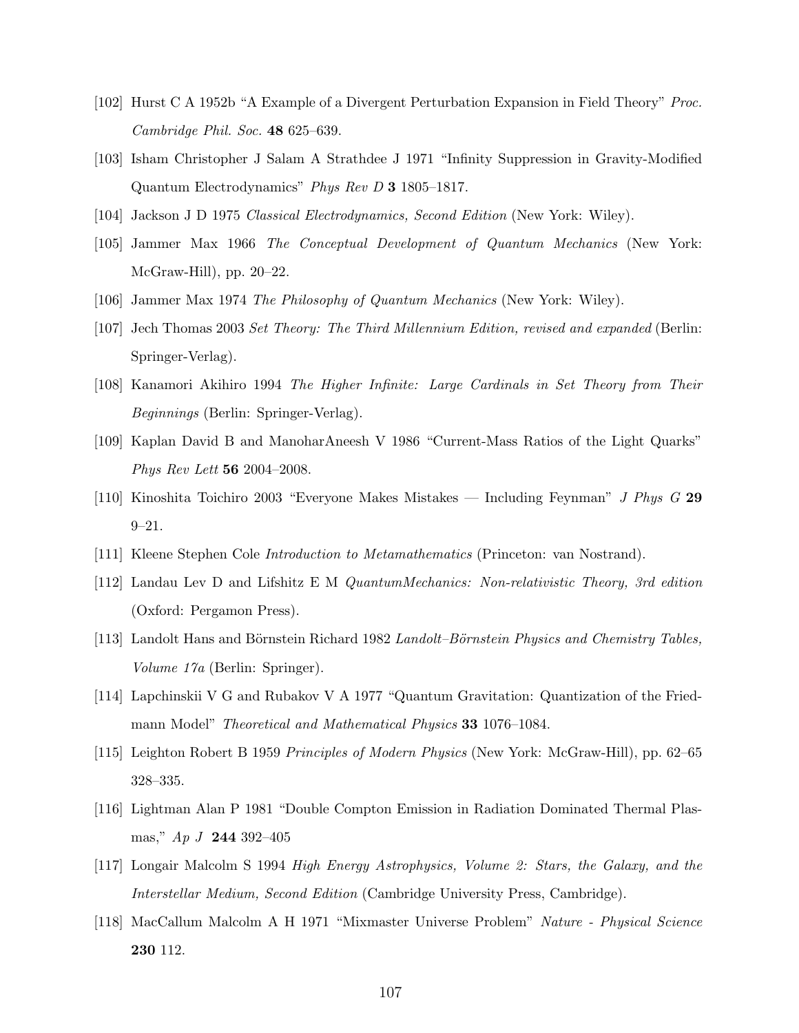[102] Hurst C A 1952b "A Example of a Divergent Perturbation Expansion in Field Theory" *Proc. Cambridge Phil. Soc.* **48** 625–639.

[103] Isham Christopher J Salam A Strathdee J 1971 "Infinity Suppression in Gravity-Modified Quantum Electrodynamics" *Phys Rev D* **3** 1805–1817.

[104] Jackson J D 1975 *Classical Electrodynamics, Second Edition* (New York: Wiley).

[105] Jammer Max 1966 *The Conceptual Development of Quantum Mechanics* (New York: McGraw-Hill), pp. 20–22.

[106] Jammer Max 1974 *The Philosophy of Quantum Mechanics* (New York: Wiley).

[107] Jech Thomas 2003 *Set Theory: The Third Millennium Edition, revised and expanded* (Berlin: Springer-Verlag).

[108] Kanamori Akihiro 1994 *The Higher Infinite: Large Cardinals in Set Theory from Their Beginnings* (Berlin: Springer-Verlag).

[109] Kaplan David B and ManoharAneesh V 1986 "Current-Mass Ratios of the Light Quarks" *Phys Rev Lett* **56** 2004–2008.

[110] Kinoshita Toichiro 2003 "Everyone Makes Mistakes — Including Feynman" *J Phys G* **29** 9–21.

[111] Kleene Stephen Cole *Introduction to Metamathematics* (Princeton: van Nostrand).

[112] Landau Lev D and Lifshitz E M *QuantumMechanics: Non-relativistic Theory, 3rd edition* (Oxford: Pergamon Press).

[113] Landolt Hans and Börnstein Richard 1982 *Landolt–Börnstein Physics and Chemistry Tables, Volume 17a* (Berlin: Springer).

[114] Lapchinskii V G and Rubakov V A 1977 "Quantum Gravitation: Quantization of the Friedmann Model" *Theoretical and Mathematical Physics* **33** 1076–1084.

[115] Leighton Robert B 1959 *Principles of Modern Physics* (New York: McGraw-Hill), pp. 62–65 328–335.

[116] Lightman Alan P 1981 "Double Compton Emission in Radiation Dominated Thermal Plasmas," *Ap J* **244** 392–405

[117] Longair Malcolm S 1994 *High Energy Astrophysics, Volume 2: Stars, the Galaxy, and the Interstellar Medium, Second Edition* (Cambridge University Press, Cambridge).

[118] MacCallum Malcolm A H 1971 "Mixmaster Universe Problem" *Nature - Physical Science* **230** 112.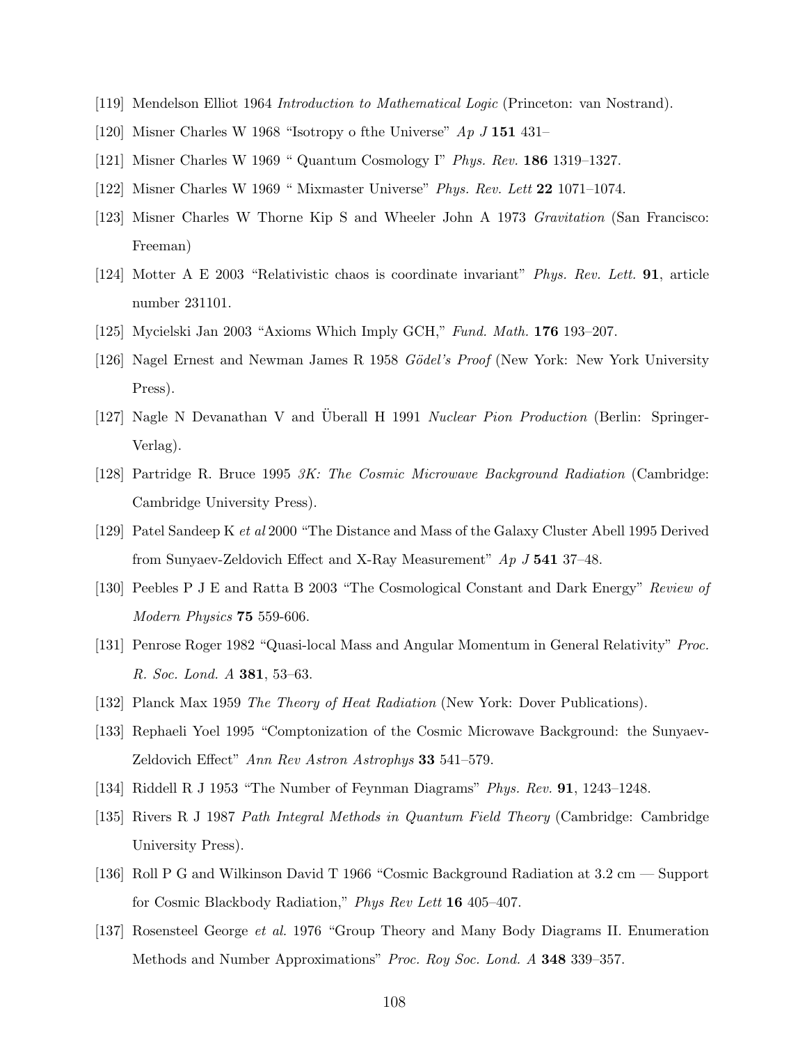[119] Mendelson Elliot 1964 *Introduction to Mathematical Logic* (Princeton: van Nostrand).

[120] Misner Charles W 1968 "Isotropy o fthe Universe" *Ap J* **151** 431–

[121] Misner Charles W 1969 " Quantum Cosmology I" *Phys. Rev.* **186** 1319–1327.

[122] Misner Charles W 1969 " Mixmaster Universe" *Phys. Rev. Lett* **22** 1071–1074.

[123] Misner Charles W Thorne Kip S and Wheeler John A 1973 *Gravitation* (San Francisco: Freeman)

[124] Motter A E 2003 "Relativistic chaos is coordinate invariant" *Phys. Rev. Lett.* **91**, article number 231101.

[125] Mycielski Jan 2003 "Axioms Which Imply GCH," *Fund. Math.* **176** 193–207.

[126] Nagel Ernest and Newman James R 1958 *Gödel's Proof* (New York: New York University Press).

[127] Nagle N Devanathan V and Überall H 1991 *Nuclear Pion Production* (Berlin: Springer-Verlag).

[128] Partridge R. Bruce 1995 *3K: The Cosmic Microwave Background Radiation* (Cambridge: Cambridge University Press).

[129] Patel Sandeep K *et al* 2000 "The Distance and Mass of the Galaxy Cluster Abell 1995 Derived from Sunyaev-Zeldovich Effect and X-Ray Measurement" *Ap J* **541** 37–48.

[130] Peebles P J E and Ratta B 2003 "The Cosmological Constant and Dark Energy" *Review of Modern Physics* **75** 559-606.

[131] Penrose Roger 1982 "Quasi-local Mass and Angular Momentum in General Relativity" *Proc. R. Soc. Lond. A* **381**, 53–63.

[132] Planck Max 1959 *The Theory of Heat Radiation* (New York: Dover Publications).

[133] Rephaeli Yoel 1995 "Comptonization of the Cosmic Microwave Background: the Sunyaev-Zeldovich Effect" *Ann Rev Astron Astrophys* **33** 541–579.

[134] Riddell R J 1953 "The Number of Feynman Diagrams" *Phys. Rev.* **91**, 1243–1248.

[135] Rivers R J 1987 *Path Integral Methods in Quantum Field Theory* (Cambridge: Cambridge University Press).

[136] Roll P G and Wilkinson David T 1966 "Cosmic Background Radiation at 3.2 cm — Support for Cosmic Blackbody Radiation," *Phys Rev Lett* **16** 405–407.

[137] Rosensteel George *et al.* 1976 "Group Theory and Many Body Diagrams II. Enumeration Methods and Number Approximations" *Proc. Roy Soc. Lond. A* **348** 339–357.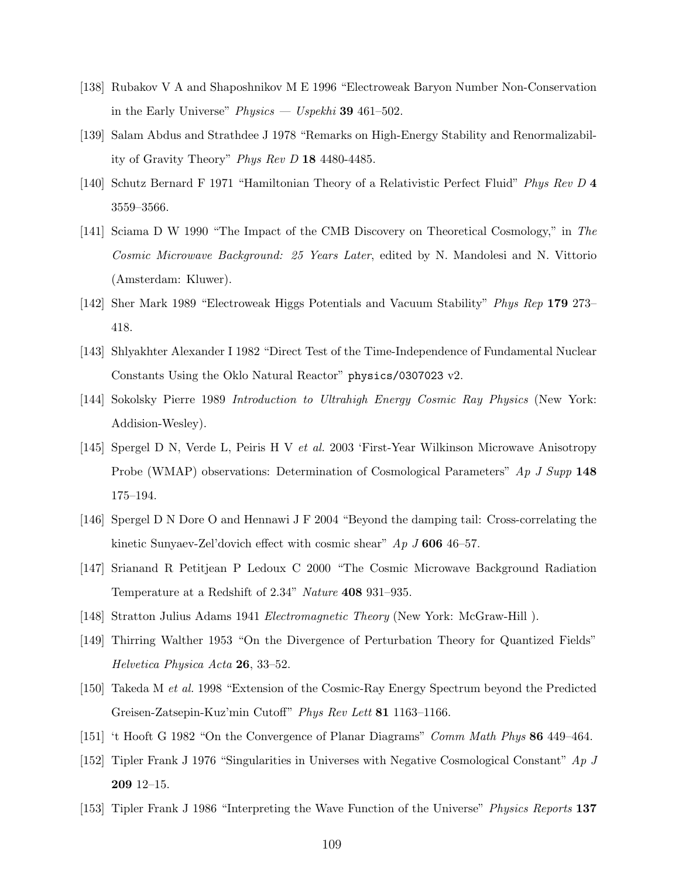[138] Rubakov V A and Shaposhnikov M E 1996 "Electroweak Baryon Number Non-Conservation in the Early Universe" *Physics — Uspekhi* **39** 461–502.

[139] Salam Abdus and Strathdee J 1978 "Remarks on High-Energy Stability and Renormalizability of Gravity Theory" *Phys Rev D* **18** 4480-4485.

[140] Schutz Bernard F 1971 "Hamiltonian Theory of a Relativistic Perfect Fluid" *Phys Rev D* **4** 3559–3566.

[141] Sciama D W 1990 "The Impact of the CMB Discovery on Theoretical Cosmology," in *The Cosmic Microwave Background: 25 Years Later*, edited by N. Mandolesi and N. Vittorio (Amsterdam: Kluwer).

[142] Sher Mark 1989 "Electroweak Higgs Potentials and Vacuum Stability" *Phys Rep* **179** 273–418.

[143] Shlyakhter Alexander I 1982 "Direct Test of the Time-Independence of Fundamental Nuclear Constants Using the Oklo Natural Reactor" `physics/0307023` v2.

[144] Sokolsky Pierre 1989 *Introduction to Ultrahigh Energy Cosmic Ray Physics* (New York: Addision-Wesley).

[145] Spergel D N, Verde L, Peiris H V *et al.* 2003 'First-Year Wilkinson Microwave Anisotropy Probe (WMAP) observations: Determination of Cosmological Parameters" *Ap J Supp* **148** 175–194.

[146] Spergel D N Dore O and Hennawi J F 2004 "Beyond the damping tail: Cross-correlating the kinetic Sunyaev-Zel'dovich effect with cosmic shear" *Ap J* **606** 46–57.

[147] Srianand R Petitjean P Ledoux C 2000 "The Cosmic Microwave Background Radiation Temperature at a Redshift of 2.34" *Nature* **408** 931–935.

[148] Stratton Julius Adams 1941 *Electromagnetic Theory* (New York: McGraw-Hill ).

[149] Thirring Walther 1953 "On the Divergence of Perturbation Theory for Quantized Fields" *Helvetica Physica Acta* **26**, 33–52.

[150] Takeda M *et al.* 1998 "Extension of the Cosmic-Ray Energy Spectrum beyond the Predicted Greisen-Zatsepin-Kuz'min Cutoff" *Phys Rev Lett* **81** 1163–1166.

[151] 't Hooft G 1982 "On the Convergence of Planar Diagrams" *Comm Math Phys* **86** 449–464.

[152] Tipler Frank J 1976 "Singularities in Universes with Negative Cosmological Constant" *Ap J* **209** 12–15.

[153] Tipler Frank J 1986 "Interpreting the Wave Function of the Universe" *Physics Reports* **137**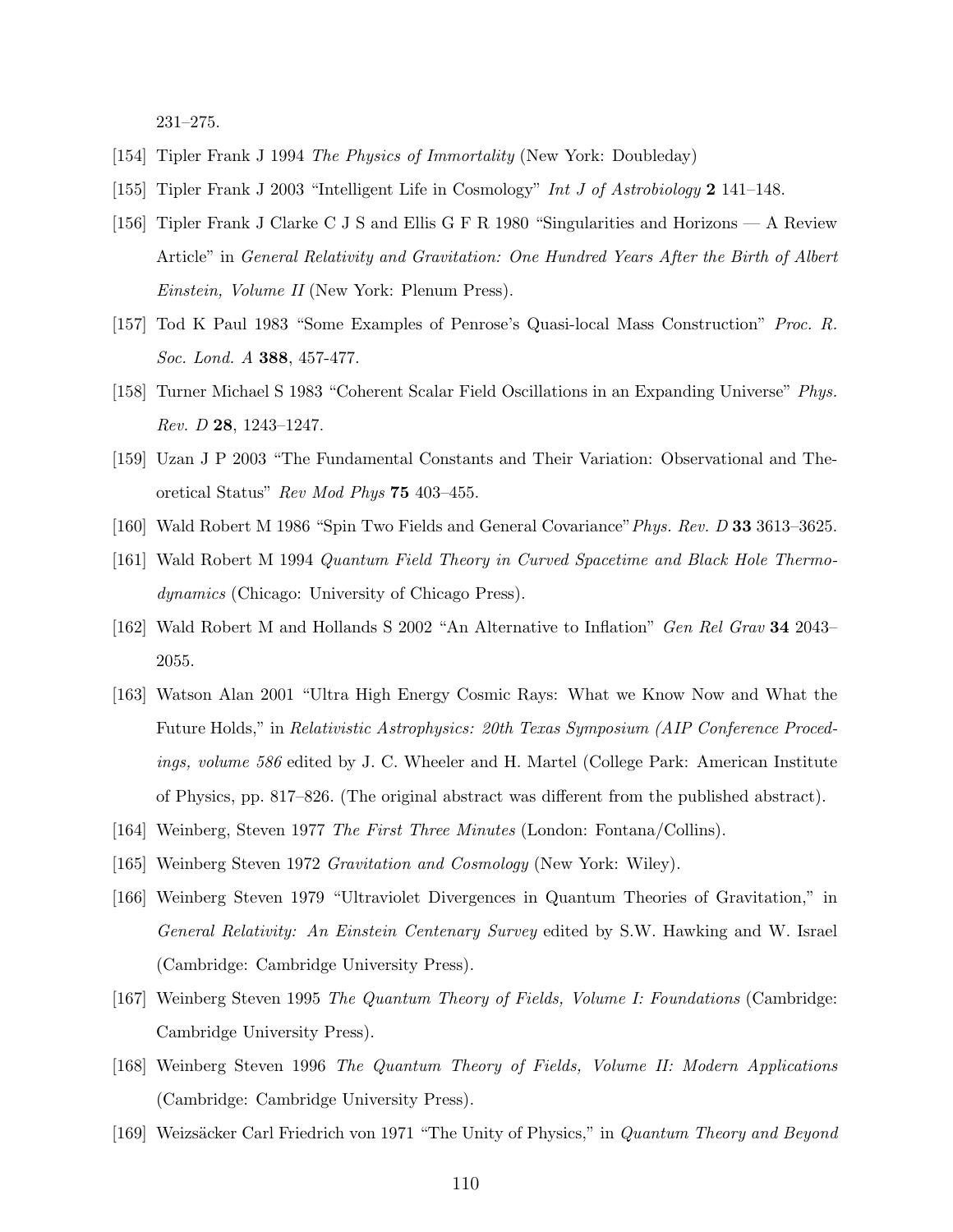231–275.

[154] Tipler Frank J 1994 *The Physics of Immortality* (New York: Doubleday)

[155] Tipler Frank J 2003 "Intelligent Life in Cosmology" *Int J of Astrobiology* **2** 141–148.

[156] Tipler Frank J Clarke C J S and Ellis G F R 1980 "Singularities and Horizons — A Review Article" in *General Relativity and Gravitation: One Hundred Years After the Birth of Albert Einstein, Volume II* (New York: Plenum Press).

[157] Tod K Paul 1983 "Some Examples of Penrose's Quasi-local Mass Construction" *Proc. R. Soc. Lond. A* **388**, 457-477.

[158] Turner Michael S 1983 "Coherent Scalar Field Oscillations in an Expanding Universe" *Phys. Rev. D* **28**, 1243–1247.

[159] Uzan J P 2003 "The Fundamental Constants and Their Variation: Observational and Theoretical Status" *Rev Mod Phys* **75** 403–455.

[160] Wald Robert M 1986 "Spin Two Fields and General Covariance"*Phys. Rev. D* **33** 3613–3625.

[161] Wald Robert M 1994 *Quantum Field Theory in Curved Spacetime and Black Hole Thermodynamics* (Chicago: University of Chicago Press).

[162] Wald Robert M and Hollands S 2002 "An Alternative to Inflation" *Gen Rel Grav* **34** 2043–2055.

[163] Watson Alan 2001 "Ultra High Energy Cosmic Rays: What we Know Now and What the Future Holds," in *Relativistic Astrophysics: 20th Texas Symposium (AIP Conference Procedings, volume 586* edited by J. C. Wheeler and H. Martel (College Park: American Institute of Physics, pp. 817–826. (The original abstract was different from the published abstract).

[164] Weinberg, Steven 1977 *The First Three Minutes* (London: Fontana/Collins).

[165] Weinberg Steven 1972 *Gravitation and Cosmology* (New York: Wiley).

[166] Weinberg Steven 1979 "Ultraviolet Divergences in Quantum Theories of Gravitation," in *General Relativity: An Einstein Centenary Survey* edited by S.W. Hawking and W. Israel (Cambridge: Cambridge University Press).

[167] Weinberg Steven 1995 *The Quantum Theory of Fields, Volume I: Foundations* (Cambridge: Cambridge University Press).

[168] Weinberg Steven 1996 *The Quantum Theory of Fields, Volume II: Modern Applications* (Cambridge: Cambridge University Press).

[169] Weizsäcker Carl Friedrich von 1971 "The Unity of Physics," in *Quantum Theory and Beyond*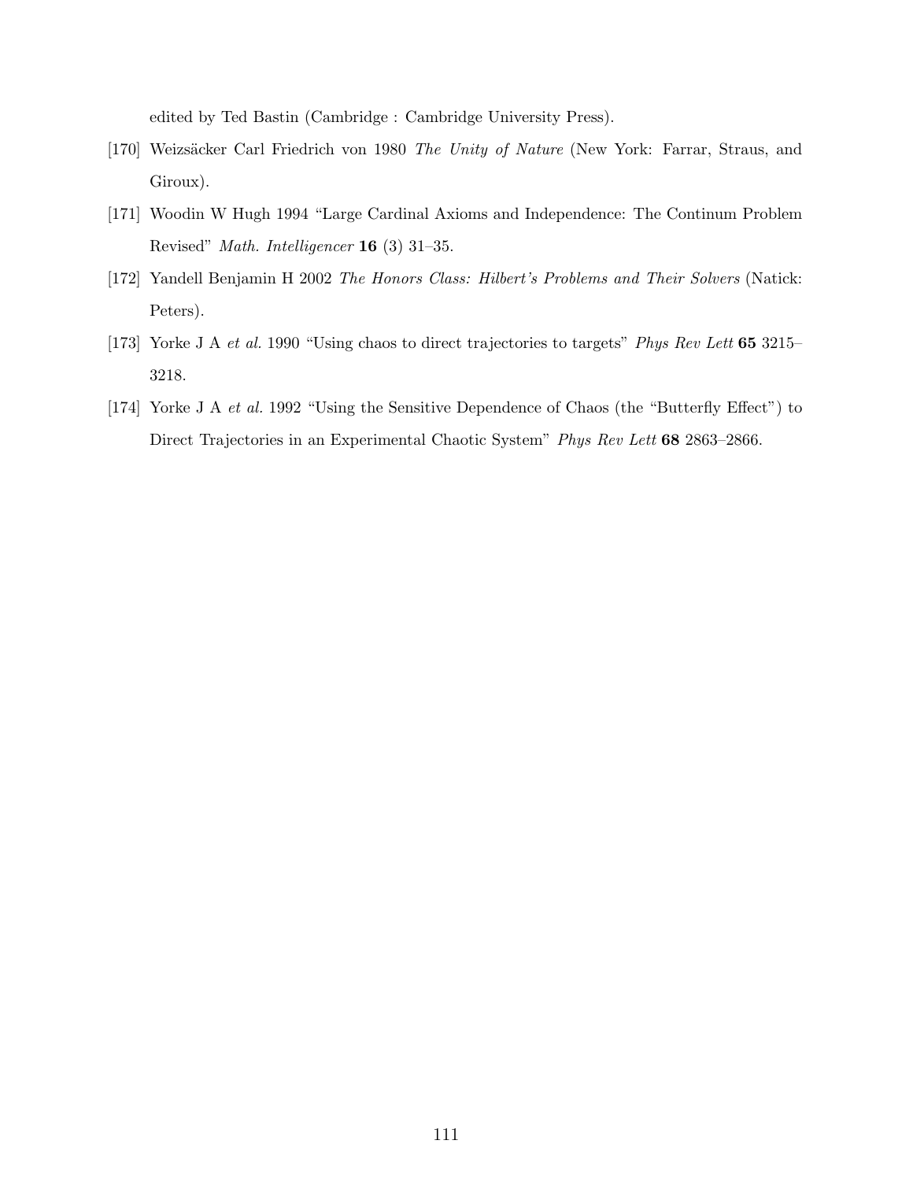edited by Ted Bastin (Cambridge : Cambridge University Press).

[170] Weizsäcker Carl Friedrich von 1980 *The Unity of Nature* (New York: Farrar, Straus, and Giroux).

[171] Woodin W Hugh 1994 "Large Cardinal Axioms and Independence: The Continuum Problem Revised" *Math. Intelligencer* **16** (3) 31–35.

[172] Yandell Benjamin H 2002 *The Honors Class: Hilbert's Problems and Their Solvers* (Natick: Peters).

[173] Yorke J A *et al.* 1990 "Using chaos to direct trajectories to targets" *Phys Rev Lett* **65** 3215–3218.

[174] Yorke J A *et al.* 1992 "Using the Sensitive Dependence of Chaos (the "Butterfly Effect") to Direct Trajectories in an Experimental Chaotic System" *Phys Rev Lett* **68** 2863–2866.